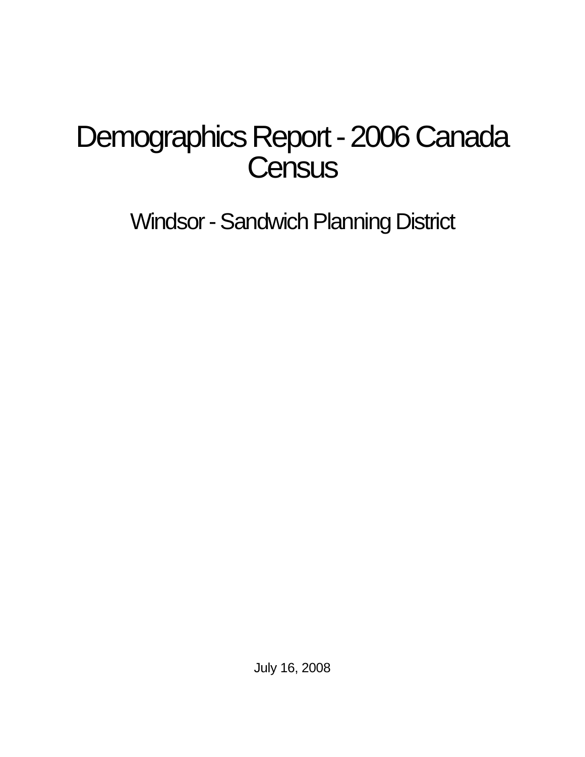# Demographics Report - 2006 Canada Census

## Windsor - Sandwich Planning District

July 16, 2008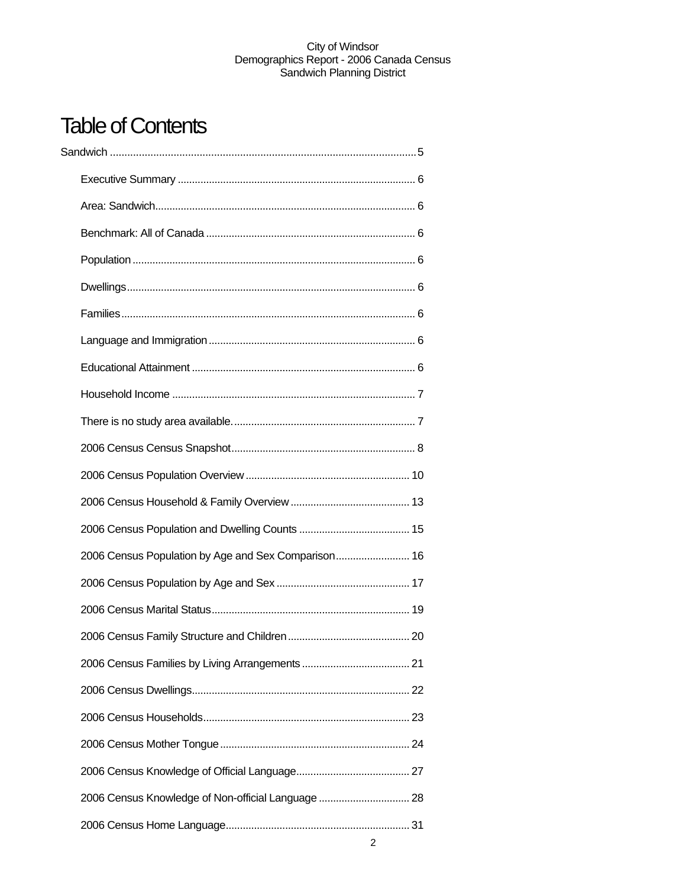# Table of Contents

Sandwich ........................................................................................................5

- Executive Summary ................................................................................... 6
- Area: Sandwich........................................................................................... 6
- Benchmark: All of Canada ......................................................................... 6
- Population ................................................................................................... 6
- Dwellings..................................................................................................... 6
- Families....................................................................................................... 6
- Language and Immigration ........................................................................ 6
- Educational Attainment .............................................................................. 6
- Household Income ..................................................................................... 7
- There is no study area available................................................................ 7
- 2006 Census Census Snapshot................................................................ 8
- 2006 Census Population Overview .......................................................... 10
- 2006 Census Household & Family Overview .......................................... 13
- 2006 Census Population and Dwelling Counts ....................................... 15
- 2006 Census Population by Age and Sex Comparison.......................... 16
- 2006 Census Population by Age and Sex ............................................... 17
- 2006 Census Marital Status..................................................................... 19
- 2006 Census Family Structure and Children ........................................... 20
- 2006 Census Families by Living Arrangements ...................................... 21
- 2006 Census Dwellings............................................................................ 22
- 2006 Census Households........................................................................ 23
- 2006 Census Mother Tongue .................................................................. 24
- 2006 Census Knowledge of Official Language........................................ 27
- 2006 Census Knowledge of Non-official Language ................................ 28
- 2006 Census Home Language................................................................. 31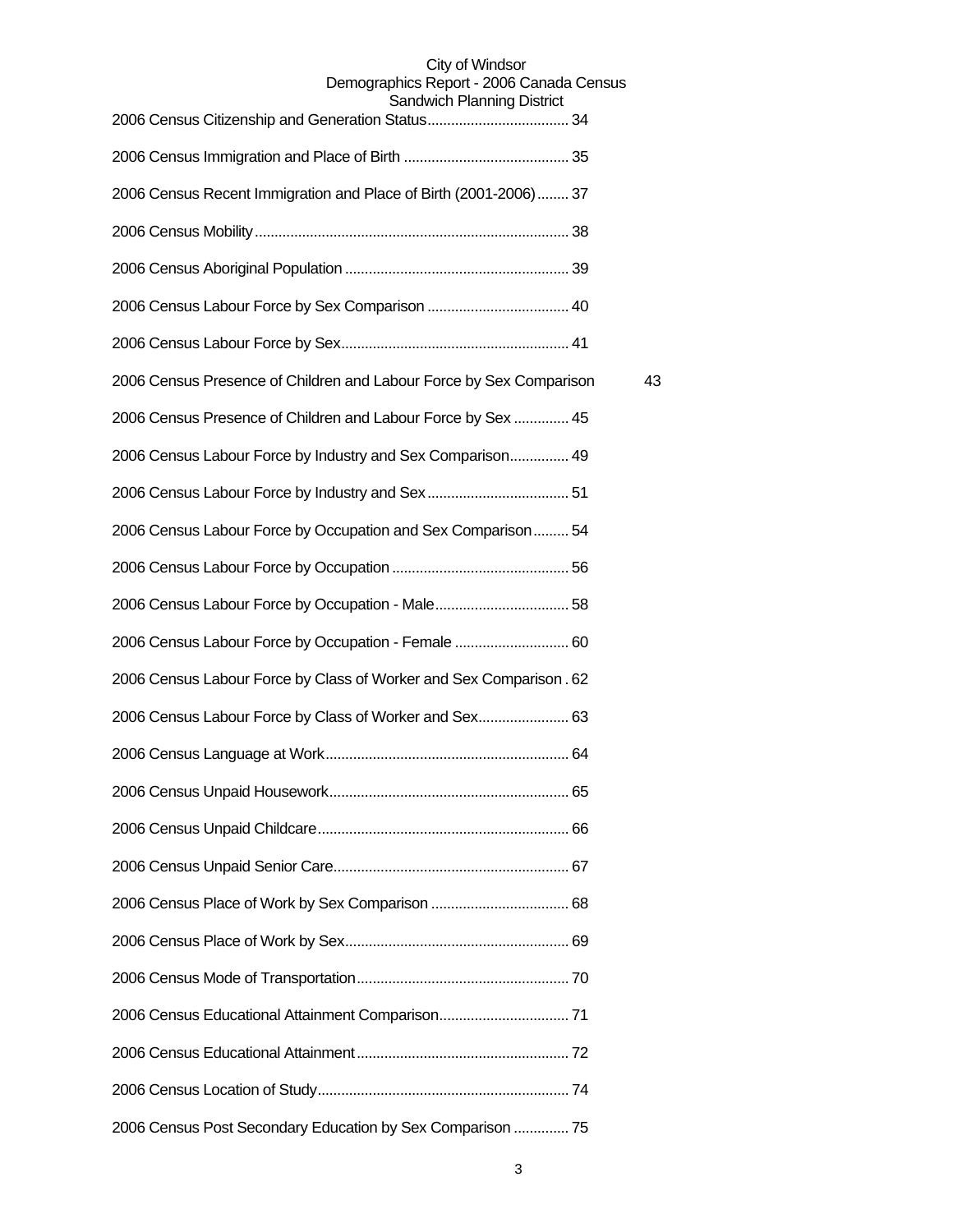2006 Census Citizenship and Generation Status.................................... 34

2006 Census Immigration and Place of Birth .......................................... 35

2006 Census Recent Immigration and Place of Birth (2001-2006)........ 37

2006 Census Mobility............................................................................... 38

2006 Census Aboriginal Population ......................................................... 39

2006 Census Labour Force by Sex Comparison .................................... 40

2006 Census Labour Force by Sex.......................................................... 41

2006 Census Presence of Children and Labour Force by Sex Comparison 43

2006 Census Presence of Children and Labour Force by Sex .............. 45

2006 Census Labour Force by Industry and Sex Comparison............... 49

2006 Census Labour Force by Industry and Sex.................................... 51

2006 Census Labour Force by Occupation and Sex Comparison......... 54

2006 Census Labour Force by Occupation ............................................. 56

2006 Census Labour Force by Occupation - Male.................................. 58

2006 Census Labour Force by Occupation - Female ............................. 60

2006 Census Labour Force by Class of Worker and Sex Comparison . 62

2006 Census Labour Force by Class of Worker and Sex....................... 63

2006 Census Language at Work............................................................. 64

2006 Census Unpaid Housework............................................................ 65

2006 Census Unpaid Childcare............................................................... 66

2006 Census Unpaid Senior Care........................................................... 67

2006 Census Place of Work by Sex Comparison ................................... 68

2006 Census Place of Work by Sex........................................................ 69

2006 Census Mode of Transportation..................................................... 70

2006 Census Educational Attainment Comparison................................. 71

2006 Census Educational Attainment..................................................... 72

2006 Census Location of Study.............................................................. 74

2006 Census Post Secondary Education by Sex Comparison .............. 75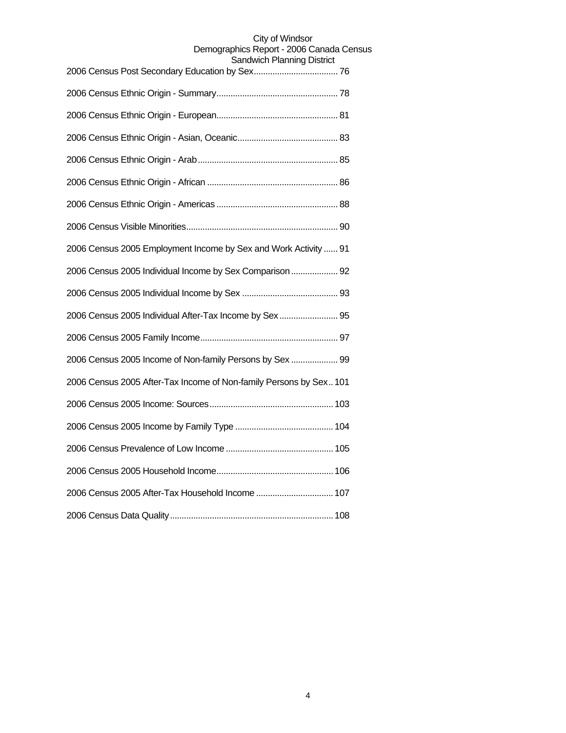2006 Census Post Secondary Education by Sex.................................... 76

2006 Census Ethnic Origin - Summary.................................................... 78

2006 Census Ethnic Origin - European.................................................... 81

2006 Census Ethnic Origin - Asian, Oceanic........................................... 83

2006 Census Ethnic Origin - Arab............................................................ 85

2006 Census Ethnic Origin - African ........................................................ 86

2006 Census Ethnic Origin - Americas .................................................... 88

2006 Census Visible Minorities................................................................. 90

2006 Census 2005 Employment Income by Sex and Work Activity ...... 91

2006 Census 2005 Individual Income by Sex Comparison .................... 92

2006 Census 2005 Individual Income by Sex ......................................... 93

2006 Census 2005 Individual After-Tax Income by Sex......................... 95

2006 Census 2005 Family Income........................................................... 97

2006 Census 2005 Income of Non-family Persons by Sex .................... 99

2006 Census 2005 After-Tax Income of Non-family Persons by Sex.. 101

2006 Census 2005 Income: Sources..................................................... 103

2006 Census 2005 Income by Family Type .......................................... 104

2006 Census Prevalence of Low Income .............................................. 105

2006 Census 2005 Household Income.................................................. 106

2006 Census 2005 After-Tax Household Income ................................. 107

2006 Census Data Quality...................................................................... 108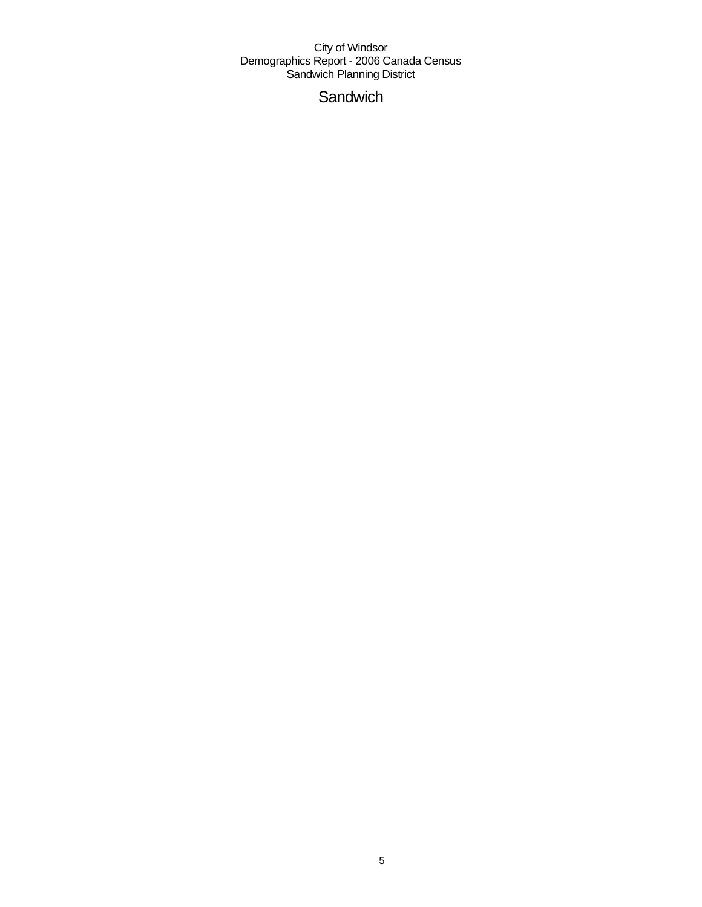# Sandwich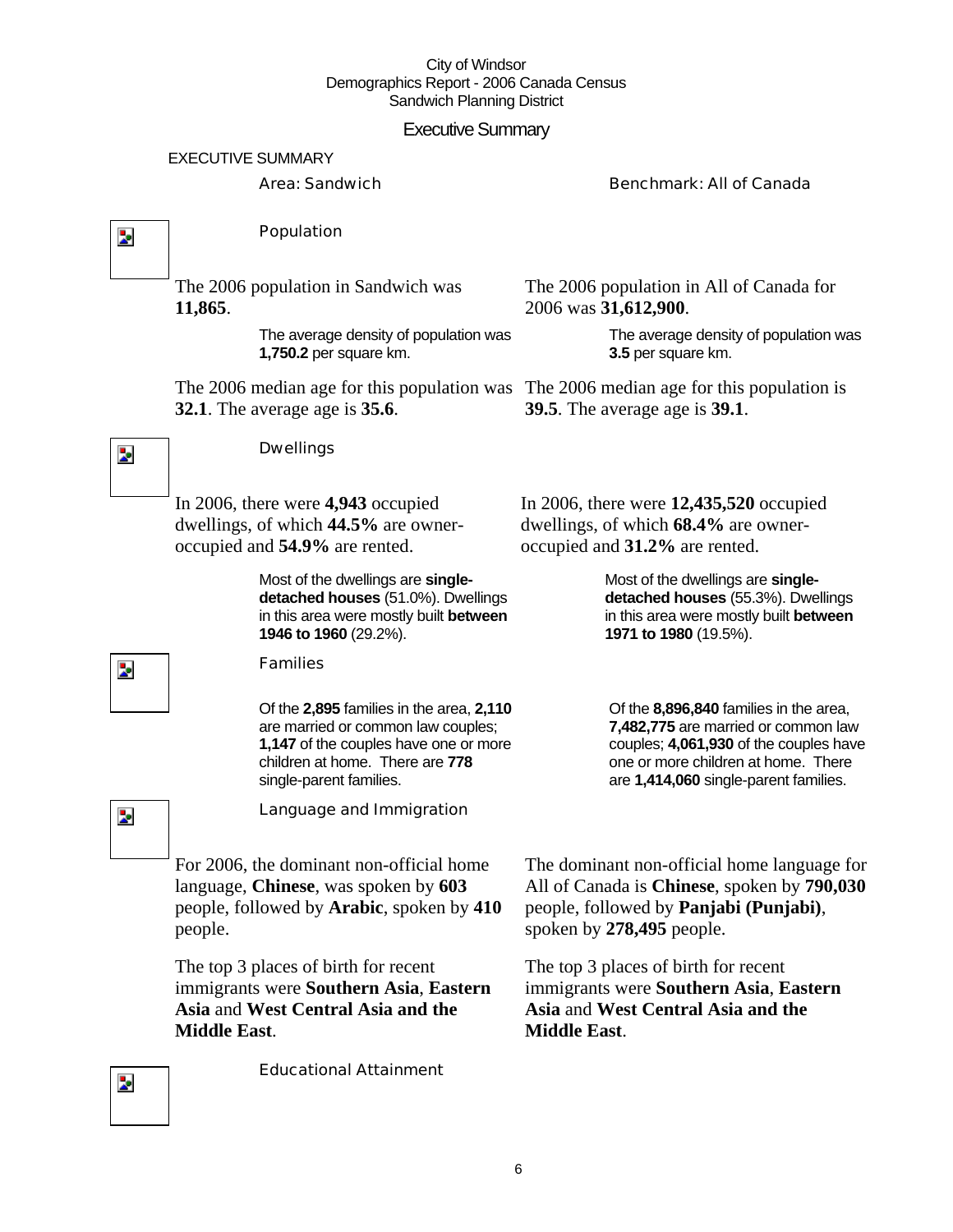City of Windsor
Demographics Report - 2006 Canada Census
Sandwich Planning District

## Executive Summary

EXECUTIVE SUMMARY

Area: Sandwich | Benchmark: All of Canada

### Population

**Sandwich:**

The 2006 population in Sandwich was **11,865**.

The average density of population was **1,750.2** per square km.

The 2006 median age for this population was **32.1**. The average age is **35.6**.

**All of Canada:**

The 2006 population in All of Canada for 2006 was **31,612,900**.

The average density of population was **3.5** per square km.

The 2006 median age for this population is **39.5**. The average age is **39.1**.

### Dwellings

**Sandwich:**

In 2006, there were **4,943** occupied dwellings, of which **44.5%** are owner-occupied and **54.9%** are rented.

Most of the dwellings are **single-detached houses** (51.0%). Dwellings in this area were mostly built **between 1946 to 1960** (29.2%).

**All of Canada:**

In 2006, there were **12,435,520** occupied dwellings, of which **68.4%** are owner-occupied and **31.2%** are rented.

Most of the dwellings are **single-detached houses** (55.3%). Dwellings in this area were mostly built **between 1971 to 1980** (19.5%).

### Families

**Sandwich:**

Of the **2,895** families in the area, **2,110** are married or common law couples; **1,147** of the couples have one or more children at home. There are **778** single-parent families.

**All of Canada:**

Of the **8,896,840** families in the area, **7,482,775** are married or common law couples; **4,061,930** of the couples have one or more children at home. There are **1,414,060** single-parent families.

### Language and Immigration

**Sandwich:**

For 2006, the dominant non-official home language, **Chinese**, was spoken by **603** people, followed by **Arabic**, spoken by **410** people.

The top 3 places of birth for recent immigrants were **Southern Asia**, **Eastern Asia** and **West Central Asia and the Middle East**.

**All of Canada:**

The dominant non-official home language for All of Canada is **Chinese**, spoken by **790,030** people, followed by **Panjabi (Punjabi)**, spoken by **278,495** people.

The top 3 places of birth for recent immigrants were **Southern Asia**, **Eastern Asia** and **West Central Asia and the Middle East**.

### Educational Attainment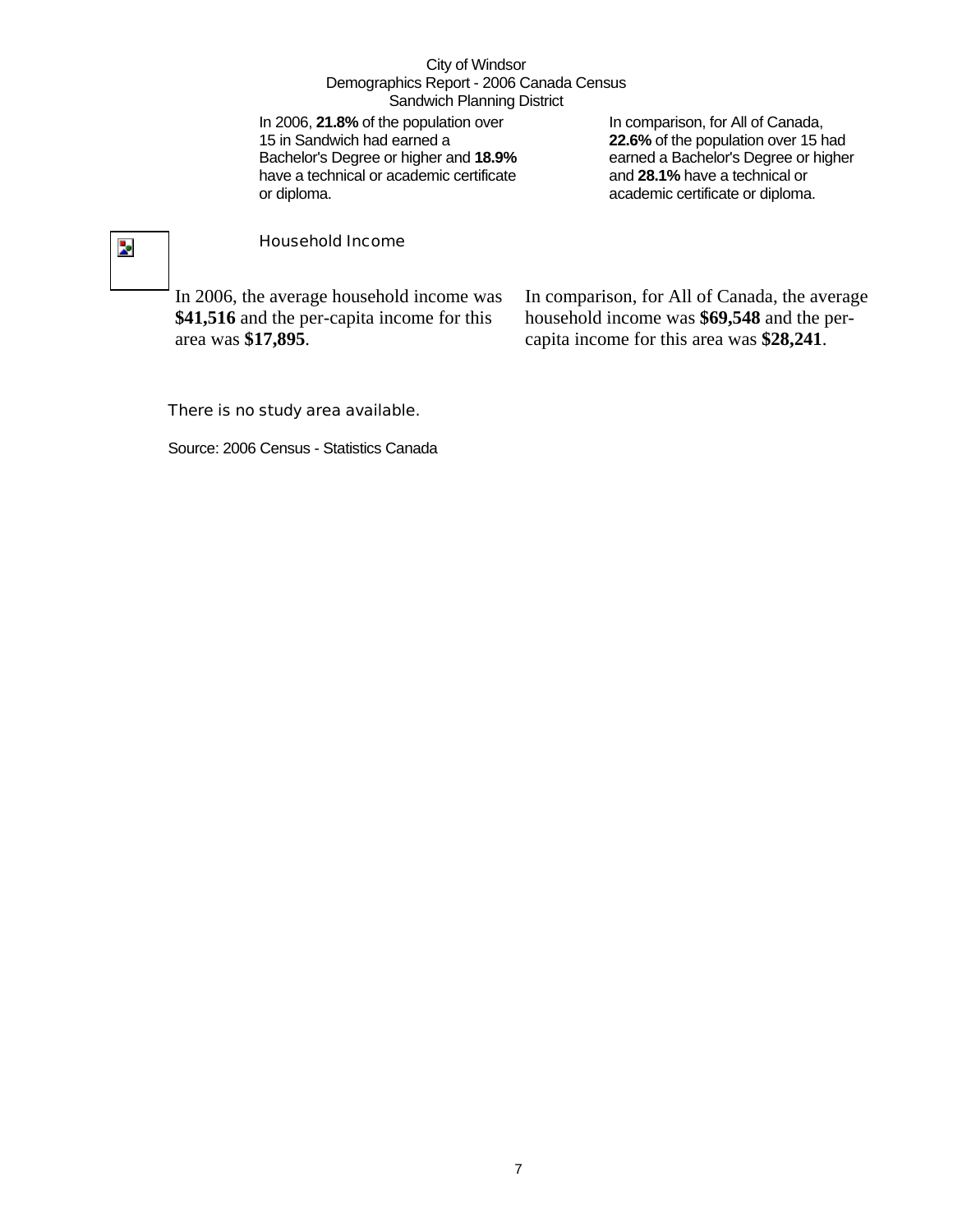City of Windsor
Demographics Report - 2006 Canada Census
Sandwich Planning District

In 2006, **21.8%** of the population over 15 in Sandwich had earned a Bachelor's Degree or higher and **18.9%** have a technical or academic certificate or diploma.

In comparison, for All of Canada, **22.6%** of the population over 15 had earned a Bachelor's Degree or higher and **28.1%** have a technical or academic certificate or diploma.

## Household Income

In 2006, the average household income was **$41,516** and the per-capita income for this area was **$17,895**.

In comparison, for All of Canada, the average household income was **$69,548** and the per-capita income for this area was **$28,241**.

There is no study area available.

Source: 2006 Census - Statistics Canada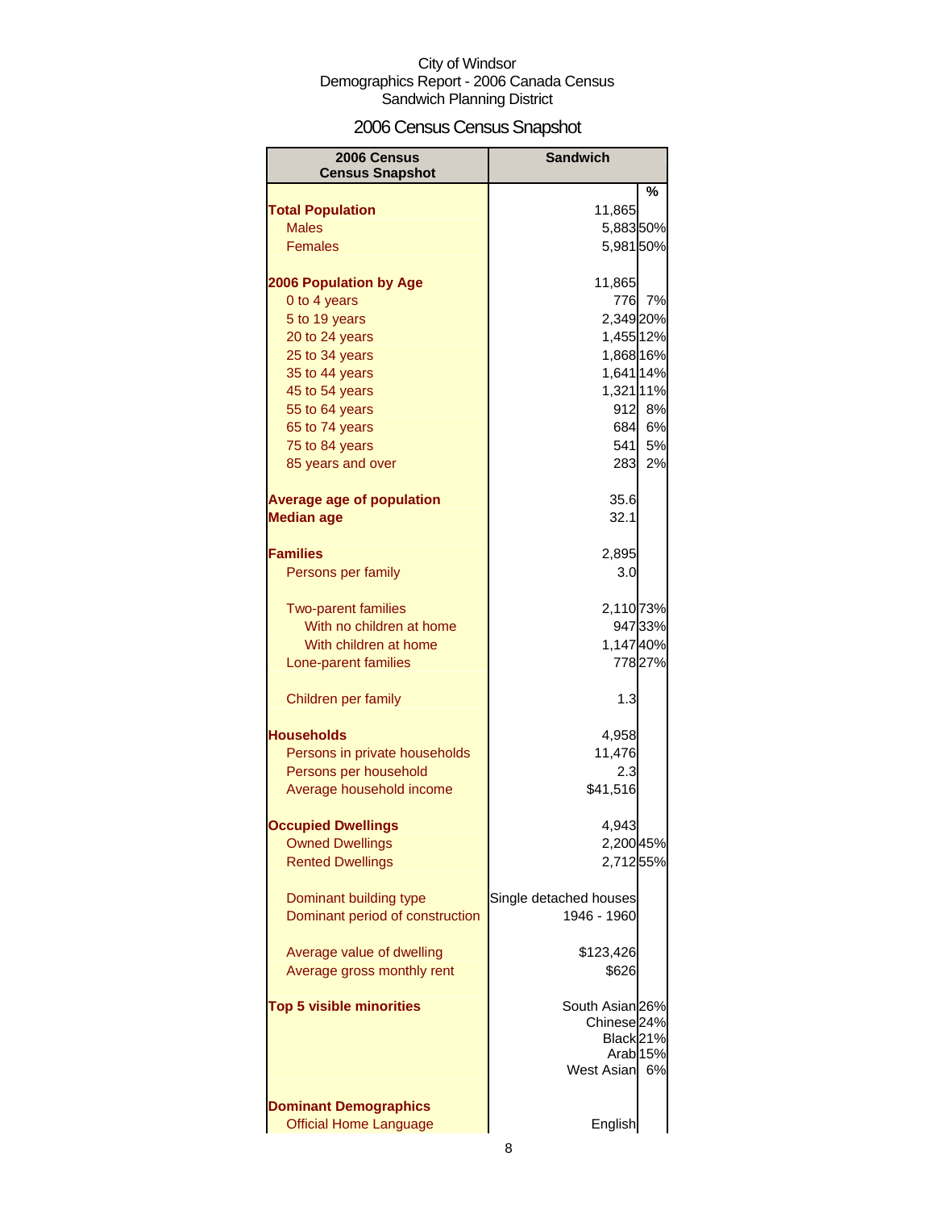City of Windsor
Demographics Report - 2006 Canada Census
Sandwich Planning District

# 2006 Census Census Snapshot

| 2006 Census Census Snapshot | Sandwich | |
|---|---|---|
| | | % |
| **Total Population** | 11,865 | |
| Males | 5,883 | 50% |
| Females | 5,981 | 50% |
| | | |
| **2006 Population by Age** | 11,865 | |
| 0 to 4 years | 776 | 7% |
| 5 to 19 years | 2,349 | 20% |
| 20 to 24 years | 1,455 | 12% |
| 25 to 34 years | 1,868 | 16% |
| 35 to 44 years | 1,641 | 14% |
| 45 to 54 years | 1,321 | 11% |
| 55 to 64 years | 912 | 8% |
| 65 to 74 years | 684 | 6% |
| 75 to 84 years | 541 | 5% |
| 85 years and over | 283 | 2% |
| | | |
| **Average age of population** | 35.6 | |
| **Median age** | 32.1 | |
| | | |
| **Families** | 2,895 | |
| Persons per family | 3.0 | |
| | | |
| Two-parent families | 2,110 | 73% |
| With no children at home | 947 | 33% |
| With children at home | 1,147 | 40% |
| Lone-parent families | 778 | 27% |
| | | |
| Children per family | 1.3 | |
| | | |
| **Households** | 4,958 | |
| Persons in private households | 11,476 | |
| Persons per household | 2.3 | |
| Average household income | $41,516 | |
| | | |
| **Occupied Dwellings** | 4,943 | |
| Owned Dwellings | 2,200 | 45% |
| Rented Dwellings | 2,712 | 55% |
| | | |
| Dominant building type | Single detached houses | |
| Dominant period of construction | 1946 - 1960 | |
| | | |
| Average value of dwelling | $123,426 | |
| Average gross monthly rent | $626 | |
| | | |
| **Top 5 visible minorities** | South Asian | 26% |
| | Chinese | 24% |
| | Black | 21% |
| | Arab | 15% |
| | West Asian | 6% |
| | | |
| **Dominant Demographics** | | |
| Official Home Language | English | |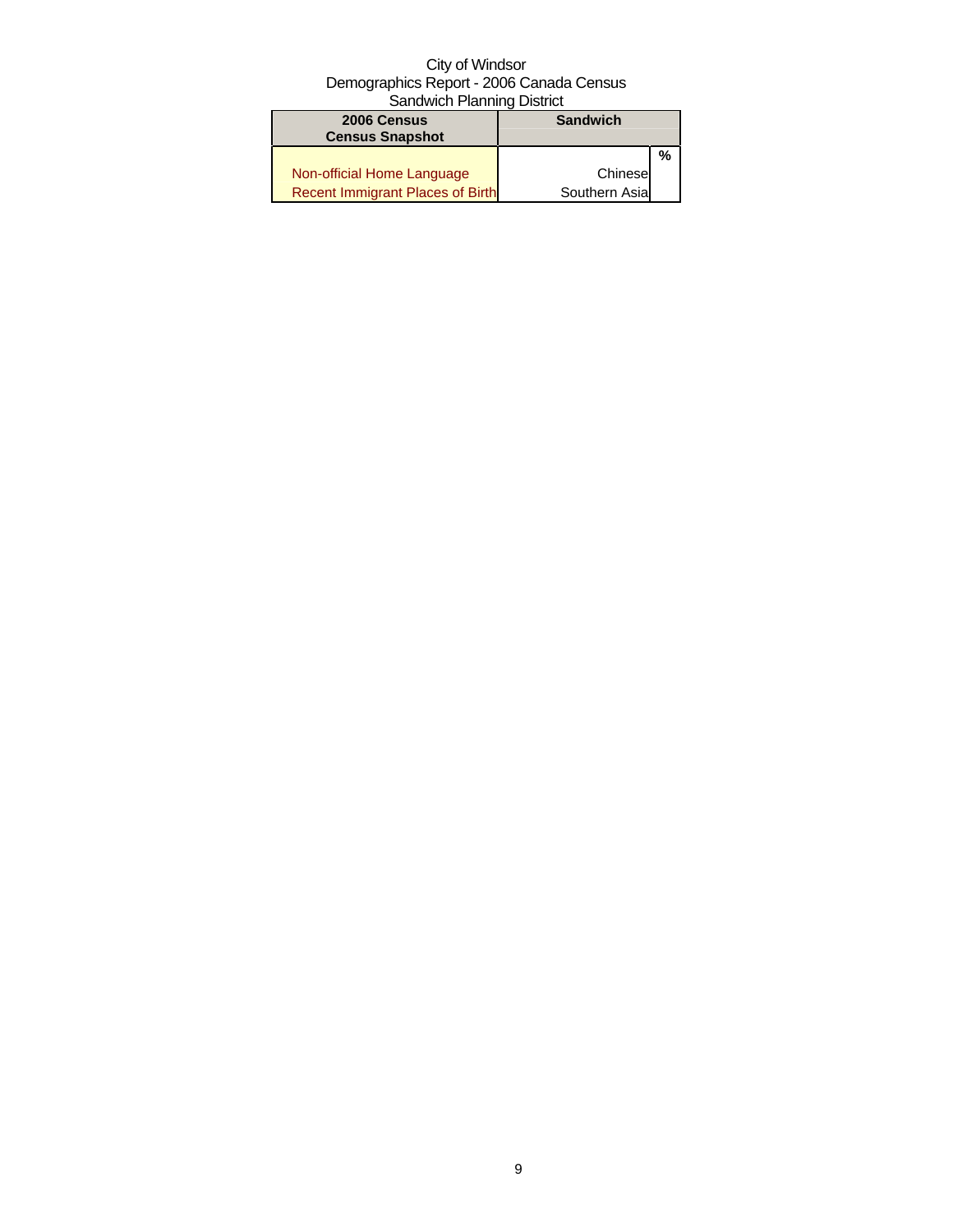City of Windsor
Demographics Report - 2006 Canada Census
Sandwich Planning District

| 2006 Census<br>Census Snapshot | Sandwich | |
|---|---|---|
| | | % |
| Non-official Home Language | Chinese | |
| Recent Immigrant Places of Birth | Southern Asia | |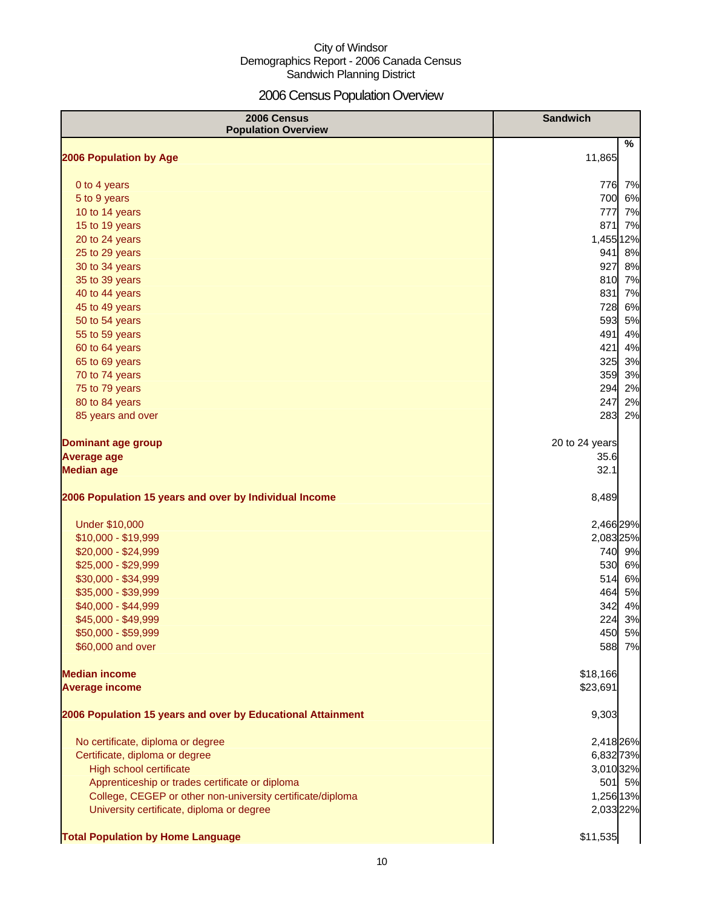City of Windsor
Demographics Report - 2006 Canada Census
Sandwich Planning District

# 2006 Census Population Overview

| 2006 Census Population Overview | Sandwich | % |
|---|---|---|
| **2006 Population by Age** | 11,865 | |
| 0 to 4 years | 776 | 7% |
| 5 to 9 years | 700 | 6% |
| 10 to 14 years | 777 | 7% |
| 15 to 19 years | 871 | 7% |
| 20 to 24 years | 1,455 | 12% |
| 25 to 29 years | 941 | 8% |
| 30 to 34 years | 927 | 8% |
| 35 to 39 years | 810 | 7% |
| 40 to 44 years | 831 | 7% |
| 45 to 49 years | 728 | 6% |
| 50 to 54 years | 593 | 5% |
| 55 to 59 years | 491 | 4% |
| 60 to 64 years | 421 | 4% |
| 65 to 69 years | 325 | 3% |
| 70 to 74 years | 359 | 3% |
| 75 to 79 years | 294 | 2% |
| 80 to 84 years | 247 | 2% |
| 85 years and over | 283 | 2% |
| **Dominant age group** | 20 to 24 years | |
| **Average age** | 35.6 | |
| **Median age** | 32.1 | |
| **2006 Population 15 years and over by Individual Income** | 8,489 | |
| Under $10,000 | 2,466 | 29% |
| $10,000 - $19,999 | 2,083 | 25% |
| $20,000 - $24,999 | 740 | 9% |
| $25,000 - $29,999 | 530 | 6% |
| $30,000 - $34,999 | 514 | 6% |
| $35,000 - $39,999 | 464 | 5% |
| $40,000 - $44,999 | 342 | 4% |
| $45,000 - $49,999 | 224 | 3% |
| $50,000 - $59,999 | 450 | 5% |
| $60,000 and over | 588 | 7% |
| **Median income** | $18,166 | |
| **Average income** | $23,691 | |
| **2006 Population 15 years and over by Educational Attainment** | 9,303 | |
| No certificate, diploma or degree | 2,418 | 26% |
| Certificate, diploma or degree | 6,832 | 73% |
| High school certificate | 3,010 | 32% |
| Apprenticeship or trades certificate or diploma | 501 | 5% |
| College, CEGEP or other non-university certificate/diploma | 1,256 | 13% |
| University certificate, diploma or degree | 2,033 | 22% |
| **Total Population by Home Language** | $11,535 | |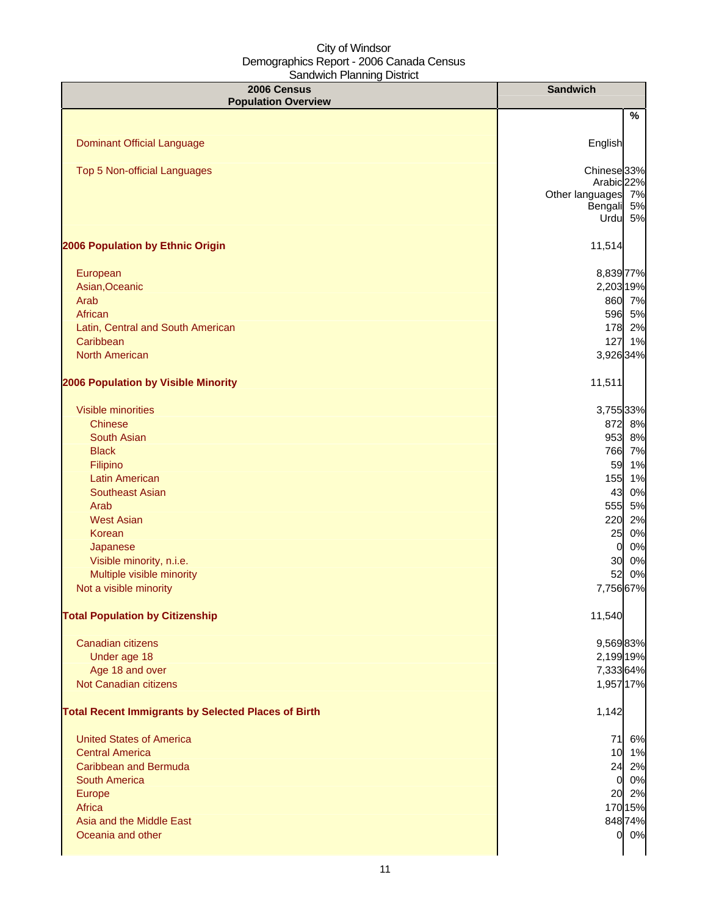City of Windsor
Demographics Report - 2006 Canada Census
Sandwich Planning District

| 2006 Census Population Overview | Sandwich | % |
|---|---|---|
| Dominant Official Language | English | |
| Top 5 Non-official Languages | Chinese | 33% |
| | Arabic | 22% |
| | Other languages | 7% |
| | Bengali | 5% |
| | Urdu | 5% |
| **2006 Population by Ethnic Origin** | 11,514 | |
| European | 8,839 | 77% |
| Asian,Oceanic | 2,203 | 19% |
| Arab | 860 | 7% |
| African | 596 | 5% |
| Latin, Central and South American | 178 | 2% |
| Caribbean | 127 | 1% |
| North American | 3,926 | 34% |
| **2006 Population by Visible Minority** | 11,511 | |
| Visible minorities | 3,755 | 33% |
| Chinese | 872 | 8% |
| South Asian | 953 | 8% |
| Black | 766 | 7% |
| Filipino | 59 | 1% |
| Latin American | 155 | 1% |
| Southeast Asian | 43 | 0% |
| Arab | 555 | 5% |
| West Asian | 220 | 2% |
| Korean | 25 | 0% |
| Japanese | 0 | 0% |
| Visible minority, n.i.e. | 30 | 0% |
| Multiple visible minority | 52 | 0% |
| Not a visible minority | 7,756 | 67% |
| **Total Population by Citizenship** | 11,540 | |
| Canadian citizens | 9,569 | 83% |
| Under age 18 | 2,199 | 19% |
| Age 18 and over | 7,333 | 64% |
| Not Canadian citizens | 1,957 | 17% |
| **Total Recent Immigrants by Selected Places of Birth** | 1,142 | |
| United States of America | 71 | 6% |
| Central America | 10 | 1% |
| Caribbean and Bermuda | 24 | 2% |
| South America | 0 | 0% |
| Europe | 20 | 2% |
| Africa | 170 | 15% |
| Asia and the Middle East | 848 | 74% |
| Oceania and other | 0 | 0% |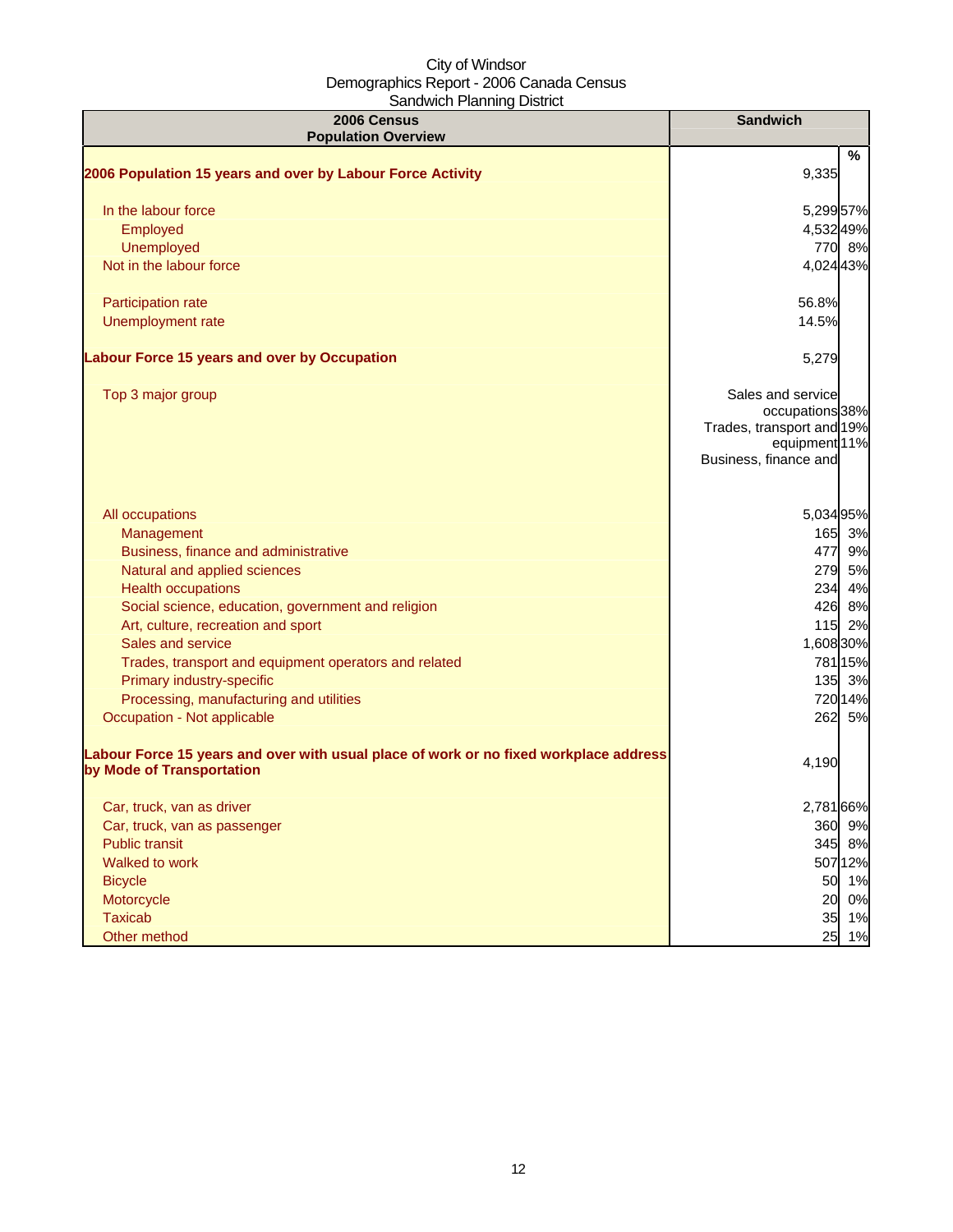City of Windsor
Demographics Report - 2006 Canada Census
Sandwich Planning District

| 2006 Census Population Overview | Sandwich | % |
|---|---|---|
| **2006 Population 15 years and over by Labour Force Activity** | 9,335 | |
| In the labour force | 5,299 | 57% |
| Employed | 4,532 | 49% |
| Unemployed | 770 | 8% |
| Not in the labour force | 4,024 | 43% |
| Participation rate | 56.8% | |
| Unemployment rate | 14.5% | |
| **Labour Force 15 years and over by Occupation** | 5,279 | |
| Top 3 major group | Sales and service occupations<br>Trades, transport and equipment<br>Business, finance and | 38%<br>19%<br>11% |
| All occupations | 5,034 | 95% |
| Management | 165 | 3% |
| Business, finance and administrative | 477 | 9% |
| Natural and applied sciences | 279 | 5% |
| Health occupations | 234 | 4% |
| Social science, education, government and religion | 426 | 8% |
| Art, culture, recreation and sport | 115 | 2% |
| Sales and service | 1,608 | 30% |
| Trades, transport and equipment operators and related | 781 | 15% |
| Primary industry-specific | 135 | 3% |
| Processing, manufacturing and utilities | 720 | 14% |
| Occupation - Not applicable | 262 | 5% |
| **Labour Force 15 years and over with usual place of work or no fixed workplace address by Mode of Transportation** | 4,190 | |
| Car, truck, van as driver | 2,781 | 66% |
| Car, truck, van as passenger | 360 | 9% |
| Public transit | 345 | 8% |
| Walked to work | 507 | 12% |
| Bicycle | 50 | 1% |
| Motorcycle | 20 | 0% |
| Taxicab | 35 | 1% |
| Other method | 25 | 1% |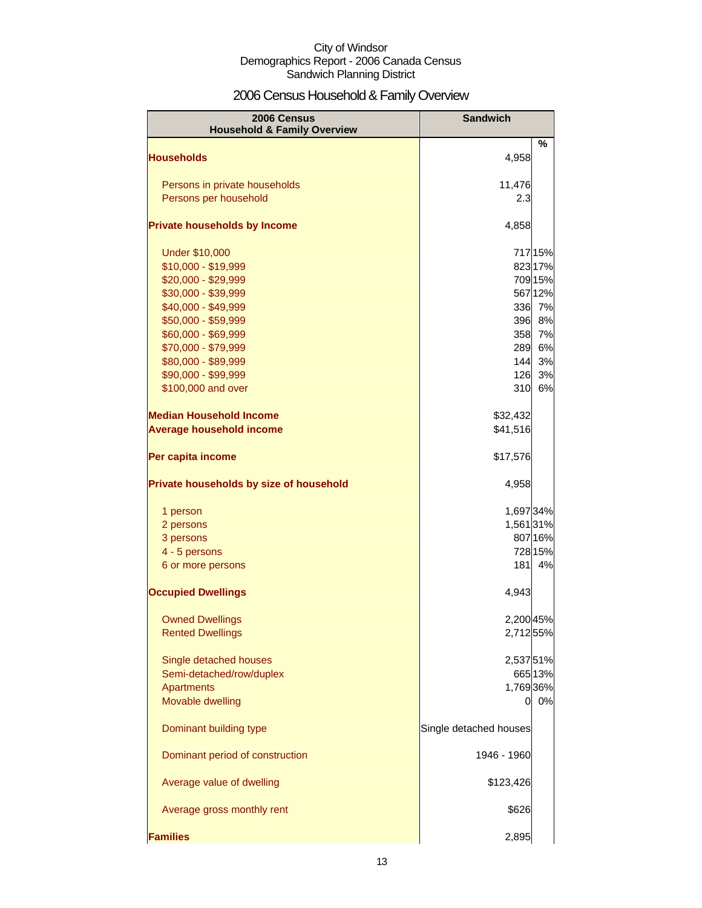City of Windsor
Demographics Report - 2006 Canada Census
Sandwich Planning District

# 2006 Census Household & Family Overview

| 2006 Census Household & Family Overview | Sandwich | % |
|---|---|---|
| **Households** | 4,958 | |
| Persons in private households | 11,476 | |
| Persons per household | 2.3 | |
| **Private households by Income** | 4,858 | |
| Under $10,000 | 717 | 15% |
| $10,000 - $19,999 | 823 | 17% |
| $20,000 - $29,999 | 709 | 15% |
| $30,000 - $39,999 | 567 | 12% |
| $40,000 - $49,999 | 336 | 7% |
| $50,000 - $59,999 | 396 | 8% |
| $60,000 - $69,999 | 358 | 7% |
| $70,000 - $79,999 | 289 | 6% |
| $80,000 - $89,999 | 144 | 3% |
| $90,000 - $99,999 | 126 | 3% |
| $100,000 and over | 310 | 6% |
| **Median Household Income** | $32,432 | |
| **Average household income** | $41,516 | |
| **Per capita income** | $17,576 | |
| **Private households by size of household** | 4,958 | |
| 1 person | 1,697 | 34% |
| 2 persons | 1,561 | 31% |
| 3 persons | 807 | 16% |
| 4 - 5 persons | 728 | 15% |
| 6 or more persons | 181 | 4% |
| **Occupied Dwellings** | 4,943 | |
| Owned Dwellings | 2,200 | 45% |
| Rented Dwellings | 2,712 | 55% |
| Single detached houses | 2,537 | 51% |
| Semi-detached/row/duplex | 665 | 13% |
| Apartments | 1,769 | 36% |
| Movable dwelling | 0 | 0% |
| Dominant building type | Single detached houses | |
| Dominant period of construction | 1946 - 1960 | |
| Average value of dwelling | $123,426 | |
| Average gross monthly rent | $626 | |
| **Families** | 2,895 | |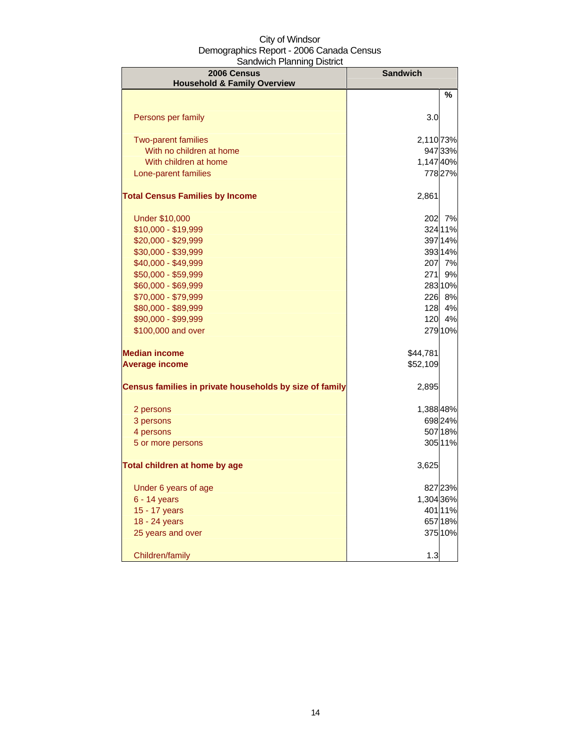City of Windsor
Demographics Report - 2006 Canada Census
Sandwich Planning District

| 2006 Census Household & Family Overview | Sandwich | |
|---|---|---|
| | | % |
| Persons per family | 3.0 | |
| Two-parent families | 2,110 | 73% |
| With no children at home | 947 | 33% |
| With children at home | 1,147 | 40% |
| Lone-parent families | 778 | 27% |
| **Total Census Families by Income** | 2,861 | |
| Under $10,000 | 202 | 7% |
| $10,000 - $19,999 | 324 | 11% |
| $20,000 - $29,999 | 397 | 14% |
| $30,000 - $39,999 | 393 | 14% |
| $40,000 - $49,999 | 207 | 7% |
| $50,000 - $59,999 | 271 | 9% |
| $60,000 - $69,999 | 283 | 10% |
| $70,000 - $79,999 | 226 | 8% |
| $80,000 - $89,999 | 128 | 4% |
| $90,000 - $99,999 | 120 | 4% |
| $100,000 and over | 279 | 10% |
| **Median income** | $44,781 | |
| **Average income** | $52,109 | |
| **Census families in private households by size of family** | 2,895 | |
| 2 persons | 1,388 | 48% |
| 3 persons | 698 | 24% |
| 4 persons | 507 | 18% |
| 5 or more persons | 305 | 11% |
| **Total children at home by age** | 3,625 | |
| Under 6 years of age | 827 | 23% |
| 6 - 14 years | 1,304 | 36% |
| 15 - 17 years | 401 | 11% |
| 18 - 24 years | 657 | 18% |
| 25 years and over | 375 | 10% |
| Children/family | 1.3 | |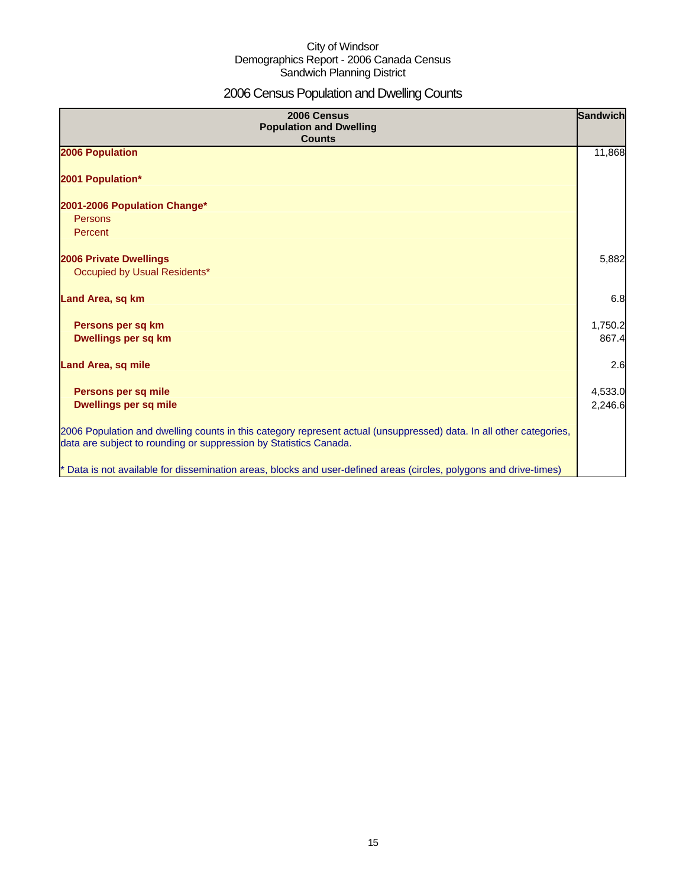City of Windsor
Demographics Report - 2006 Canada Census
Sandwich Planning District

# 2006 Census Population and Dwelling Counts

| 2006 Census Population and Dwelling Counts | Sandwich |
|---|---|
| **2006 Population** | 11,868 |
| **2001 Population*** | |
| **2001-2006 Population Change*** | |
| Persons | |
| Percent | |
| **2006 Private Dwellings** | 5,882 |
| Occupied by Usual Residents* | |
| **Land Area, sq km** | 6.8 |
| **Persons per sq km** | 1,750.2 |
| **Dwellings per sq km** | 867.4 |
| **Land Area, sq mile** | 2.6 |
| **Persons per sq mile** | 4,533.0 |
| **Dwellings per sq mile** | 2,246.6 |
| 2006 Population and dwelling counts in this category represent actual (unsuppressed) data. In all other categories, data are subject to rounding or suppression by Statistics Canada. | |
| * Data is not available for dissemination areas, blocks and user-defined areas (circles, polygons and drive-times) | |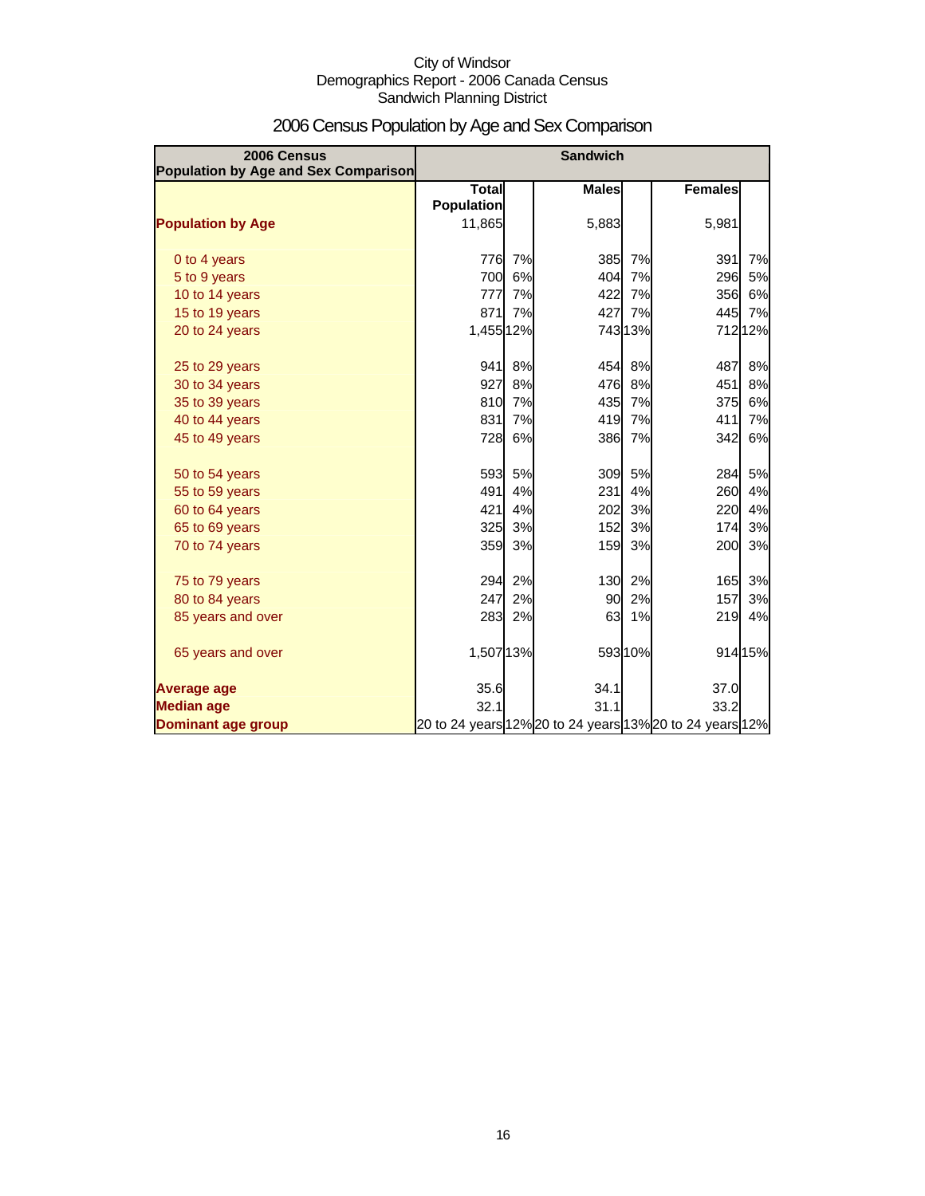City of Windsor
Demographics Report - 2006 Canada Census
Sandwich Planning District

# 2006 Census Population by Age and Sex Comparison

| 2006 Census Population by Age and Sex Comparison | Sandwich | | | | | |
|---|---|---|---|---|---|---|
| | Total Population | | Males | | Females | |
| **Population by Age** | 11,865 | | 5,883 | | 5,981 | |
| 0 to 4 years | 776 | 7% | 385 | 7% | 391 | 7% |
| 5 to 9 years | 700 | 6% | 404 | 7% | 296 | 5% |
| 10 to 14 years | 777 | 7% | 422 | 7% | 356 | 6% |
| 15 to 19 years | 871 | 7% | 427 | 7% | 445 | 7% |
| 20 to 24 years | 1,455 | 12% | 743 | 13% | 712 | 12% |
| 25 to 29 years | 941 | 8% | 454 | 8% | 487 | 8% |
| 30 to 34 years | 927 | 8% | 476 | 8% | 451 | 8% |
| 35 to 39 years | 810 | 7% | 435 | 7% | 375 | 6% |
| 40 to 44 years | 831 | 7% | 419 | 7% | 411 | 7% |
| 45 to 49 years | 728 | 6% | 386 | 7% | 342 | 6% |
| 50 to 54 years | 593 | 5% | 309 | 5% | 284 | 5% |
| 55 to 59 years | 491 | 4% | 231 | 4% | 260 | 4% |
| 60 to 64 years | 421 | 4% | 202 | 3% | 220 | 4% |
| 65 to 69 years | 325 | 3% | 152 | 3% | 174 | 3% |
| 70 to 74 years | 359 | 3% | 159 | 3% | 200 | 3% |
| 75 to 79 years | 294 | 2% | 130 | 2% | 165 | 3% |
| 80 to 84 years | 247 | 2% | 90 | 2% | 157 | 3% |
| 85 years and over | 283 | 2% | 63 | 1% | 219 | 4% |
| 65 years and over | 1,507 | 13% | 593 | 10% | 914 | 15% |
| **Average age** | 35.6 | | 34.1 | | 37.0 | |
| **Median age** | 32.1 | | 31.1 | | 33.2 | |
| **Dominant age group** | 20 to 24 years | 12% | 20 to 24 years | 13% | 20 to 24 years | 12% |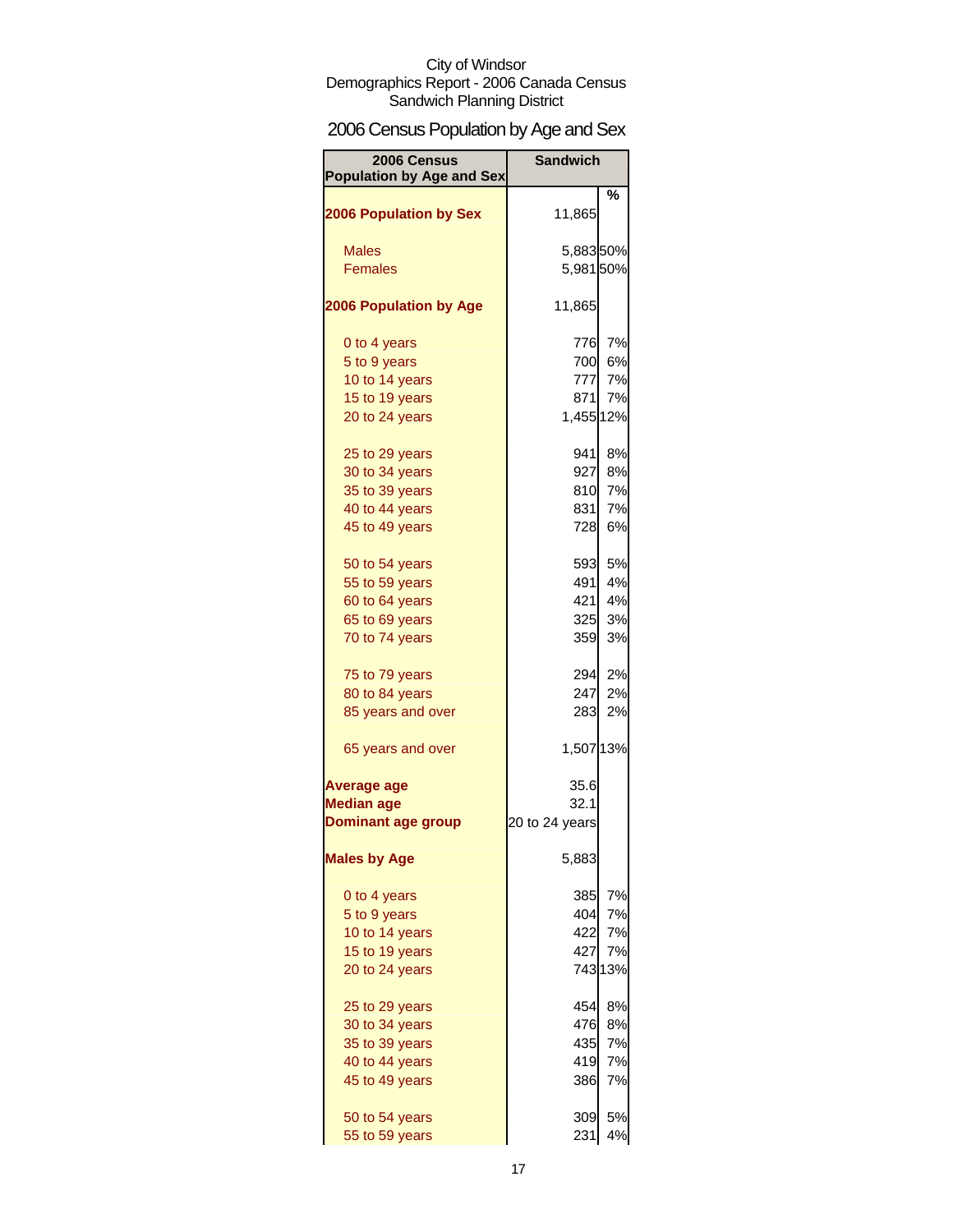City of Windsor
Demographics Report - 2006 Canada Census
Sandwich Planning District

# 2006 Census Population by Age and Sex

| 2006 Census Population by Age and Sex | Sandwich | % |
|---|---|---|
| **2006 Population by Sex** | 11,865 | |
| Males | 5,883 | 50% |
| Females | 5,981 | 50% |
| **2006 Population by Age** | 11,865 | |
| 0 to 4 years | 776 | 7% |
| 5 to 9 years | 700 | 6% |
| 10 to 14 years | 777 | 7% |
| 15 to 19 years | 871 | 7% |
| 20 to 24 years | 1,455 | 12% |
| 25 to 29 years | 941 | 8% |
| 30 to 34 years | 927 | 8% |
| 35 to 39 years | 810 | 7% |
| 40 to 44 years | 831 | 7% |
| 45 to 49 years | 728 | 6% |
| 50 to 54 years | 593 | 5% |
| 55 to 59 years | 491 | 4% |
| 60 to 64 years | 421 | 4% |
| 65 to 69 years | 325 | 3% |
| 70 to 74 years | 359 | 3% |
| 75 to 79 years | 294 | 2% |
| 80 to 84 years | 247 | 2% |
| 85 years and over | 283 | 2% |
| 65 years and over | 1,507 | 13% |
| **Average age** | 35.6 | |
| **Median age** | 32.1 | |
| **Dominant age group** | 20 to 24 years | |
| **Males by Age** | 5,883 | |
| 0 to 4 years | 385 | 7% |
| 5 to 9 years | 404 | 7% |
| 10 to 14 years | 422 | 7% |
| 15 to 19 years | 427 | 7% |
| 20 to 24 years | 743 | 13% |
| 25 to 29 years | 454 | 8% |
| 30 to 34 years | 476 | 8% |
| 35 to 39 years | 435 | 7% |
| 40 to 44 years | 419 | 7% |
| 45 to 49 years | 386 | 7% |
| 50 to 54 years | 309 | 5% |
| 55 to 59 years | 231 | 4% |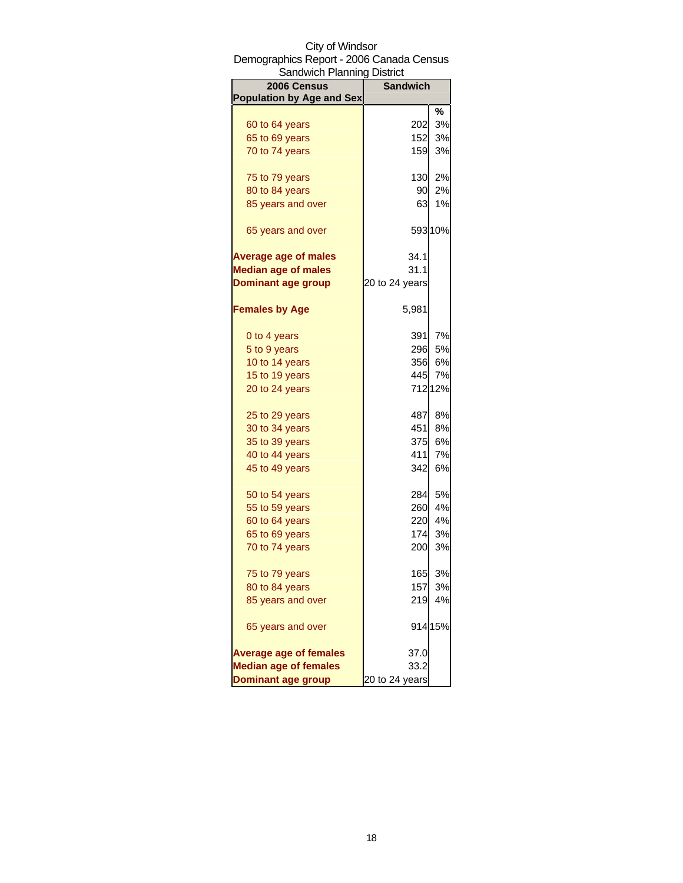City of Windsor
Demographics Report - 2006 Canada Census
Sandwich Planning District

| 2006 Census Population by Age and Sex | Sandwich | |
|---|---|---|
| | | % |
| 60 to 64 years | 202 | 3% |
| 65 to 69 years | 152 | 3% |
| 70 to 74 years | 159 | 3% |
| 75 to 79 years | 130 | 2% |
| 80 to 84 years | 90 | 2% |
| 85 years and over | 63 | 1% |
| 65 years and over | 593 | 10% |
| **Average age of males** | 34.1 | |
| **Median age of males** | 31.1 | |
| **Dominant age group** | 20 to 24 years | |
| **Females by Age** | 5,981 | |
| 0 to 4 years | 391 | 7% |
| 5 to 9 years | 296 | 5% |
| 10 to 14 years | 356 | 6% |
| 15 to 19 years | 445 | 7% |
| 20 to 24 years | 712 | 12% |
| 25 to 29 years | 487 | 8% |
| 30 to 34 years | 451 | 8% |
| 35 to 39 years | 375 | 6% |
| 40 to 44 years | 411 | 7% |
| 45 to 49 years | 342 | 6% |
| 50 to 54 years | 284 | 5% |
| 55 to 59 years | 260 | 4% |
| 60 to 64 years | 220 | 4% |
| 65 to 69 years | 174 | 3% |
| 70 to 74 years | 200 | 3% |
| 75 to 79 years | 165 | 3% |
| 80 to 84 years | 157 | 3% |
| 85 years and over | 219 | 4% |
| 65 years and over | 914 | 15% |
| **Average age of females** | 37.0 | |
| **Median age of females** | 33.2 | |
| **Dominant age group** | 20 to 24 years | |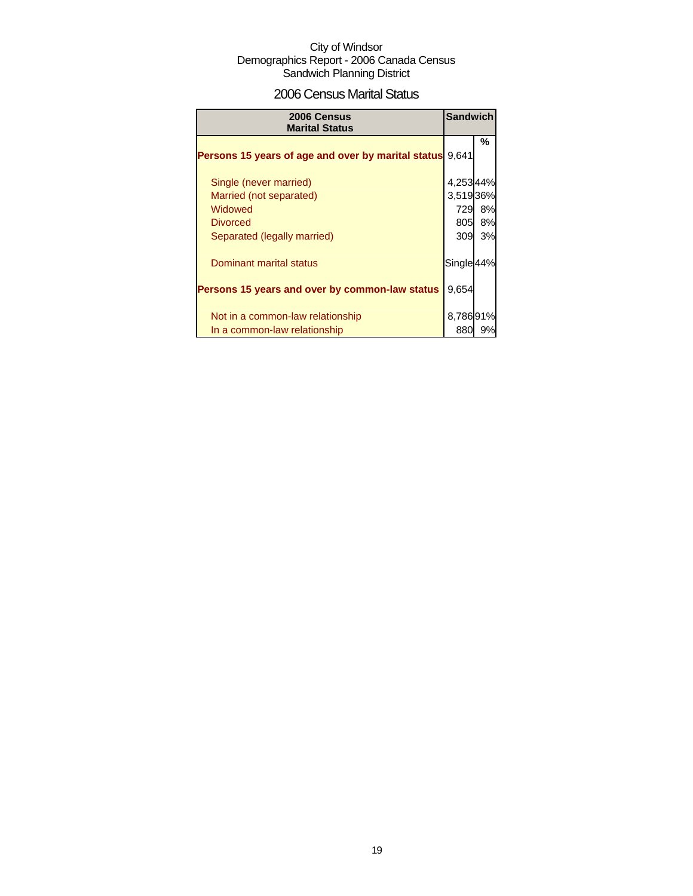City of Windsor
Demographics Report - 2006 Canada Census
Sandwich Planning District

## 2006 Census Marital Status

| 2006 Census Marital Status | Sandwich | |
|---|---|---|
| | | % |
| **Persons 15 years of age and over by marital status** | 9,641 | |
| Single (never married) | 4,253 | 44% |
| Married (not separated) | 3,519 | 36% |
| Widowed | 729 | 8% |
| Divorced | 805 | 8% |
| Separated (legally married) | 309 | 3% |
| Dominant marital status | Single | 44% |
| **Persons 15 years and over by common-law status** | 9,654 | |
| Not in a common-law relationship | 8,786 | 91% |
| In a common-law relationship | 880 | 9% |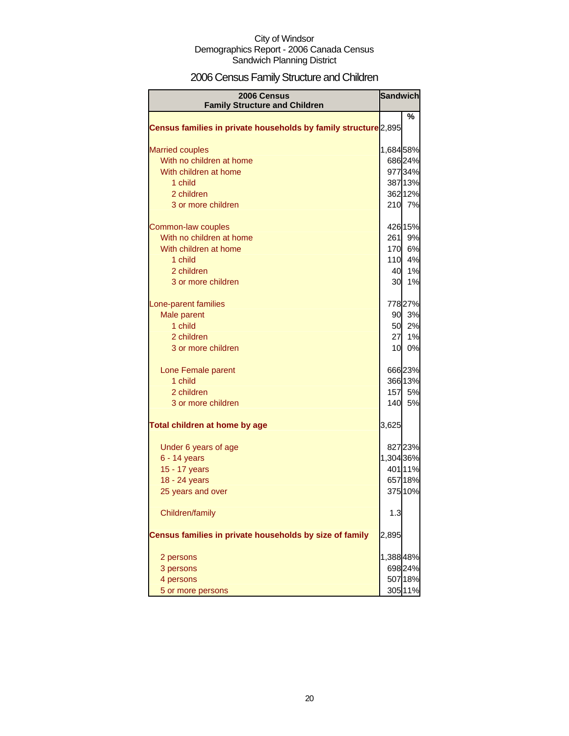City of Windsor
Demographics Report - 2006 Canada Census
Sandwich Planning District

# 2006 Census Family Structure and Children

| 2006 Census Family Structure and Children | Sandwich | |
|---|---|---|
| | | % |
| **Census families in private households by family structure** | 2,895 | |
| Married couples | 1,684 | 58% |
| With no children at home | 686 | 24% |
| With children at home | 977 | 34% |
| 1 child | 387 | 13% |
| 2 children | 362 | 12% |
| 3 or more children | 210 | 7% |
| Common-law couples | 426 | 15% |
| With no children at home | 261 | 9% |
| With children at home | 170 | 6% |
| 1 child | 110 | 4% |
| 2 children | 40 | 1% |
| 3 or more children | 30 | 1% |
| Lone-parent families | 778 | 27% |
| Male parent | 90 | 3% |
| 1 child | 50 | 2% |
| 2 children | 27 | 1% |
| 3 or more children | 10 | 0% |
| Lone Female parent | 666 | 23% |
| 1 child | 366 | 13% |
| 2 children | 157 | 5% |
| 3 or more children | 140 | 5% |
| **Total children at home by age** | 3,625 | |
| Under 6 years of age | 827 | 23% |
| 6 - 14 years | 1,304 | 36% |
| 15 - 17 years | 401 | 11% |
| 18 - 24 years | 657 | 18% |
| 25 years and over | 375 | 10% |
| Children/family | 1.3 | |
| **Census families in private households by size of family** | 2,895 | |
| 2 persons | 1,388 | 48% |
| 3 persons | 698 | 24% |
| 4 persons | 507 | 18% |
| 5 or more persons | 305 | 11% |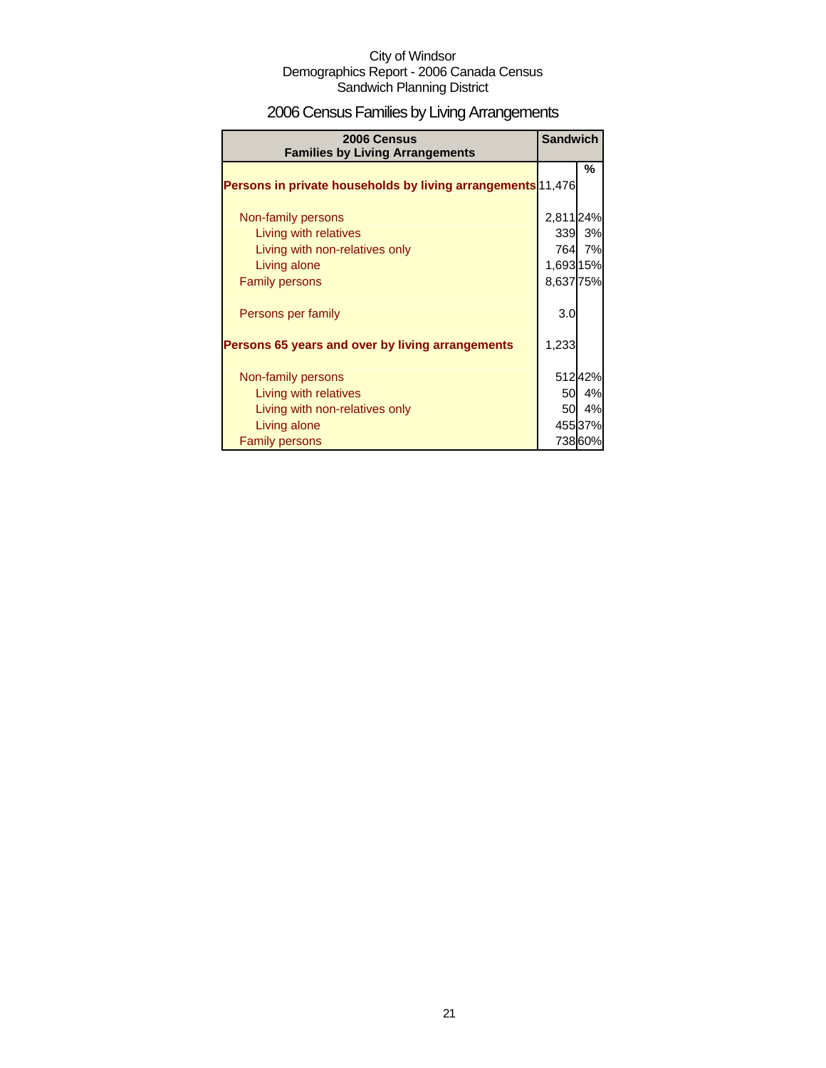City of Windsor
Demographics Report - 2006 Canada Census
Sandwich Planning District

# 2006 Census Families by Living Arrangements

| 2006 Census Families by Living Arrangements | Sandwich | |
|---|---|---|
| | | % |
| **Persons in private households by living arrangements** | 11,476 | |
| Non-family persons | 2,811 | 24% |
| Living with relatives | 339 | 3% |
| Living with non-relatives only | 764 | 7% |
| Living alone | 1,693 | 15% |
| Family persons | 8,637 | 75% |
| Persons per family | 3.0 | |
| **Persons 65 years and over by living arrangements** | 1,233 | |
| Non-family persons | 512 | 42% |
| Living with relatives | 50 | 4% |
| Living with non-relatives only | 50 | 4% |
| Living alone | 455 | 37% |
| Family persons | 738 | 60% |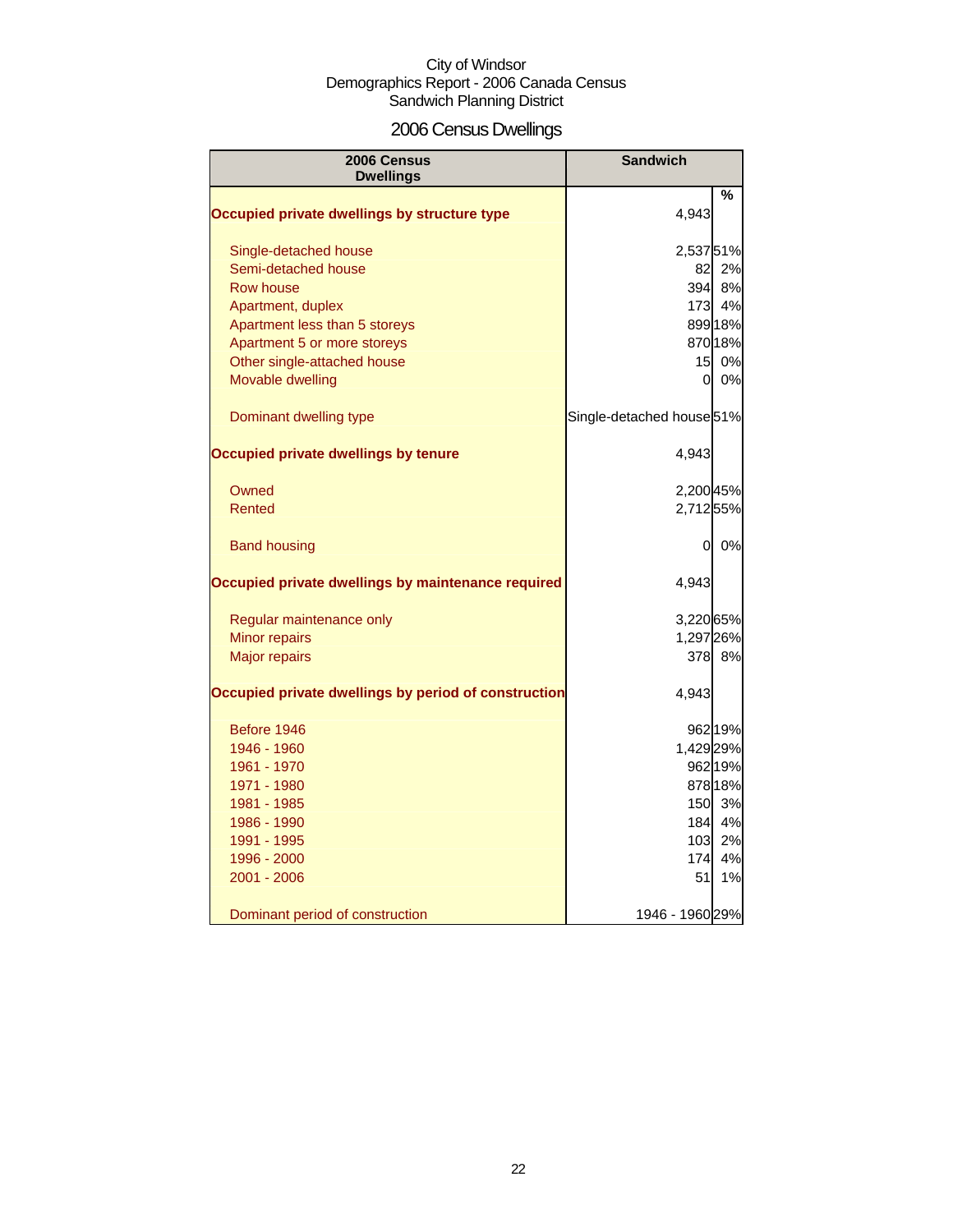City of Windsor
Demographics Report - 2006 Canada Census
Sandwich Planning District

# 2006 Census Dwellings

| 2006 Census Dwellings | Sandwich | % |
|---|---|---|
| **Occupied private dwellings by structure type** | 4,943 | |
| Single-detached house | 2,537 | 51% |
| Semi-detached house | 82 | 2% |
| Row house | 394 | 8% |
| Apartment, duplex | 173 | 4% |
| Apartment less than 5 storeys | 899 | 18% |
| Apartment 5 or more storeys | 870 | 18% |
| Other single-attached house | 15 | 0% |
| Movable dwelling | 0 | 0% |
| Dominant dwelling type | Single-detached house | 51% |
| **Occupied private dwellings by tenure** | 4,943 | |
| Owned | 2,200 | 45% |
| Rented | 2,712 | 55% |
| Band housing | 0 | 0% |
| **Occupied private dwellings by maintenance required** | 4,943 | |
| Regular maintenance only | 3,220 | 65% |
| Minor repairs | 1,297 | 26% |
| Major repairs | 378 | 8% |
| **Occupied private dwellings by period of construction** | 4,943 | |
| Before 1946 | 962 | 19% |
| 1946 - 1960 | 1,429 | 29% |
| 1961 - 1970 | 962 | 19% |
| 1971 - 1980 | 878 | 18% |
| 1981 - 1985 | 150 | 3% |
| 1986 - 1990 | 184 | 4% |
| 1991 - 1995 | 103 | 2% |
| 1996 - 2000 | 174 | 4% |
| 2001 - 2006 | 51 | 1% |
| Dominant period of construction | 1946 - 1960 | 29% |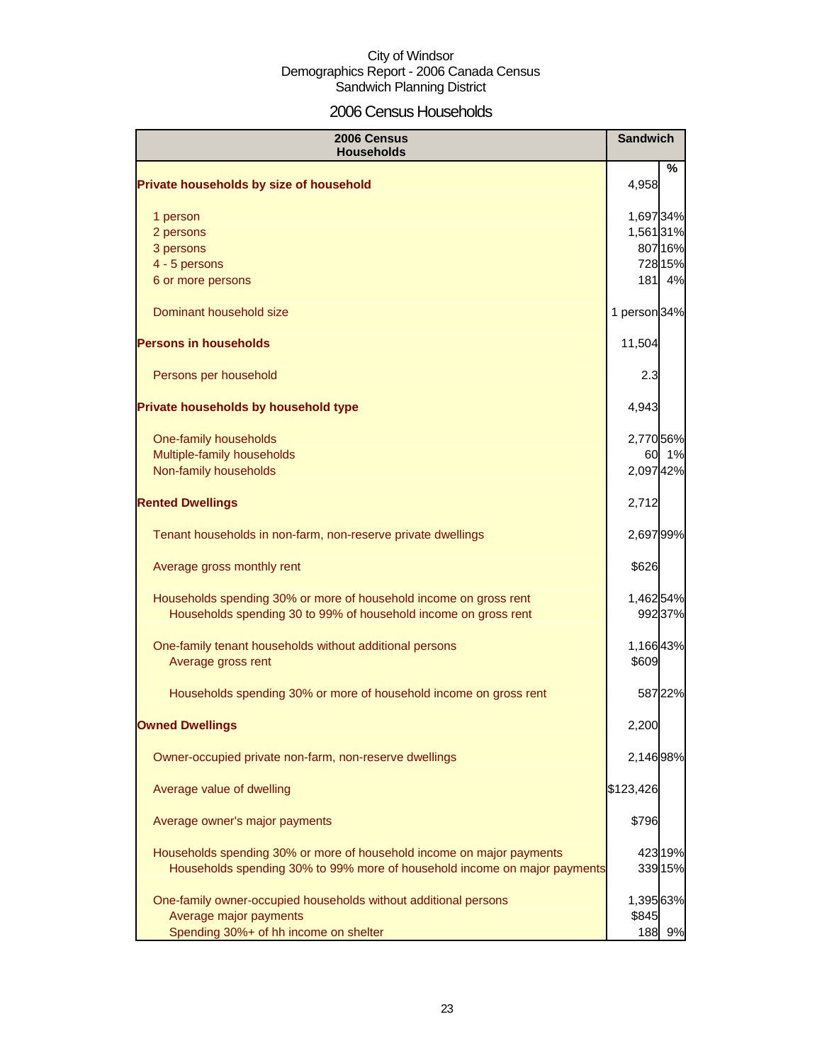City of Windsor
Demographics Report - 2006 Canada Census
Sandwich Planning District

# 2006 Census Households

| 2006 Census Households | Sandwich | % |
|---|---|---|
| **Private households by size of household** | 4,958 | |
| 1 person | 1,697 | 34% |
| 2 persons | 1,561 | 31% |
| 3 persons | 807 | 16% |
| 4 - 5 persons | 728 | 15% |
| 6 or more persons | 181 | 4% |
| Dominant household size | 1 person | 34% |
| **Persons in households** | 11,504 | |
| Persons per household | 2.3 | |
| **Private households by household type** | 4,943 | |
| One-family households | 2,770 | 56% |
| Multiple-family households | 60 | 1% |
| Non-family households | 2,097 | 42% |
| **Rented Dwellings** | 2,712 | |
| Tenant households in non-farm, non-reserve private dwellings | 2,697 | 99% |
| Average gross monthly rent | $626 | |
| Households spending 30% or more of household income on gross rent | 1,462 | 54% |
| Households spending 30 to 99% of household income on gross rent | 992 | 37% |
| One-family tenant households without additional persons | 1,166 | 43% |
| Average gross rent | $609 | |
| Households spending 30% or more of household income on gross rent | 587 | 22% |
| **Owned Dwellings** | 2,200 | |
| Owner-occupied private non-farm, non-reserve dwellings | 2,146 | 98% |
| Average value of dwelling | $123,426 | |
| Average owner's major payments | $796 | |
| Households spending 30% or more of household income on major payments | 423 | 19% |
| Households spending 30% to 99% more of household income on major payments | 339 | 15% |
| One-family owner-occupied households without additional persons | 1,395 | 63% |
| Average major payments | $845 | |
| Spending 30%+ of hh income on shelter | 188 | 9% |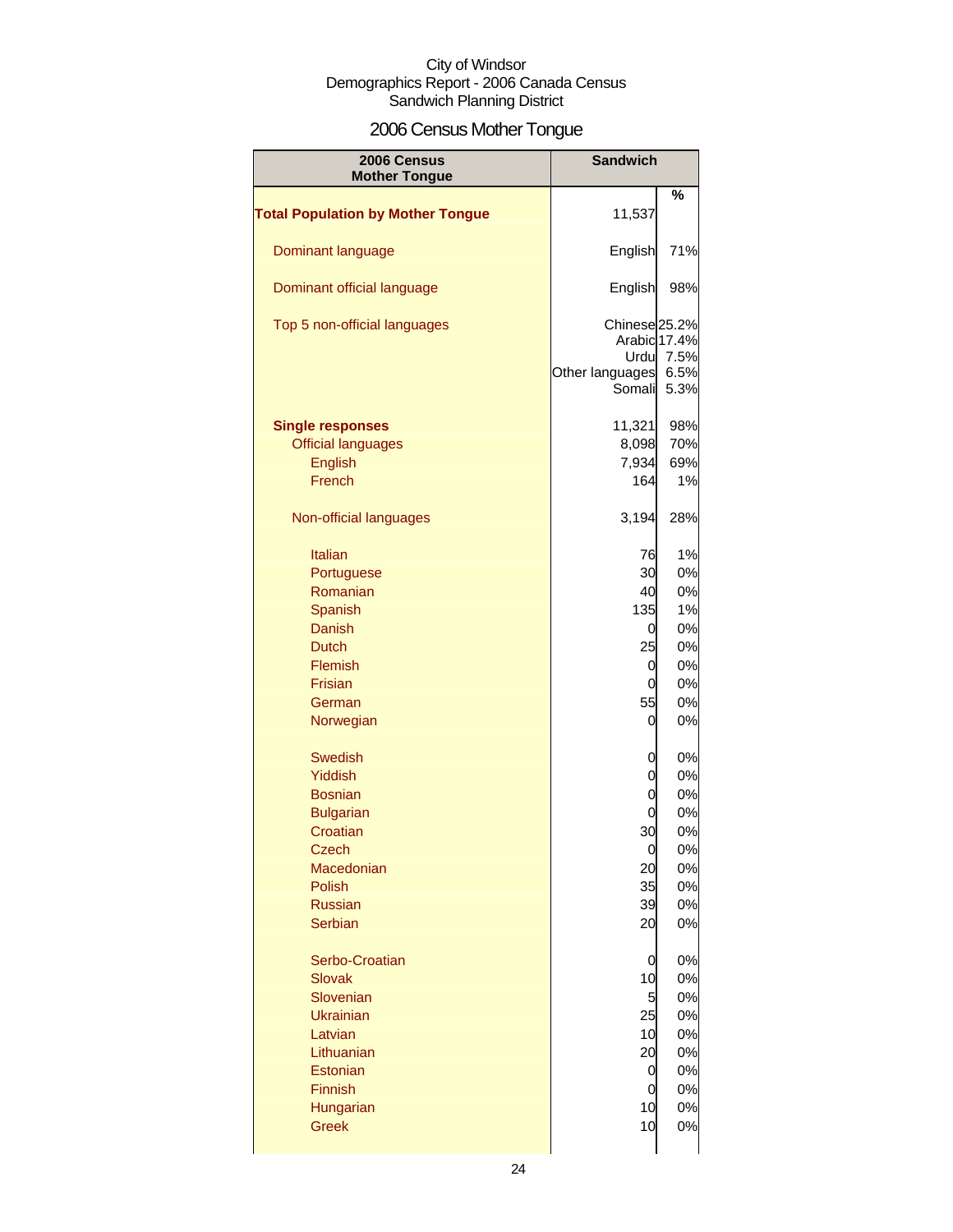City of Windsor
Demographics Report - 2006 Canada Census
Sandwich Planning District

# 2006 Census Mother Tongue

| 2006 Census Mother Tongue | Sandwich | |
|---|---|---|
| | | % |
| **Total Population by Mother Tongue** | 11,537 | |
| Dominant language | English | 71% |
| Dominant official language | English | 98% |
| Top 5 non-official languages | Chinese | 25.2% |
| | Arabic | 17.4% |
| | Urdu | 7.5% |
| | Other languages | 6.5% |
| | Somali | 5.3% |
| **Single responses** | 11,321 | 98% |
| Official languages | 8,098 | 70% |
| English | 7,934 | 69% |
| French | 164 | 1% |
| Non-official languages | 3,194 | 28% |
| Italian | 76 | 1% |
| Portuguese | 30 | 0% |
| Romanian | 40 | 0% |
| Spanish | 135 | 1% |
| Danish | 0 | 0% |
| Dutch | 25 | 0% |
| Flemish | 0 | 0% |
| Frisian | 0 | 0% |
| German | 55 | 0% |
| Norwegian | 0 | 0% |
| Swedish | 0 | 0% |
| Yiddish | 0 | 0% |
| Bosnian | 0 | 0% |
| Bulgarian | 0 | 0% |
| Croatian | 30 | 0% |
| Czech | 0 | 0% |
| Macedonian | 20 | 0% |
| Polish | 35 | 0% |
| Russian | 39 | 0% |
| Serbian | 20 | 0% |
| Serbo-Croatian | 0 | 0% |
| Slovak | 10 | 0% |
| Slovenian | 5 | 0% |
| Ukrainian | 25 | 0% |
| Latvian | 10 | 0% |
| Lithuanian | 20 | 0% |
| Estonian | 0 | 0% |
| Finnish | 0 | 0% |
| Hungarian | 10 | 0% |
| Greek | 10 | 0% |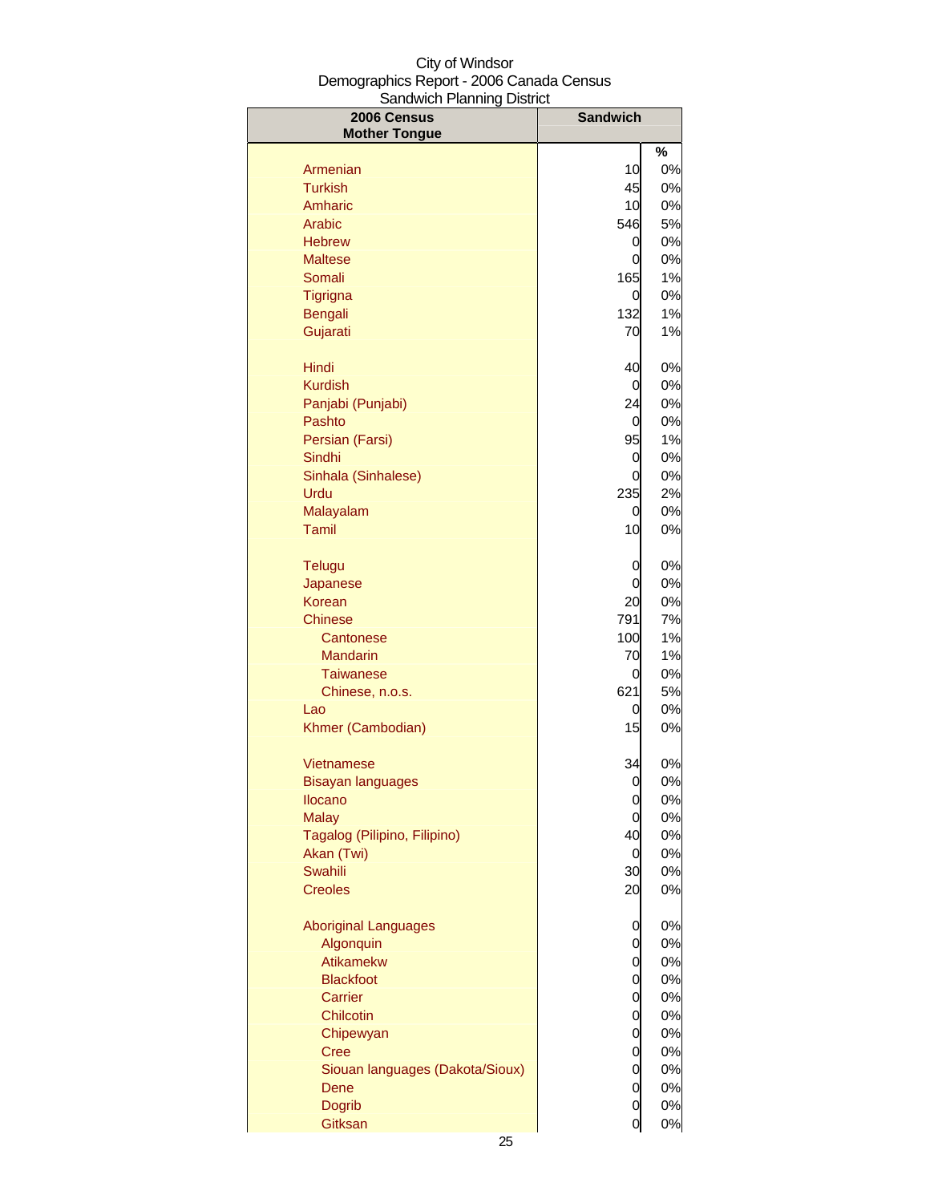City of Windsor
Demographics Report - 2006 Canada Census
Sandwich Planning District

| 2006 Census Mother Tongue | Sandwich | % |
|---|---|---|
| Armenian | 10 | 0% |
| Turkish | 45 | 0% |
| Amharic | 10 | 0% |
| Arabic | 546 | 5% |
| Hebrew | 0 | 0% |
| Maltese | 0 | 0% |
| Somali | 165 | 1% |
| Tigrigna | 0 | 0% |
| Bengali | 132 | 1% |
| Gujarati | 70 | 1% |
| Hindi | 40 | 0% |
| Kurdish | 0 | 0% |
| Panjabi (Punjabi) | 24 | 0% |
| Pashto | 0 | 0% |
| Persian (Farsi) | 95 | 1% |
| Sindhi | 0 | 0% |
| Sinhala (Sinhalese) | 0 | 0% |
| Urdu | 235 | 2% |
| Malayalam | 0 | 0% |
| Tamil | 10 | 0% |
| Telugu | 0 | 0% |
| Japanese | 0 | 0% |
| Korean | 20 | 0% |
| Chinese | 791 | 7% |
| Cantonese | 100 | 1% |
| Mandarin | 70 | 1% |
| Taiwanese | 0 | 0% |
| Chinese, n.o.s. | 621 | 5% |
| Lao | 0 | 0% |
| Khmer (Cambodian) | 15 | 0% |
| Vietnamese | 34 | 0% |
| Bisayan languages | 0 | 0% |
| Ilocano | 0 | 0% |
| Malay | 0 | 0% |
| Tagalog (Pilipino, Filipino) | 40 | 0% |
| Akan (Twi) | 0 | 0% |
| Swahili | 30 | 0% |
| Creoles | 20 | 0% |
| Aboriginal Languages | 0 | 0% |
| Algonquin | 0 | 0% |
| Atikamekw | 0 | 0% |
| Blackfoot | 0 | 0% |
| Carrier | 0 | 0% |
| Chilcotin | 0 | 0% |
| Chipewyan | 0 | 0% |
| Cree | 0 | 0% |
| Siouan languages (Dakota/Sioux) | 0 | 0% |
| Dene | 0 | 0% |
| Dogrib | 0 | 0% |
| Gitksan | 0 | 0% |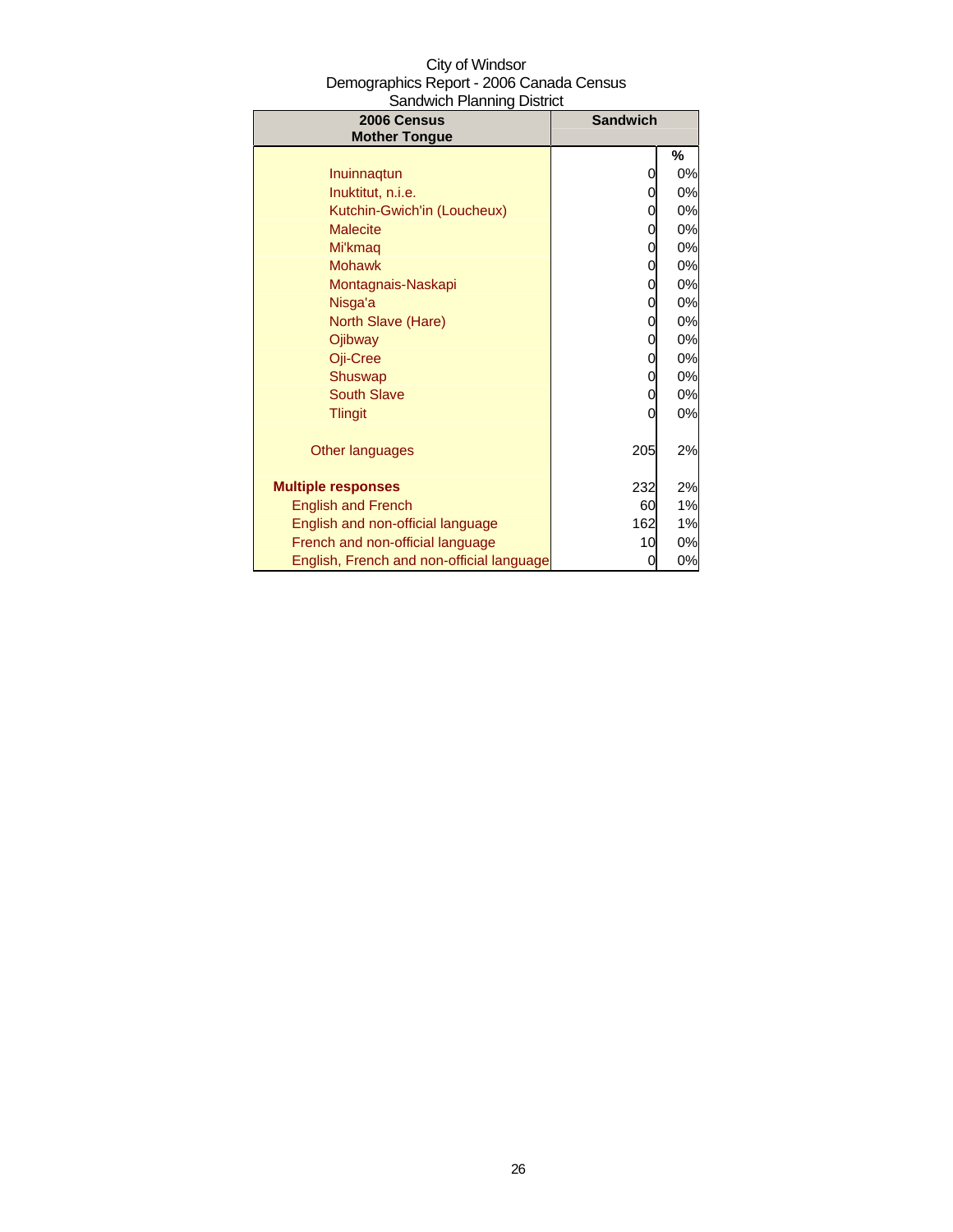City of Windsor
Demographics Report - 2006 Canada Census
Sandwich Planning District

| 2006 Census Mother Tongue | Sandwich | |
|---|---|---|
| | | % |
| Inuinnaqtun | 0 | 0% |
| Inuktitut, n.i.e. | 0 | 0% |
| Kutchin-Gwich'in (Loucheux) | 0 | 0% |
| Malecite | 0 | 0% |
| Mi'kmaq | 0 | 0% |
| Mohawk | 0 | 0% |
| Montagnais-Naskapi | 0 | 0% |
| Nisga'a | 0 | 0% |
| North Slave (Hare) | 0 | 0% |
| Ojibway | 0 | 0% |
| Oji-Cree | 0 | 0% |
| Shuswap | 0 | 0% |
| South Slave | 0 | 0% |
| Tlingit | 0 | 0% |
| Other languages | 205 | 2% |
| **Multiple responses** | 232 | 2% |
| English and French | 60 | 1% |
| English and non-official language | 162 | 1% |
| French and non-official language | 10 | 0% |
| English, French and non-official language | 0 | 0% |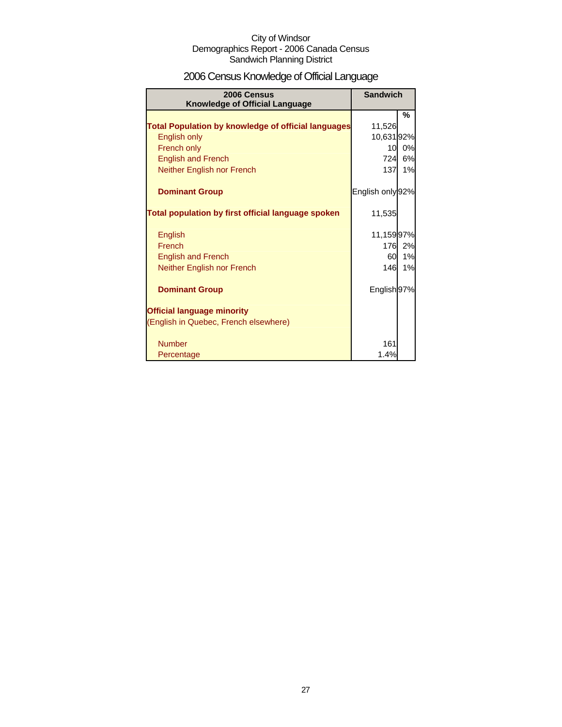City of Windsor
Demographics Report - 2006 Canada Census
Sandwich Planning District

# 2006 Census Knowledge of Official Language

| 2006 Census Knowledge of Official Language | Sandwich | |
|---|---|---|
| | | % |
| **Total Population by knowledge of official languages** | 11,526 | |
| English only | 10,631 | 92% |
| French only | 10 | 0% |
| English and French | 724 | 6% |
| Neither English nor French | 137 | 1% |
| | | |
| **Dominant Group** | English only | 92% |
| | | |
| **Total population by first official language spoken** | 11,535 | |
| | | |
| English | 11,159 | 97% |
| French | 176 | 2% |
| English and French | 60 | 1% |
| Neither English nor French | 146 | 1% |
| | | |
| **Dominant Group** | English | 97% |
| | | |
| **Official language minority** | | |
| (English in Quebec, French elsewhere) | | |
| | | |
| Number | 161 | |
| Percentage | 1.4% | |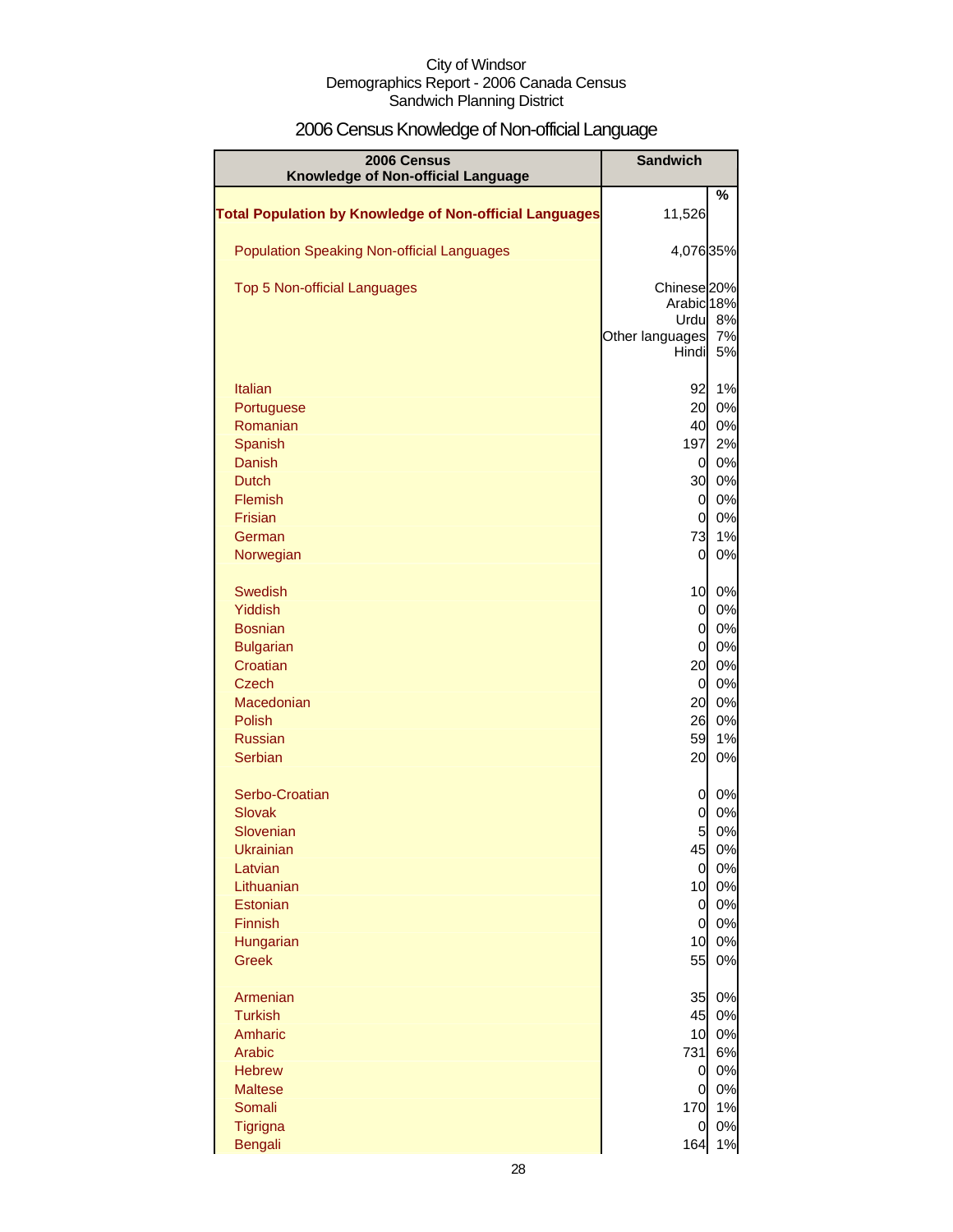City of Windsor
Demographics Report - 2006 Canada Census
Sandwich Planning District

# 2006 Census Knowledge of Non-official Language

| 2006 Census Knowledge of Non-official Language | Sandwich | |
|---|---|---|
| | | % |
| **Total Population by Knowledge of Non-official Languages** | 11,526 | |
| Population Speaking Non-official Languages | 4,076 | 35% |
| Top 5 Non-official Languages | Chinese | 20% |
| | Arabic | 18% |
| | Urdu | 8% |
| | Other languages | 7% |
| | Hindi | 5% |
| Italian | 92 | 1% |
| Portuguese | 20 | 0% |
| Romanian | 40 | 0% |
| Spanish | 197 | 2% |
| Danish | 0 | 0% |
| Dutch | 30 | 0% |
| Flemish | 0 | 0% |
| Frisian | 0 | 0% |
| German | 73 | 1% |
| Norwegian | 0 | 0% |
| Swedish | 10 | 0% |
| Yiddish | 0 | 0% |
| Bosnian | 0 | 0% |
| Bulgarian | 0 | 0% |
| Croatian | 20 | 0% |
| Czech | 0 | 0% |
| Macedonian | 20 | 0% |
| Polish | 26 | 0% |
| Russian | 59 | 1% |
| Serbian | 20 | 0% |
| Serbo-Croatian | 0 | 0% |
| Slovak | 0 | 0% |
| Slovenian | 5 | 0% |
| Ukrainian | 45 | 0% |
| Latvian | 0 | 0% |
| Lithuanian | 10 | 0% |
| Estonian | 0 | 0% |
| Finnish | 0 | 0% |
| Hungarian | 10 | 0% |
| Greek | 55 | 0% |
| Armenian | 35 | 0% |
| Turkish | 45 | 0% |
| Amharic | 10 | 0% |
| Arabic | 731 | 6% |
| Hebrew | 0 | 0% |
| Maltese | 0 | 0% |
| Somali | 170 | 1% |
| Tigrigna | 0 | 0% |
| Bengali | 164 | 1% |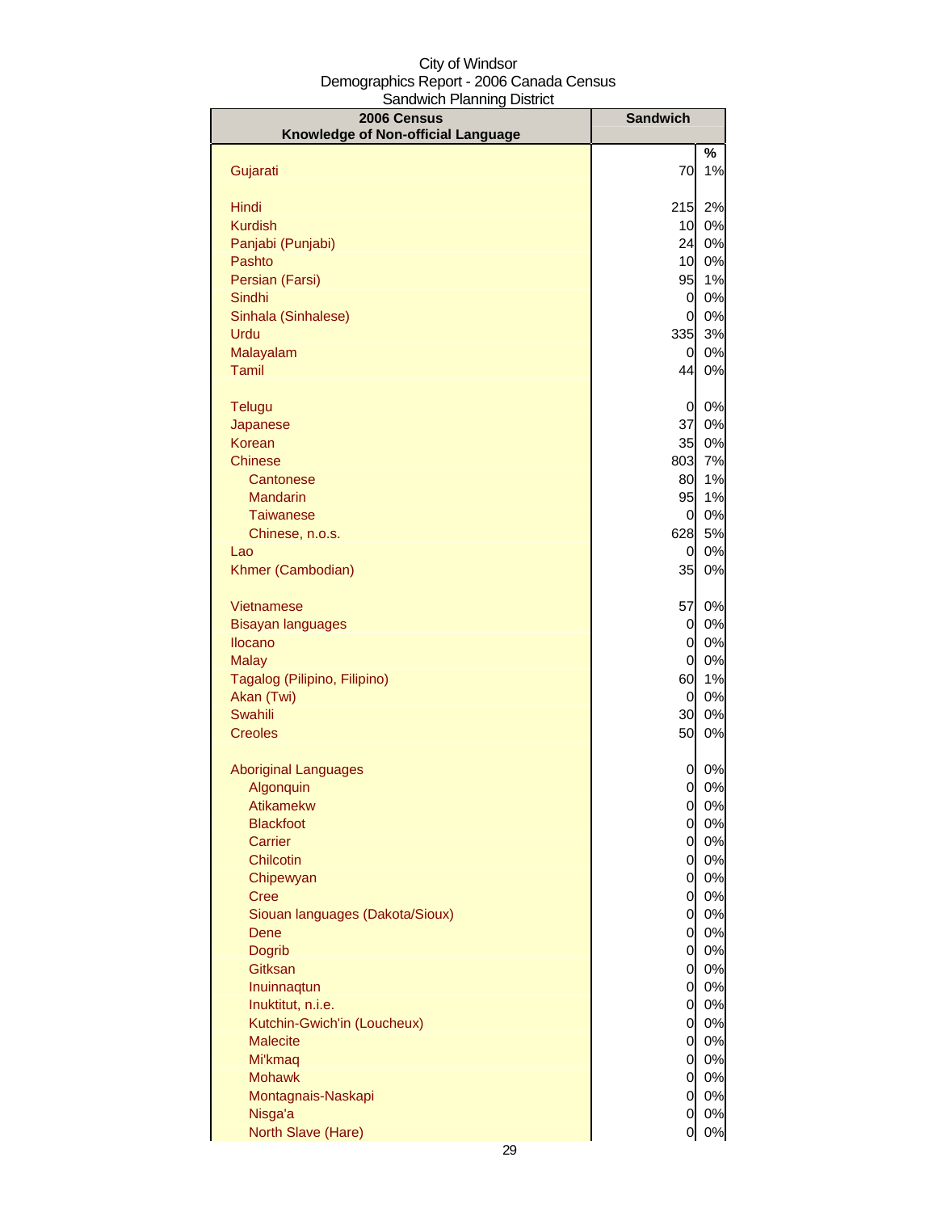City of Windsor
Demographics Report - 2006 Canada Census
Sandwich Planning District

| 2006 Census Knowledge of Non-official Language | Sandwich | |
|---|---|---|
| | | % |
| Gujarati | 70 | 1% |
| Hindi | 215 | 2% |
| Kurdish | 10 | 0% |
| Panjabi (Punjabi) | 24 | 0% |
| Pashto | 10 | 0% |
| Persian (Farsi) | 95 | 1% |
| Sindhi | 0 | 0% |
| Sinhala (Sinhalese) | 0 | 0% |
| Urdu | 335 | 3% |
| Malayalam | 0 | 0% |
| Tamil | 44 | 0% |
| Telugu | 0 | 0% |
| Japanese | 37 | 0% |
| Korean | 35 | 0% |
| Chinese | 803 | 7% |
| Cantonese | 80 | 1% |
| Mandarin | 95 | 1% |
| Taiwanese | 0 | 0% |
| Chinese, n.o.s. | 628 | 5% |
| Lao | 0 | 0% |
| Khmer (Cambodian) | 35 | 0% |
| Vietnamese | 57 | 0% |
| Bisayan languages | 0 | 0% |
| Ilocano | 0 | 0% |
| Malay | 0 | 0% |
| Tagalog (Pilipino, Filipino) | 60 | 1% |
| Akan (Twi) | 0 | 0% |
| Swahili | 30 | 0% |
| Creoles | 50 | 0% |
| Aboriginal Languages | 0 | 0% |
| Algonquin | 0 | 0% |
| Atikamekw | 0 | 0% |
| Blackfoot | 0 | 0% |
| Carrier | 0 | 0% |
| Chilcotin | 0 | 0% |
| Chipewyan | 0 | 0% |
| Cree | 0 | 0% |
| Siouan languages (Dakota/Sioux) | 0 | 0% |
| Dene | 0 | 0% |
| Dogrib | 0 | 0% |
| Gitksan | 0 | 0% |
| Inuinnaqtun | 0 | 0% |
| Inuktitut, n.i.e. | 0 | 0% |
| Kutchin-Gwich'in (Loucheux) | 0 | 0% |
| Malecite | 0 | 0% |
| Mi'kmaq | 0 | 0% |
| Mohawk | 0 | 0% |
| Montagnais-Naskapi | 0 | 0% |
| Nisga'a | 0 | 0% |
| North Slave (Hare) | 0 | 0% |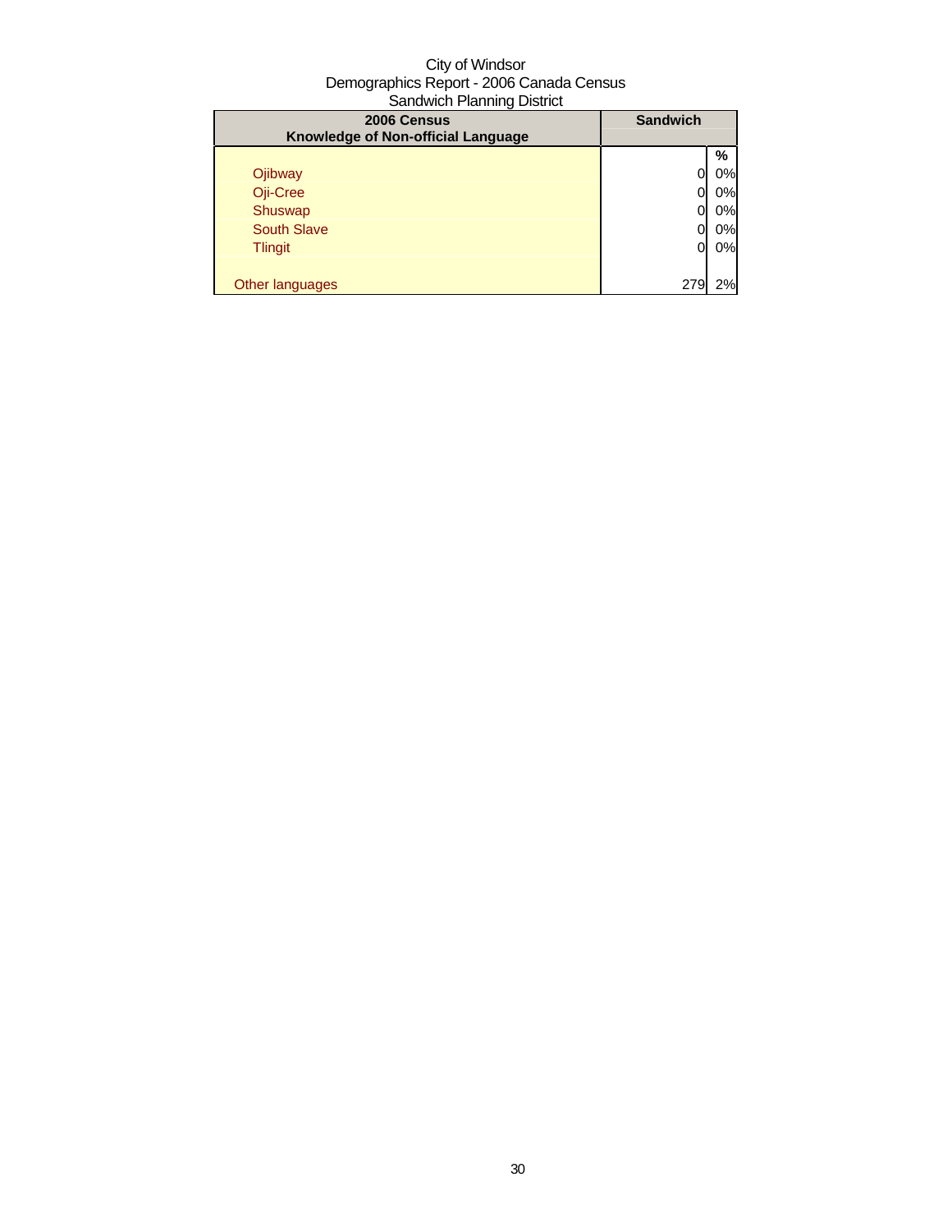City of Windsor
Demographics Report - 2006 Canada Census
Sandwich Planning District

| 2006 Census<br>Knowledge of Non-official Language | Sandwich | |
|---|---|---|
| | | % |
| Ojibway | 0 | 0% |
| Oji-Cree | 0 | 0% |
| Shuswap | 0 | 0% |
| South Slave | 0 | 0% |
| Tlingit | 0 | 0% |
| | | |
| Other languages | 279 | 2% |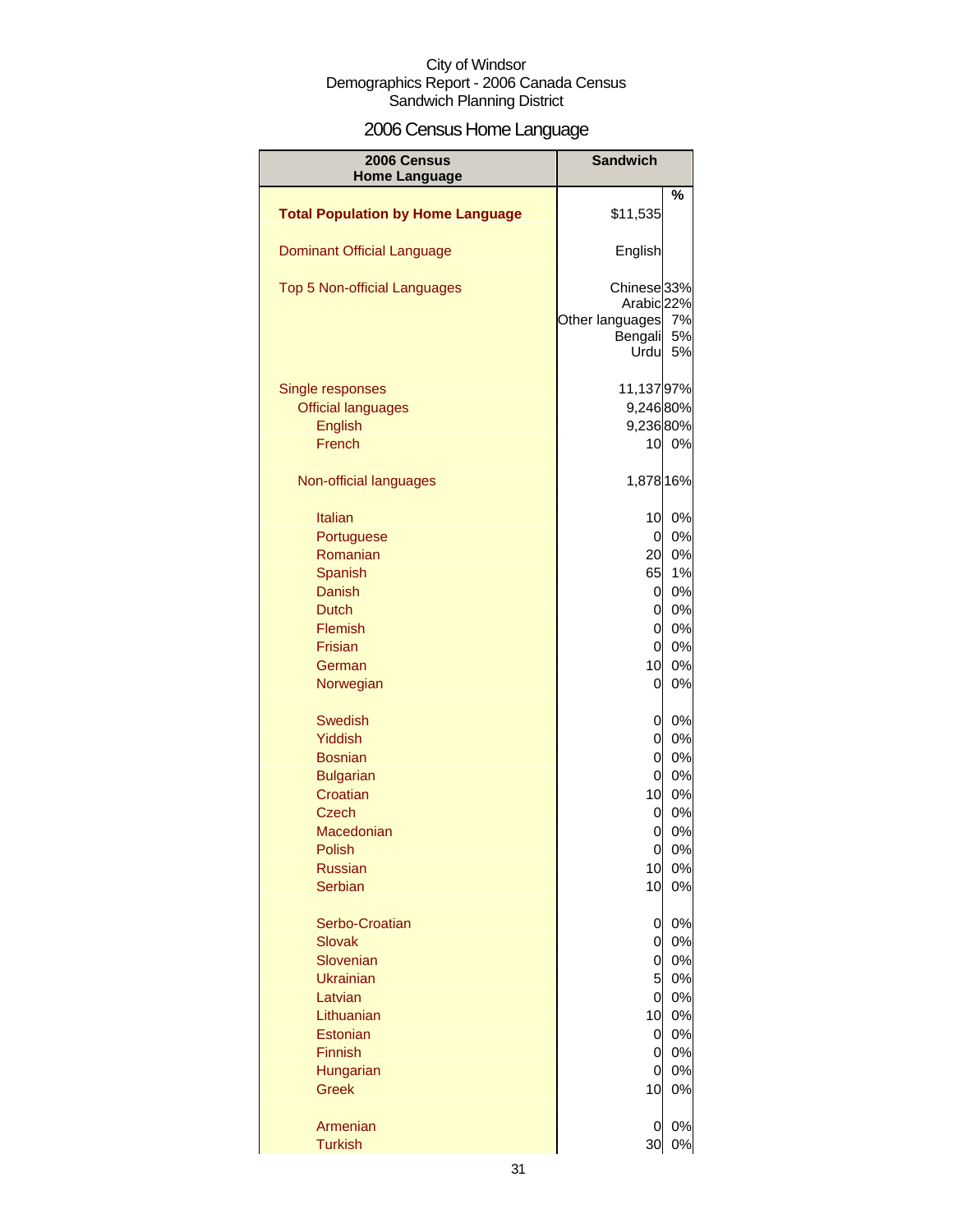City of Windsor
Demographics Report - 2006 Canada Census
Sandwich Planning District

# 2006 Census Home Language

| 2006 Census Home Language | Sandwich | |
|---|---|---|
| | | % |
| **Total Population by Home Language** | $11,535 | |
| Dominant Official Language | English | |
| Top 5 Non-official Languages | Chinese | 33% |
| | Arabic | 22% |
| | Other languages | 7% |
| | Bengali | 5% |
| | Urdu | 5% |
| Single responses | 11,137 | 97% |
| Official languages | 9,246 | 80% |
| English | 9,236 | 80% |
| French | 10 | 0% |
| Non-official languages | 1,878 | 16% |
| Italian | 10 | 0% |
| Portuguese | 0 | 0% |
| Romanian | 20 | 0% |
| Spanish | 65 | 1% |
| Danish | 0 | 0% |
| Dutch | 0 | 0% |
| Flemish | 0 | 0% |
| Frisian | 0 | 0% |
| German | 10 | 0% |
| Norwegian | 0 | 0% |
| Swedish | 0 | 0% |
| Yiddish | 0 | 0% |
| Bosnian | 0 | 0% |
| Bulgarian | 0 | 0% |
| Croatian | 10 | 0% |
| Czech | 0 | 0% |
| Macedonian | 0 | 0% |
| Polish | 0 | 0% |
| Russian | 10 | 0% |
| Serbian | 10 | 0% |
| Serbo-Croatian | 0 | 0% |
| Slovak | 0 | 0% |
| Slovenian | 0 | 0% |
| Ukrainian | 5 | 0% |
| Latvian | 0 | 0% |
| Lithuanian | 10 | 0% |
| Estonian | 0 | 0% |
| Finnish | 0 | 0% |
| Hungarian | 0 | 0% |
| Greek | 10 | 0% |
| Armenian | 0 | 0% |
| Turkish | 30 | 0% |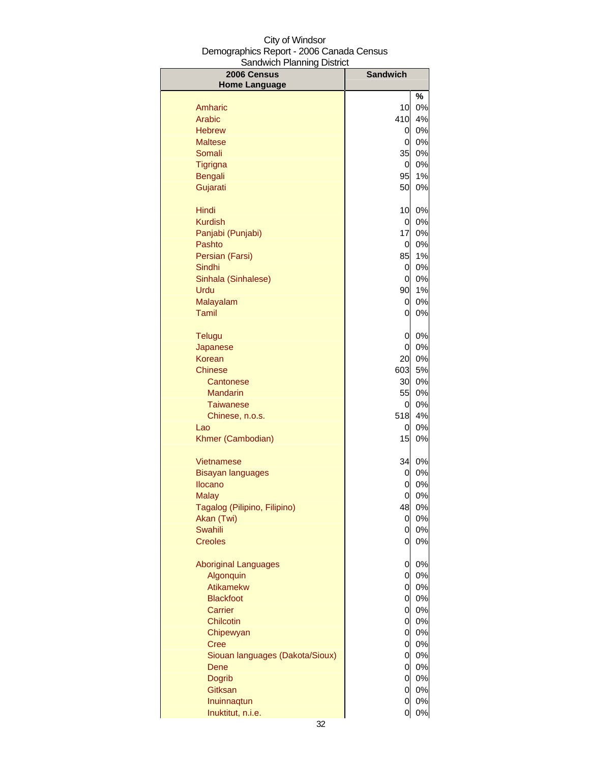City of Windsor
Demographics Report - 2006 Canada Census
Sandwich Planning District

| 2006 Census Home Language | Sandwich | |
|---|---|---|
| | | % |
| Amharic | 10 | 0% |
| Arabic | 410 | 4% |
| Hebrew | 0 | 0% |
| Maltese | 0 | 0% |
| Somali | 35 | 0% |
| Tigrigna | 0 | 0% |
| Bengali | 95 | 1% |
| Gujarati | 50 | 0% |
| | | |
| Hindi | 10 | 0% |
| Kurdish | 0 | 0% |
| Panjabi (Punjabi) | 17 | 0% |
| Pashto | 0 | 0% |
| Persian (Farsi) | 85 | 1% |
| Sindhi | 0 | 0% |
| Sinhala (Sinhalese) | 0 | 0% |
| Urdu | 90 | 1% |
| Malayalam | 0 | 0% |
| Tamil | 0 | 0% |
| | | |
| Telugu | 0 | 0% |
| Japanese | 0 | 0% |
| Korean | 20 | 0% |
| Chinese | 603 | 5% |
| Cantonese | 30 | 0% |
| Mandarin | 55 | 0% |
| Taiwanese | 0 | 0% |
| Chinese, n.o.s. | 518 | 4% |
| Lao | 0 | 0% |
| Khmer (Cambodian) | 15 | 0% |
| | | |
| Vietnamese | 34 | 0% |
| Bisayan languages | 0 | 0% |
| Ilocano | 0 | 0% |
| Malay | 0 | 0% |
| Tagalog (Pilipino, Filipino) | 48 | 0% |
| Akan (Twi) | 0 | 0% |
| Swahili | 0 | 0% |
| Creoles | 0 | 0% |
| | | |
| Aboriginal Languages | 0 | 0% |
| Algonquin | 0 | 0% |
| Atikamekw | 0 | 0% |
| Blackfoot | 0 | 0% |
| Carrier | 0 | 0% |
| Chilcotin | 0 | 0% |
| Chipewyan | 0 | 0% |
| Cree | 0 | 0% |
| Siouan languages (Dakota/Sioux) | 0 | 0% |
| Dene | 0 | 0% |
| Dogrib | 0 | 0% |
| Gitksan | 0 | 0% |
| Inuinnaqtun | 0 | 0% |
| Inuktitut, n.i.e. | 0 | 0% |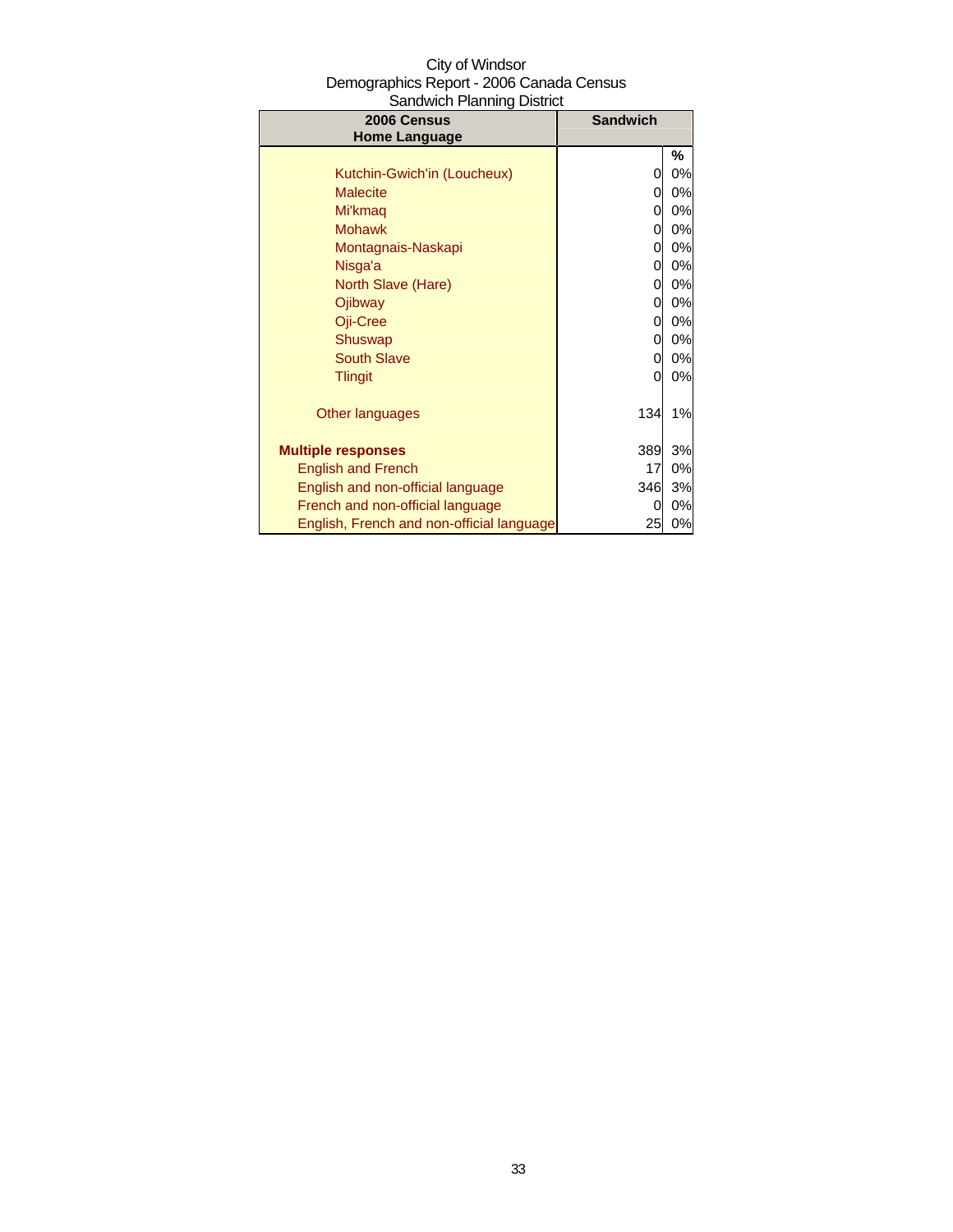City of Windsor
Demographics Report - 2006 Canada Census
Sandwich Planning District

| 2006 Census Home Language | Sandwich | |
|---|---|---|
| | | % |
| Kutchin-Gwich'in (Loucheux) | 0 | 0% |
| Malecite | 0 | 0% |
| Mi'kmaq | 0 | 0% |
| Mohawk | 0 | 0% |
| Montagnais-Naskapi | 0 | 0% |
| Nisga'a | 0 | 0% |
| North Slave (Hare) | 0 | 0% |
| Ojibway | 0 | 0% |
| Oji-Cree | 0 | 0% |
| Shuswap | 0 | 0% |
| South Slave | 0 | 0% |
| Tlingit | 0 | 0% |
| Other languages | 134 | 1% |
| **Multiple responses** | 389 | 3% |
| English and French | 17 | 0% |
| English and non-official language | 346 | 3% |
| French and non-official language | 0 | 0% |
| English, French and non-official language | 25 | 0% |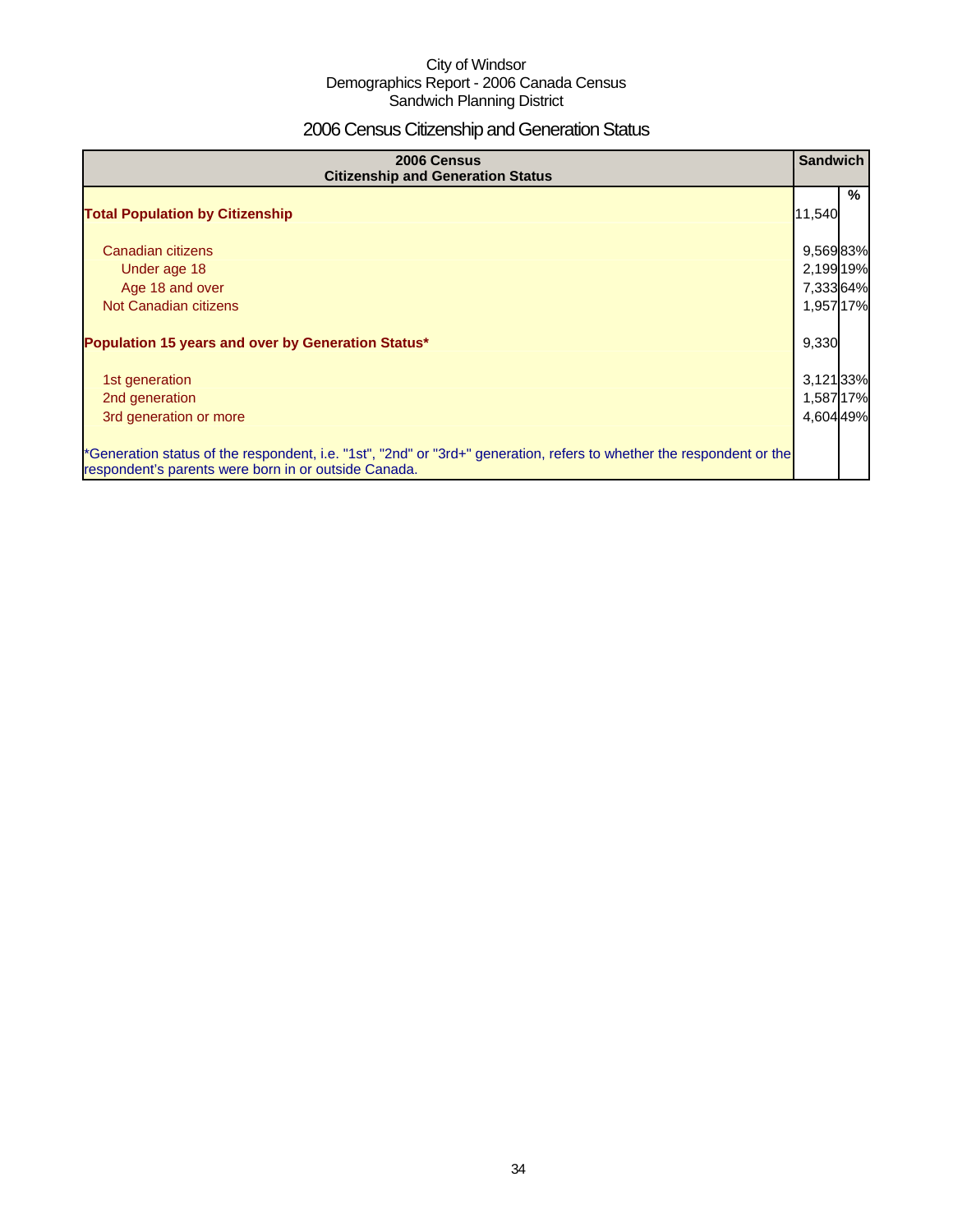City of Windsor
Demographics Report - 2006 Canada Census
Sandwich Planning District

# 2006 Census Citizenship and Generation Status

| 2006 Census Citizenship and Generation Status | Sandwich | |
|---|---|---|
| | | % |
| **Total Population by Citizenship** | 11,540 | |
| Canadian citizens | 9,569 | 83% |
| Under age 18 | 2,199 | 19% |
| Age 18 and over | 7,333 | 64% |
| Not Canadian citizens | 1,957 | 17% |
| **Population 15 years and over by Generation Status*** | 9,330 | |
| 1st generation | 3,121 | 33% |
| 2nd generation | 1,587 | 17% |
| 3rd generation or more | 4,604 | 49% |
| *Generation status of the respondent, i.e. "1st", "2nd" or "3rd+" generation, refers to whether the respondent or the respondent's parents were born in or outside Canada. | | |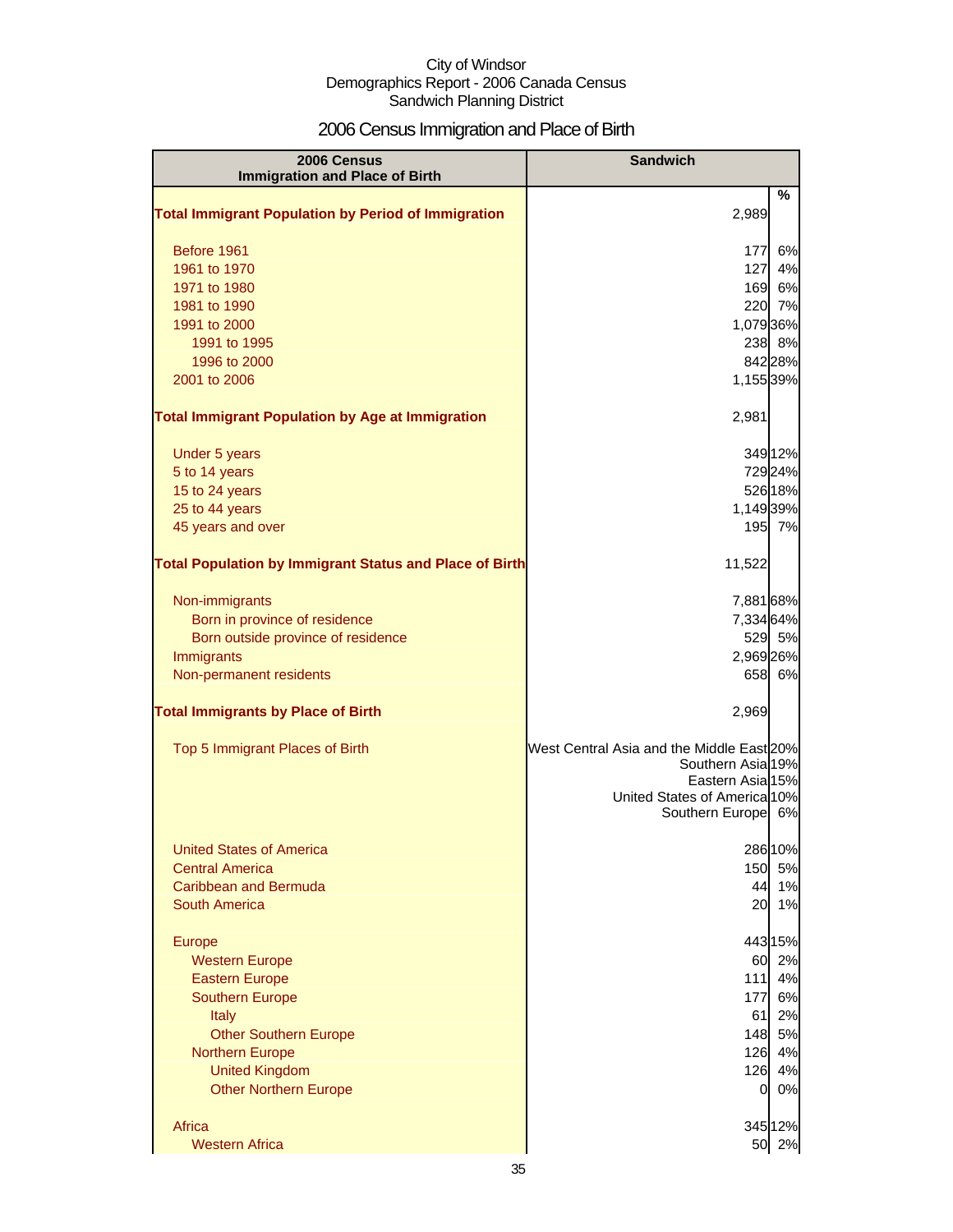City of Windsor
Demographics Report - 2006 Canada Census
Sandwich Planning District

# 2006 Census Immigration and Place of Birth

| 2006 Census Immigration and Place of Birth | Sandwich | |
|---|---|---|
| | | % |
| **Total Immigrant Population by Period of Immigration** | 2,989 | |
| Before 1961 | 177 | 6% |
| 1961 to 1970 | 127 | 4% |
| 1971 to 1980 | 169 | 6% |
| 1981 to 1990 | 220 | 7% |
| 1991 to 2000 | 1,079 | 36% |
| 1991 to 1995 | 238 | 8% |
| 1996 to 2000 | 842 | 28% |
| 2001 to 2006 | 1,155 | 39% |
| **Total Immigrant Population by Age at Immigration** | 2,981 | |
| Under 5 years | 349 | 12% |
| 5 to 14 years | 729 | 24% |
| 15 to 24 years | 526 | 18% |
| 25 to 44 years | 1,149 | 39% |
| 45 years and over | 195 | 7% |
| **Total Population by Immigrant Status and Place of Birth** | 11,522 | |
| Non-immigrants | 7,881 | 68% |
| Born in province of residence | 7,334 | 64% |
| Born outside province of residence | 529 | 5% |
| Immigrants | 2,969 | 26% |
| Non-permanent residents | 658 | 6% |
| **Total Immigrants by Place of Birth** | 2,969 | |
| Top 5 Immigrant Places of Birth | West Central Asia and the Middle East | 20% |
| | Southern Asia | 19% |
| | Eastern Asia | 15% |
| | United States of America | 10% |
| | Southern Europe | 6% |
| United States of America | 286 | 10% |
| Central America | 150 | 5% |
| Caribbean and Bermuda | 44 | 1% |
| South America | 20 | 1% |
| Europe | 443 | 15% |
| Western Europe | 60 | 2% |
| Eastern Europe | 111 | 4% |
| Southern Europe | 177 | 6% |
| Italy | 61 | 2% |
| Other Southern Europe | 148 | 5% |
| Northern Europe | 126 | 4% |
| United Kingdom | 126 | 4% |
| Other Northern Europe | 0 | 0% |
| Africa | 345 | 12% |
| Western Africa | 50 | 2% |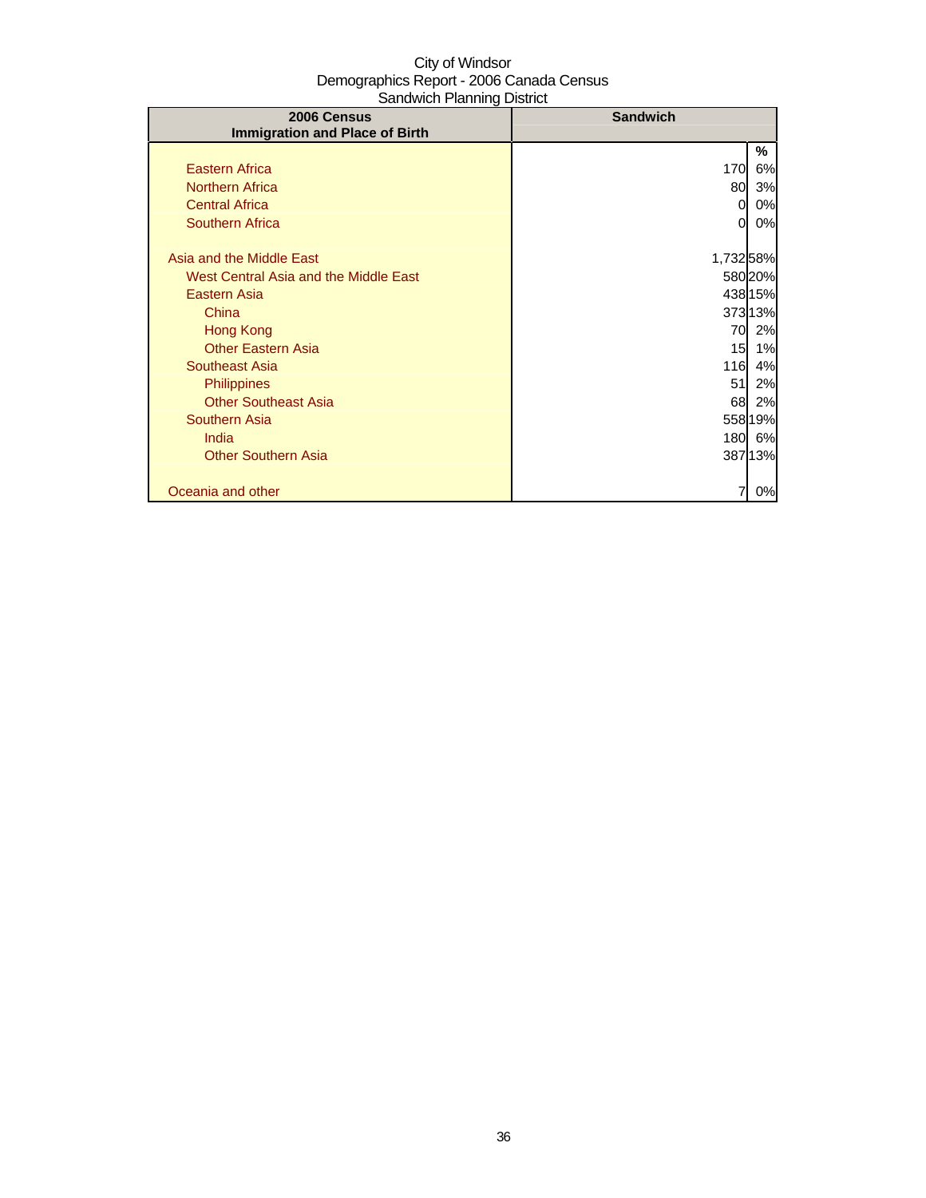City of Windsor
Demographics Report - 2006 Canada Census
Sandwich Planning District

| 2006 Census Immigration and Place of Birth | Sandwich | |
|---|---|---|
| | | % |
| Eastern Africa | 170 | 6% |
| Northern Africa | 80 | 3% |
| Central Africa | 0 | 0% |
| Southern Africa | 0 | 0% |
| | | |
| Asia and the Middle East | 1,732 | 58% |
| West Central Asia and the Middle East | 580 | 20% |
| Eastern Asia | 438 | 15% |
| China | 373 | 13% |
| Hong Kong | 70 | 2% |
| Other Eastern Asia | 15 | 1% |
| Southeast Asia | 116 | 4% |
| Philippines | 51 | 2% |
| Other Southeast Asia | 68 | 2% |
| Southern Asia | 558 | 19% |
| India | 180 | 6% |
| Other Southern Asia | 387 | 13% |
| | | |
| Oceania and other | 7 | 0% |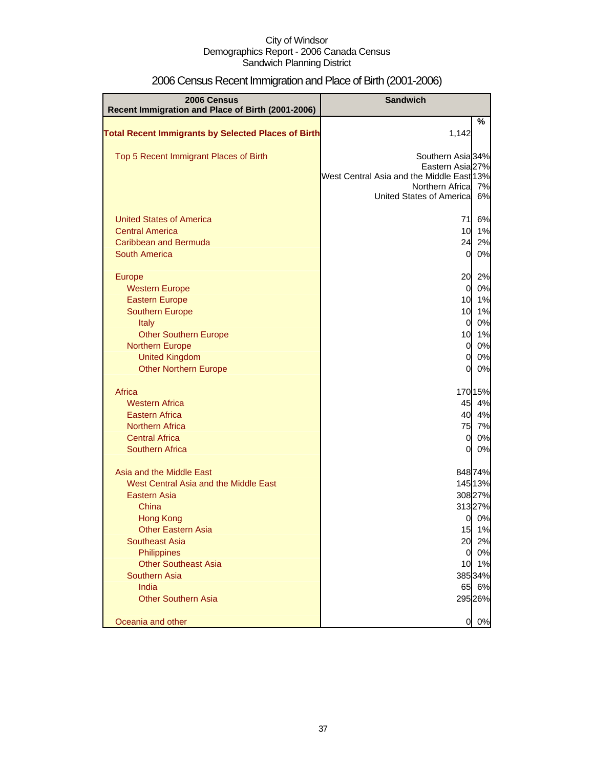City of Windsor
Demographics Report - 2006 Canada Census
Sandwich Planning District

# 2006 Census Recent Immigration and Place of Birth (2001-2006)

| 2006 Census Recent Immigration and Place of Birth (2001-2006) | Sandwich | |
|---|---|---|
| | | % |
| **Total Recent Immigrants by Selected Places of Birth** | 1,142 | |
| Top 5 Recent Immigrant Places of Birth | Southern Asia | 34% |
| | Eastern Asia | 27% |
| | West Central Asia and the Middle East | 13% |
| | Northern Africa | 7% |
| | United States of America | 6% |
| United States of America | 71 | 6% |
| Central America | 10 | 1% |
| Caribbean and Bermuda | 24 | 2% |
| South America | 0 | 0% |
| Europe | 20 | 2% |
| Western Europe | 0 | 0% |
| Eastern Europe | 10 | 1% |
| Southern Europe | 10 | 1% |
| Italy | 0 | 0% |
| Other Southern Europe | 10 | 1% |
| Northern Europe | 0 | 0% |
| United Kingdom | 0 | 0% |
| Other Northern Europe | 0 | 0% |
| Africa | 170 | 15% |
| Western Africa | 45 | 4% |
| Eastern Africa | 40 | 4% |
| Northern Africa | 75 | 7% |
| Central Africa | 0 | 0% |
| Southern Africa | 0 | 0% |
| Asia and the Middle East | 848 | 74% |
| West Central Asia and the Middle East | 145 | 13% |
| Eastern Asia | 308 | 27% |
| China | 313 | 27% |
| Hong Kong | 0 | 0% |
| Other Eastern Asia | 15 | 1% |
| Southeast Asia | 20 | 2% |
| Philippines | 0 | 0% |
| Other Southeast Asia | 10 | 1% |
| Southern Asia | 385 | 34% |
| India | 65 | 6% |
| Other Southern Asia | 295 | 26% |
| Oceania and other | 0 | 0% |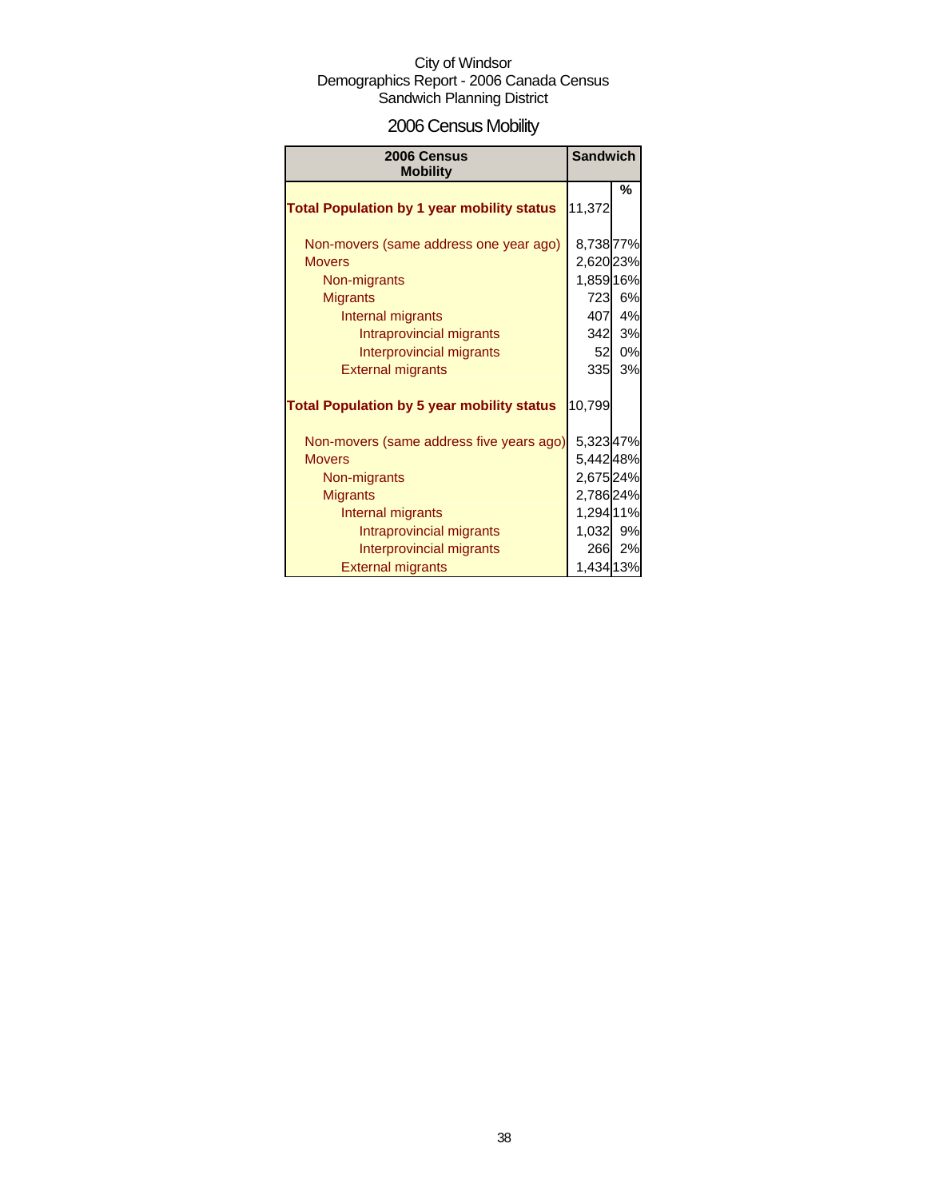City of Windsor
Demographics Report - 2006 Canada Census
Sandwich Planning District

# 2006 Census Mobility

| 2006 Census Mobility | Sandwich | % |
|---|---|---|
| **Total Population by 1 year mobility status** | 11,372 | |
| Non-movers (same address one year ago) | 8,738 | 77% |
| Movers | 2,620 | 23% |
| Non-migrants | 1,859 | 16% |
| Migrants | 723 | 6% |
| Internal migrants | 407 | 4% |
| Intraprovincial migrants | 342 | 3% |
| Interprovincial migrants | 52 | 0% |
| External migrants | 335 | 3% |
| **Total Population by 5 year mobility status** | 10,799 | |
| Non-movers (same address five years ago) | 5,323 | 47% |
| Movers | 5,442 | 48% |
| Non-migrants | 2,675 | 24% |
| Migrants | 2,786 | 24% |
| Internal migrants | 1,294 | 11% |
| Intraprovincial migrants | 1,032 | 9% |
| Interprovincial migrants | 266 | 2% |
| External migrants | 1,434 | 13% |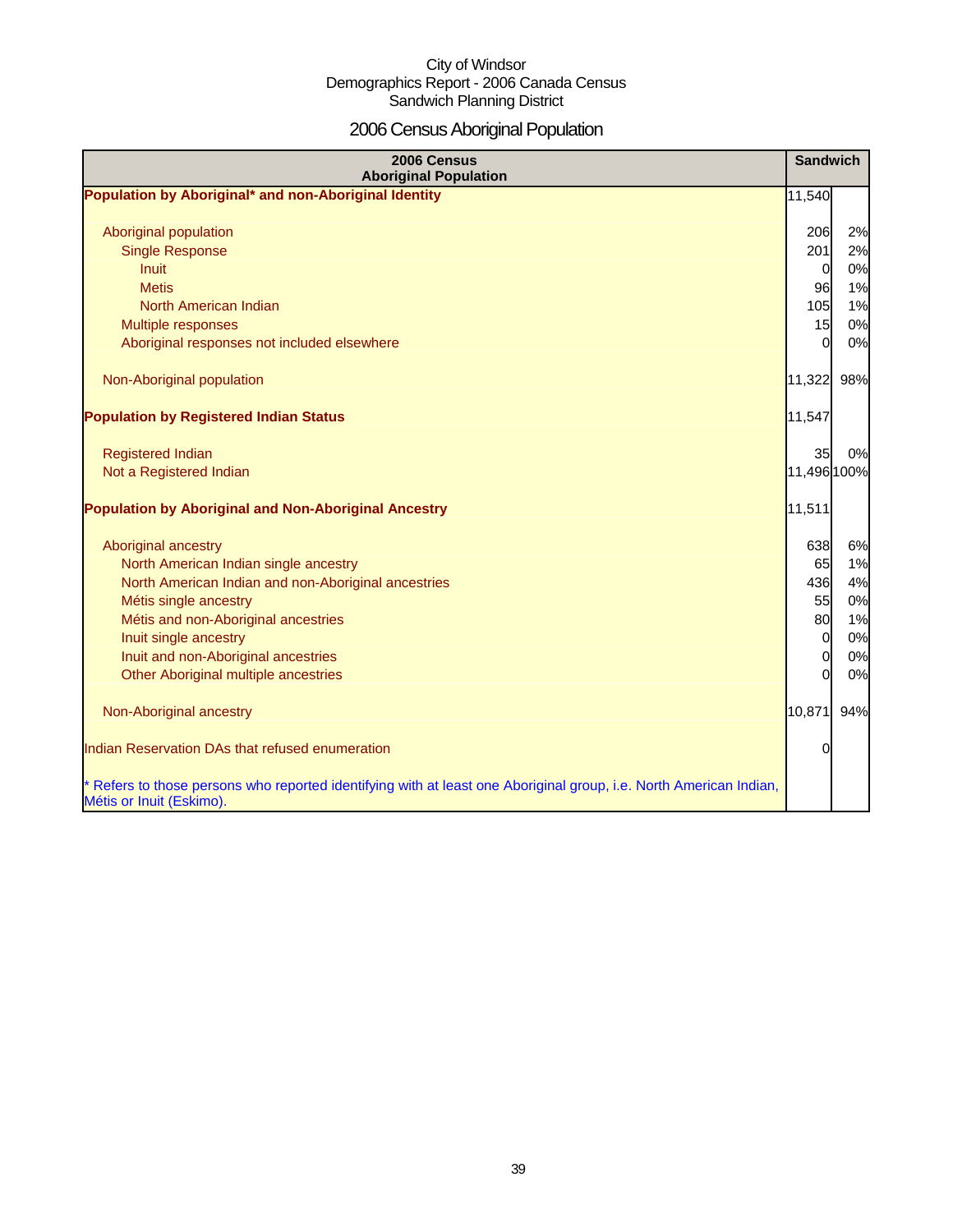City of Windsor
Demographics Report - 2006 Canada Census
Sandwich Planning District

# 2006 Census Aboriginal Population

| 2006 Census Aboriginal Population | Sandwich | |
|---|---|---|
| **Population by Aboriginal* and non-Aboriginal Identity** | 11,540 | |
| Aboriginal population | 206 | 2% |
| Single Response | 201 | 2% |
| Inuit | 0 | 0% |
| Metis | 96 | 1% |
| North American Indian | 105 | 1% |
| Multiple responses | 15 | 0% |
| Aboriginal responses not included elsewhere | 0 | 0% |
| Non-Aboriginal population | 11,322 | 98% |
| **Population by Registered Indian Status** | 11,547 | |
| Registered Indian | 35 | 0% |
| Not a Registered Indian | 11,496 | 100% |
| **Population by Aboriginal and Non-Aboriginal Ancestry** | 11,511 | |
| Aboriginal ancestry | 638 | 6% |
| North American Indian single ancestry | 65 | 1% |
| North American Indian and non-Aboriginal ancestries | 436 | 4% |
| Métis single ancestry | 55 | 0% |
| Métis and non-Aboriginal ancestries | 80 | 1% |
| Inuit single ancestry | 0 | 0% |
| Inuit and non-Aboriginal ancestries | 0 | 0% |
| Other Aboriginal multiple ancestries | 0 | 0% |
| Non-Aboriginal ancestry | 10,871 | 94% |
| Indian Reservation DAs that refused enumeration | 0 | |

* Refers to those persons who reported identifying with at least one Aboriginal group, i.e. North American Indian, Métis or Inuit (Eskimo).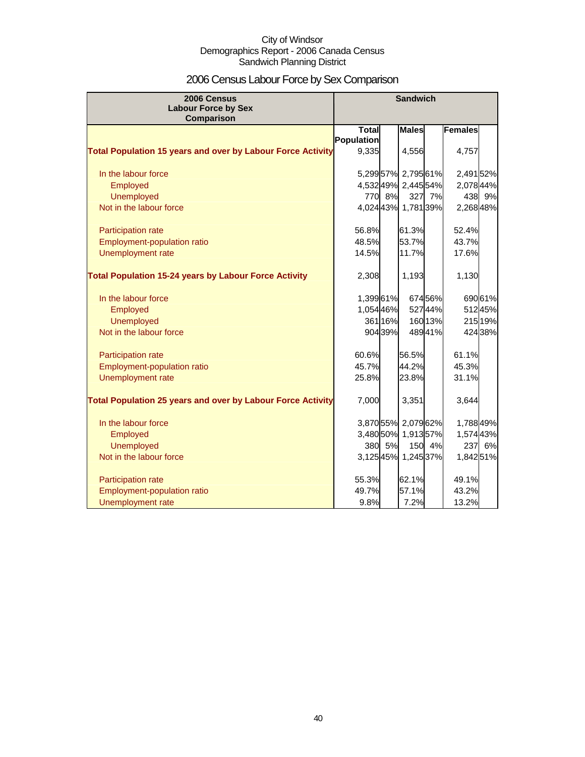City of Windsor
Demographics Report - 2006 Canada Census
Sandwich Planning District

# 2006 Census Labour Force by Sex Comparison

| 2006 Census Labour Force by Sex Comparison | Sandwich | | | | | |
|---|---|---|---|---|---|---|
| | Total Population | | Males | | Females | |
| **Total Population 15 years and over by Labour Force Activity** | 9,335 | | 4,556 | | 4,757 | |
| In the labour force | 5,299 | 57% | 2,795 | 61% | 2,491 | 52% |
| Employed | 4,532 | 49% | 2,445 | 54% | 2,078 | 44% |
| Unemployed | 770 | 8% | 327 | 7% | 438 | 9% |
| Not in the labour force | 4,024 | 43% | 1,781 | 39% | 2,268 | 48% |
| Participation rate | 56.8% | | 61.3% | | 52.4% | |
| Employment-population ratio | 48.5% | | 53.7% | | 43.7% | |
| Unemployment rate | 14.5% | | 11.7% | | 17.6% | |
| **Total Population 15-24 years by Labour Force Activity** | 2,308 | | 1,193 | | 1,130 | |
| In the labour force | 1,399 | 61% | 674 | 56% | 690 | 61% |
| Employed | 1,054 | 46% | 527 | 44% | 512 | 45% |
| Unemployed | 361 | 16% | 160 | 13% | 215 | 19% |
| Not in the labour force | 904 | 39% | 489 | 41% | 424 | 38% |
| Participation rate | 60.6% | | 56.5% | | 61.1% | |
| Employment-population ratio | 45.7% | | 44.2% | | 45.3% | |
| Unemployment rate | 25.8% | | 23.8% | | 31.1% | |
| **Total Population 25 years and over by Labour Force Activity** | 7,000 | | 3,351 | | 3,644 | |
| In the labour force | 3,870 | 55% | 2,079 | 62% | 1,788 | 49% |
| Employed | 3,480 | 50% | 1,913 | 57% | 1,574 | 43% |
| Unemployed | 380 | 5% | 150 | 4% | 237 | 6% |
| Not in the labour force | 3,125 | 45% | 1,245 | 37% | 1,842 | 51% |
| Participation rate | 55.3% | | 62.1% | | 49.1% | |
| Employment-population ratio | 49.7% | | 57.1% | | 43.2% | |
| Unemployment rate | 9.8% | | 7.2% | | 13.2% | |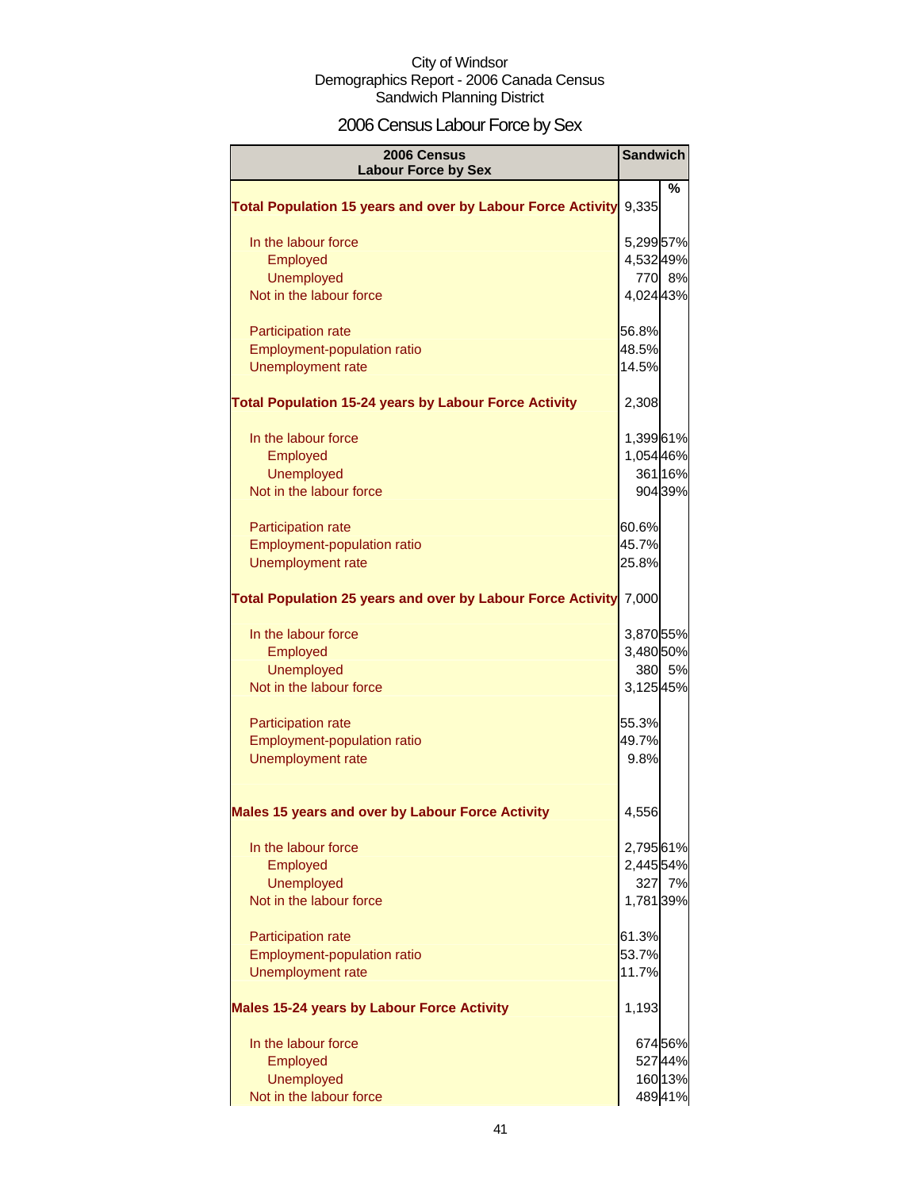City of Windsor
Demographics Report - 2006 Canada Census
Sandwich Planning District

# 2006 Census Labour Force by Sex

| 2006 Census Labour Force by Sex | Sandwich | |
|---|---|---|
| | | % |
| **Total Population 15 years and over by Labour Force Activity** | 9,335 | |
| In the labour force | 5,299 | 57% |
| Employed | 4,532 | 49% |
| Unemployed | 770 | 8% |
| Not in the labour force | 4,024 | 43% |
| Participation rate | 56.8% | |
| Employment-population ratio | 48.5% | |
| Unemployment rate | 14.5% | |
| **Total Population 15-24 years by Labour Force Activity** | 2,308 | |
| In the labour force | 1,399 | 61% |
| Employed | 1,054 | 46% |
| Unemployed | 361 | 16% |
| Not in the labour force | 904 | 39% |
| Participation rate | 60.6% | |
| Employment-population ratio | 45.7% | |
| Unemployment rate | 25.8% | |
| **Total Population 25 years and over by Labour Force Activity** | 7,000 | |
| In the labour force | 3,870 | 55% |
| Employed | 3,480 | 50% |
| Unemployed | 380 | 5% |
| Not in the labour force | 3,125 | 45% |
| Participation rate | 55.3% | |
| Employment-population ratio | 49.7% | |
| Unemployment rate | 9.8% | |
| **Males 15 years and over by Labour Force Activity** | 4,556 | |
| In the labour force | 2,795 | 61% |
| Employed | 2,445 | 54% |
| Unemployed | 327 | 7% |
| Not in the labour force | 1,781 | 39% |
| Participation rate | 61.3% | |
| Employment-population ratio | 53.7% | |
| Unemployment rate | 11.7% | |
| **Males 15-24 years by Labour Force Activity** | 1,193 | |
| In the labour force | 674 | 56% |
| Employed | 527 | 44% |
| Unemployed | 160 | 13% |
| Not in the labour force | 489 | 41% |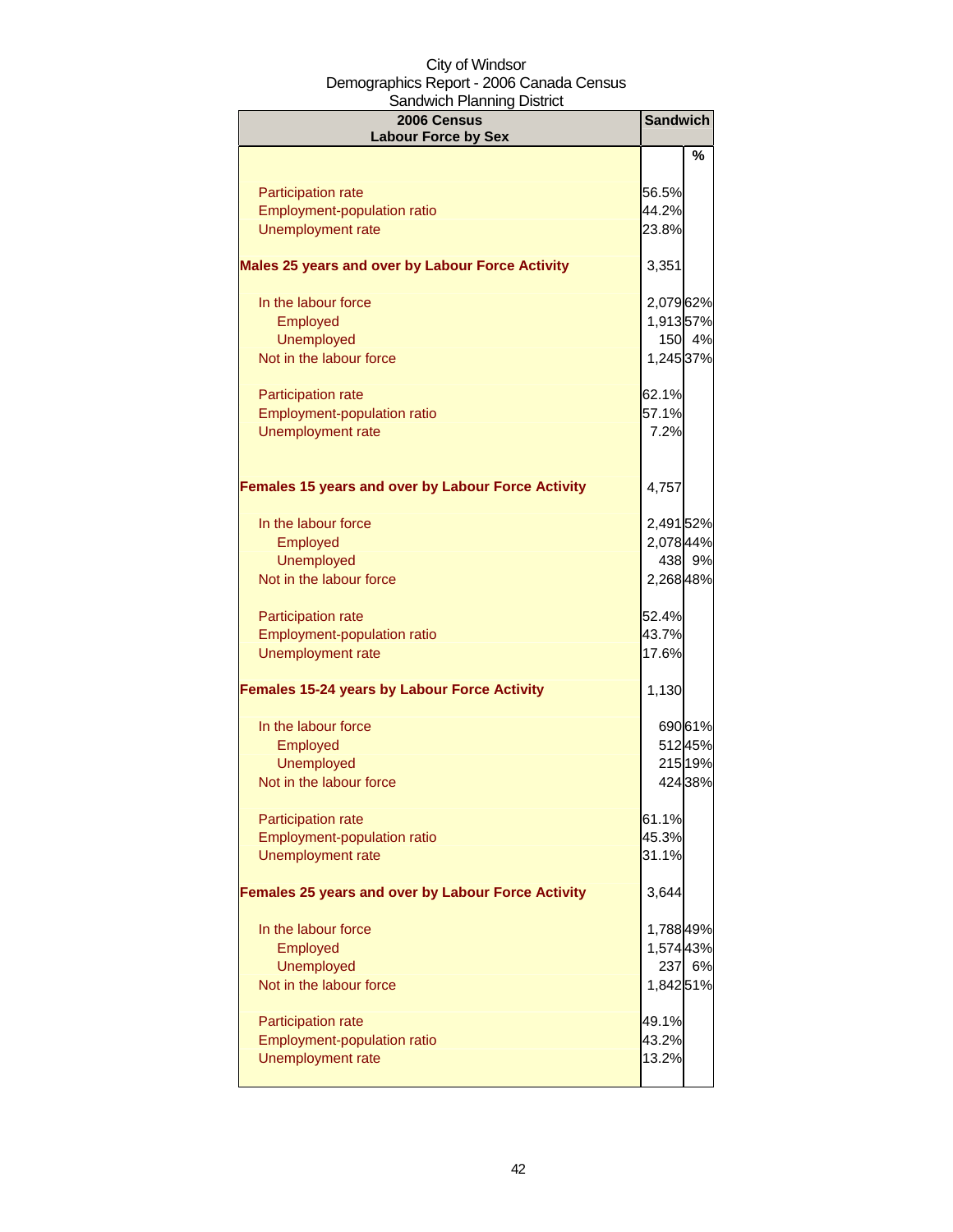City of Windsor
Demographics Report - 2006 Canada Census
Sandwich Planning District

| 2006 Census<br>Labour Force by Sex | Sandwich | |
|---|---|---|
| | | % |
| Participation rate | 56.5% | |
| Employment-population ratio | 44.2% | |
| Unemployment rate | 23.8% | |
| **Males 25 years and over by Labour Force Activity** | 3,351 | |
| In the labour force | 2,079 | 62% |
| Employed | 1,913 | 57% |
| Unemployed | 150 | 4% |
| Not in the labour force | 1,245 | 37% |
| Participation rate | 62.1% | |
| Employment-population ratio | 57.1% | |
| Unemployment rate | 7.2% | |
| **Females 15 years and over by Labour Force Activity** | 4,757 | |
| In the labour force | 2,491 | 52% |
| Employed | 2,078 | 44% |
| Unemployed | 438 | 9% |
| Not in the labour force | 2,268 | 48% |
| Participation rate | 52.4% | |
| Employment-population ratio | 43.7% | |
| Unemployment rate | 17.6% | |
| **Females 15-24 years by Labour Force Activity** | 1,130 | |
| In the labour force | 690 | 61% |
| Employed | 512 | 45% |
| Unemployed | 215 | 19% |
| Not in the labour force | 424 | 38% |
| Participation rate | 61.1% | |
| Employment-population ratio | 45.3% | |
| Unemployment rate | 31.1% | |
| **Females 25 years and over by Labour Force Activity** | 3,644 | |
| In the labour force | 1,788 | 49% |
| Employed | 1,574 | 43% |
| Unemployed | 237 | 6% |
| Not in the labour force | 1,842 | 51% |
| Participation rate | 49.1% | |
| Employment-population ratio | 43.2% | |
| Unemployment rate | 13.2% | |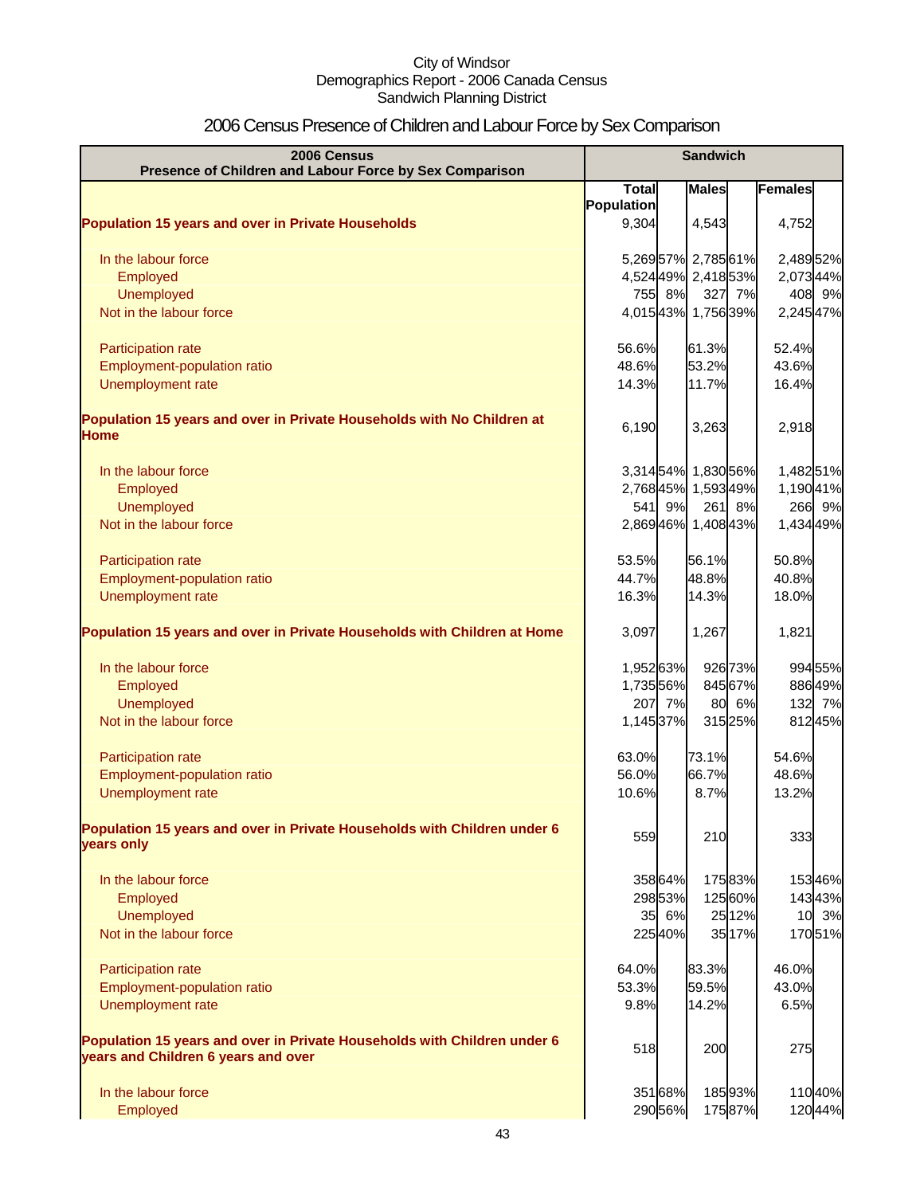City of Windsor
Demographics Report - 2006 Canada Census
Sandwich Planning District

# 2006 Census Presence of Children and Labour Force by Sex Comparison

| 2006 Census Presence of Children and Labour Force by Sex Comparison | Sandwich | | | | | |
|---|---|---|---|---|---|---|
| | Total Population | | Males | | Females | |
| **Population 15 years and over in Private Households** | 9,304 | | 4,543 | | 4,752 | |
| In the labour force | 5,269 | 57% | 2,785 | 61% | 2,489 | 52% |
| Employed | 4,524 | 49% | 2,418 | 53% | 2,073 | 44% |
| Unemployed | 755 | 8% | 327 | 7% | 408 | 9% |
| Not in the labour force | 4,015 | 43% | 1,756 | 39% | 2,245 | 47% |
| Participation rate | 56.6% | | 61.3% | | 52.4% | |
| Employment-population ratio | 48.6% | | 53.2% | | 43.6% | |
| Unemployment rate | 14.3% | | 11.7% | | 16.4% | |
| **Population 15 years and over in Private Households with No Children at Home** | 6,190 | | 3,263 | | 2,918 | |
| In the labour force | 3,314 | 54% | 1,830 | 56% | 1,482 | 51% |
| Employed | 2,768 | 45% | 1,593 | 49% | 1,190 | 41% |
| Unemployed | 541 | 9% | 261 | 8% | 266 | 9% |
| Not in the labour force | 2,869 | 46% | 1,408 | 43% | 1,434 | 49% |
| Participation rate | 53.5% | | 56.1% | | 50.8% | |
| Employment-population ratio | 44.7% | | 48.8% | | 40.8% | |
| Unemployment rate | 16.3% | | 14.3% | | 18.0% | |
| **Population 15 years and over in Private Households with Children at Home** | 3,097 | | 1,267 | | 1,821 | |
| In the labour force | 1,952 | 63% | 926 | 73% | 994 | 55% |
| Employed | 1,735 | 56% | 845 | 67% | 886 | 49% |
| Unemployed | 207 | 7% | 80 | 6% | 132 | 7% |
| Not in the labour force | 1,145 | 37% | 315 | 25% | 812 | 45% |
| Participation rate | 63.0% | | 73.1% | | 54.6% | |
| Employment-population ratio | 56.0% | | 66.7% | | 48.6% | |
| Unemployment rate | 10.6% | | 8.7% | | 13.2% | |
| **Population 15 years and over in Private Households with Children under 6 years only** | 559 | | 210 | | 333 | |
| In the labour force | 358 | 64% | 175 | 83% | 153 | 46% |
| Employed | 298 | 53% | 125 | 60% | 143 | 43% |
| Unemployed | 35 | 6% | 25 | 12% | 10 | 3% |
| Not in the labour force | 225 | 40% | 35 | 17% | 170 | 51% |
| Participation rate | 64.0% | | 83.3% | | 46.0% | |
| Employment-population ratio | 53.3% | | 59.5% | | 43.0% | |
| Unemployment rate | 9.8% | | 14.2% | | 6.5% | |
| **Population 15 years and over in Private Households with Children under 6 years and Children 6 years and over** | 518 | | 200 | | 275 | |
| In the labour force | 351 | 68% | 185 | 93% | 110 | 40% |
| Employed | 290 | 56% | 175 | 87% | 120 | 44% |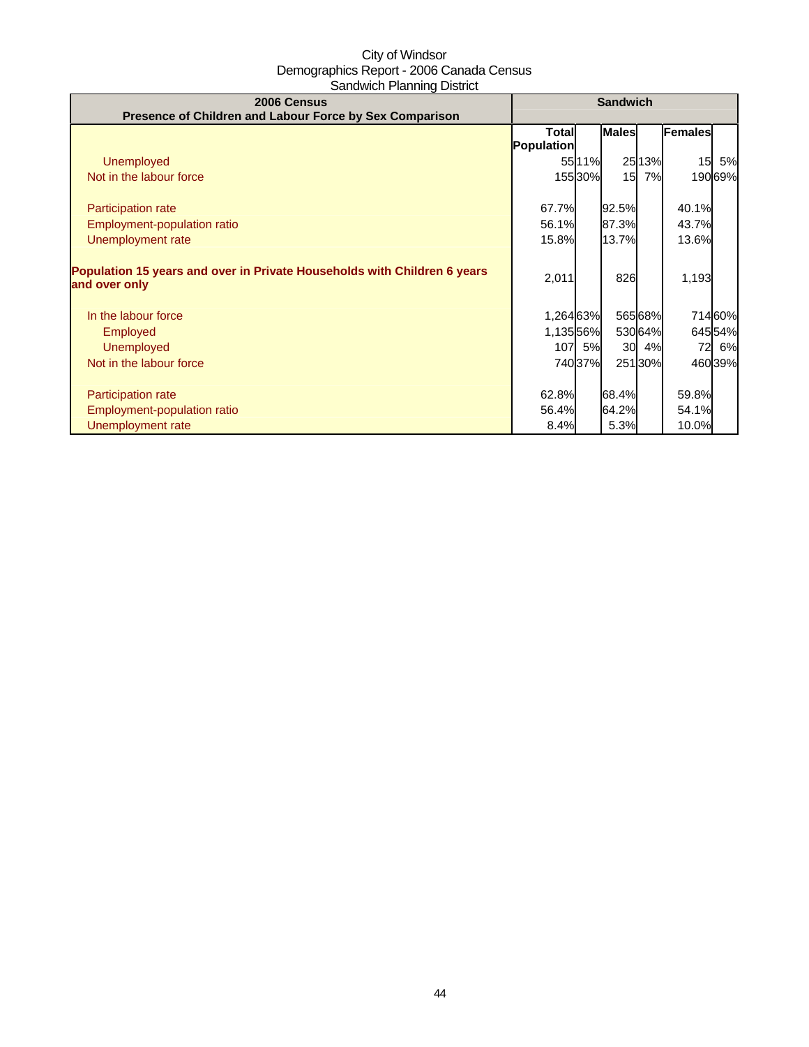City of Windsor
Demographics Report - 2006 Canada Census
Sandwich Planning District

| 2006 Census<br>Presence of Children and Labour Force by Sex Comparison | Sandwich | | | | | |
|---|---|---|---|---|---|---|
| | Total Population | | Males | | Females | |
| Unemployed | 55 | 11% | 25 | 13% | 15 | 5% |
| Not in the labour force | 155 | 30% | 15 | 7% | 190 | 69% |
| | | | | | | |
| Participation rate | 67.7% | | 92.5% | | 40.1% | |
| Employment-population ratio | 56.1% | | 87.3% | | 43.7% | |
| Unemployment rate | 15.8% | | 13.7% | | 13.6% | |
| | | | | | | |
| **Population 15 years and over in Private Households with Children 6 years and over only** | 2,011 | | 826 | | 1,193 | |
| | | | | | | |
| In the labour force | 1,264 | 63% | 565 | 68% | 714 | 60% |
| Employed | 1,135 | 56% | 530 | 64% | 645 | 54% |
| Unemployed | 107 | 5% | 30 | 4% | 72 | 6% |
| Not in the labour force | 740 | 37% | 251 | 30% | 460 | 39% |
| | | | | | | |
| Participation rate | 62.8% | | 68.4% | | 59.8% | |
| Employment-population ratio | 56.4% | | 64.2% | | 54.1% | |
| Unemployment rate | 8.4% | | 5.3% | | 10.0% | |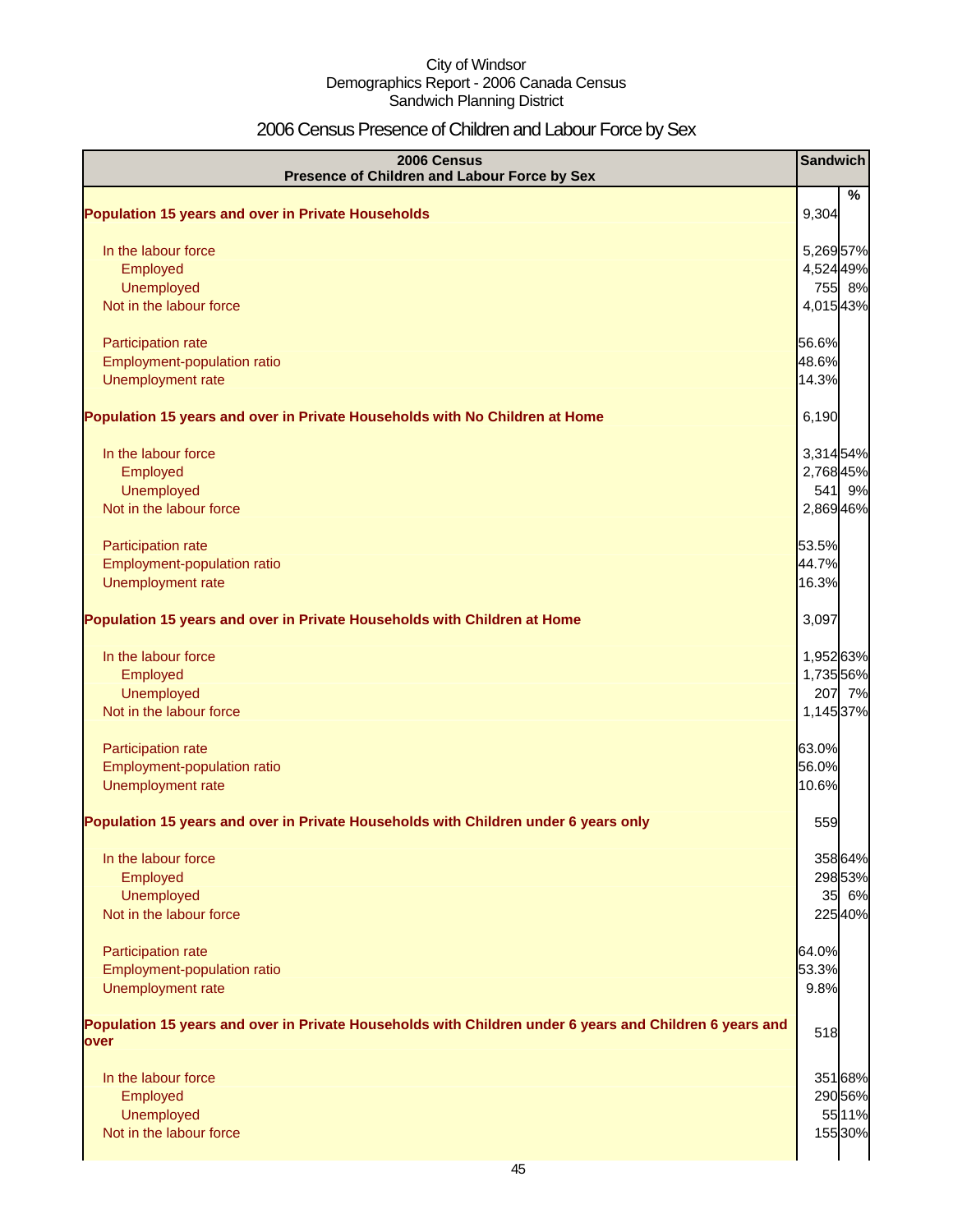City of Windsor
Demographics Report - 2006 Canada Census
Sandwich Planning District

# 2006 Census Presence of Children and Labour Force by Sex

| 2006 Census<br>Presence of Children and Labour Force by Sex | Sandwich | |
|---|---|---|
| | | % |
| **Population 15 years and over in Private Households** | 9,304 | |
| In the labour force | 5,269 | 57% |
| Employed | 4,524 | 49% |
| Unemployed | 755 | 8% |
| Not in the labour force | 4,015 | 43% |
| Participation rate | 56.6% | |
| Employment-population ratio | 48.6% | |
| Unemployment rate | 14.3% | |
| **Population 15 years and over in Private Households with No Children at Home** | 6,190 | |
| In the labour force | 3,314 | 54% |
| Employed | 2,768 | 45% |
| Unemployed | 541 | 9% |
| Not in the labour force | 2,869 | 46% |
| Participation rate | 53.5% | |
| Employment-population ratio | 44.7% | |
| Unemployment rate | 16.3% | |
| **Population 15 years and over in Private Households with Children at Home** | 3,097 | |
| In the labour force | 1,952 | 63% |
| Employed | 1,735 | 56% |
| Unemployed | 207 | 7% |
| Not in the labour force | 1,145 | 37% |
| Participation rate | 63.0% | |
| Employment-population ratio | 56.0% | |
| Unemployment rate | 10.6% | |
| **Population 15 years and over in Private Households with Children under 6 years only** | 559 | |
| In the labour force | 358 | 64% |
| Employed | 298 | 53% |
| Unemployed | 35 | 6% |
| Not in the labour force | 225 | 40% |
| Participation rate | 64.0% | |
| Employment-population ratio | 53.3% | |
| Unemployment rate | 9.8% | |
| **Population 15 years and over in Private Households with Children under 6 years and Children 6 years and over** | 518 | |
| In the labour force | 351 | 68% |
| Employed | 290 | 56% |
| Unemployed | 55 | 11% |
| Not in the labour force | 155 | 30% |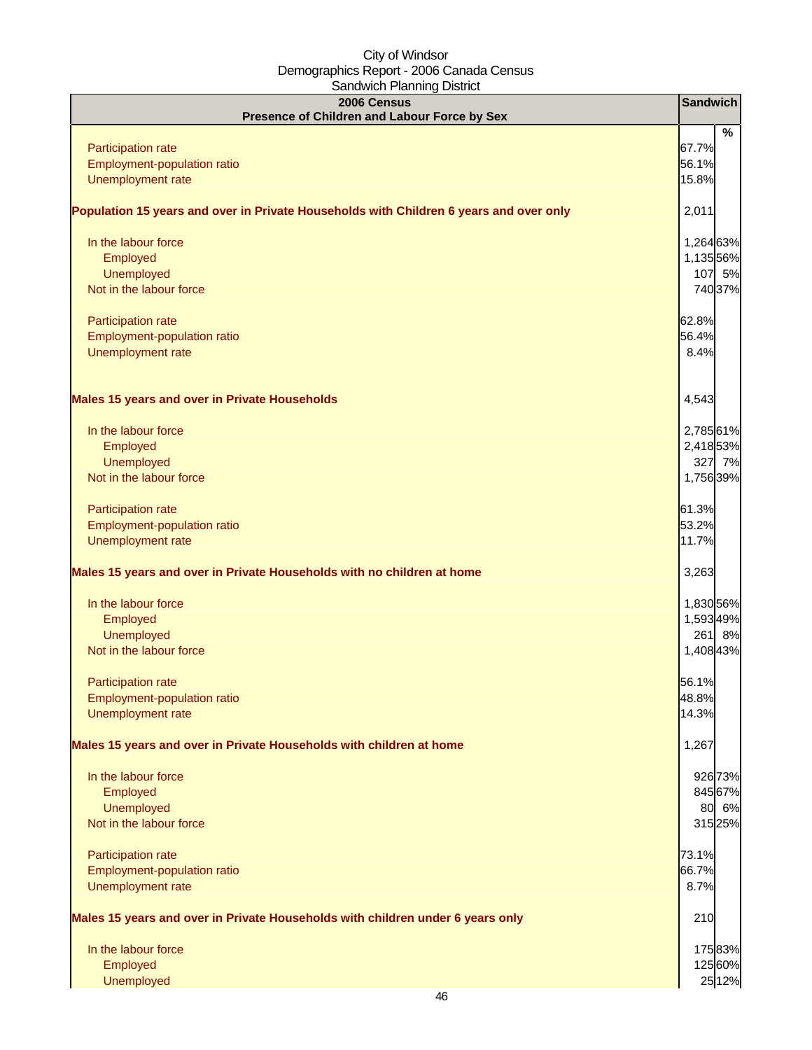City of Windsor
Demographics Report - 2006 Canada Census
Sandwich Planning District

| 2006 Census<br>Presence of Children and Labour Force by Sex | Sandwich | % |
|---|---|---|
| Participation rate | 67.7% | |
| Employment-population ratio | 56.1% | |
| Unemployment rate | 15.8% | |
| **Population 15 years and over in Private Households with Children 6 years and over only** | 2,011 | |
| In the labour force | 1,264 | 63% |
| Employed | 1,135 | 56% |
| Unemployed | 107 | 5% |
| Not in the labour force | 740 | 37% |
| Participation rate | 62.8% | |
| Employment-population ratio | 56.4% | |
| Unemployment rate | 8.4% | |
| **Males 15 years and over in Private Households** | 4,543 | |
| In the labour force | 2,785 | 61% |
| Employed | 2,418 | 53% |
| Unemployed | 327 | 7% |
| Not in the labour force | 1,756 | 39% |
| Participation rate | 61.3% | |
| Employment-population ratio | 53.2% | |
| Unemployment rate | 11.7% | |
| **Males 15 years and over in Private Households with no children at home** | 3,263 | |
| In the labour force | 1,830 | 56% |
| Employed | 1,593 | 49% |
| Unemployed | 261 | 8% |
| Not in the labour force | 1,408 | 43% |
| Participation rate | 56.1% | |
| Employment-population ratio | 48.8% | |
| Unemployment rate | 14.3% | |
| **Males 15 years and over in Private Households with children at home** | 1,267 | |
| In the labour force | 926 | 73% |
| Employed | 845 | 67% |
| Unemployed | 80 | 6% |
| Not in the labour force | 315 | 25% |
| Participation rate | 73.1% | |
| Employment-population ratio | 66.7% | |
| Unemployment rate | 8.7% | |
| **Males 15 years and over in Private Households with children under 6 years only** | 210 | |
| In the labour force | 175 | 83% |
| Employed | 125 | 60% |
| Unemployed | 25 | 12% |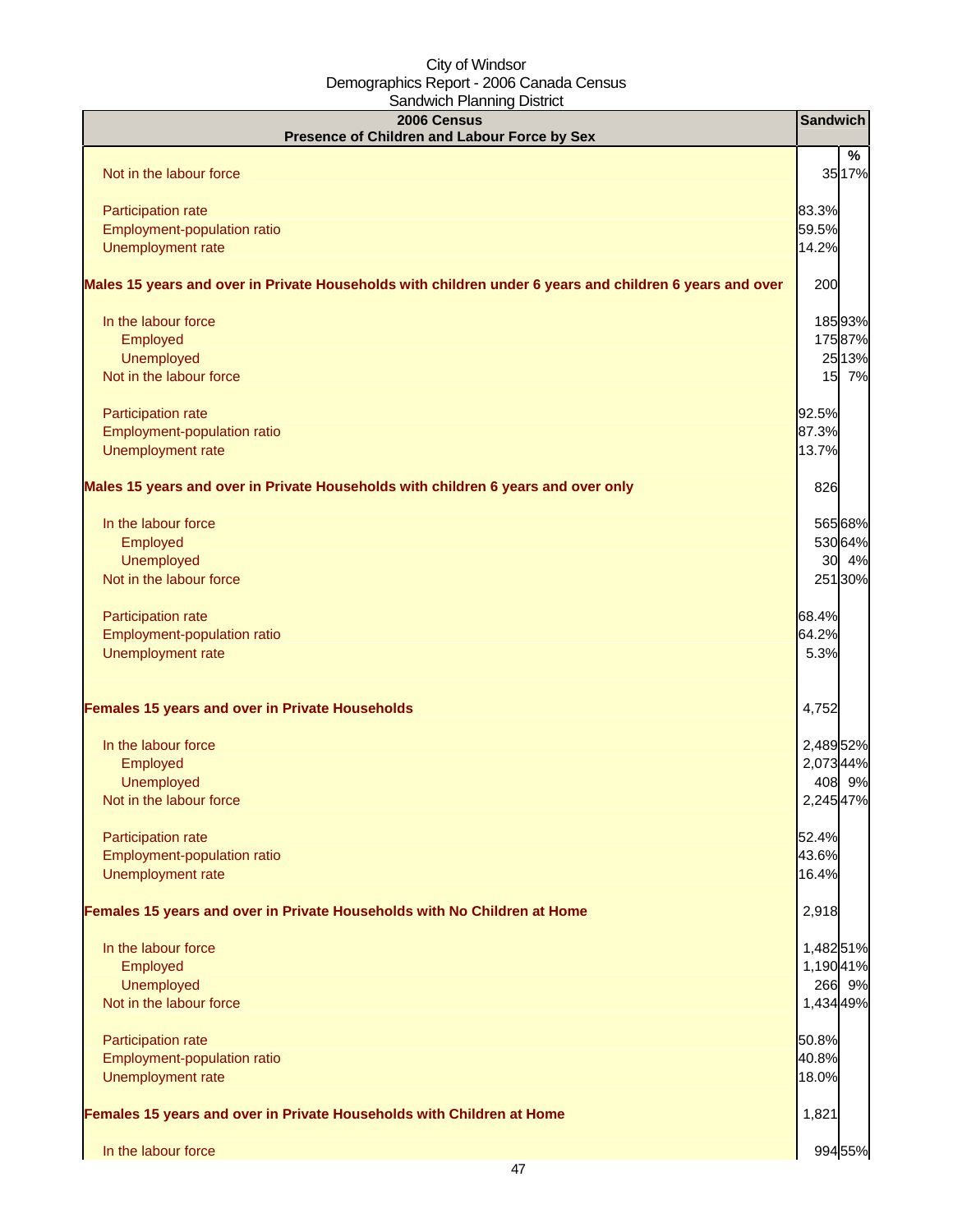City of Windsor
Demographics Report - 2006 Canada Census
Sandwich Planning District

| 2006 Census<br>Presence of Children and Labour Force by Sex | Sandwich | % |
|---|---|---|
| Not in the labour force | 35 | 17% |
| Participation rate | 83.3% | |
| Employment-population ratio | 59.5% | |
| Unemployment rate | 14.2% | |
| **Males 15 years and over in Private Households with children under 6 years and children 6 years and over** | 200 | |
| In the labour force | 185 | 93% |
| Employed | 175 | 87% |
| Unemployed | 25 | 13% |
| Not in the labour force | 15 | 7% |
| Participation rate | 92.5% | |
| Employment-population ratio | 87.3% | |
| Unemployment rate | 13.7% | |
| **Males 15 years and over in Private Households with children 6 years and over only** | 826 | |
| In the labour force | 565 | 68% |
| Employed | 530 | 64% |
| Unemployed | 30 | 4% |
| Not in the labour force | 251 | 30% |
| Participation rate | 68.4% | |
| Employment-population ratio | 64.2% | |
| Unemployment rate | 5.3% | |
| **Females 15 years and over in Private Households** | 4,752 | |
| In the labour force | 2,489 | 52% |
| Employed | 2,073 | 44% |
| Unemployed | 408 | 9% |
| Not in the labour force | 2,245 | 47% |
| Participation rate | 52.4% | |
| Employment-population ratio | 43.6% | |
| Unemployment rate | 16.4% | |
| **Females 15 years and over in Private Households with No Children at Home** | 2,918 | |
| In the labour force | 1,482 | 51% |
| Employed | 1,190 | 41% |
| Unemployed | 266 | 9% |
| Not in the labour force | 1,434 | 49% |
| Participation rate | 50.8% | |
| Employment-population ratio | 40.8% | |
| Unemployment rate | 18.0% | |
| **Females 15 years and over in Private Households with Children at Home** | 1,821 | |
| In the labour force | 994 | 55% |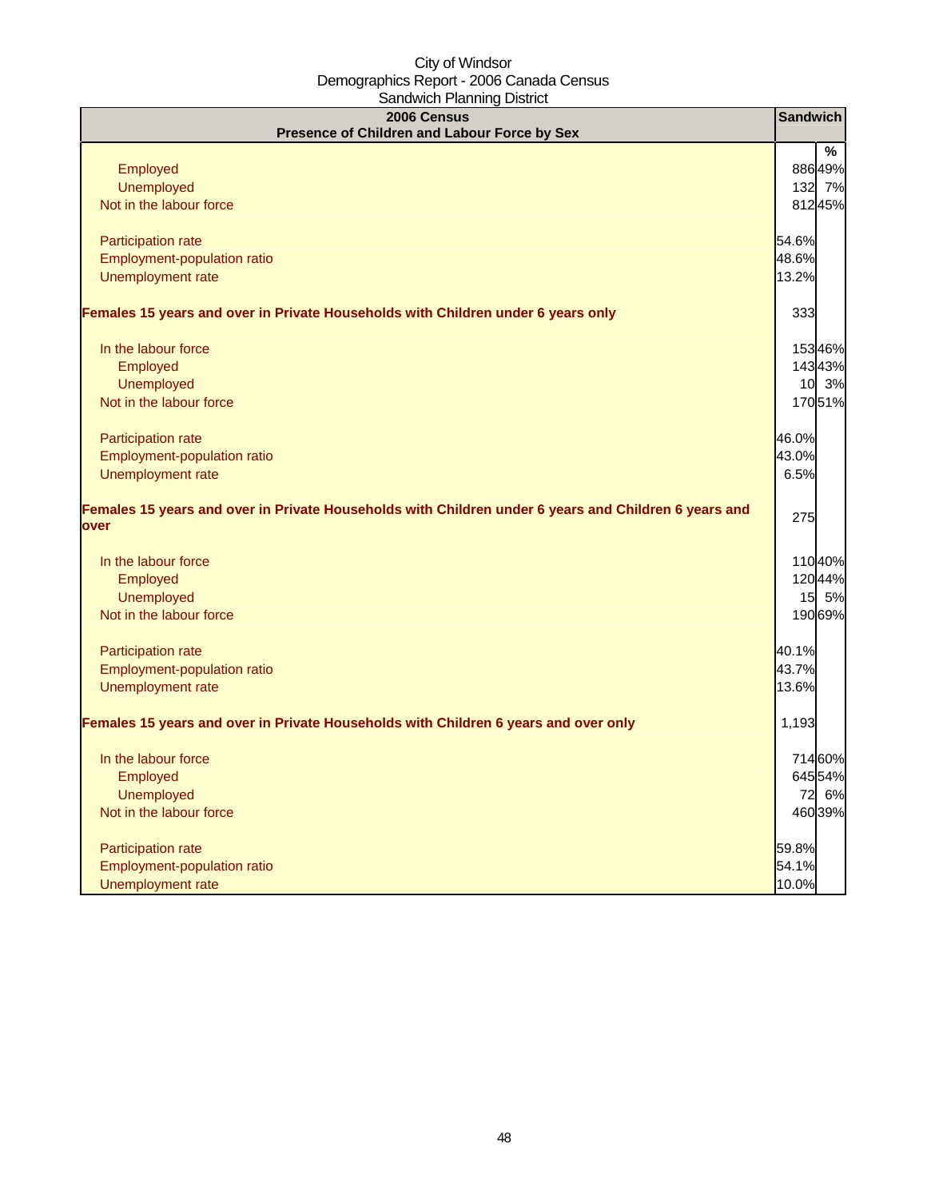City of Windsor
Demographics Report - 2006 Canada Census
Sandwich Planning District

| 2006 Census<br>Presence of Children and Labour Force by Sex | Sandwich | |
|---|---|---|
| | | % |
| Employed | 886 | 49% |
| Unemployed | 132 | 7% |
| Not in the labour force | 812 | 45% |
| | | |
| Participation rate | 54.6% | |
| Employment-population ratio | 48.6% | |
| Unemployment rate | 13.2% | |
| | | |
| **Females 15 years and over in Private Households with Children under 6 years only** | 333 | |
| | | |
| In the labour force | 153 | 46% |
| Employed | 143 | 43% |
| Unemployed | 10 | 3% |
| Not in the labour force | 170 | 51% |
| | | |
| Participation rate | 46.0% | |
| Employment-population ratio | 43.0% | |
| Unemployment rate | 6.5% | |
| | | |
| **Females 15 years and over in Private Households with Children under 6 years and Children 6 years and over** | 275 | |
| | | |
| In the labour force | 110 | 40% |
| Employed | 120 | 44% |
| Unemployed | 15 | 5% |
| Not in the labour force | 190 | 69% |
| | | |
| Participation rate | 40.1% | |
| Employment-population ratio | 43.7% | |
| Unemployment rate | 13.6% | |
| | | |
| **Females 15 years and over in Private Households with Children 6 years and over only** | 1,193 | |
| | | |
| In the labour force | 714 | 60% |
| Employed | 645 | 54% |
| Unemployed | 72 | 6% |
| Not in the labour force | 460 | 39% |
| | | |
| Participation rate | 59.8% | |
| Employment-population ratio | 54.1% | |
| Unemployment rate | 10.0% | |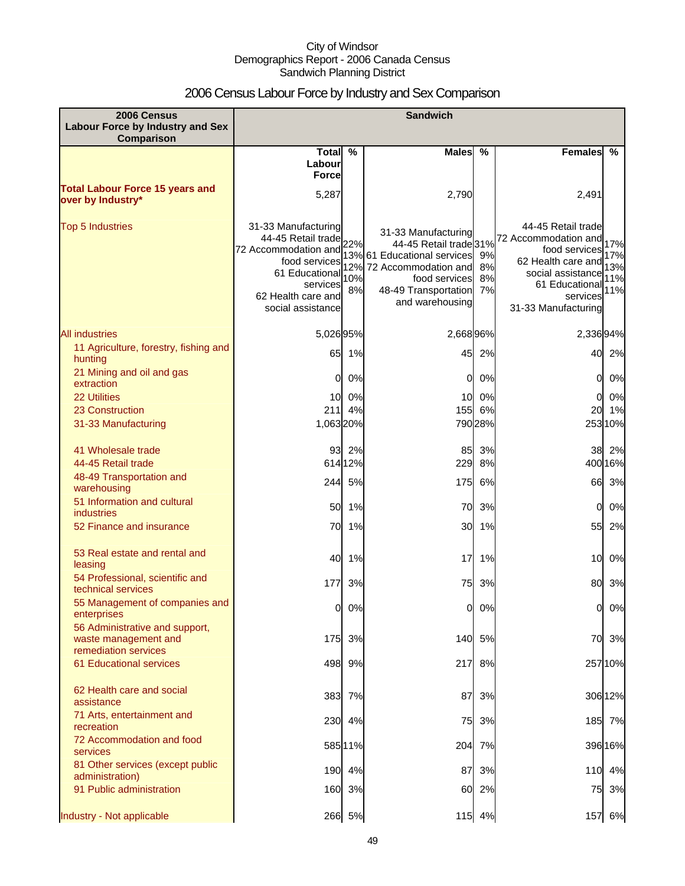City of Windsor
Demographics Report - 2006 Canada Census
Sandwich Planning District

# 2006 Census Labour Force by Industry and Sex Comparison

| 2006 Census Labour Force by Industry and Sex Comparison | Sandwich | | | | | |
|---|---|---|---|---|---|---|
| | Total Labour Force | % | Males | % | Females | % |
| **Total Labour Force 15 years and over by Industry*** | 5,287 | | 2,790 | | 2,491 | |
| Top 5 Industries | 31-33 Manufacturing<br>44-45 Retail trade<br>72 Accommodation and food services<br>61 Educational services<br>62 Health care and social assistance | 22%<br>13%<br>12%<br>10%<br>8% | 31-33 Manufacturing<br>44-45 Retail trade<br>61 Educational services<br>72 Accommodation and food services<br>48-49 Transportation and warehousing | 31%<br>9%<br>8%<br>8%<br>7% | 44-45 Retail trade<br>72 Accommodation and food services<br>62 Health care and social assistance<br>61 Educational services<br>31-33 Manufacturing | 17%<br>17%<br>13%<br>11%<br>11% |
| All industries | 5,026 | 95% | 2,668 | 96% | 2,336 | 94% |
| 11 Agriculture, forestry, fishing and hunting | 65 | 1% | 45 | 2% | 40 | 2% |
| 21 Mining and oil and gas extraction | 0 | 0% | 0 | 0% | 0 | 0% |
| 22 Utilities | 10 | 0% | 10 | 0% | 0 | 0% |
| 23 Construction | 211 | 4% | 155 | 6% | 20 | 1% |
| 31-33 Manufacturing | 1,063 | 20% | 790 | 28% | 253 | 10% |
| 41 Wholesale trade | 93 | 2% | 85 | 3% | 38 | 2% |
| 44-45 Retail trade | 614 | 12% | 229 | 8% | 400 | 16% |
| 48-49 Transportation and warehousing | 244 | 5% | 175 | 6% | 66 | 3% |
| 51 Information and cultural industries | 50 | 1% | 70 | 3% | 0 | 0% |
| 52 Finance and insurance | 70 | 1% | 30 | 1% | 55 | 2% |
| 53 Real estate and rental and leasing | 40 | 1% | 17 | 1% | 10 | 0% |
| 54 Professional, scientific and technical services | 177 | 3% | 75 | 3% | 80 | 3% |
| 55 Management of companies and enterprises | 0 | 0% | 0 | 0% | 0 | 0% |
| 56 Administrative and support, waste management and remediation services | 175 | 3% | 140 | 5% | 70 | 3% |
| 61 Educational services | 498 | 9% | 217 | 8% | 257 | 10% |
| 62 Health care and social assistance | 383 | 7% | 87 | 3% | 306 | 12% |
| 71 Arts, entertainment and recreation | 230 | 4% | 75 | 3% | 185 | 7% |
| 72 Accommodation and food services | 585 | 11% | 204 | 7% | 396 | 16% |
| 81 Other services (except public administration) | 190 | 4% | 87 | 3% | 110 | 4% |
| 91 Public administration | 160 | 3% | 60 | 2% | 75 | 3% |
| Industry - Not applicable | 266 | 5% | 115 | 4% | 157 | 6% |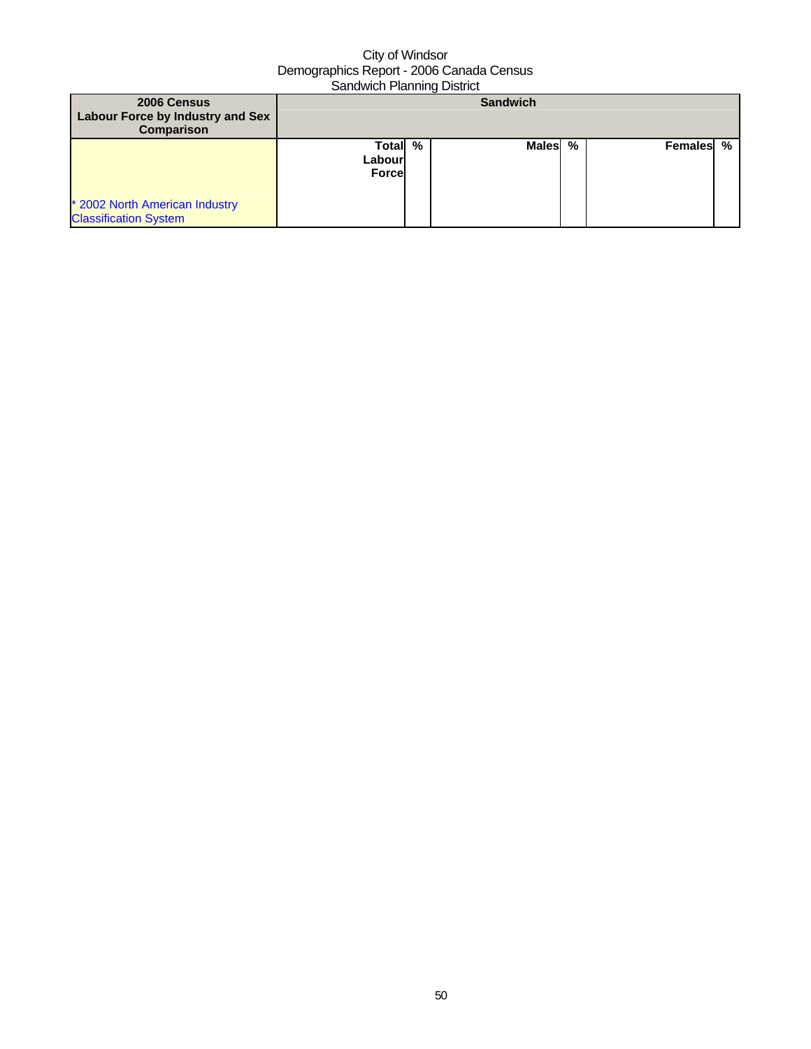City of Windsor
Demographics Report - 2006 Canada Census
Sandwich Planning District

| 2006 Census Labour Force by Industry and Sex Comparison | Sandwich | | | | | |
|---|---|---|---|---|---|---|
| * 2002 North American Industry Classification System | Total Labour Force | % | Males | % | Females | % |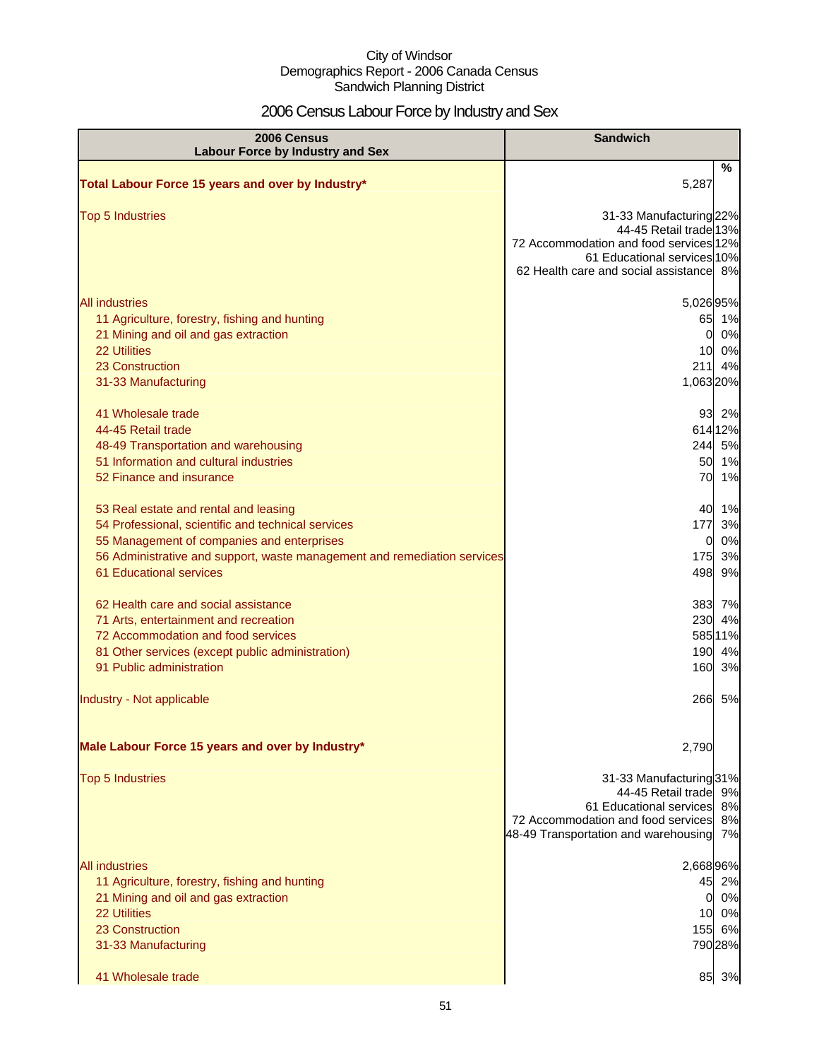City of Windsor
Demographics Report - 2006 Canada Census
Sandwich Planning District

# 2006 Census Labour Force by Industry and Sex

| 2006 Census Labour Force by Industry and Sex | Sandwich | % |
|---|---|---|
| **Total Labour Force 15 years and over by Industry*** | 5,287 | |
| Top 5 Industries | 31-33 Manufacturing | 22% |
| | 44-45 Retail trade | 13% |
| | 72 Accommodation and food services | 12% |
| | 61 Educational services | 10% |
| | 62 Health care and social assistance | 8% |
| All industries | 5,026 | 95% |
| 11 Agriculture, forestry, fishing and hunting | 65 | 1% |
| 21 Mining and oil and gas extraction | 0 | 0% |
| 22 Utilities | 10 | 0% |
| 23 Construction | 211 | 4% |
| 31-33 Manufacturing | 1,063 | 20% |
| 41 Wholesale trade | 93 | 2% |
| 44-45 Retail trade | 614 | 12% |
| 48-49 Transportation and warehousing | 244 | 5% |
| 51 Information and cultural industries | 50 | 1% |
| 52 Finance and insurance | 70 | 1% |
| 53 Real estate and rental and leasing | 40 | 1% |
| 54 Professional, scientific and technical services | 177 | 3% |
| 55 Management of companies and enterprises | 0 | 0% |
| 56 Administrative and support, waste management and remediation services | 175 | 3% |
| 61 Educational services | 498 | 9% |
| 62 Health care and social assistance | 383 | 7% |
| 71 Arts, entertainment and recreation | 230 | 4% |
| 72 Accommodation and food services | 585 | 11% |
| 81 Other services (except public administration) | 190 | 4% |
| 91 Public administration | 160 | 3% |
| Industry - Not applicable | 266 | 5% |
| **Male Labour Force 15 years and over by Industry*** | 2,790 | |
| Top 5 Industries | 31-33 Manufacturing | 31% |
| | 44-45 Retail trade | 9% |
| | 61 Educational services | 8% |
| | 72 Accommodation and food services | 8% |
| | 48-49 Transportation and warehousing | 7% |
| All industries | 2,668 | 96% |
| 11 Agriculture, forestry, fishing and hunting | 45 | 2% |
| 21 Mining and oil and gas extraction | 0 | 0% |
| 22 Utilities | 10 | 0% |
| 23 Construction | 155 | 6% |
| 31-33 Manufacturing | 790 | 28% |
| 41 Wholesale trade | 85 | 3% |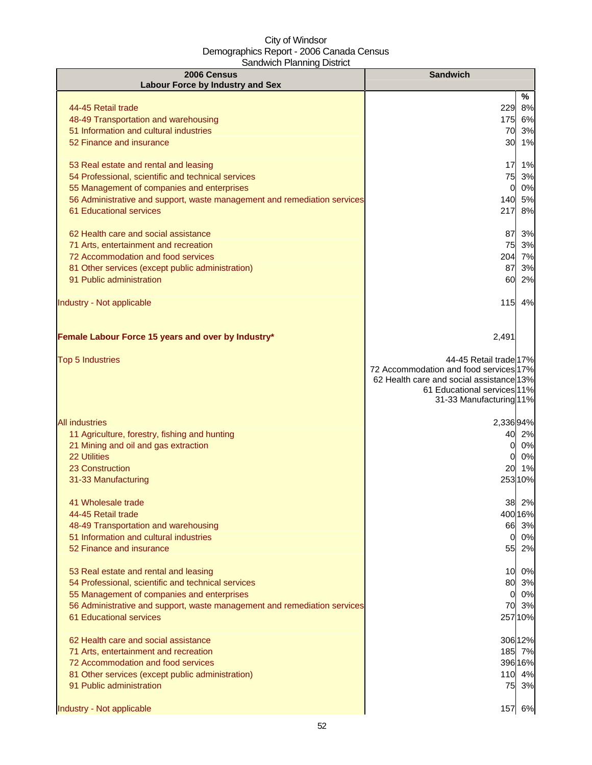City of Windsor
Demographics Report - 2006 Canada Census
Sandwich Planning District

| 2006 Census<br>Labour Force by Industry and Sex | Sandwich | |
|---|---|---|
| | | % |
| 44-45 Retail trade | 229 | 8% |
| 48-49 Transportation and warehousing | 175 | 6% |
| 51 Information and cultural industries | 70 | 3% |
| 52 Finance and insurance | 30 | 1% |
| 53 Real estate and rental and leasing | 17 | 1% |
| 54 Professional, scientific and technical services | 75 | 3% |
| 55 Management of companies and enterprises | 0 | 0% |
| 56 Administrative and support, waste management and remediation services | 140 | 5% |
| 61 Educational services | 217 | 8% |
| 62 Health care and social assistance | 87 | 3% |
| 71 Arts, entertainment and recreation | 75 | 3% |
| 72 Accommodation and food services | 204 | 7% |
| 81 Other services (except public administration) | 87 | 3% |
| 91 Public administration | 60 | 2% |
| Industry - Not applicable | 115 | 4% |
| **Female Labour Force 15 years and over by Industry*** | 2,491 | |
| Top 5 Industries | 44-45 Retail trade | 17% |
| | 72 Accommodation and food services | 17% |
| | 62 Health care and social assistance | 13% |
| | 61 Educational services | 11% |
| | 31-33 Manufacturing | 11% |
| All industries | 2,336 | 94% |
| 11 Agriculture, forestry, fishing and hunting | 40 | 2% |
| 21 Mining and oil and gas extraction | 0 | 0% |
| 22 Utilities | 0 | 0% |
| 23 Construction | 20 | 1% |
| 31-33 Manufacturing | 253 | 10% |
| 41 Wholesale trade | 38 | 2% |
| 44-45 Retail trade | 400 | 16% |
| 48-49 Transportation and warehousing | 66 | 3% |
| 51 Information and cultural industries | 0 | 0% |
| 52 Finance and insurance | 55 | 2% |
| 53 Real estate and rental and leasing | 10 | 0% |
| 54 Professional, scientific and technical services | 80 | 3% |
| 55 Management of companies and enterprises | 0 | 0% |
| 56 Administrative and support, waste management and remediation services | 70 | 3% |
| 61 Educational services | 257 | 10% |
| 62 Health care and social assistance | 306 | 12% |
| 71 Arts, entertainment and recreation | 185 | 7% |
| 72 Accommodation and food services | 396 | 16% |
| 81 Other services (except public administration) | 110 | 4% |
| 91 Public administration | 75 | 3% |
| Industry - Not applicable | 157 | 6% |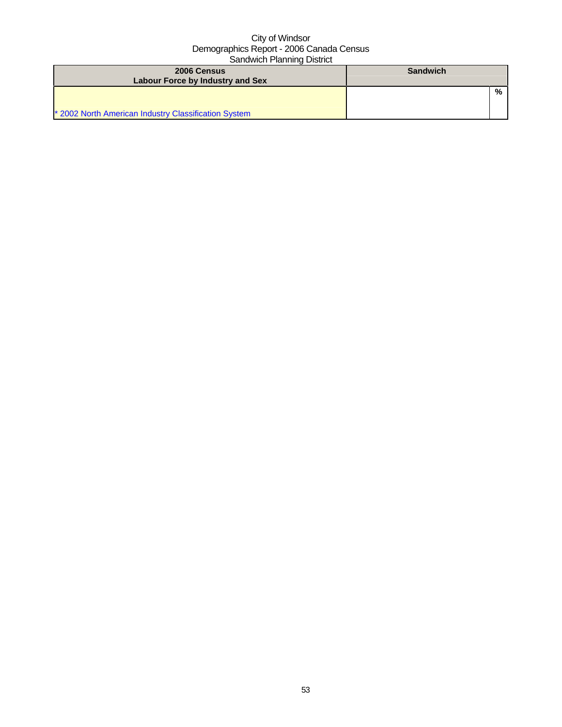City of Windsor
Demographics Report - 2006 Canada Census
Sandwich Planning District

| 2006 Census<br>Labour Force by Industry and Sex | Sandwich | |
|---|---|---|
| * 2002 North American Industry Classification System | | % |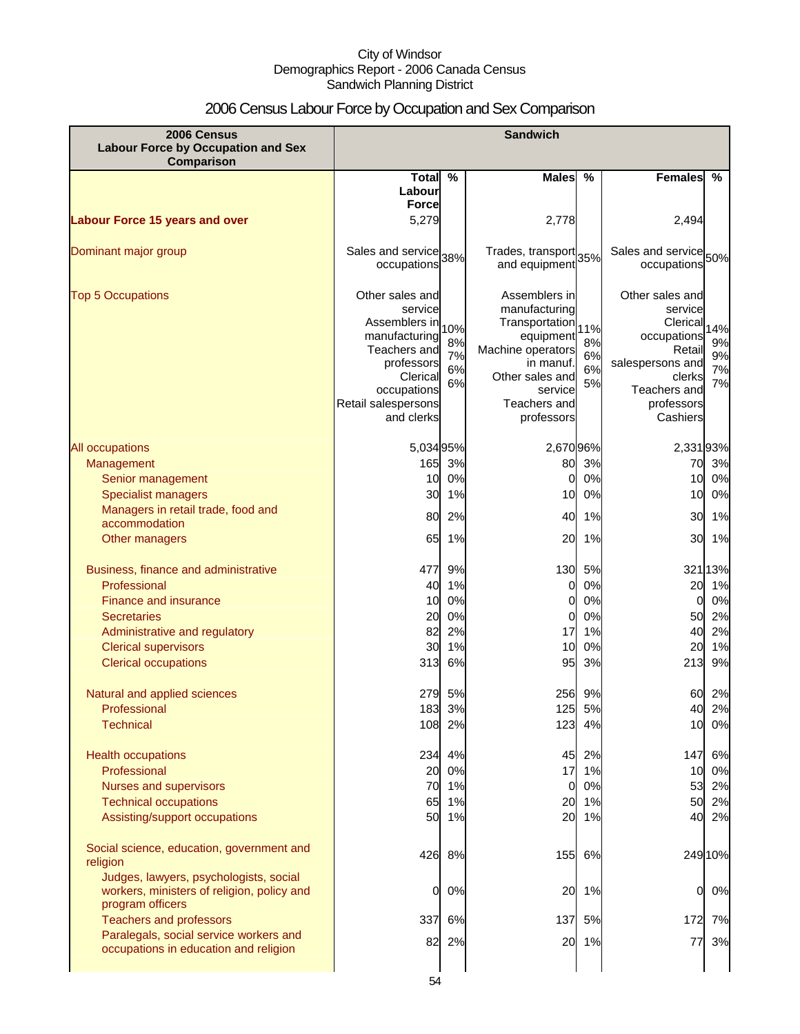City of Windsor
Demographics Report - 2006 Canada Census
Sandwich Planning District

# 2006 Census Labour Force by Occupation and Sex Comparison

| 2006 Census Labour Force by Occupation and Sex Comparison | Sandwich | | | | | |
|---|---|---|---|---|---|---|
| | Total Labour Force | % | Males | % | Females | % |
| **Labour Force 15 years and over** | 5,279 | | 2,778 | | 2,494 | |
| Dominant major group | Sales and service occupations | 38% | Trades, transport and equipment | 35% | Sales and service occupations | 50% |
| Top 5 Occupations | Other sales and service<br>Assemblers in manufacturing<br>Teachers and professors<br>Clerical occupations<br>Retail salespersons and clerks | 10%<br>8%<br>7%<br>6%<br>6% | Assemblers in manufacturing<br>Transportation equipment<br>Machine operators in manuf.<br>Other sales and service<br>Teachers and professors | 11%<br>8%<br>6%<br>6%<br>5% | Other sales and service<br>Clerical occupations<br>Retail salespersons and clerks<br>Teachers and professors<br>Cashiers | 14%<br>9%<br>9%<br>7%<br>7% |
| All occupations | 5,034 | 95% | 2,670 | 96% | 2,331 | 93% |
| Management | 165 | 3% | 80 | 3% | 70 | 3% |
| Senior management | 10 | 0% | 0 | 0% | 10 | 0% |
| Specialist managers | 30 | 1% | 10 | 0% | 10 | 0% |
| Managers in retail trade, food and accommodation | 80 | 2% | 40 | 1% | 30 | 1% |
| Other managers | 65 | 1% | 20 | 1% | 30 | 1% |
| Business, finance and administrative | 477 | 9% | 130 | 5% | 321 | 13% |
| Professional | 40 | 1% | 0 | 0% | 20 | 1% |
| Finance and insurance | 10 | 0% | 0 | 0% | 0 | 0% |
| Secretaries | 20 | 0% | 0 | 0% | 50 | 2% |
| Administrative and regulatory | 82 | 2% | 17 | 1% | 40 | 2% |
| Clerical supervisors | 30 | 1% | 10 | 0% | 20 | 1% |
| Clerical occupations | 313 | 6% | 95 | 3% | 213 | 9% |
| Natural and applied sciences | 279 | 5% | 256 | 9% | 60 | 2% |
| Professional | 183 | 3% | 125 | 5% | 40 | 2% |
| Technical | 108 | 2% | 123 | 4% | 10 | 0% |
| Health occupations | 234 | 4% | 45 | 2% | 147 | 6% |
| Professional | 20 | 0% | 17 | 1% | 10 | 0% |
| Nurses and supervisors | 70 | 1% | 0 | 0% | 53 | 2% |
| Technical occupations | 65 | 1% | 20 | 1% | 50 | 2% |
| Assisting/support occupations | 50 | 1% | 20 | 1% | 40 | 2% |
| Social science, education, government and religion | 426 | 8% | 155 | 6% | 249 | 10% |
| Judges, lawyers, psychologists, social workers, ministers of religion, policy and program officers | 0 | 0% | 20 | 1% | 0 | 0% |
| Teachers and professors | 337 | 6% | 137 | 5% | 172 | 7% |
| Paralegals, social service workers and occupations in education and religion | 82 | 2% | 20 | 1% | 77 | 3% |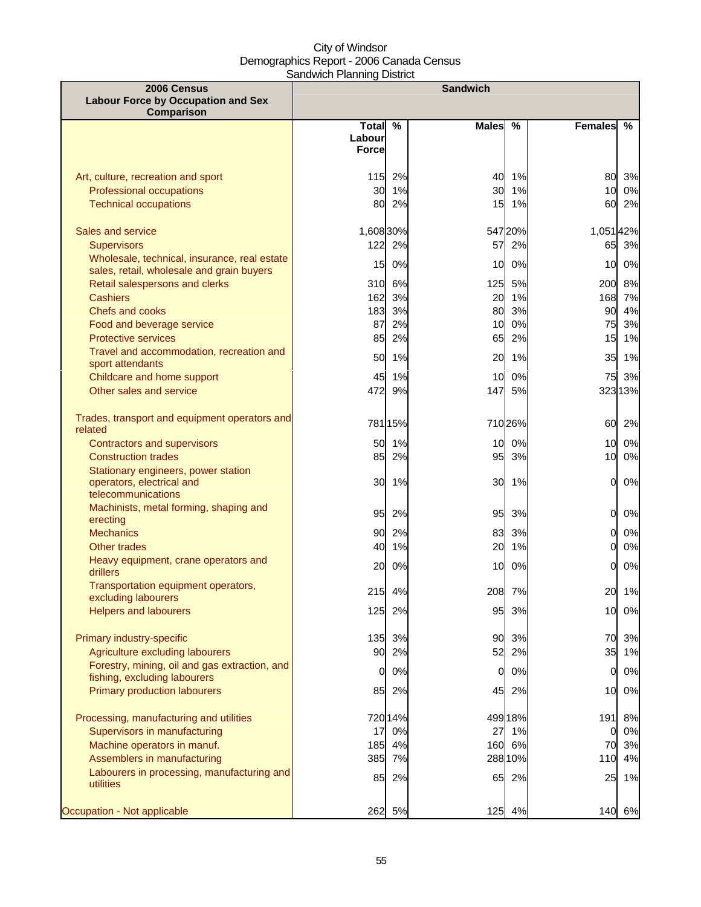City of Windsor
Demographics Report - 2006 Canada Census
Sandwich Planning District

| 2006 Census Labour Force by Occupation and Sex Comparison | Sandwich | | | | | |
|---|---|---|---|---|---|---|
| | Total Labour Force | % | Males | % | Females | % |
| Art, culture, recreation and sport | 115 | 2% | 40 | 1% | 80 | 3% |
| Professional occupations | 30 | 1% | 30 | 1% | 10 | 0% |
| Technical occupations | 80 | 2% | 15 | 1% | 60 | 2% |
| Sales and service | 1,608 | 30% | 547 | 20% | 1,051 | 42% |
| Supervisors | 122 | 2% | 57 | 2% | 65 | 3% |
| Wholesale, technical, insurance, real estate sales, retail, wholesale and grain buyers | 15 | 0% | 10 | 0% | 10 | 0% |
| Retail salespersons and clerks | 310 | 6% | 125 | 5% | 200 | 8% |
| Cashiers | 162 | 3% | 20 | 1% | 168 | 7% |
| Chefs and cooks | 183 | 3% | 80 | 3% | 90 | 4% |
| Food and beverage service | 87 | 2% | 10 | 0% | 75 | 3% |
| Protective services | 85 | 2% | 65 | 2% | 15 | 1% |
| Travel and accommodation, recreation and sport attendants | 50 | 1% | 20 | 1% | 35 | 1% |
| Childcare and home support | 45 | 1% | 10 | 0% | 75 | 3% |
| Other sales and service | 472 | 9% | 147 | 5% | 323 | 13% |
| Trades, transport and equipment operators and related | 781 | 15% | 710 | 26% | 60 | 2% |
| Contractors and supervisors | 50 | 1% | 10 | 0% | 10 | 0% |
| Construction trades | 85 | 2% | 95 | 3% | 10 | 0% |
| Stationary engineers, power station operators, electrical and telecommunications | 30 | 1% | 30 | 1% | 0 | 0% |
| Machinists, metal forming, shaping and erecting | 95 | 2% | 95 | 3% | 0 | 0% |
| Mechanics | 90 | 2% | 83 | 3% | 0 | 0% |
| Other trades | 40 | 1% | 20 | 1% | 0 | 0% |
| Heavy equipment, crane operators and drillers | 20 | 0% | 10 | 0% | 0 | 0% |
| Transportation equipment operators, excluding labourers | 215 | 4% | 208 | 7% | 20 | 1% |
| Helpers and labourers | 125 | 2% | 95 | 3% | 10 | 0% |
| Primary industry-specific | 135 | 3% | 90 | 3% | 70 | 3% |
| Agriculture excluding labourers | 90 | 2% | 52 | 2% | 35 | 1% |
| Forestry, mining, oil and gas extraction, and fishing, excluding labourers | 0 | 0% | 0 | 0% | 0 | 0% |
| Primary production labourers | 85 | 2% | 45 | 2% | 10 | 0% |
| Processing, manufacturing and utilities | 720 | 14% | 499 | 18% | 191 | 8% |
| Supervisors in manufacturing | 17 | 0% | 27 | 1% | 0 | 0% |
| Machine operators in manuf. | 185 | 4% | 160 | 6% | 70 | 3% |
| Assemblers in manufacturing | 385 | 7% | 288 | 10% | 110 | 4% |
| Labourers in processing, manufacturing and utilities | 85 | 2% | 65 | 2% | 25 | 1% |
| Occupation - Not applicable | 262 | 5% | 125 | 4% | 140 | 6% |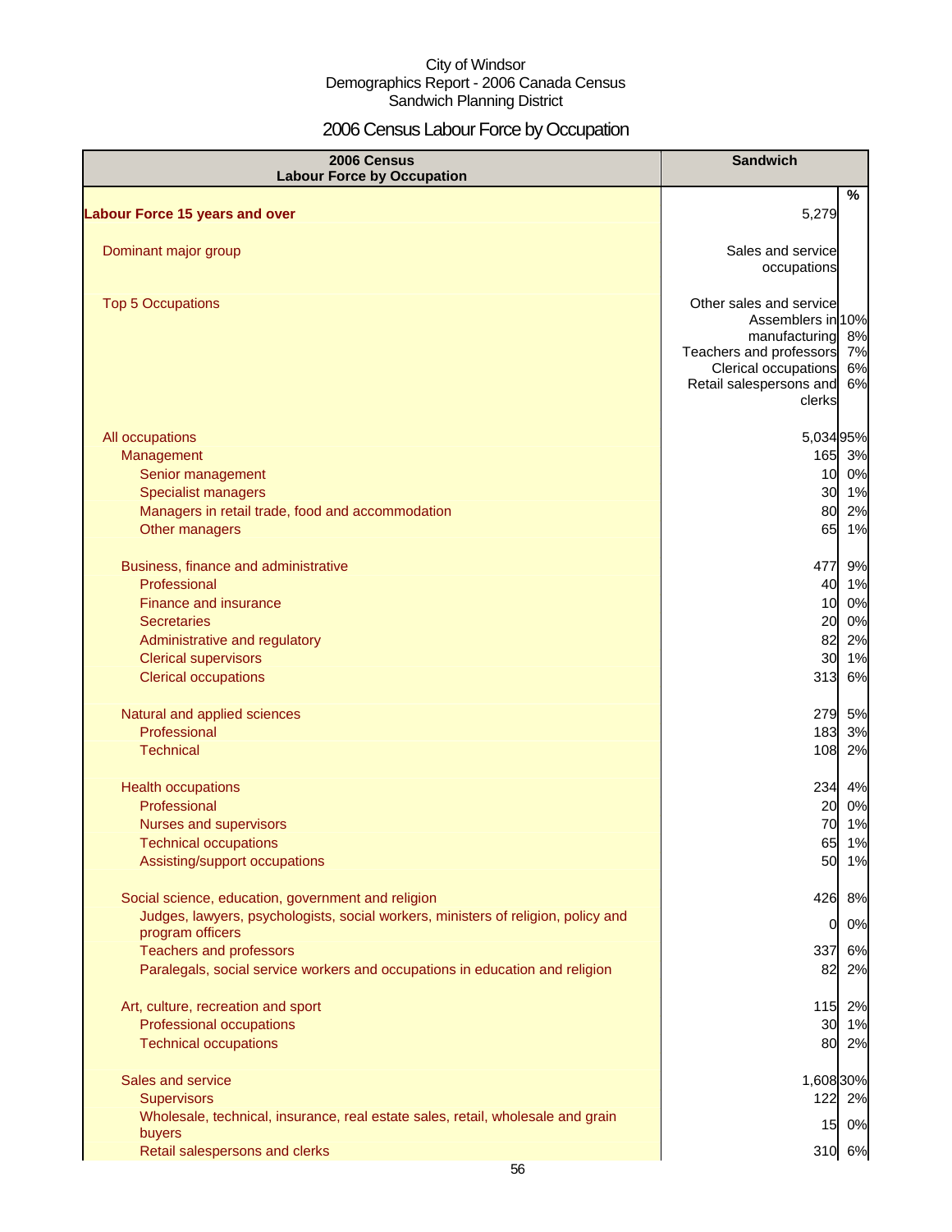City of Windsor
Demographics Report - 2006 Canada Census
Sandwich Planning District

# 2006 Census Labour Force by Occupation

| 2006 Census Labour Force by Occupation | Sandwich | |
|---|---|---|
| | | % |
| **Labour Force 15 years and over** | 5,279 | |
| Dominant major group | Sales and service occupations | |
| Top 5 Occupations | Other sales and service | 10% |
| | Assemblers in manufacturing | 8% |
| | Teachers and professors | 7% |
| | Clerical occupations | 6% |
| | Retail salespersons and clerks | 6% |
| All occupations | 5,034 | 95% |
| Management | 165 | 3% |
| Senior management | 10 | 0% |
| Specialist managers | 30 | 1% |
| Managers in retail trade, food and accommodation | 80 | 2% |
| Other managers | 65 | 1% |
| Business, finance and administrative | 477 | 9% |
| Professional | 40 | 1% |
| Finance and insurance | 10 | 0% |
| Secretaries | 20 | 0% |
| Administrative and regulatory | 82 | 2% |
| Clerical supervisors | 30 | 1% |
| Clerical occupations | 313 | 6% |
| Natural and applied sciences | 279 | 5% |
| Professional | 183 | 3% |
| Technical | 108 | 2% |
| Health occupations | 234 | 4% |
| Professional | 20 | 0% |
| Nurses and supervisors | 70 | 1% |
| Technical occupations | 65 | 1% |
| Assisting/support occupations | 50 | 1% |
| Social science, education, government and religion | 426 | 8% |
| Judges, lawyers, psychologists, social workers, ministers of religion, policy and program officers | 0 | 0% |
| Teachers and professors | 337 | 6% |
| Paralegals, social service workers and occupations in education and religion | 82 | 2% |
| Art, culture, recreation and sport | 115 | 2% |
| Professional occupations | 30 | 1% |
| Technical occupations | 80 | 2% |
| Sales and service | 1,608 | 30% |
| Supervisors | 122 | 2% |
| Wholesale, technical, insurance, real estate sales, retail, wholesale and grain buyers | 15 | 0% |
| Retail salespersons and clerks | 310 | 6% |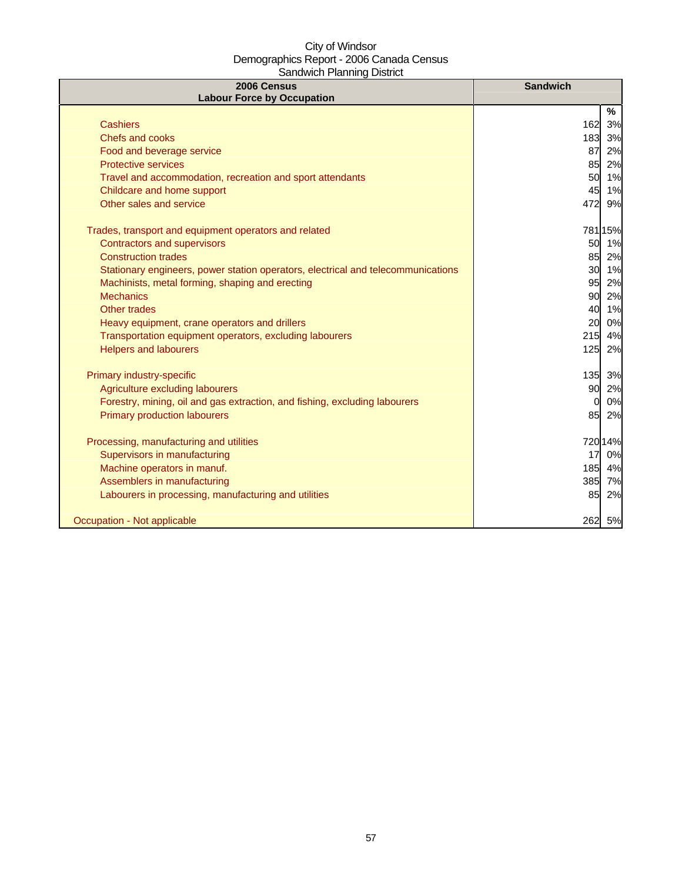City of Windsor
Demographics Report - 2006 Canada Census
Sandwich Planning District

| 2006 Census<br>Labour Force by Occupation | Sandwich | |
|---|---|---|
| | | % |
| Cashiers | 162 | 3% |
| Chefs and cooks | 183 | 3% |
| Food and beverage service | 87 | 2% |
| Protective services | 85 | 2% |
| Travel and accommodation, recreation and sport attendants | 50 | 1% |
| Childcare and home support | 45 | 1% |
| Other sales and service | 472 | 9% |
| | | |
| Trades, transport and equipment operators and related | 781 | 15% |
| Contractors and supervisors | 50 | 1% |
| Construction trades | 85 | 2% |
| Stationary engineers, power station operators, electrical and telecommunications | 30 | 1% |
| Machinists, metal forming, shaping and erecting | 95 | 2% |
| Mechanics | 90 | 2% |
| Other trades | 40 | 1% |
| Heavy equipment, crane operators and drillers | 20 | 0% |
| Transportation equipment operators, excluding labourers | 215 | 4% |
| Helpers and labourers | 125 | 2% |
| | | |
| Primary industry-specific | 135 | 3% |
| Agriculture excluding labourers | 90 | 2% |
| Forestry, mining, oil and gas extraction, and fishing, excluding labourers | 0 | 0% |
| Primary production labourers | 85 | 2% |
| | | |
| Processing, manufacturing and utilities | 720 | 14% |
| Supervisors in manufacturing | 17 | 0% |
| Machine operators in manuf. | 185 | 4% |
| Assemblers in manufacturing | 385 | 7% |
| Labourers in processing, manufacturing and utilities | 85 | 2% |
| | | |
| Occupation - Not applicable | 262 | 5% |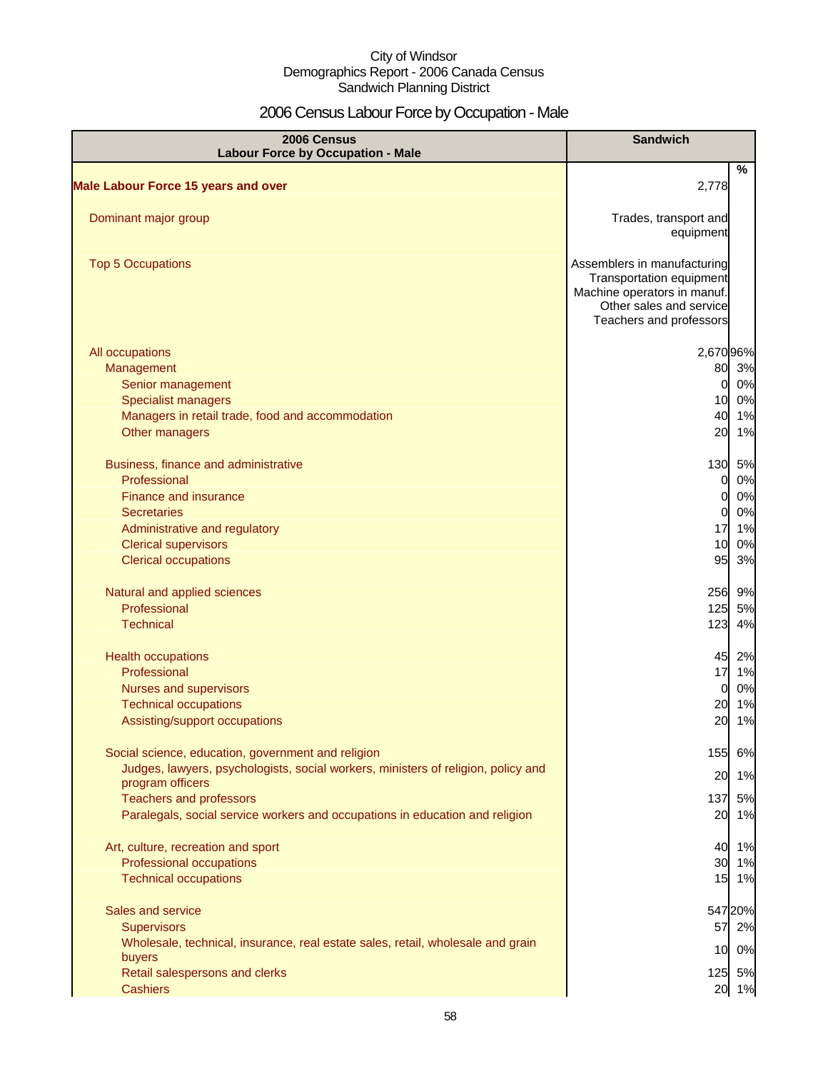City of Windsor
Demographics Report - 2006 Canada Census
Sandwich Planning District

# 2006 Census Labour Force by Occupation - Male

| 2006 Census Labour Force by Occupation - Male | Sandwich | % |
|---|---|---|
| **Male Labour Force 15 years and over** | 2,778 | |
| Dominant major group | Trades, transport and equipment | |
| Top 5 Occupations | Assemblers in manufacturing<br>Transportation equipment<br>Machine operators in manuf.<br>Other sales and service<br>Teachers and professors | |
| All occupations | 2,670 | 96% |
| Management | 80 | 3% |
| Senior management | 0 | 0% |
| Specialist managers | 10 | 0% |
| Managers in retail trade, food and accommodation | 40 | 1% |
| Other managers | 20 | 1% |
| Business, finance and administrative | 130 | 5% |
| Professional | 0 | 0% |
| Finance and insurance | 0 | 0% |
| Secretaries | 0 | 0% |
| Administrative and regulatory | 17 | 1% |
| Clerical supervisors | 10 | 0% |
| Clerical occupations | 95 | 3% |
| Natural and applied sciences | 256 | 9% |
| Professional | 125 | 5% |
| Technical | 123 | 4% |
| Health occupations | 45 | 2% |
| Professional | 17 | 1% |
| Nurses and supervisors | 0 | 0% |
| Technical occupations | 20 | 1% |
| Assisting/support occupations | 20 | 1% |
| Social science, education, government and religion | 155 | 6% |
| Judges, lawyers, psychologists, social workers, ministers of religion, policy and program officers | 20 | 1% |
| Teachers and professors | 137 | 5% |
| Paralegals, social service workers and occupations in education and religion | 20 | 1% |
| Art, culture, recreation and sport | 40 | 1% |
| Professional occupations | 30 | 1% |
| Technical occupations | 15 | 1% |
| Sales and service | 547 | 20% |
| Supervisors | 57 | 2% |
| Wholesale, technical, insurance, real estate sales, retail, wholesale and grain buyers | 10 | 0% |
| Retail salespersons and clerks | 125 | 5% |
| Cashiers | 20 | 1% |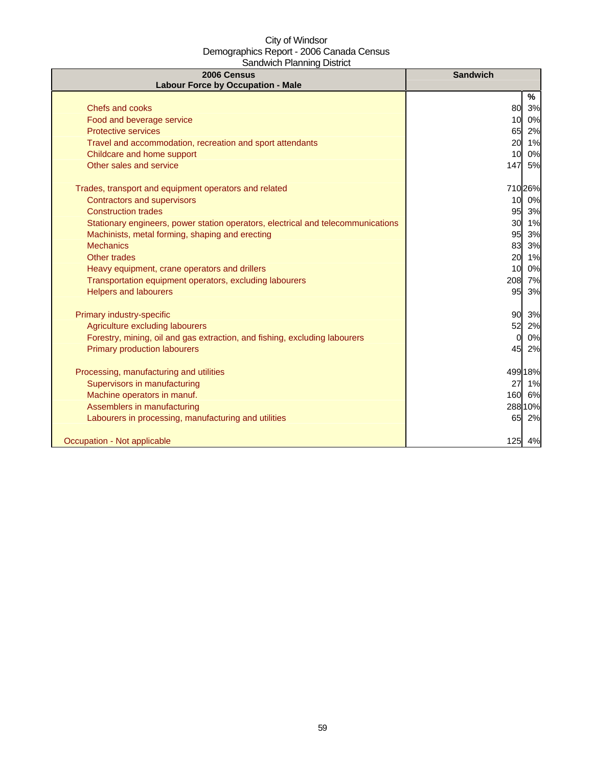City of Windsor
Demographics Report - 2006 Canada Census
Sandwich Planning District

| 2006 Census<br>Labour Force by Occupation - Male | Sandwich | |
|---|---|---|
| | | % |
| Chefs and cooks | 80 | 3% |
| Food and beverage service | 10 | 0% |
| Protective services | 65 | 2% |
| Travel and accommodation, recreation and sport attendants | 20 | 1% |
| Childcare and home support | 10 | 0% |
| Other sales and service | 147 | 5% |
| | | |
| Trades, transport and equipment operators and related | 710 | 26% |
| Contractors and supervisors | 10 | 0% |
| Construction trades | 95 | 3% |
| Stationary engineers, power station operators, electrical and telecommunications | 30 | 1% |
| Machinists, metal forming, shaping and erecting | 95 | 3% |
| Mechanics | 83 | 3% |
| Other trades | 20 | 1% |
| Heavy equipment, crane operators and drillers | 10 | 0% |
| Transportation equipment operators, excluding labourers | 208 | 7% |
| Helpers and labourers | 95 | 3% |
| | | |
| Primary industry-specific | 90 | 3% |
| Agriculture excluding labourers | 52 | 2% |
| Forestry, mining, oil and gas extraction, and fishing, excluding labourers | 0 | 0% |
| Primary production labourers | 45 | 2% |
| | | |
| Processing, manufacturing and utilities | 499 | 18% |
| Supervisors in manufacturing | 27 | 1% |
| Machine operators in manuf. | 160 | 6% |
| Assemblers in manufacturing | 288 | 10% |
| Labourers in processing, manufacturing and utilities | 65 | 2% |
| | | |
| Occupation - Not applicable | 125 | 4% |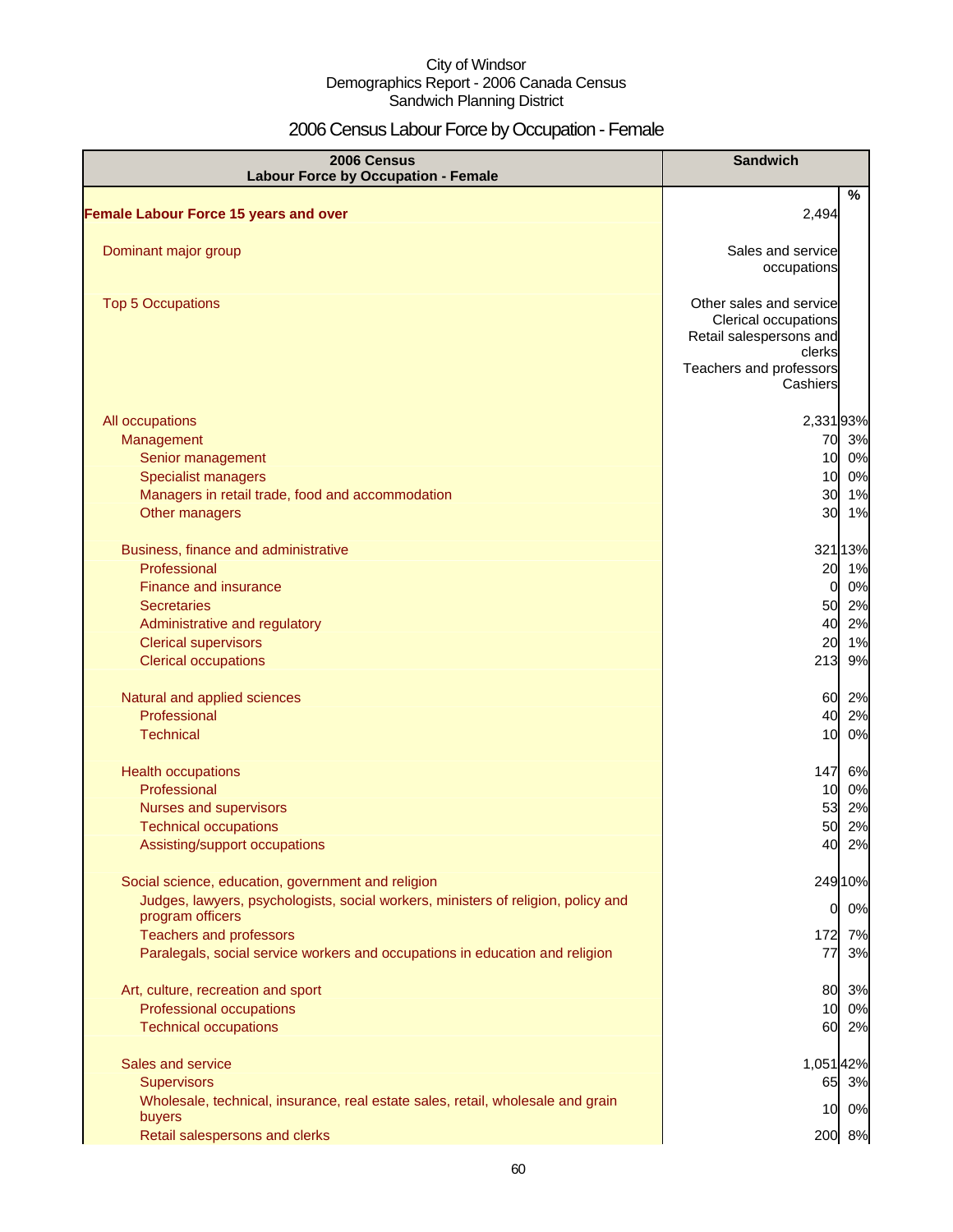City of Windsor
Demographics Report - 2006 Canada Census
Sandwich Planning District

# 2006 Census Labour Force by Occupation - Female

| 2006 Census Labour Force by Occupation - Female | Sandwich | % |
|---|---|---|
| **Female Labour Force 15 years and over** | 2,494 | |
| Dominant major group | Sales and service occupations | |
| Top 5 Occupations | Other sales and service<br>Clerical occupations<br>Retail salespersons and clerks<br>Teachers and professors<br>Cashiers | |
| All occupations | 2,331 | 93% |
| Management | 70 | 3% |
| Senior management | 10 | 0% |
| Specialist managers | 10 | 0% |
| Managers in retail trade, food and accommodation | 30 | 1% |
| Other managers | 30 | 1% |
| Business, finance and administrative | 321 | 13% |
| Professional | 20 | 1% |
| Finance and insurance | 0 | 0% |
| Secretaries | 50 | 2% |
| Administrative and regulatory | 40 | 2% |
| Clerical supervisors | 20 | 1% |
| Clerical occupations | 213 | 9% |
| Natural and applied sciences | 60 | 2% |
| Professional | 40 | 2% |
| Technical | 10 | 0% |
| Health occupations | 147 | 6% |
| Professional | 10 | 0% |
| Nurses and supervisors | 53 | 2% |
| Technical occupations | 50 | 2% |
| Assisting/support occupations | 40 | 2% |
| Social science, education, government and religion | 249 | 10% |
| Judges, lawyers, psychologists, social workers, ministers of religion, policy and program officers | 0 | 0% |
| Teachers and professors | 172 | 7% |
| Paralegals, social service workers and occupations in education and religion | 77 | 3% |
| Art, culture, recreation and sport | 80 | 3% |
| Professional occupations | 10 | 0% |
| Technical occupations | 60 | 2% |
| Sales and service | 1,051 | 42% |
| Supervisors | 65 | 3% |
| Wholesale, technical, insurance, real estate sales, retail, wholesale and grain buyers | 10 | 0% |
| Retail salespersons and clerks | 200 | 8% |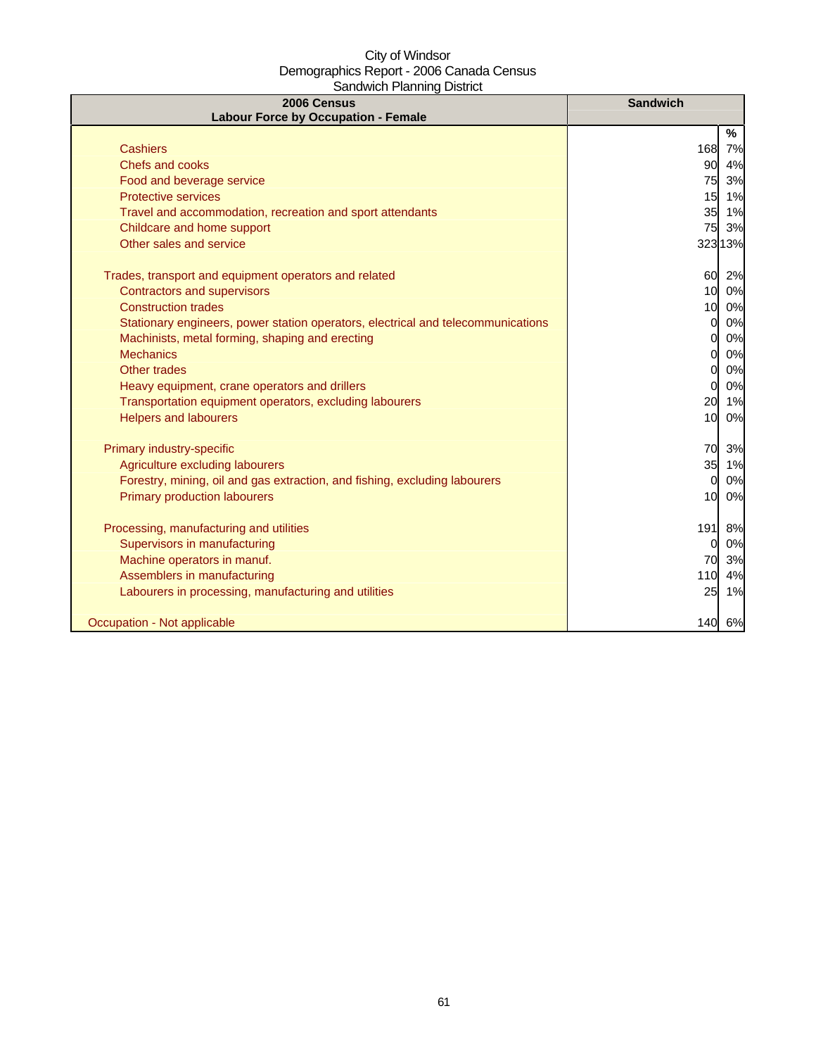City of Windsor
Demographics Report - 2006 Canada Census
Sandwich Planning District

| 2006 Census<br>Labour Force by Occupation - Female | Sandwich | |
|---|---|---|
| | | % |
| Cashiers | 168 | 7% |
| Chefs and cooks | 90 | 4% |
| Food and beverage service | 75 | 3% |
| Protective services | 15 | 1% |
| Travel and accommodation, recreation and sport attendants | 35 | 1% |
| Childcare and home support | 75 | 3% |
| Other sales and service | 323 | 13% |
| | | |
| Trades, transport and equipment operators and related | 60 | 2% |
| Contractors and supervisors | 10 | 0% |
| Construction trades | 10 | 0% |
| Stationary engineers, power station operators, electrical and telecommunications | 0 | 0% |
| Machinists, metal forming, shaping and erecting | 0 | 0% |
| Mechanics | 0 | 0% |
| Other trades | 0 | 0% |
| Heavy equipment, crane operators and drillers | 0 | 0% |
| Transportation equipment operators, excluding labourers | 20 | 1% |
| Helpers and labourers | 10 | 0% |
| | | |
| Primary industry-specific | 70 | 3% |
| Agriculture excluding labourers | 35 | 1% |
| Forestry, mining, oil and gas extraction, and fishing, excluding labourers | 0 | 0% |
| Primary production labourers | 10 | 0% |
| | | |
| Processing, manufacturing and utilities | 191 | 8% |
| Supervisors in manufacturing | 0 | 0% |
| Machine operators in manuf. | 70 | 3% |
| Assemblers in manufacturing | 110 | 4% |
| Labourers in processing, manufacturing and utilities | 25 | 1% |
| | | |
| Occupation - Not applicable | 140 | 6% |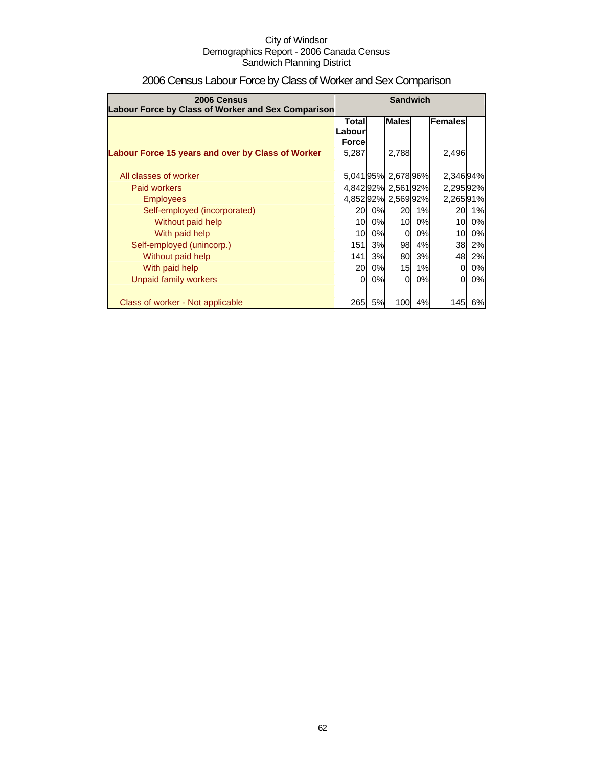City of Windsor
Demographics Report - 2006 Canada Census
Sandwich Planning District

# 2006 Census Labour Force by Class of Worker and Sex Comparison

| 2006 Census Labour Force by Class of Worker and Sex Comparison | Sandwich | | | | | |
|---|---|---|---|---|---|---|
| | Total Labour Force | | Males | | Females | |
| **Labour Force 15 years and over by Class of Worker** | 5,287 | | 2,788 | | 2,496 | |
| All classes of worker | 5,041 | 95% | 2,678 | 96% | 2,346 | 94% |
| Paid workers | 4,842 | 92% | 2,561 | 92% | 2,295 | 92% |
| Employees | 4,852 | 92% | 2,569 | 92% | 2,265 | 91% |
| Self-employed (incorporated) | 20 | 0% | 20 | 1% | 20 | 1% |
| Without paid help | 10 | 0% | 10 | 0% | 10 | 0% |
| With paid help | 10 | 0% | 0 | 0% | 10 | 0% |
| Self-employed (unincorp.) | 151 | 3% | 98 | 4% | 38 | 2% |
| Without paid help | 141 | 3% | 80 | 3% | 48 | 2% |
| With paid help | 20 | 0% | 15 | 1% | 0 | 0% |
| Unpaid family workers | 0 | 0% | 0 | 0% | 0 | 0% |
| Class of worker - Not applicable | 265 | 5% | 100 | 4% | 145 | 6% |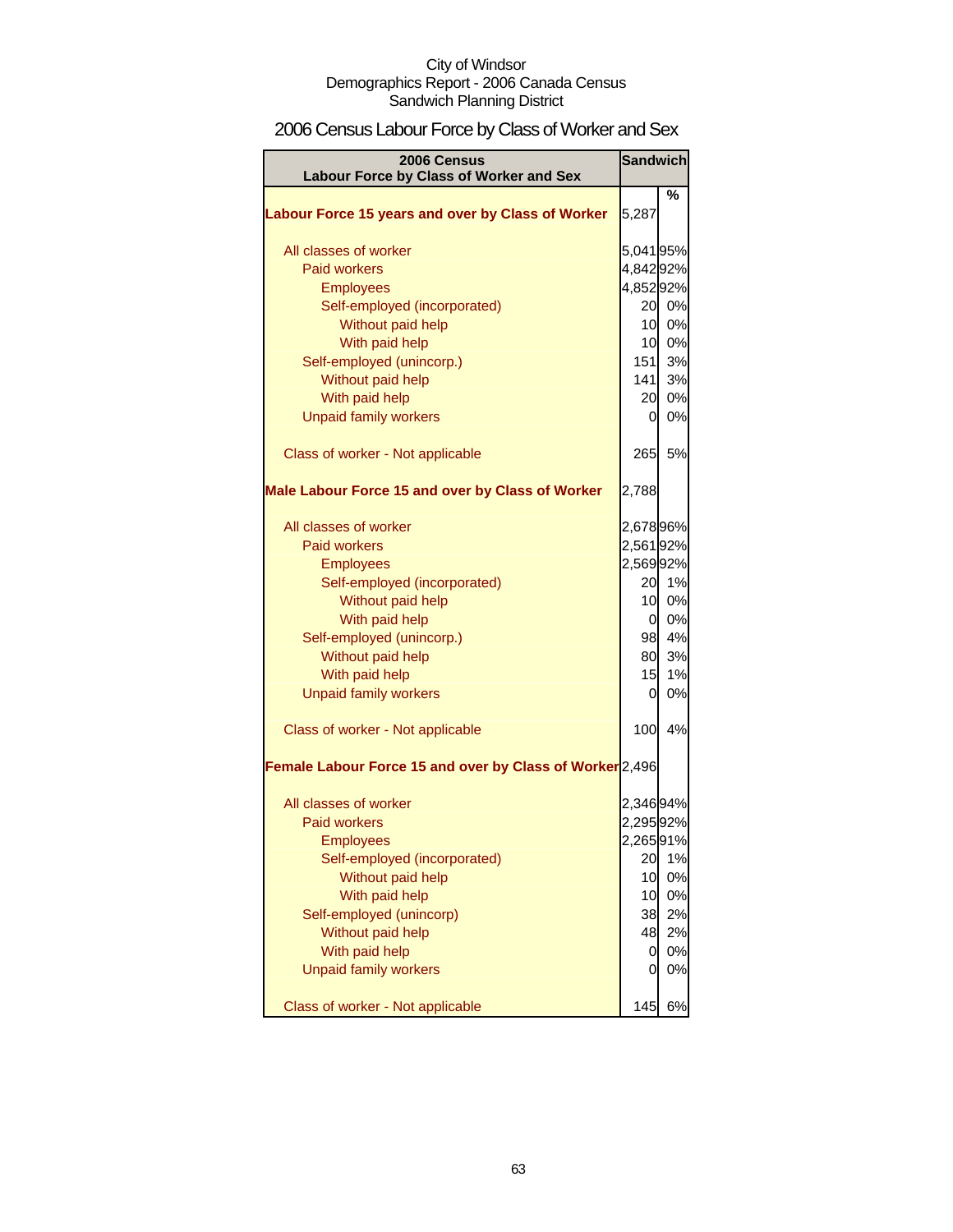City of Windsor
Demographics Report - 2006 Canada Census
Sandwich Planning District

# 2006 Census Labour Force by Class of Worker and Sex

| 2006 Census Labour Force by Class of Worker and Sex | Sandwich | |
|---|---|---|
| | | % |
| **Labour Force 15 years and over by Class of Worker** | 5,287 | |
| All classes of worker | 5,041 | 95% |
| Paid workers | 4,842 | 92% |
| Employees | 4,852 | 92% |
| Self-employed (incorporated) | 20 | 0% |
| Without paid help | 10 | 0% |
| With paid help | 10 | 0% |
| Self-employed (unincorp.) | 151 | 3% |
| Without paid help | 141 | 3% |
| With paid help | 20 | 0% |
| Unpaid family workers | 0 | 0% |
| Class of worker - Not applicable | 265 | 5% |
| **Male Labour Force 15 and over by Class of Worker** | 2,788 | |
| All classes of worker | 2,678 | 96% |
| Paid workers | 2,561 | 92% |
| Employees | 2,569 | 92% |
| Self-employed (incorporated) | 20 | 1% |
| Without paid help | 10 | 0% |
| With paid help | 0 | 0% |
| Self-employed (unincorp.) | 98 | 4% |
| Without paid help | 80 | 3% |
| With paid help | 15 | 1% |
| Unpaid family workers | 0 | 0% |
| Class of worker - Not applicable | 100 | 4% |
| **Female Labour Force 15 and over by Class of Worker** | 2,496 | |
| All classes of worker | 2,346 | 94% |
| Paid workers | 2,295 | 92% |
| Employees | 2,265 | 91% |
| Self-employed (incorporated) | 20 | 1% |
| Without paid help | 10 | 0% |
| With paid help | 10 | 0% |
| Self-employed (unincorp) | 38 | 2% |
| Without paid help | 48 | 2% |
| With paid help | 0 | 0% |
| Unpaid family workers | 0 | 0% |
| Class of worker - Not applicable | 145 | 6% |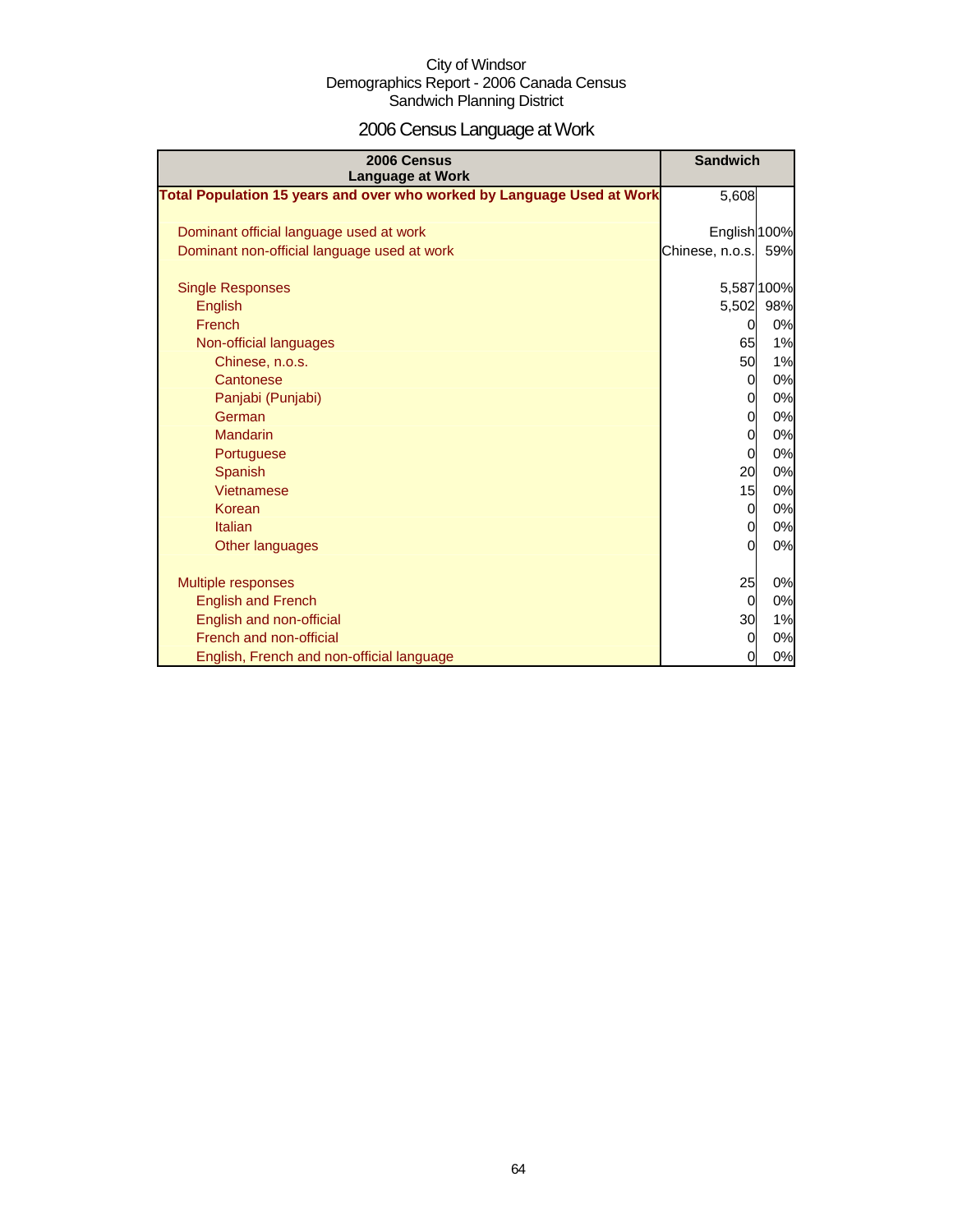City of Windsor
Demographics Report - 2006 Canada Census
Sandwich Planning District

# 2006 Census Language at Work

| 2006 Census Language at Work | Sandwich | |
|---|---|---|
| **Total Population 15 years and over who worked by Language Used at Work** | 5,608 | |
| | | |
| Dominant official language used at work | English | 100% |
| Dominant non-official language used at work | Chinese, n.o.s. | 59% |
| | | |
| Single Responses | 5,587 | 100% |
| English | 5,502 | 98% |
| French | 0 | 0% |
| Non-official languages | 65 | 1% |
| Chinese, n.o.s. | 50 | 1% |
| Cantonese | 0 | 0% |
| Panjabi (Punjabi) | 0 | 0% |
| German | 0 | 0% |
| Mandarin | 0 | 0% |
| Portuguese | 0 | 0% |
| Spanish | 20 | 0% |
| Vietnamese | 15 | 0% |
| Korean | 0 | 0% |
| Italian | 0 | 0% |
| Other languages | 0 | 0% |
| | | |
| Multiple responses | 25 | 0% |
| English and French | 0 | 0% |
| English and non-official | 30 | 1% |
| French and non-official | 0 | 0% |
| English, French and non-official language | 0 | 0% |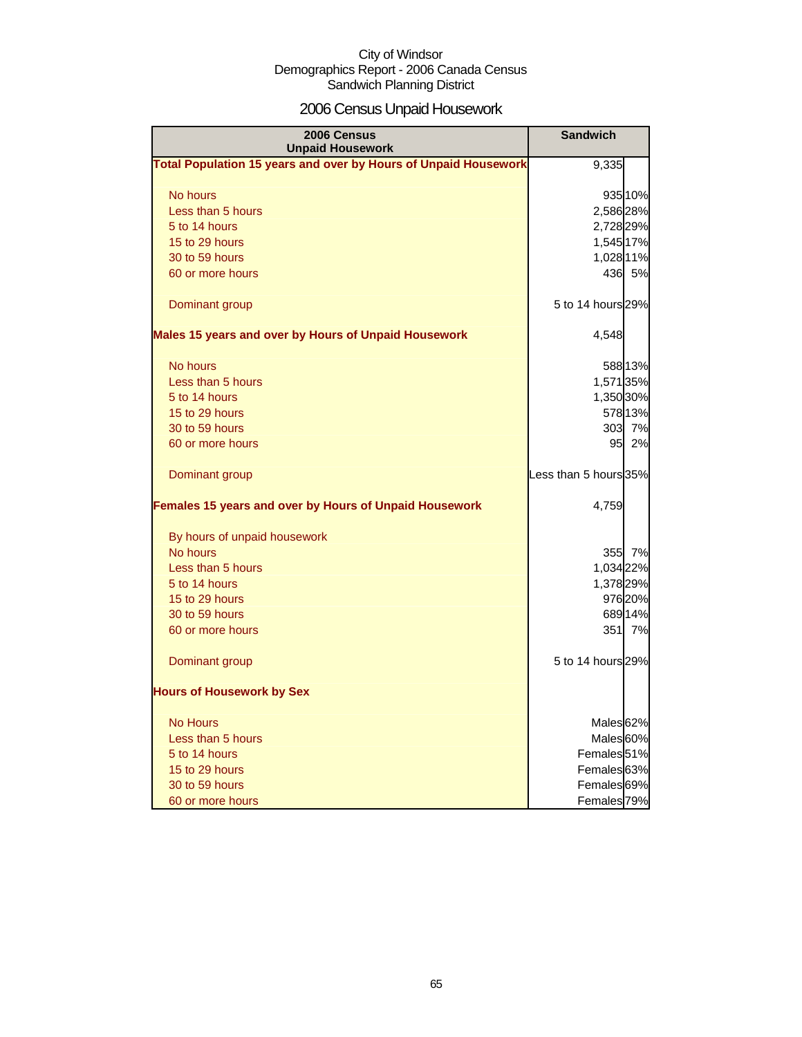City of Windsor
Demographics Report - 2006 Canada Census
Sandwich Planning District

# 2006 Census Unpaid Housework

| 2006 Census Unpaid Housework | Sandwich | |
|---|---|---|
| **Total Population 15 years and over by Hours of Unpaid Housework** | 9,335 | |
| No hours | 935 | 10% |
| Less than 5 hours | 2,586 | 28% |
| 5 to 14 hours | 2,728 | 29% |
| 15 to 29 hours | 1,545 | 17% |
| 30 to 59 hours | 1,028 | 11% |
| 60 or more hours | 436 | 5% |
| Dominant group | 5 to 14 hours | 29% |
| **Males 15 years and over by Hours of Unpaid Housework** | 4,548 | |
| No hours | 588 | 13% |
| Less than 5 hours | 1,571 | 35% |
| 5 to 14 hours | 1,350 | 30% |
| 15 to 29 hours | 578 | 13% |
| 30 to 59 hours | 303 | 7% |
| 60 or more hours | 95 | 2% |
| Dominant group | Less than 5 hours | 35% |
| **Females 15 years and over by Hours of Unpaid Housework** | 4,759 | |
| By hours of unpaid housework | | |
| No hours | 355 | 7% |
| Less than 5 hours | 1,034 | 22% |
| 5 to 14 hours | 1,378 | 29% |
| 15 to 29 hours | 976 | 20% |
| 30 to 59 hours | 689 | 14% |
| 60 or more hours | 351 | 7% |
| Dominant group | 5 to 14 hours | 29% |
| **Hours of Housework by Sex** | | |
| No Hours | Males | 62% |
| Less than 5 hours | Males | 60% |
| 5 to 14 hours | Females | 51% |
| 15 to 29 hours | Females | 63% |
| 30 to 59 hours | Females | 69% |
| 60 or more hours | Females | 79% |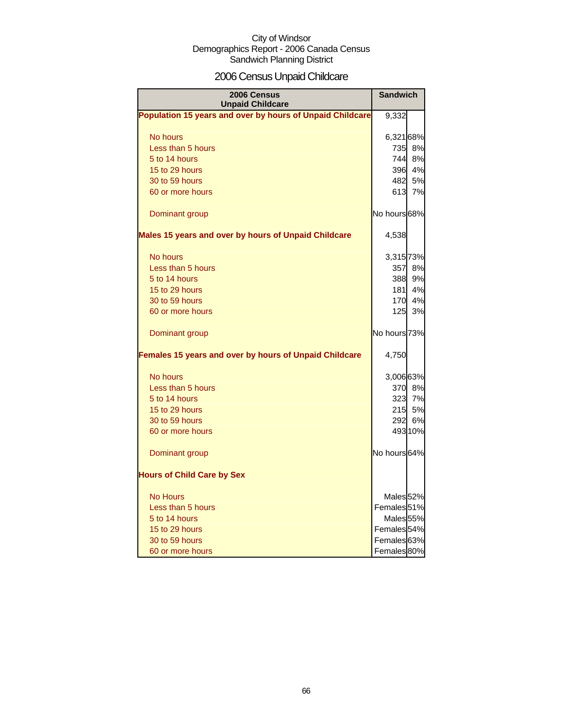City of Windsor
Demographics Report - 2006 Canada Census
Sandwich Planning District

# 2006 Census Unpaid Childcare

| 2006 Census Unpaid Childcare | Sandwich | |
|---|---|---|
| **Population 15 years and over by hours of Unpaid Childcare** | 9,332 | |
| No hours | 6,321 | 68% |
| Less than 5 hours | 735 | 8% |
| 5 to 14 hours | 744 | 8% |
| 15 to 29 hours | 396 | 4% |
| 30 to 59 hours | 482 | 5% |
| 60 or more hours | 613 | 7% |
| Dominant group | No hours | 68% |
| **Males 15 years and over by hours of Unpaid Childcare** | 4,538 | |
| No hours | 3,315 | 73% |
| Less than 5 hours | 357 | 8% |
| 5 to 14 hours | 388 | 9% |
| 15 to 29 hours | 181 | 4% |
| 30 to 59 hours | 170 | 4% |
| 60 or more hours | 125 | 3% |
| Dominant group | No hours | 73% |
| **Females 15 years and over by hours of Unpaid Childcare** | 4,750 | |
| No hours | 3,006 | 63% |
| Less than 5 hours | 370 | 8% |
| 5 to 14 hours | 323 | 7% |
| 15 to 29 hours | 215 | 5% |
| 30 to 59 hours | 292 | 6% |
| 60 or more hours | 493 | 10% |
| Dominant group | No hours | 64% |
| **Hours of Child Care by Sex** | | |
| No Hours | Males | 52% |
| Less than 5 hours | Females | 51% |
| 5 to 14 hours | Males | 55% |
| 15 to 29 hours | Females | 54% |
| 30 to 59 hours | Females | 63% |
| 60 or more hours | Females | 80% |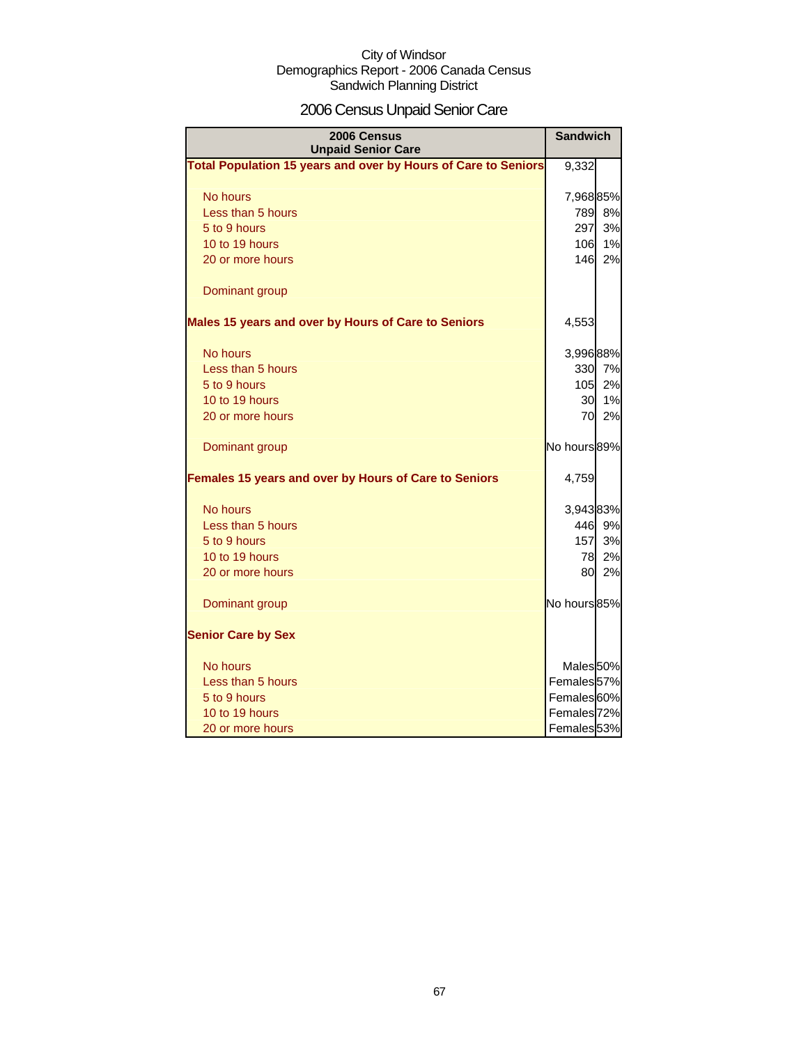City of Windsor
Demographics Report - 2006 Canada Census
Sandwich Planning District

# 2006 Census Unpaid Senior Care

| 2006 Census<br>Unpaid Senior Care | Sandwich | |
|---|---|---|
| **Total Population 15 years and over by Hours of Care to Seniors** | 9,332 | |
| No hours | 7,968 | 85% |
| Less than 5 hours | 789 | 8% |
| 5 to 9 hours | 297 | 3% |
| 10 to 19 hours | 106 | 1% |
| 20 or more hours | 146 | 2% |
| Dominant group | | |
| **Males 15 years and over by Hours of Care to Seniors** | 4,553 | |
| No hours | 3,996 | 88% |
| Less than 5 hours | 330 | 7% |
| 5 to 9 hours | 105 | 2% |
| 10 to 19 hours | 30 | 1% |
| 20 or more hours | 70 | 2% |
| Dominant group | No hours | 89% |
| **Females 15 years and over by Hours of Care to Seniors** | 4,759 | |
| No hours | 3,943 | 83% |
| Less than 5 hours | 446 | 9% |
| 5 to 9 hours | 157 | 3% |
| 10 to 19 hours | 78 | 2% |
| 20 or more hours | 80 | 2% |
| Dominant group | No hours | 85% |
| **Senior Care by Sex** | | |
| No hours | Males | 50% |
| Less than 5 hours | Females | 57% |
| 5 to 9 hours | Females | 60% |
| 10 to 19 hours | Females | 72% |
| 20 or more hours | Females | 53% |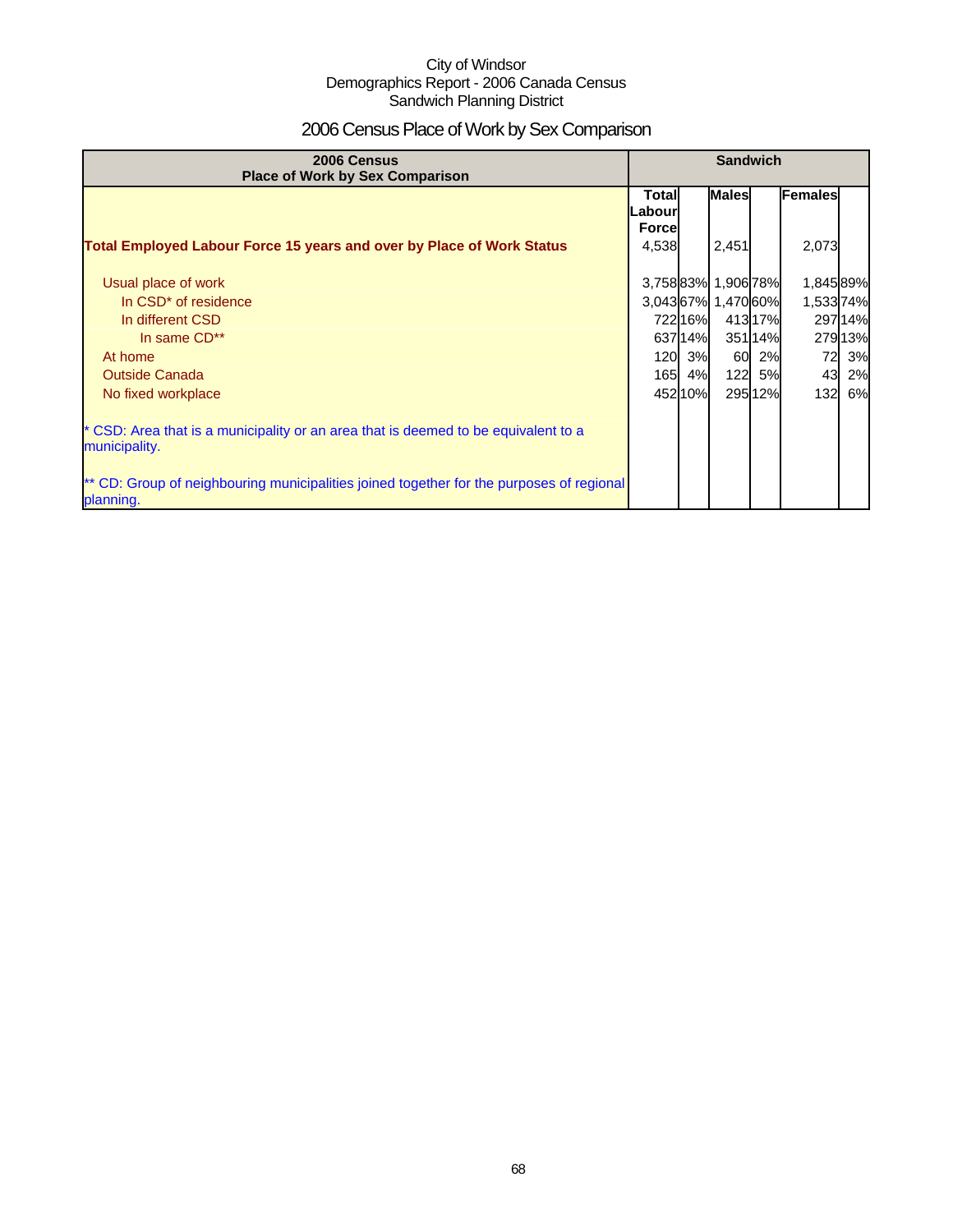City of Windsor
Demographics Report - 2006 Canada Census
Sandwich Planning District

# 2006 Census Place of Work by Sex Comparison

| 2006 Census Place of Work by Sex Comparison | Sandwich | | | | | |
|---|---|---|---|---|---|---|
| | Total Labour Force | | Males | | Females | |
| **Total Employed Labour Force 15 years and over by Place of Work Status** | 4,538 | | 2,451 | | 2,073 | |
| Usual place of work | 3,758 | 83% | 1,906 | 78% | 1,845 | 89% |
| In CSD* of residence | 3,043 | 67% | 1,470 | 60% | 1,533 | 74% |
| In different CSD | 722 | 16% | 413 | 17% | 297 | 14% |
| In same CD** | 637 | 14% | 351 | 14% | 279 | 13% |
| At home | 120 | 3% | 60 | 2% | 72 | 3% |
| Outside Canada | 165 | 4% | 122 | 5% | 43 | 2% |
| No fixed workplace | 452 | 10% | 295 | 12% | 132 | 6% |
| * CSD: Area that is a municipality or an area that is deemed to be equivalent to a municipality. | | | | | | |
| ** CD: Group of neighbouring municipalities joined together for the purposes of regional planning. | | | | | | |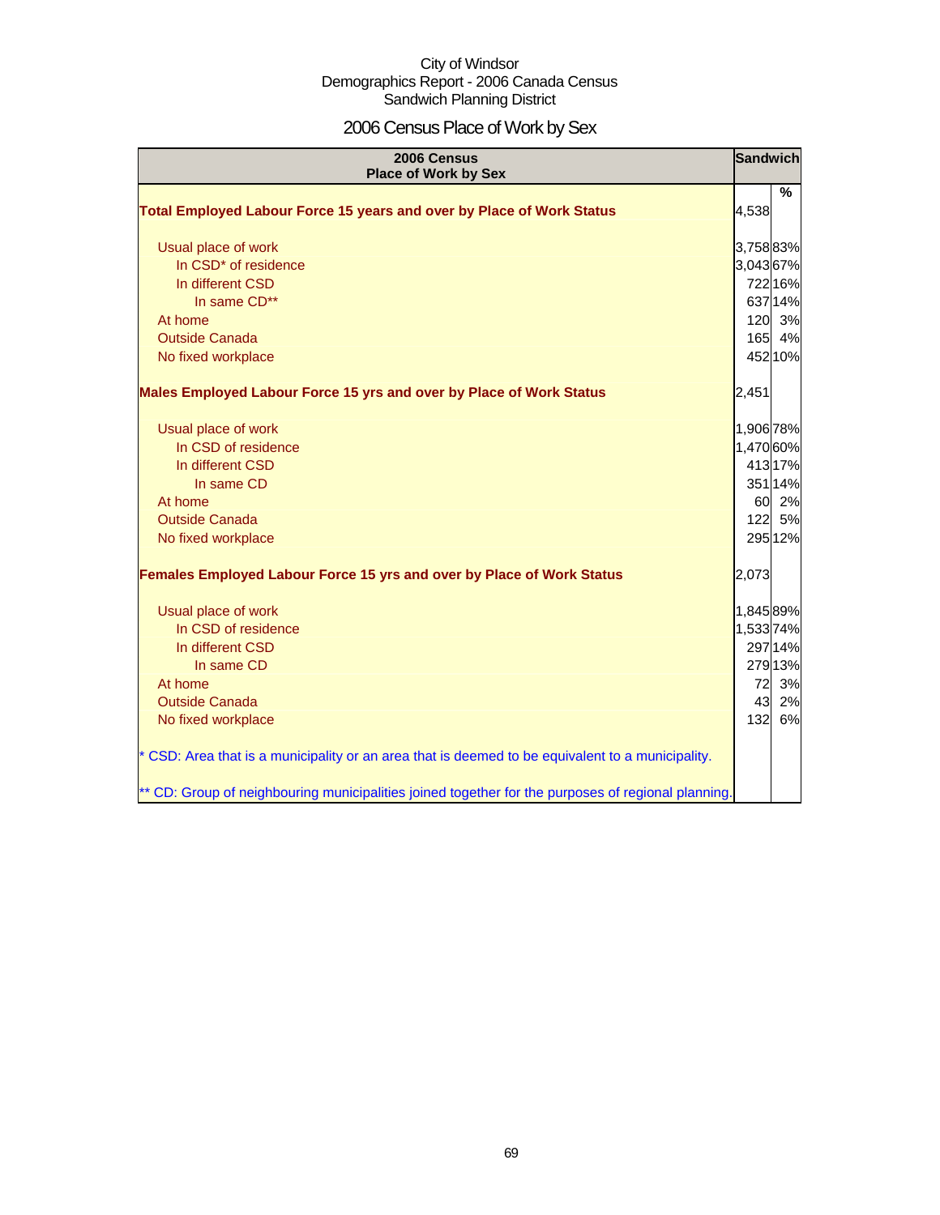City of Windsor
Demographics Report - 2006 Canada Census
Sandwich Planning District

# 2006 Census Place of Work by Sex

| 2006 Census<br>Place of Work by Sex | Sandwich | |
|---|---|---|
| | | % |
| **Total Employed Labour Force 15 years and over by Place of Work Status** | 4,538 | |
| Usual place of work | 3,758 | 83% |
| In CSD* of residence | 3,043 | 67% |
| In different CSD | 722 | 16% |
| In same CD** | 637 | 14% |
| At home | 120 | 3% |
| Outside Canada | 165 | 4% |
| No fixed workplace | 452 | 10% |
| **Males Employed Labour Force 15 yrs and over by Place of Work Status** | 2,451 | |
| Usual place of work | 1,906 | 78% |
| In CSD of residence | 1,470 | 60% |
| In different CSD | 413 | 17% |
| In same CD | 351 | 14% |
| At home | 60 | 2% |
| Outside Canada | 122 | 5% |
| No fixed workplace | 295 | 12% |
| **Females Employed Labour Force 15 yrs and over by Place of Work Status** | 2,073 | |
| Usual place of work | 1,845 | 89% |
| In CSD of residence | 1,533 | 74% |
| In different CSD | 297 | 14% |
| In same CD | 279 | 13% |
| At home | 72 | 3% |
| Outside Canada | 43 | 2% |
| No fixed workplace | 132 | 6% |
| * CSD: Area that is a municipality or an area that is deemed to be equivalent to a municipality. | | |
| ** CD: Group of neighbouring municipalities joined together for the purposes of regional planning. | | |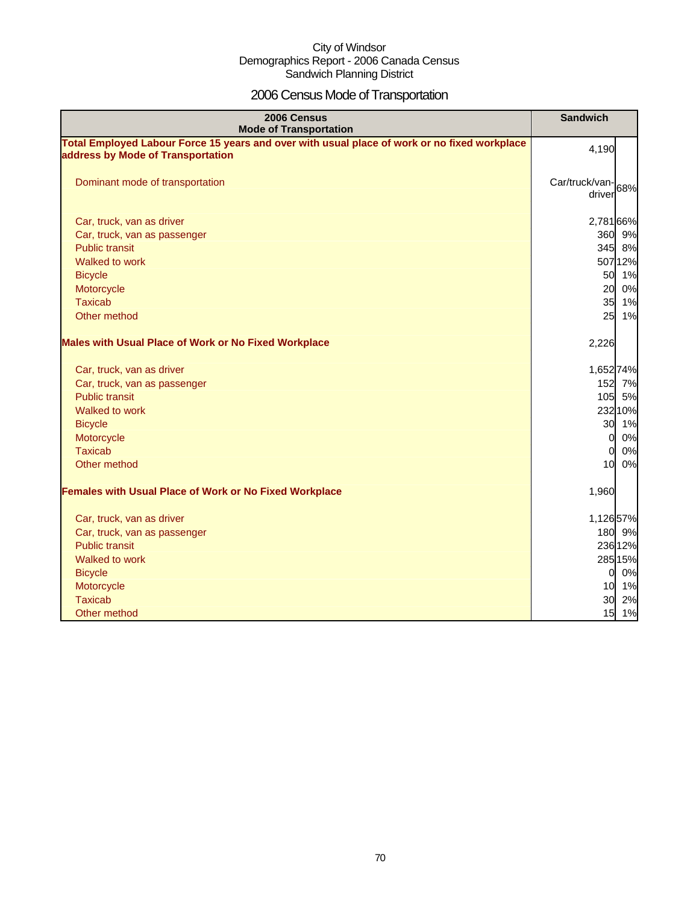City of Windsor
Demographics Report - 2006 Canada Census
Sandwich Planning District

# 2006 Census Mode of Transportation

| 2006 Census<br>Mode of Transportation | Sandwich | |
|---|---|---|
| **Total Employed Labour Force 15 years and over with usual place of work or no fixed workplace address by Mode of Transportation** | 4,190 | |
| Dominant mode of transportation | Car/truck/van-driver | 68% |
| Car, truck, van as driver | 2,781 | 66% |
| Car, truck, van as passenger | 360 | 9% |
| Public transit | 345 | 8% |
| Walked to work | 507 | 12% |
| Bicycle | 50 | 1% |
| Motorcycle | 20 | 0% |
| Taxicab | 35 | 1% |
| Other method | 25 | 1% |
| **Males with Usual Place of Work or No Fixed Workplace** | 2,226 | |
| Car, truck, van as driver | 1,652 | 74% |
| Car, truck, van as passenger | 152 | 7% |
| Public transit | 105 | 5% |
| Walked to work | 232 | 10% |
| Bicycle | 30 | 1% |
| Motorcycle | 0 | 0% |
| Taxicab | 0 | 0% |
| Other method | 10 | 0% |
| **Females with Usual Place of Work or No Fixed Workplace** | 1,960 | |
| Car, truck, van as driver | 1,126 | 57% |
| Car, truck, van as passenger | 180 | 9% |
| Public transit | 236 | 12% |
| Walked to work | 285 | 15% |
| Bicycle | 0 | 0% |
| Motorcycle | 10 | 1% |
| Taxicab | 30 | 2% |
| Other method | 15 | 1% |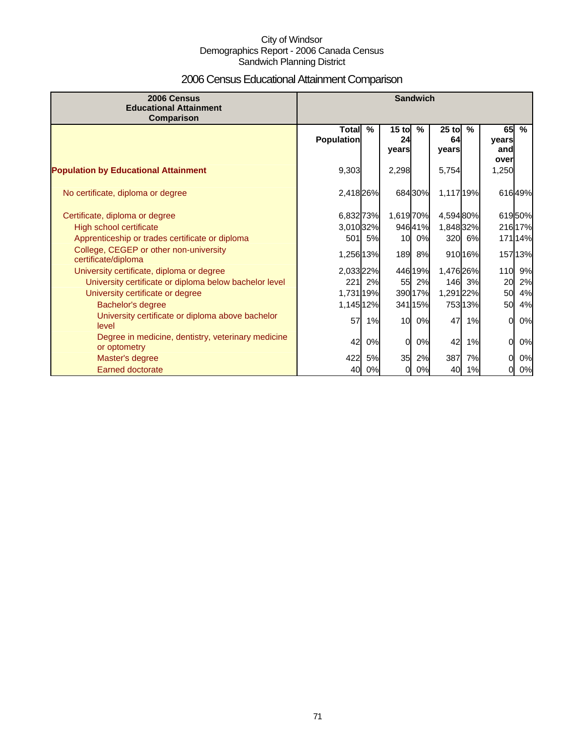City of Windsor
Demographics Report - 2006 Canada Census
Sandwich Planning District

# 2006 Census Educational Attainment Comparison

| 2006 Census Educational Attainment Comparison | Sandwich | | | | | | | |
|---|---|---|---|---|---|---|---|---|
| | Total Population | % | 15 to 24 years | % | 25 to 64 years | % | 65 years and over | % |
| **Population by Educational Attainment** | 9,303 | | 2,298 | | 5,754 | | 1,250 | |
| No certificate, diploma or degree | 2,418 | 26% | 684 | 30% | 1,117 | 19% | 616 | 49% |
| Certificate, diploma or degree | 6,832 | 73% | 1,619 | 70% | 4,594 | 80% | 619 | 50% |
| High school certificate | 3,010 | 32% | 946 | 41% | 1,848 | 32% | 216 | 17% |
| Apprenticeship or trades certificate or diploma | 501 | 5% | 10 | 0% | 320 | 6% | 171 | 14% |
| College, CEGEP or other non-university certificate/diploma | 1,256 | 13% | 189 | 8% | 910 | 16% | 157 | 13% |
| University certificate, diploma or degree | 2,033 | 22% | 446 | 19% | 1,476 | 26% | 110 | 9% |
| University certificate or diploma below bachelor level | 221 | 2% | 55 | 2% | 146 | 3% | 20 | 2% |
| University certificate or degree | 1,731 | 19% | 390 | 17% | 1,291 | 22% | 50 | 4% |
| Bachelor's degree | 1,145 | 12% | 341 | 15% | 753 | 13% | 50 | 4% |
| University certificate or diploma above bachelor level | 57 | 1% | 10 | 0% | 47 | 1% | 0 | 0% |
| Degree in medicine, dentistry, veterinary medicine or optometry | 42 | 0% | 0 | 0% | 42 | 1% | 0 | 0% |
| Master's degree | 422 | 5% | 35 | 2% | 387 | 7% | 0 | 0% |
| Earned doctorate | 40 | 0% | 0 | 0% | 40 | 1% | 0 | 0% |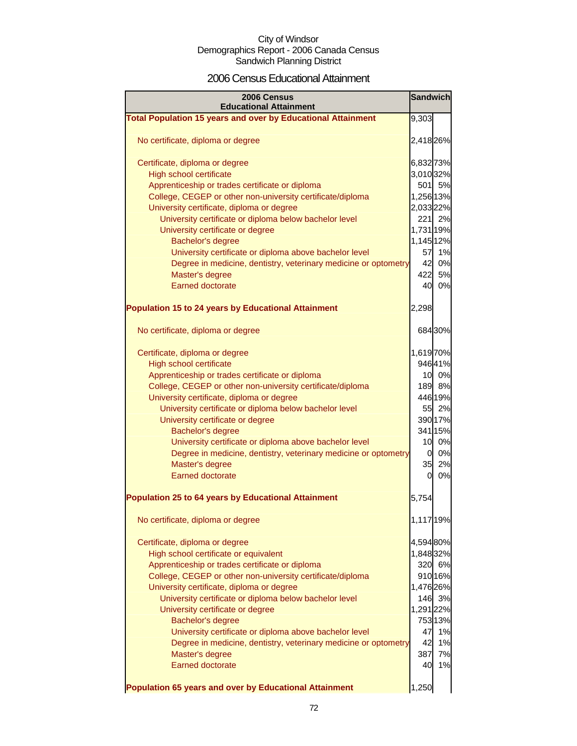City of Windsor
Demographics Report - 2006 Canada Census
Sandwich Planning District

# 2006 Census Educational Attainment

| 2006 Census Educational Attainment | Sandwich | |
|---|---|---|
| **Total Population 15 years and over by Educational Attainment** | 9,303 | |
| No certificate, diploma or degree | 2,418 | 26% |
| Certificate, diploma or degree | 6,832 | 73% |
| High school certificate | 3,010 | 32% |
| Apprenticeship or trades certificate or diploma | 501 | 5% |
| College, CEGEP or other non-university certificate/diploma | 1,256 | 13% |
| University certificate, diploma or degree | 2,033 | 22% |
| University certificate or diploma below bachelor level | 221 | 2% |
| University certificate or degree | 1,731 | 19% |
| Bachelor's degree | 1,145 | 12% |
| University certificate or diploma above bachelor level | 57 | 1% |
| Degree in medicine, dentistry, veterinary medicine or optometry | 42 | 0% |
| Master's degree | 422 | 5% |
| Earned doctorate | 40 | 0% |
| **Population 15 to 24 years by Educational Attainment** | 2,298 | |
| No certificate, diploma or degree | 684 | 30% |
| Certificate, diploma or degree | 1,619 | 70% |
| High school certificate | 946 | 41% |
| Apprenticeship or trades certificate or diploma | 10 | 0% |
| College, CEGEP or other non-university certificate/diploma | 189 | 8% |
| University certificate, diploma or degree | 446 | 19% |
| University certificate or diploma below bachelor level | 55 | 2% |
| University certificate or degree | 390 | 17% |
| Bachelor's degree | 341 | 15% |
| University certificate or diploma above bachelor level | 10 | 0% |
| Degree in medicine, dentistry, veterinary medicine or optometry | 0 | 0% |
| Master's degree | 35 | 2% |
| Earned doctorate | 0 | 0% |
| **Population 25 to 64 years by Educational Attainment** | 5,754 | |
| No certificate, diploma or degree | 1,117 | 19% |
| Certificate, diploma or degree | 4,594 | 80% |
| High school certificate or equivalent | 1,848 | 32% |
| Apprenticeship or trades certificate or diploma | 320 | 6% |
| College, CEGEP or other non-university certificate/diploma | 910 | 16% |
| University certificate, diploma or degree | 1,476 | 26% |
| University certificate or diploma below bachelor level | 146 | 3% |
| University certificate or degree | 1,291 | 22% |
| Bachelor's degree | 753 | 13% |
| University certificate or diploma above bachelor level | 47 | 1% |
| Degree in medicine, dentistry, veterinary medicine or optometry | 42 | 1% |
| Master's degree | 387 | 7% |
| Earned doctorate | 40 | 1% |
| **Population 65 years and over by Educational Attainment** | 1,250 | |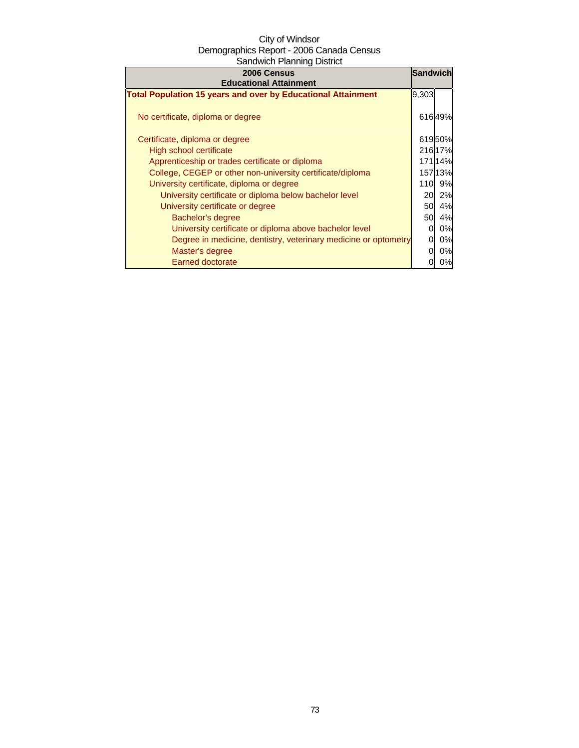City of Windsor
Demographics Report - 2006 Canada Census
Sandwich Planning District

| 2006 Census Educational Attainment | Sandwich | |
|---|---|---|
| **Total Population 15 years and over by Educational Attainment** | 9,303 | |
| No certificate, diploma or degree | 616 | 49% |
| Certificate, diploma or degree | 619 | 50% |
| High school certificate | 216 | 17% |
| Apprenticeship or trades certificate or diploma | 171 | 14% |
| College, CEGEP or other non-university certificate/diploma | 157 | 13% |
| University certificate, diploma or degree | 110 | 9% |
| University certificate or diploma below bachelor level | 20 | 2% |
| University certificate or degree | 50 | 4% |
| Bachelor's degree | 50 | 4% |
| University certificate or diploma above bachelor level | 0 | 0% |
| Degree in medicine, dentistry, veterinary medicine or optometry | 0 | 0% |
| Master's degree | 0 | 0% |
| Earned doctorate | 0 | 0% |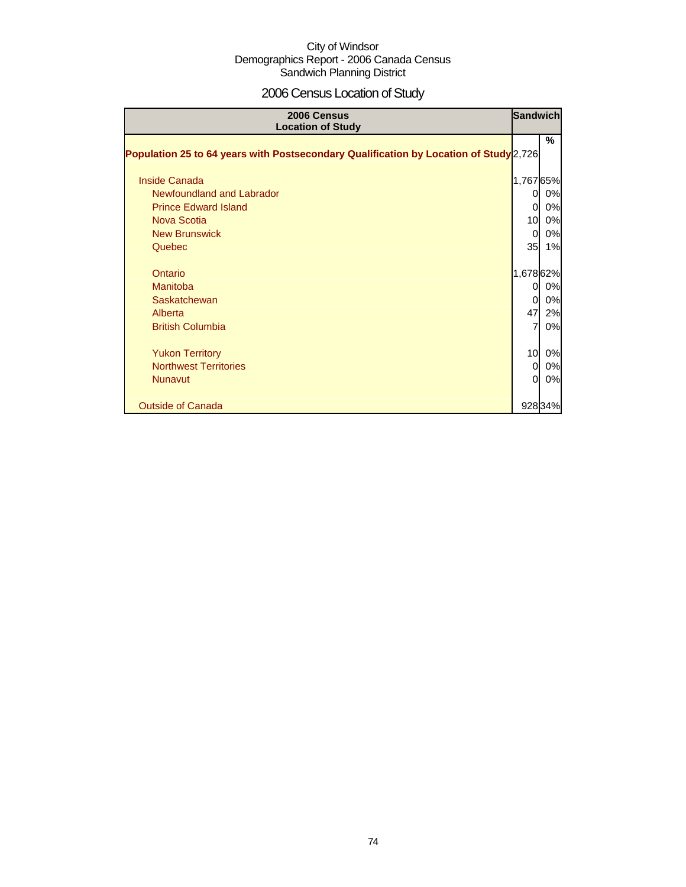City of Windsor
Demographics Report - 2006 Canada Census
Sandwich Planning District

# 2006 Census Location of Study

| 2006 Census Location of Study | Sandwich | |
|---|---|---|
| | | % |
| **Population 25 to 64 years with Postsecondary Qualification by Location of Study** | 2,726 | |
| Inside Canada | 1,767 | 65% |
| Newfoundland and Labrador | 0 | 0% |
| Prince Edward Island | 0 | 0% |
| Nova Scotia | 10 | 0% |
| New Brunswick | 0 | 0% |
| Quebec | 35 | 1% |
| Ontario | 1,678 | 62% |
| Manitoba | 0 | 0% |
| Saskatchewan | 0 | 0% |
| Alberta | 47 | 2% |
| British Columbia | 7 | 0% |
| Yukon Territory | 10 | 0% |
| Northwest Territories | 0 | 0% |
| Nunavut | 0 | 0% |
| Outside of Canada | 928 | 34% |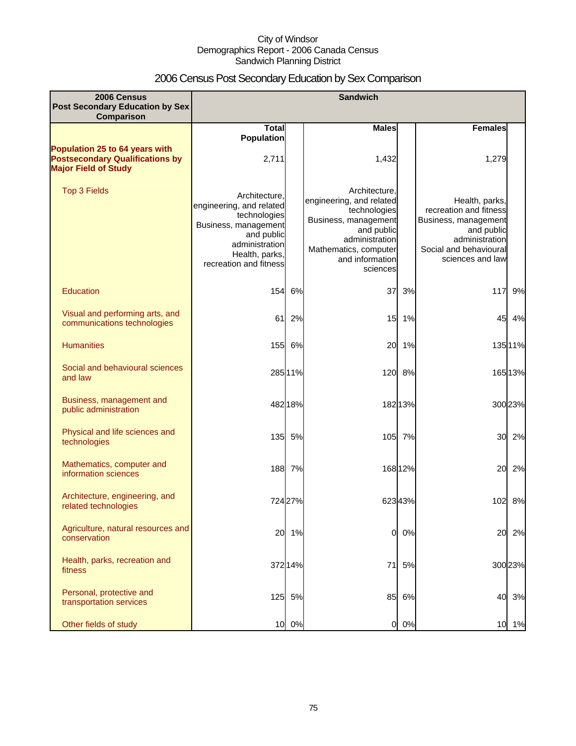City of Windsor
Demographics Report - 2006 Canada Census
Sandwich Planning District

# 2006 Census Post Secondary Education by Sex Comparison

| 2006 Census Post Secondary Education by Sex Comparison | Sandwich | | | | | |
|---|---|---|---|---|---|---|
| | Total Population | | Males | | Females | |
| Population 25 to 64 years with Postsecondary Qualifications by Major Field of Study | 2,711 | | 1,432 | | 1,279 | |
| Top 3 Fields | Architecture, engineering, and related technologies<br>Business, management and public administration<br>Health, parks, recreation and fitness | | Architecture, engineering, and related technologies<br>Business, management and public administration<br>Mathematics, computer and information sciences | | Health, parks, recreation and fitness<br>Business, management and public administration<br>Social and behavioural sciences and law | |
| Education | 154 | 6% | 37 | 3% | 117 | 9% |
| Visual and performing arts, and communications technologies | 61 | 2% | 15 | 1% | 45 | 4% |
| Humanities | 155 | 6% | 20 | 1% | 135 | 11% |
| Social and behavioural sciences and law | 285 | 11% | 120 | 8% | 165 | 13% |
| Business, management and public administration | 482 | 18% | 182 | 13% | 300 | 23% |
| Physical and life sciences and technologies | 135 | 5% | 105 | 7% | 30 | 2% |
| Mathematics, computer and information sciences | 188 | 7% | 168 | 12% | 20 | 2% |
| Architecture, engineering, and related technologies | 724 | 27% | 623 | 43% | 102 | 8% |
| Agriculture, natural resources and conservation | 20 | 1% | 0 | 0% | 20 | 2% |
| Health, parks, recreation and fitness | 372 | 14% | 71 | 5% | 300 | 23% |
| Personal, protective and transportation services | 125 | 5% | 85 | 6% | 40 | 3% |
| Other fields of study | 10 | 0% | 0 | 0% | 10 | 1% |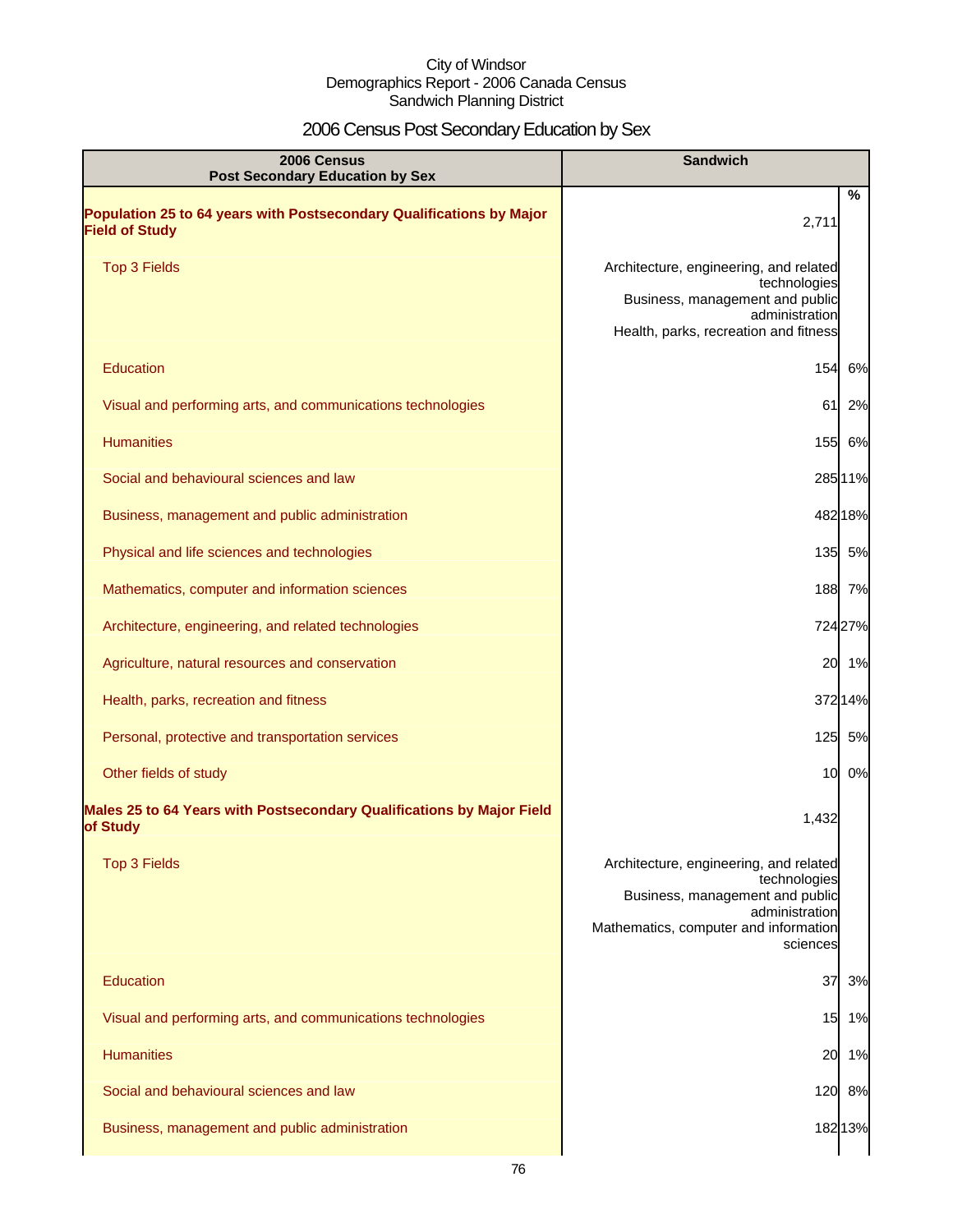City of Windsor
Demographics Report - 2006 Canada Census
Sandwich Planning District

# 2006 Census Post Secondary Education by Sex

| 2006 Census<br>Post Secondary Education by Sex | Sandwich | |
|---|---|---|
| | | % |
| **Population 25 to 64 years with Postsecondary Qualifications by Major Field of Study** | 2,711 | |
| Top 3 Fields | Architecture, engineering, and related technologies<br>Business, management and public administration<br>Health, parks, recreation and fitness | |
| Education | 154 | 6% |
| Visual and performing arts, and communications technologies | 61 | 2% |
| Humanities | 155 | 6% |
| Social and behavioural sciences and law | 285 | 11% |
| Business, management and public administration | 482 | 18% |
| Physical and life sciences and technologies | 135 | 5% |
| Mathematics, computer and information sciences | 188 | 7% |
| Architecture, engineering, and related technologies | 724 | 27% |
| Agriculture, natural resources and conservation | 20 | 1% |
| Health, parks, recreation and fitness | 372 | 14% |
| Personal, protective and transportation services | 125 | 5% |
| Other fields of study | 10 | 0% |
| **Males 25 to 64 Years with Postsecondary Qualifications by Major Field of Study** | 1,432 | |
| Top 3 Fields | Architecture, engineering, and related technologies<br>Business, management and public administration<br>Mathematics, computer and information sciences | |
| Education | 37 | 3% |
| Visual and performing arts, and communications technologies | 15 | 1% |
| Humanities | 20 | 1% |
| Social and behavioural sciences and law | 120 | 8% |
| Business, management and public administration | 182 | 13% |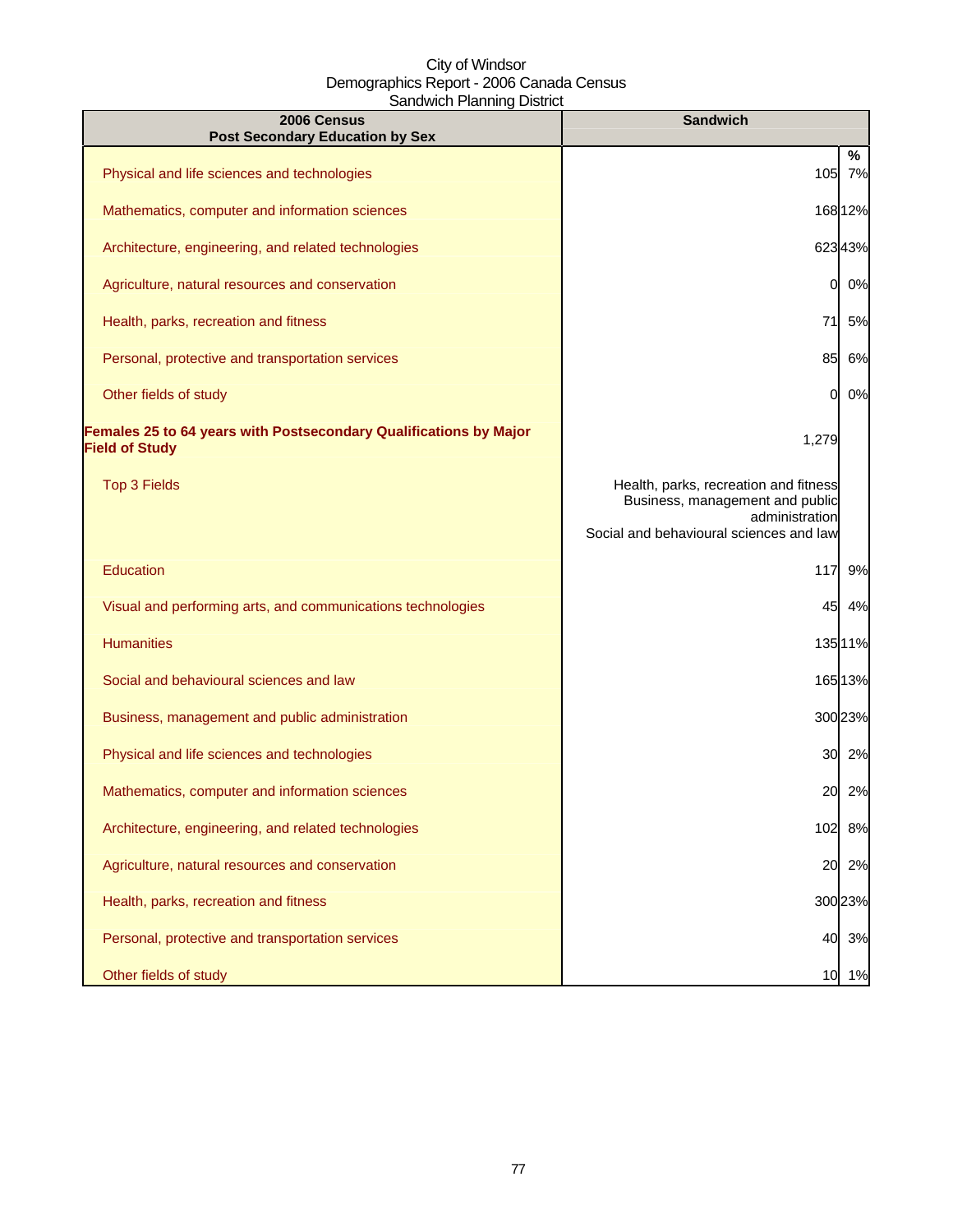City of Windsor
Demographics Report - 2006 Canada Census
Sandwich Planning District

| 2006 Census<br>Post Secondary Education by Sex | Sandwich | % |
|---|---|---|
| Physical and life sciences and technologies | 105 | 7% |
| Mathematics, computer and information sciences | 168 | 12% |
| Architecture, engineering, and related technologies | 623 | 43% |
| Agriculture, natural resources and conservation | 0 | 0% |
| Health, parks, recreation and fitness | 71 | 5% |
| Personal, protective and transportation services | 85 | 6% |
| Other fields of study | 0 | 0% |
| **Females 25 to 64 years with Postsecondary Qualifications by Major Field of Study** | 1,279 | |
| Top 3 Fields | Health, parks, recreation and fitness<br>Business, management and public administration<br>Social and behavioural sciences and law | |
| Education | 117 | 9% |
| Visual and performing arts, and communications technologies | 45 | 4% |
| Humanities | 135 | 11% |
| Social and behavioural sciences and law | 165 | 13% |
| Business, management and public administration | 300 | 23% |
| Physical and life sciences and technologies | 30 | 2% |
| Mathematics, computer and information sciences | 20 | 2% |
| Architecture, engineering, and related technologies | 102 | 8% |
| Agriculture, natural resources and conservation | 20 | 2% |
| Health, parks, recreation and fitness | 300 | 23% |
| Personal, protective and transportation services | 40 | 3% |
| Other fields of study | 10 | 1% |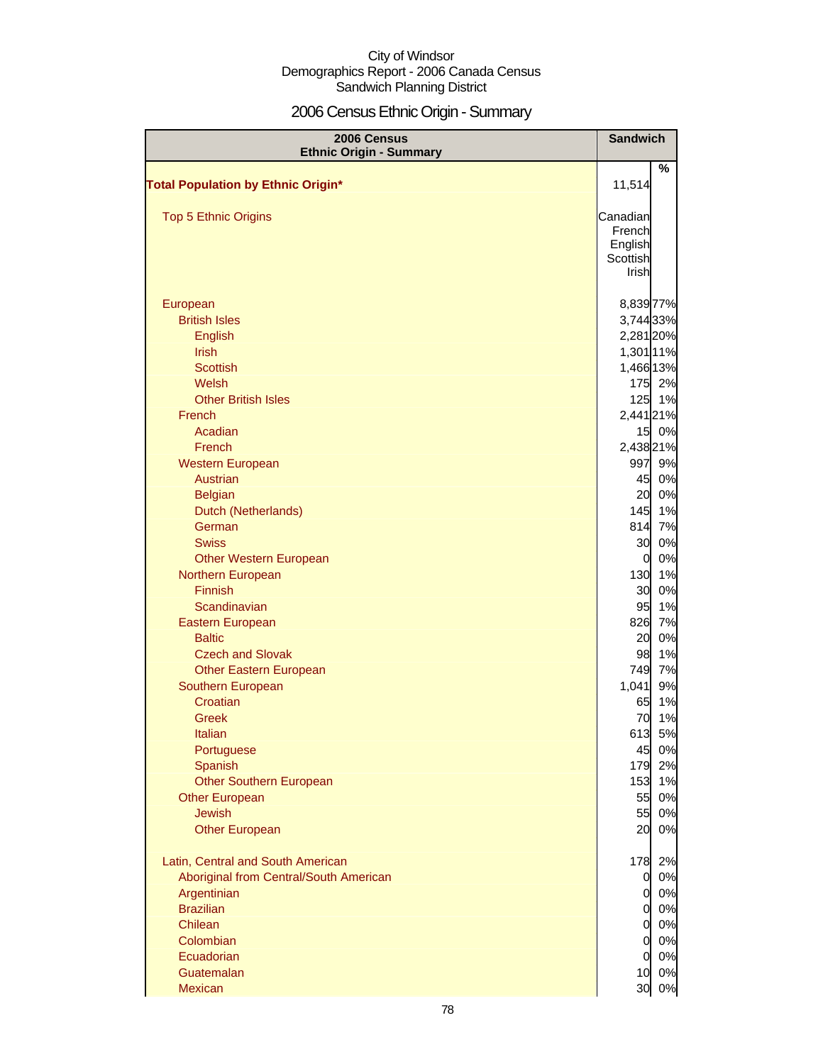City of Windsor
Demographics Report - 2006 Canada Census
Sandwich Planning District

# 2006 Census Ethnic Origin - Summary

| 2006 Census Ethnic Origin - Summary | Sandwich | |
|---|---|---|
| | | % |
| **Total Population by Ethnic Origin*** | 11,514 | |
| Top 5 Ethnic Origins | Canadian<br>French<br>English<br>Scottish<br>Irish | |
| European | 8,839 | 77% |
| British Isles | 3,744 | 33% |
| English | 2,281 | 20% |
| Irish | 1,301 | 11% |
| Scottish | 1,466 | 13% |
| Welsh | 175 | 2% |
| Other British Isles | 125 | 1% |
| French | 2,441 | 21% |
| Acadian | 15 | 0% |
| French | 2,438 | 21% |
| Western European | 997 | 9% |
| Austrian | 45 | 0% |
| Belgian | 20 | 0% |
| Dutch (Netherlands) | 145 | 1% |
| German | 814 | 7% |
| Swiss | 30 | 0% |
| Other Western European | 0 | 0% |
| Northern European | 130 | 1% |
| Finnish | 30 | 0% |
| Scandinavian | 95 | 1% |
| Eastern European | 826 | 7% |
| Baltic | 20 | 0% |
| Czech and Slovak | 98 | 1% |
| Other Eastern European | 749 | 7% |
| Southern European | 1,041 | 9% |
| Croatian | 65 | 1% |
| Greek | 70 | 1% |
| Italian | 613 | 5% |
| Portuguese | 45 | 0% |
| Spanish | 179 | 2% |
| Other Southern European | 153 | 1% |
| Other European | 55 | 0% |
| Jewish | 55 | 0% |
| Other European | 20 | 0% |
| Latin, Central and South American | 178 | 2% |
| Aboriginal from Central/South American | 0 | 0% |
| Argentinian | 0 | 0% |
| Brazilian | 0 | 0% |
| Chilean | 0 | 0% |
| Colombian | 0 | 0% |
| Ecuadorian | 0 | 0% |
| Guatemalan | 10 | 0% |
| Mexican | 30 | 0% |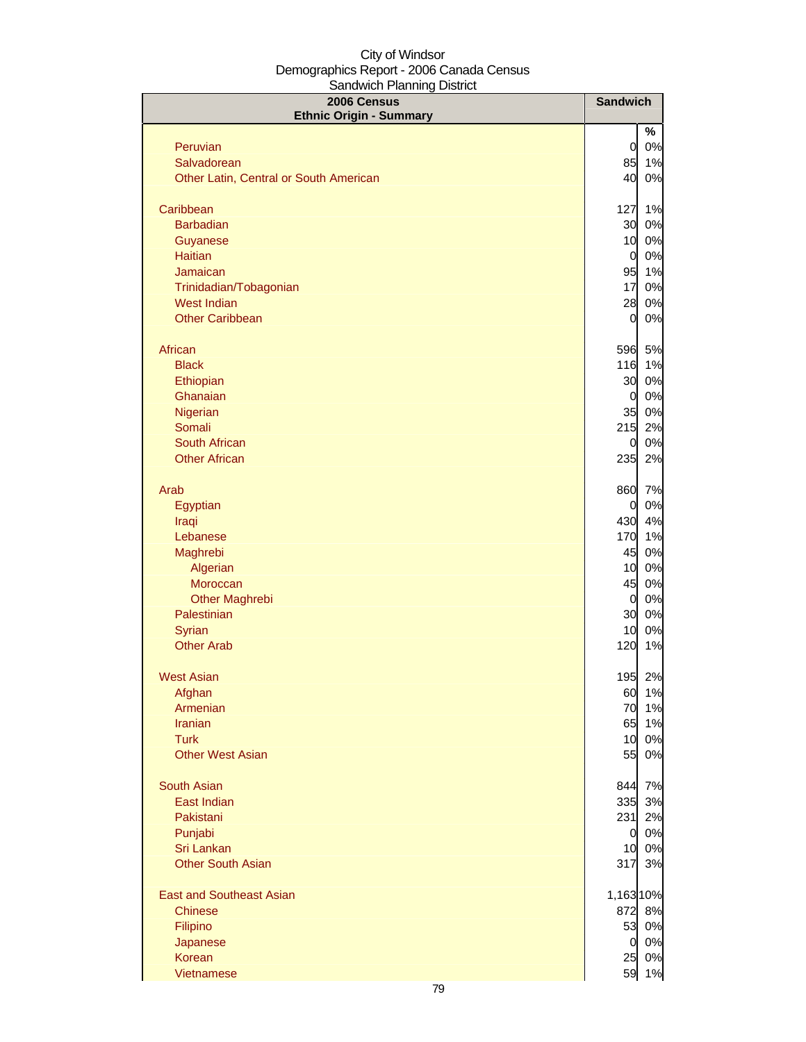City of Windsor
Demographics Report - 2006 Canada Census
Sandwich Planning District

| 2006 Census<br>Ethnic Origin - Summary | Sandwich | |
|---|---|---|
| | | % |
| Peruvian | 0 | 0% |
| Salvadorean | 85 | 1% |
| Other Latin, Central or South American | 40 | 0% |
| | | |
| Caribbean | 127 | 1% |
| Barbadian | 30 | 0% |
| Guyanese | 10 | 0% |
| Haitian | 0 | 0% |
| Jamaican | 95 | 1% |
| Trinidadian/Tobagonian | 17 | 0% |
| West Indian | 28 | 0% |
| Other Caribbean | 0 | 0% |
| | | |
| African | 596 | 5% |
| Black | 116 | 1% |
| Ethiopian | 30 | 0% |
| Ghanaian | 0 | 0% |
| Nigerian | 35 | 0% |
| Somali | 215 | 2% |
| South African | 0 | 0% |
| Other African | 235 | 2% |
| | | |
| Arab | 860 | 7% |
| Egyptian | 0 | 0% |
| Iraqi | 430 | 4% |
| Lebanese | 170 | 1% |
| Maghrebi | 45 | 0% |
| Algerian | 10 | 0% |
| Moroccan | 45 | 0% |
| Other Maghrebi | 0 | 0% |
| Palestinian | 30 | 0% |
| Syrian | 10 | 0% |
| Other Arab | 120 | 1% |
| | | |
| West Asian | 195 | 2% |
| Afghan | 60 | 1% |
| Armenian | 70 | 1% |
| Iranian | 65 | 1% |
| Turk | 10 | 0% |
| Other West Asian | 55 | 0% |
| | | |
| South Asian | 844 | 7% |
| East Indian | 335 | 3% |
| Pakistani | 231 | 2% |
| Punjabi | 0 | 0% |
| Sri Lankan | 10 | 0% |
| Other South Asian | 317 | 3% |
| | | |
| East and Southeast Asian | 1,163 | 10% |
| Chinese | 872 | 8% |
| Filipino | 53 | 0% |
| Japanese | 0 | 0% |
| Korean | 25 | 0% |
| Vietnamese | 59 | 1% |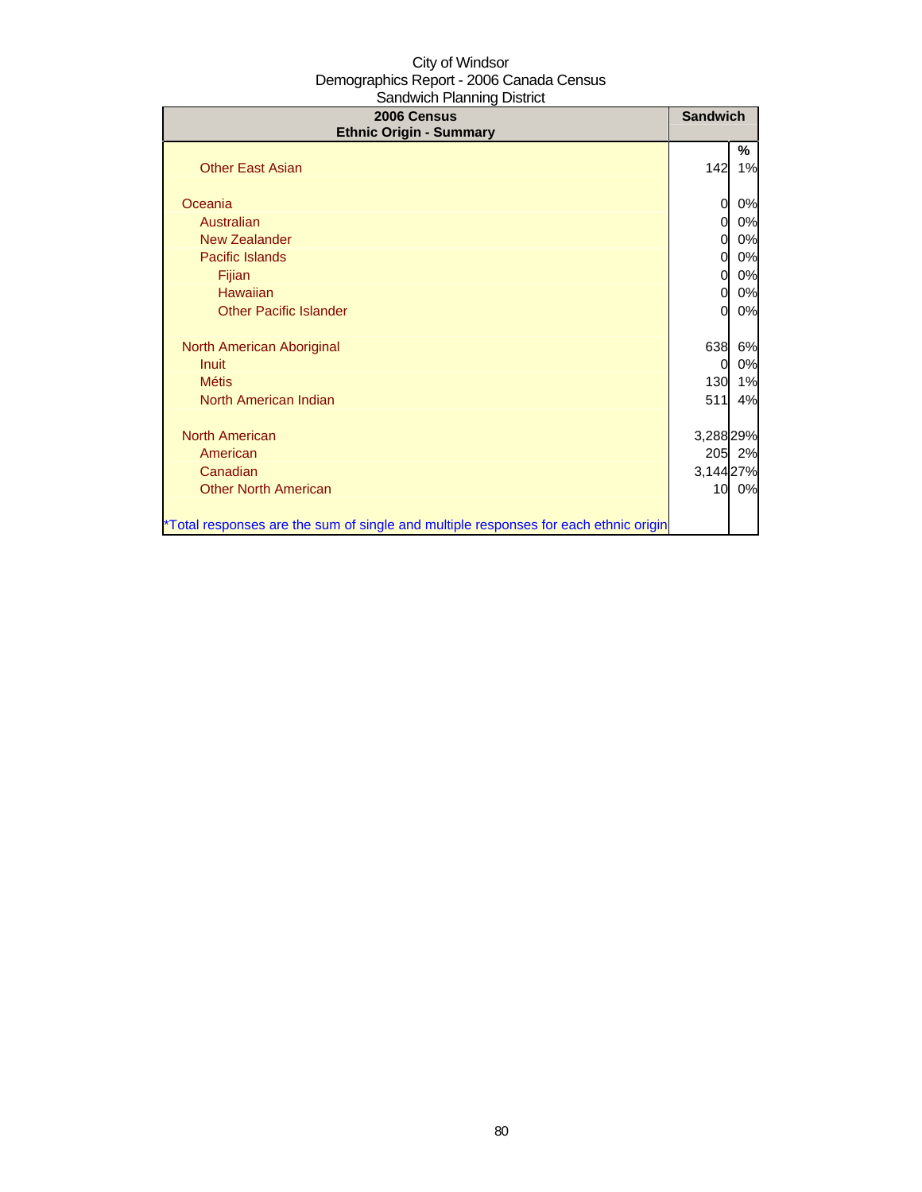City of Windsor
Demographics Report - 2006 Canada Census
Sandwich Planning District

| 2006 Census<br>Ethnic Origin - Summary | Sandwich | |
|---|---|---|
| | | % |
| Other East Asian | 142 | 1% |
| | | |
| Oceania | 0 | 0% |
| Australian | 0 | 0% |
| New Zealander | 0 | 0% |
| Pacific Islands | 0 | 0% |
| Fijian | 0 | 0% |
| Hawaiian | 0 | 0% |
| Other Pacific Islander | 0 | 0% |
| | | |
| North American Aboriginal | 638 | 6% |
| Inuit | 0 | 0% |
| Métis | 130 | 1% |
| North American Indian | 511 | 4% |
| | | |
| North American | 3,288 | 29% |
| American | 205 | 2% |
| Canadian | 3,144 | 27% |
| Other North American | 10 | 0% |
| | | |
| *Total responses are the sum of single and multiple responses for each ethnic origin | | |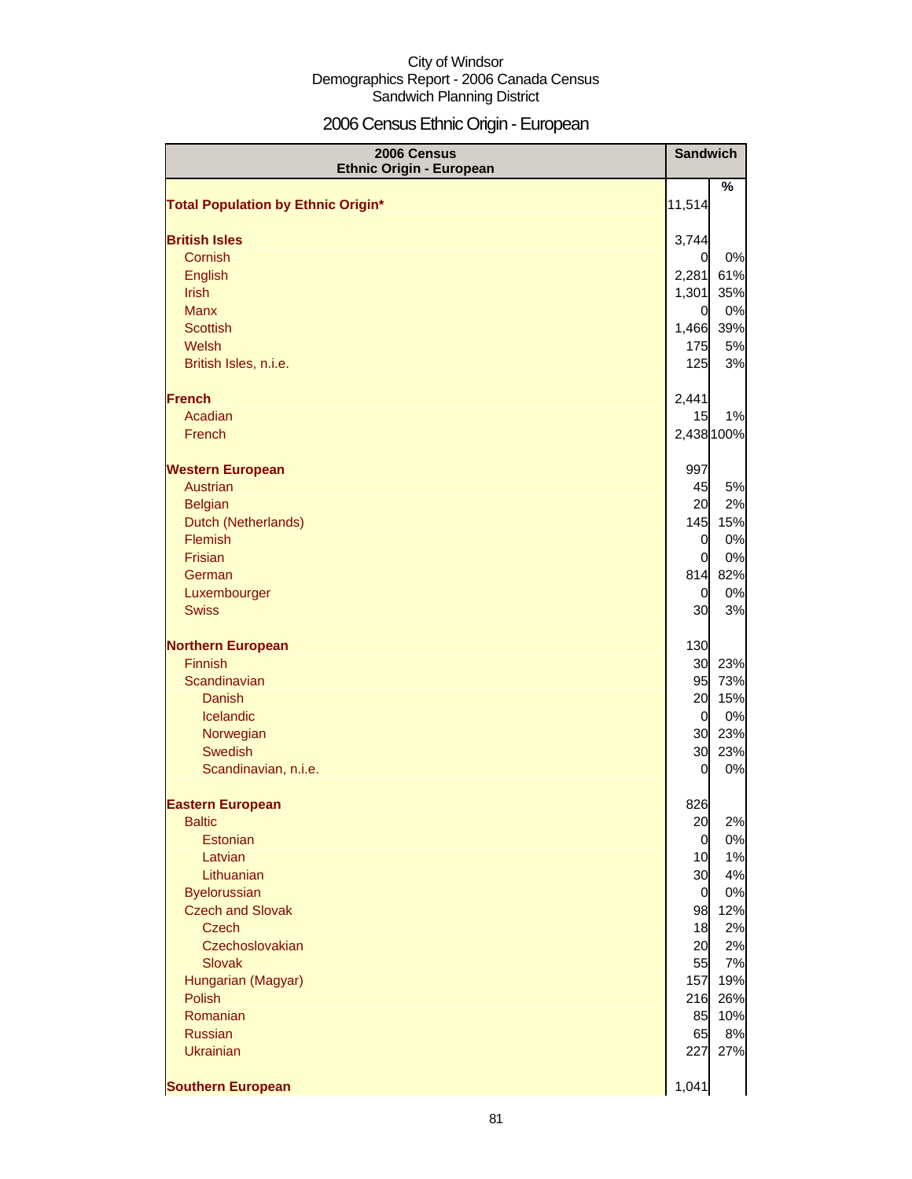City of Windsor
Demographics Report - 2006 Canada Census
Sandwich Planning District

# 2006 Census Ethnic Origin - European

| 2006 Census Ethnic Origin - European | Sandwich | |
|---|---|---|
| | | % |
| **Total Population by Ethnic Origin*** | 11,514 | |
| | | |
| **British Isles** | 3,744 | |
| Cornish | 0 | 0% |
| English | 2,281 | 61% |
| Irish | 1,301 | 35% |
| Manx | 0 | 0% |
| Scottish | 1,466 | 39% |
| Welsh | 175 | 5% |
| British Isles, n.i.e. | 125 | 3% |
| | | |
| **French** | 2,441 | |
| Acadian | 15 | 1% |
| French | 2,438 | 100% |
| | | |
| **Western European** | 997 | |
| Austrian | 45 | 5% |
| Belgian | 20 | 2% |
| Dutch (Netherlands) | 145 | 15% |
| Flemish | 0 | 0% |
| Frisian | 0 | 0% |
| German | 814 | 82% |
| Luxembourger | 0 | 0% |
| Swiss | 30 | 3% |
| | | |
| **Northern European** | 130 | |
| Finnish | 30 | 23% |
| Scandinavian | 95 | 73% |
| Danish | 20 | 15% |
| Icelandic | 0 | 0% |
| Norwegian | 30 | 23% |
| Swedish | 30 | 23% |
| Scandinavian, n.i.e. | 0 | 0% |
| | | |
| **Eastern European** | 826 | |
| Baltic | 20 | 2% |
| Estonian | 0 | 0% |
| Latvian | 10 | 1% |
| Lithuanian | 30 | 4% |
| Byelorussian | 0 | 0% |
| Czech and Slovak | 98 | 12% |
| Czech | 18 | 2% |
| Czechoslovakian | 20 | 2% |
| Slovak | 55 | 7% |
| Hungarian (Magyar) | 157 | 19% |
| Polish | 216 | 26% |
| Romanian | 85 | 10% |
| Russian | 65 | 8% |
| Ukrainian | 227 | 27% |
| | | |
| **Southern European** | 1,041 | |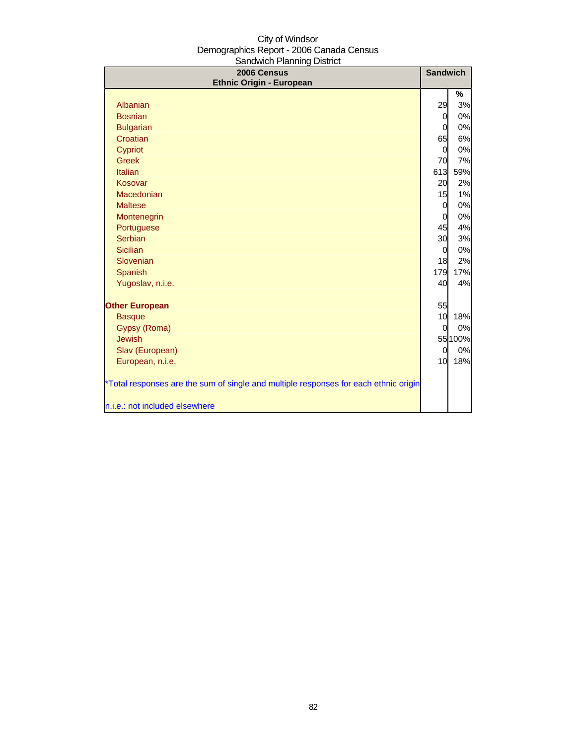City of Windsor
Demographics Report - 2006 Canada Census
Sandwich Planning District

| 2006 Census<br>Ethnic Origin - European | Sandwich | |
|---|---|---|
| | | % |
| Albanian | 29 | 3% |
| Bosnian | 0 | 0% |
| Bulgarian | 0 | 0% |
| Croatian | 65 | 6% |
| Cypriot | 0 | 0% |
| Greek | 70 | 7% |
| Italian | 613 | 59% |
| Kosovar | 20 | 2% |
| Macedonian | 15 | 1% |
| Maltese | 0 | 0% |
| Montenegrin | 0 | 0% |
| Portuguese | 45 | 4% |
| Serbian | 30 | 3% |
| Sicilian | 0 | 0% |
| Slovenian | 18 | 2% |
| Spanish | 179 | 17% |
| Yugoslav, n.i.e. | 40 | 4% |
| **Other European** | 55 | |
| Basque | 10 | 18% |
| Gypsy (Roma) | 0 | 0% |
| Jewish | 55 | 100% |
| Slav (European) | 0 | 0% |
| European, n.i.e. | 10 | 18% |

*Total responses are the sum of single and multiple responses for each ethnic origin

n.i.e.: not included elsewhere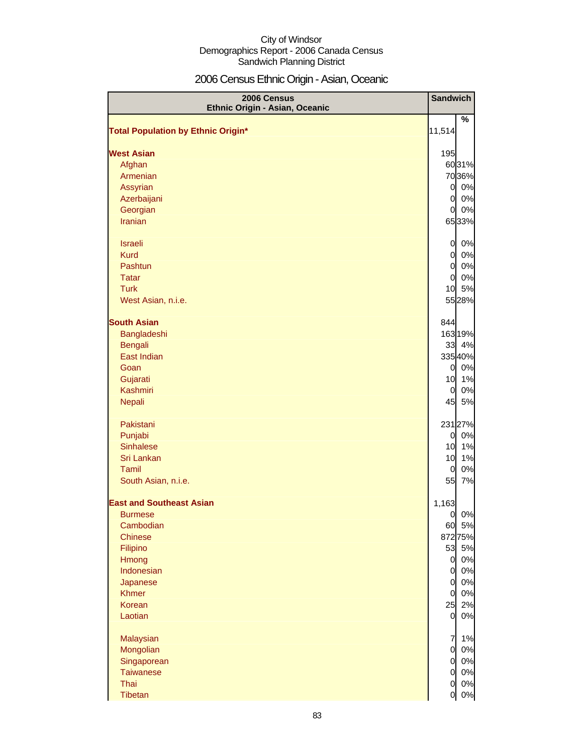City of Windsor
Demographics Report - 2006 Canada Census
Sandwich Planning District

# 2006 Census Ethnic Origin - Asian, Oceanic

| 2006 Census Ethnic Origin - Asian, Oceanic | Sandwich | |
|---|---|---|
| | | % |
| **Total Population by Ethnic Origin*** | 11,514 | |
| **West Asian** | 195 | |
| Afghan | 60 | 31% |
| Armenian | 70 | 36% |
| Assyrian | 0 | 0% |
| Azerbaijani | 0 | 0% |
| Georgian | 0 | 0% |
| Iranian | 65 | 33% |
| Israeli | 0 | 0% |
| Kurd | 0 | 0% |
| Pashtun | 0 | 0% |
| Tatar | 0 | 0% |
| Turk | 10 | 5% |
| West Asian, n.i.e. | 55 | 28% |
| **South Asian** | 844 | |
| Bangladeshi | 163 | 19% |
| Bengali | 33 | 4% |
| East Indian | 335 | 40% |
| Goan | 0 | 0% |
| Gujarati | 10 | 1% |
| Kashmiri | 0 | 0% |
| Nepali | 45 | 5% |
| Pakistani | 231 | 27% |
| Punjabi | 0 | 0% |
| Sinhalese | 10 | 1% |
| Sri Lankan | 10 | 1% |
| Tamil | 0 | 0% |
| South Asian, n.i.e. | 55 | 7% |
| **East and Southeast Asian** | 1,163 | |
| Burmese | 0 | 0% |
| Cambodian | 60 | 5% |
| Chinese | 872 | 75% |
| Filipino | 53 | 5% |
| Hmong | 0 | 0% |
| Indonesian | 0 | 0% |
| Japanese | 0 | 0% |
| Khmer | 0 | 0% |
| Korean | 25 | 2% |
| Laotian | 0 | 0% |
| Malaysian | 7 | 1% |
| Mongolian | 0 | 0% |
| Singaporean | 0 | 0% |
| Taiwanese | 0 | 0% |
| Thai | 0 | 0% |
| Tibetan | 0 | 0% |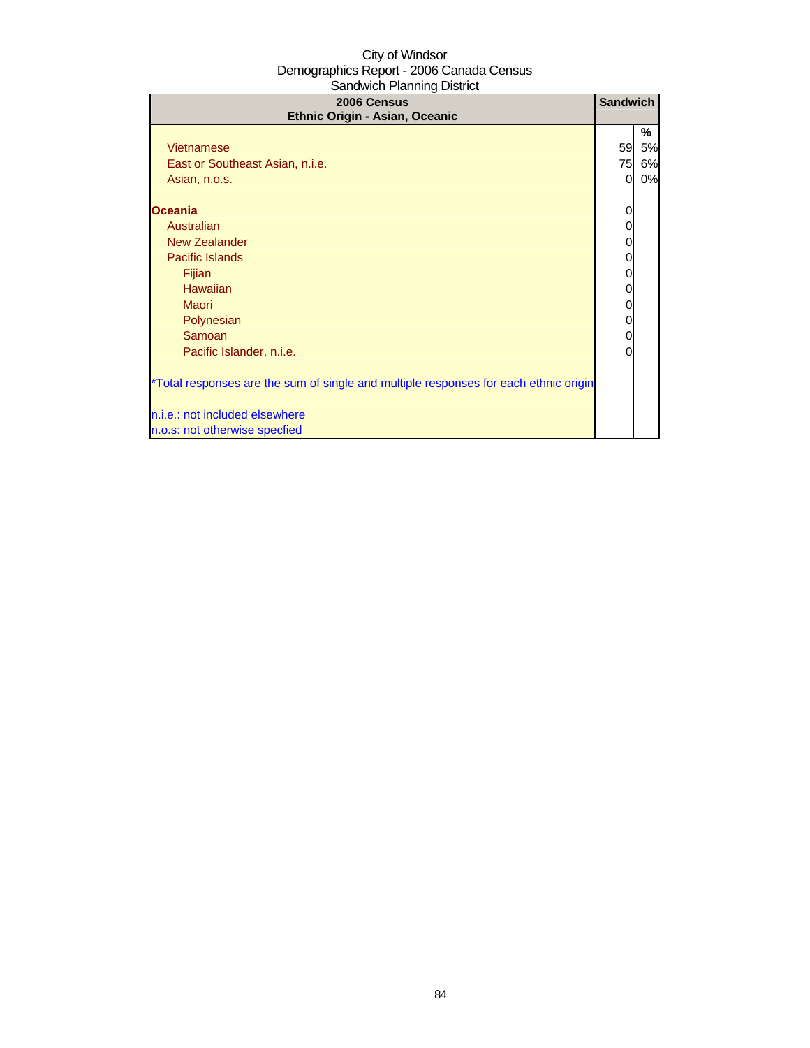City of Windsor
Demographics Report - 2006 Canada Census
Sandwich Planning District

| 2006 Census<br>Ethnic Origin - Asian, Oceanic | Sandwich | |
|---|---|---|
| | | % |
| Vietnamese | 59 | 5% |
| East or Southeast Asian, n.i.e. | 75 | 6% |
| Asian, n.o.s. | 0 | 0% |
| | | |
| **Oceania** | 0 | |
| Australian | 0 | |
| New Zealander | 0 | |
| Pacific Islands | 0 | |
| Fijian | 0 | |
| Hawaiian | 0 | |
| Maori | 0 | |
| Polynesian | 0 | |
| Samoan | 0 | |
| Pacific Islander, n.i.e. | 0 | |

*Total responses are the sum of single and multiple responses for each ethnic origin

n.i.e.: not included elsewhere
n.o.s: not otherwise specfied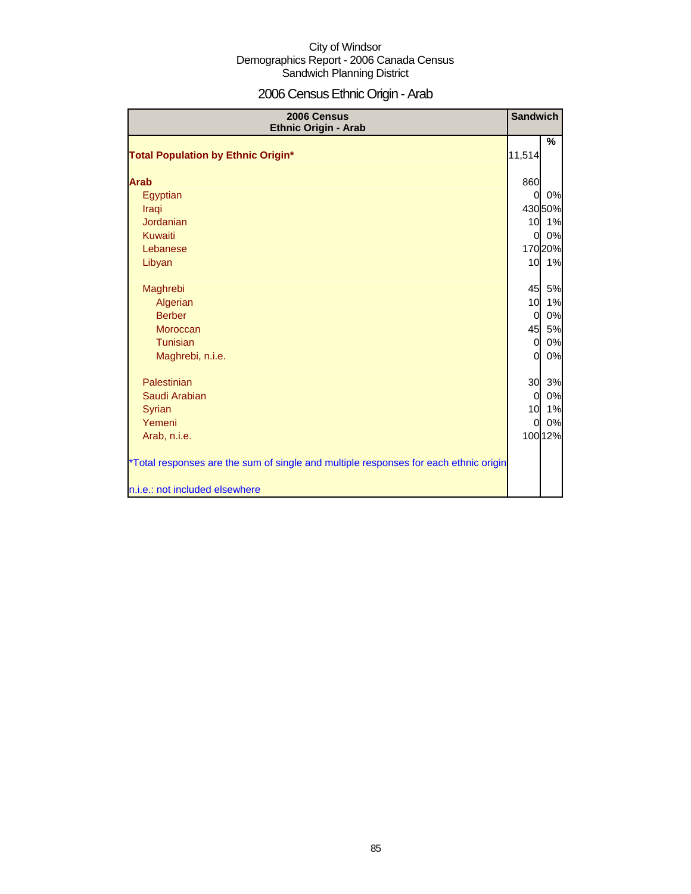City of Windsor
Demographics Report - 2006 Canada Census
Sandwich Planning District

# 2006 Census Ethnic Origin - Arab

| 2006 Census Ethnic Origin - Arab | Sandwich | |
|---|---|---|
| | | % |
| **Total Population by Ethnic Origin*** | 11,514 | |
| **Arab** | 860 | |
| Egyptian | 0 | 0% |
| Iraqi | 430 | 50% |
| Jordanian | 10 | 1% |
| Kuwaiti | 0 | 0% |
| Lebanese | 170 | 20% |
| Libyan | 10 | 1% |
| Maghrebi | 45 | 5% |
| Algerian | 10 | 1% |
| Berber | 0 | 0% |
| Moroccan | 45 | 5% |
| Tunisian | 0 | 0% |
| Maghrebi, n.i.e. | 0 | 0% |
| Palestinian | 30 | 3% |
| Saudi Arabian | 0 | 0% |
| Syrian | 10 | 1% |
| Yemeni | 0 | 0% |
| Arab, n.i.e. | 100 | 12% |

*Total responses are the sum of single and multiple responses for each ethnic origin

n.i.e.: not included elsewhere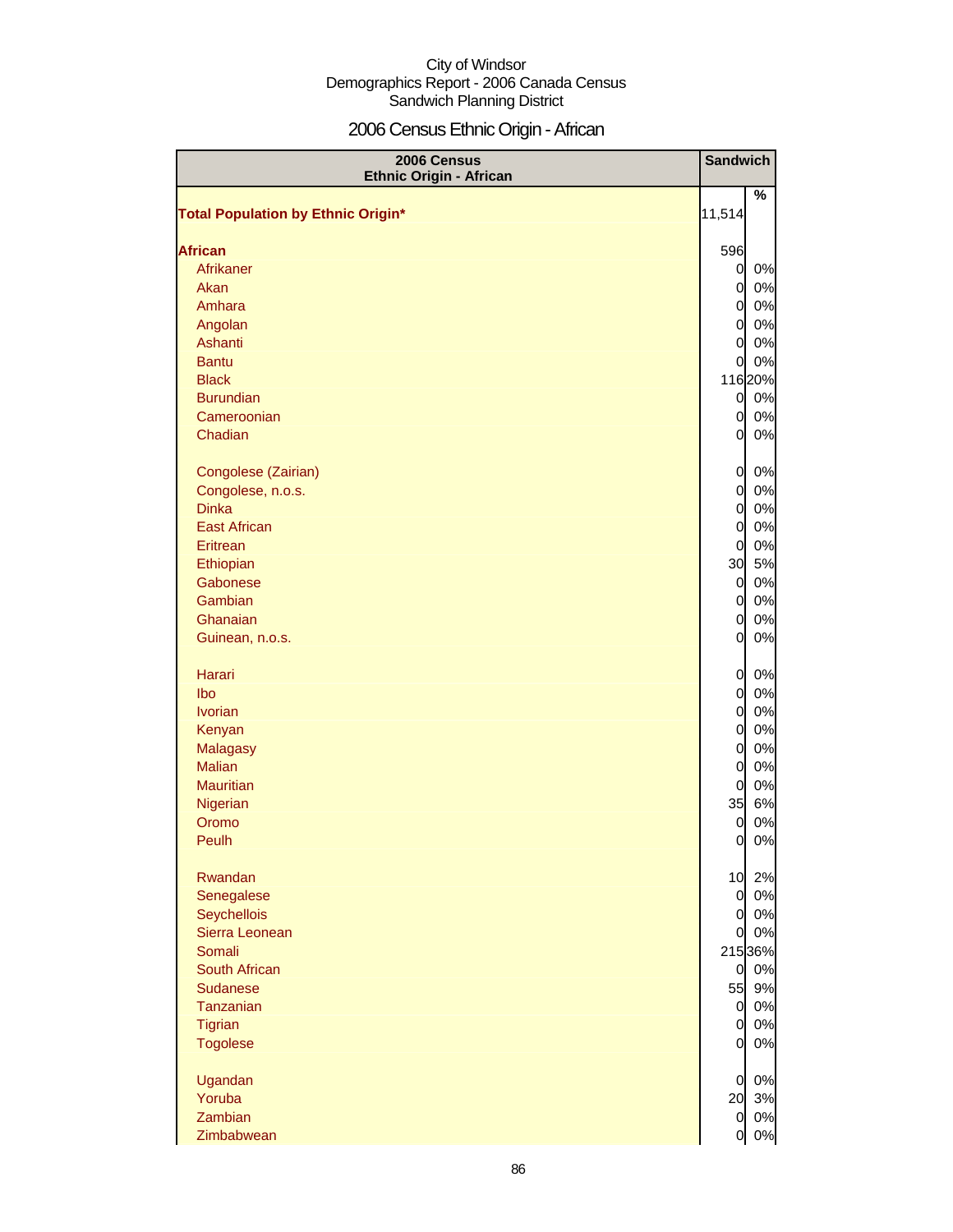City of Windsor
Demographics Report - 2006 Canada Census
Sandwich Planning District

# 2006 Census Ethnic Origin - African

| 2006 Census Ethnic Origin - African | Sandwich | % |
|---|---|---|
| **Total Population by Ethnic Origin*** | 11,514 | |
| **African** | 596 | |
| Afrikaner | 0 | 0% |
| Akan | 0 | 0% |
| Amhara | 0 | 0% |
| Angolan | 0 | 0% |
| Ashanti | 0 | 0% |
| Bantu | 0 | 0% |
| Black | 116 | 20% |
| Burundian | 0 | 0% |
| Cameroonian | 0 | 0% |
| Chadian | 0 | 0% |
| Congolese (Zairian) | 0 | 0% |
| Congolese, n.o.s. | 0 | 0% |
| Dinka | 0 | 0% |
| East African | 0 | 0% |
| Eritrean | 0 | 0% |
| Ethiopian | 30 | 5% |
| Gabonese | 0 | 0% |
| Gambian | 0 | 0% |
| Ghanaian | 0 | 0% |
| Guinean, n.o.s. | 0 | 0% |
| Harari | 0 | 0% |
| Ibo | 0 | 0% |
| Ivorian | 0 | 0% |
| Kenyan | 0 | 0% |
| Malagasy | 0 | 0% |
| Malian | 0 | 0% |
| Mauritian | 0 | 0% |
| Nigerian | 35 | 6% |
| Oromo | 0 | 0% |
| Peulh | 0 | 0% |
| Rwandan | 10 | 2% |
| Senegalese | 0 | 0% |
| Seychellois | 0 | 0% |
| Sierra Leonean | 0 | 0% |
| Somali | 215 | 36% |
| South African | 0 | 0% |
| Sudanese | 55 | 9% |
| Tanzanian | 0 | 0% |
| Tigrian | 0 | 0% |
| Togolese | 0 | 0% |
| Ugandan | 0 | 0% |
| Yoruba | 20 | 3% |
| Zambian | 0 | 0% |
| Zimbabwean | 0 | 0% |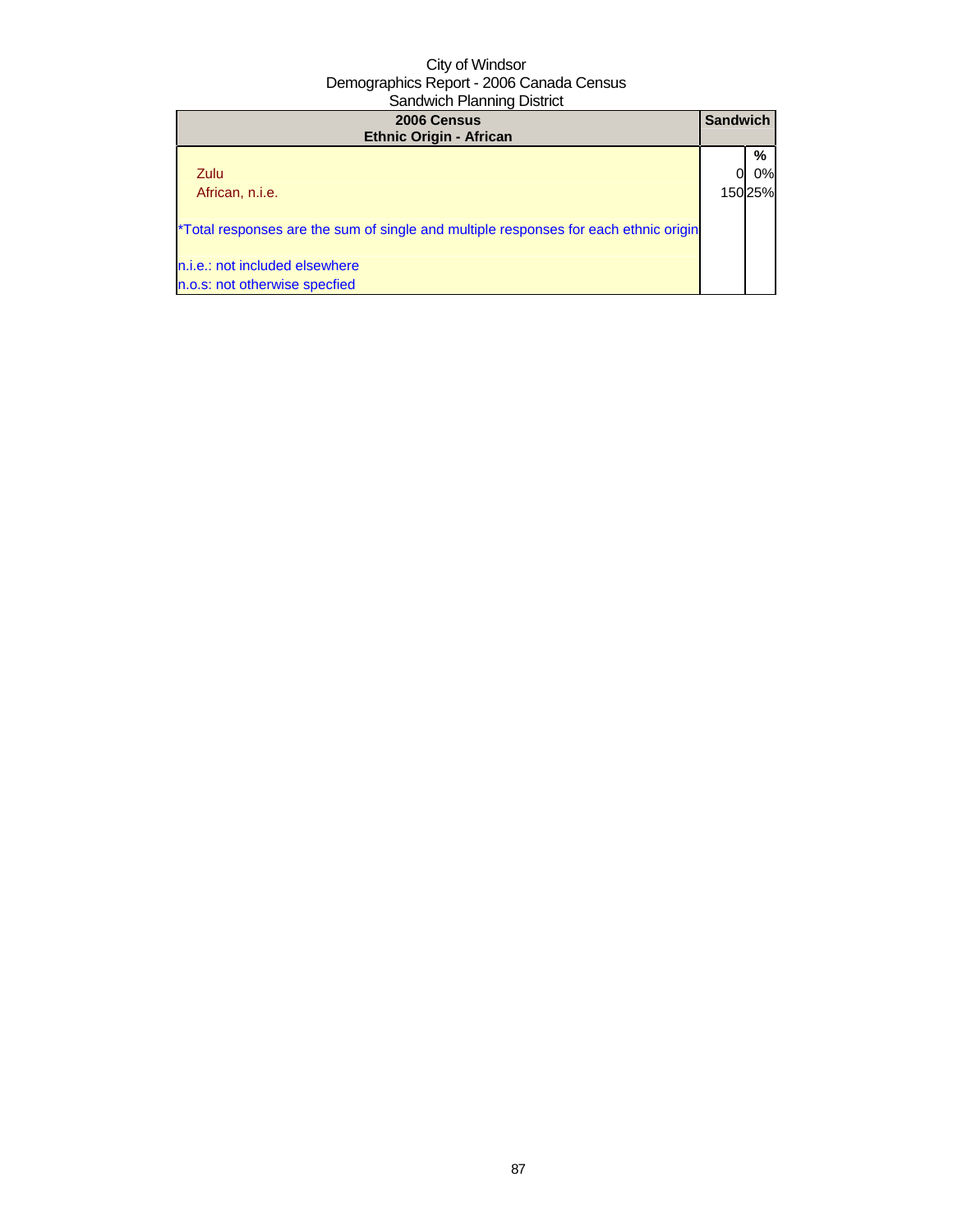City of Windsor
Demographics Report - 2006 Canada Census
Sandwich Planning District

| 2006 Census<br>Ethnic Origin - African | Sandwich | |
|---|---|---|
| | | % |
| Zulu | 0 | 0% |
| African, n.i.e. | 150 | 25% |
| *Total responses are the sum of single and multiple responses for each ethnic origin | | |
| n.i.e.: not included elsewhere | | |
| n.o.s: not otherwise specfied | | |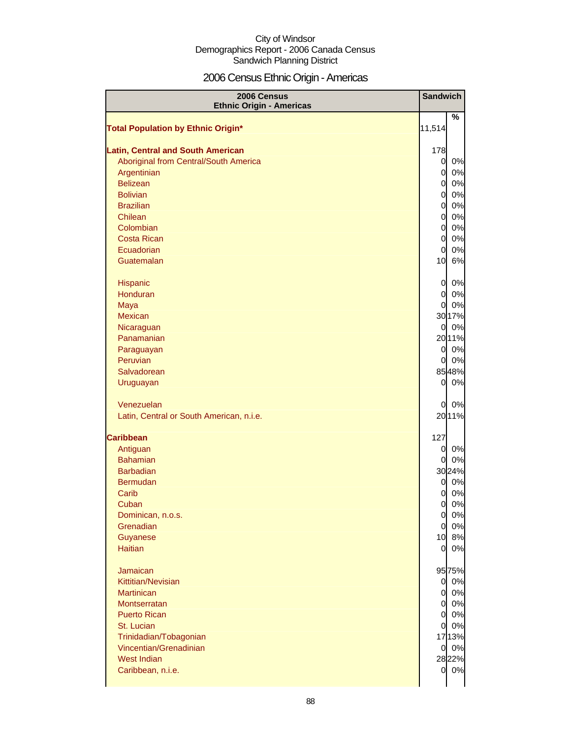City of Windsor
Demographics Report - 2006 Canada Census
Sandwich Planning District

# 2006 Census Ethnic Origin - Americas

| 2006 Census Ethnic Origin - Americas | Sandwich | |
|---|---|---|
| | | % |
| **Total Population by Ethnic Origin*** | 11,514 | |
| | | |
| **Latin, Central and South American** | 178 | |
| Aboriginal from Central/South America | 0 | 0% |
| Argentinian | 0 | 0% |
| Belizean | 0 | 0% |
| Bolivian | 0 | 0% |
| Brazilian | 0 | 0% |
| Chilean | 0 | 0% |
| Colombian | 0 | 0% |
| Costa Rican | 0 | 0% |
| Ecuadorian | 0 | 0% |
| Guatemalan | 10 | 6% |
| | | |
| Hispanic | 0 | 0% |
| Honduran | 0 | 0% |
| Maya | 0 | 0% |
| Mexican | 30 | 17% |
| Nicaraguan | 0 | 0% |
| Panamanian | 20 | 11% |
| Paraguayan | 0 | 0% |
| Peruvian | 0 | 0% |
| Salvadorean | 85 | 48% |
| Uruguayan | 0 | 0% |
| | | |
| Venezuelan | 0 | 0% |
| Latin, Central or South American, n.i.e. | 20 | 11% |
| | | |
| **Caribbean** | 127 | |
| Antiguan | 0 | 0% |
| Bahamian | 0 | 0% |
| Barbadian | 30 | 24% |
| Bermudan | 0 | 0% |
| Carib | 0 | 0% |
| Cuban | 0 | 0% |
| Dominican, n.o.s. | 0 | 0% |
| Grenadian | 0 | 0% |
| Guyanese | 10 | 8% |
| Haitian | 0 | 0% |
| | | |
| Jamaican | 95 | 75% |
| Kittitian/Nevisian | 0 | 0% |
| Martinican | 0 | 0% |
| Montserratan | 0 | 0% |
| Puerto Rican | 0 | 0% |
| St. Lucian | 0 | 0% |
| Trinidadian/Tobagonian | 17 | 13% |
| Vincentian/Grenadinian | 0 | 0% |
| West Indian | 28 | 22% |
| Caribbean, n.i.e. | 0 | 0% |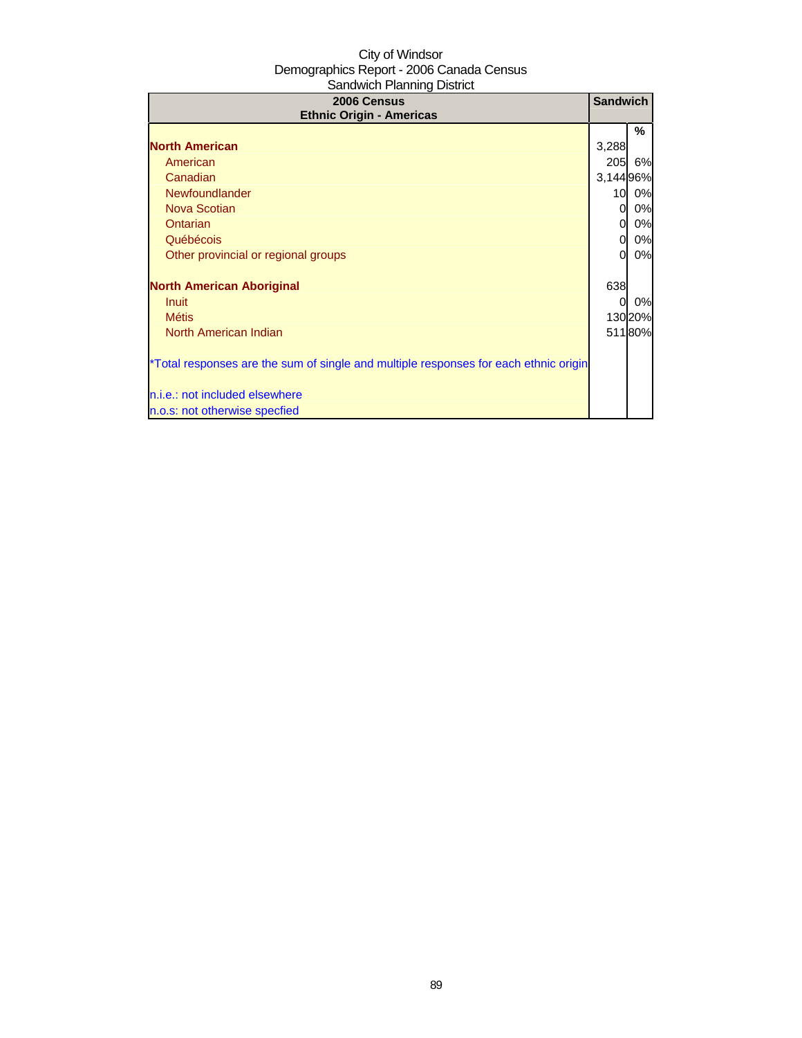City of Windsor
Demographics Report - 2006 Canada Census
Sandwich Planning District

| 2006 Census<br>Ethnic Origin - Americas | Sandwich | |
|---|---|---|
| | | % |
| **North American** | 3,288 | |
| American | 205 | 6% |
| Canadian | 3,144 | 96% |
| Newfoundlander | 10 | 0% |
| Nova Scotian | 0 | 0% |
| Ontarian | 0 | 0% |
| Québécois | 0 | 0% |
| Other provincial or regional groups | 0 | 0% |
| | | |
| **North American Aboriginal** | 638 | |
| Inuit | 0 | 0% |
| Métis | 130 | 20% |
| North American Indian | 511 | 80% |
| | | |
| *Total responses are the sum of single and multiple responses for each ethnic origin | | |
| | | |
| n.i.e.: not included elsewhere | | |
| n.o.s: not otherwise specfied | | |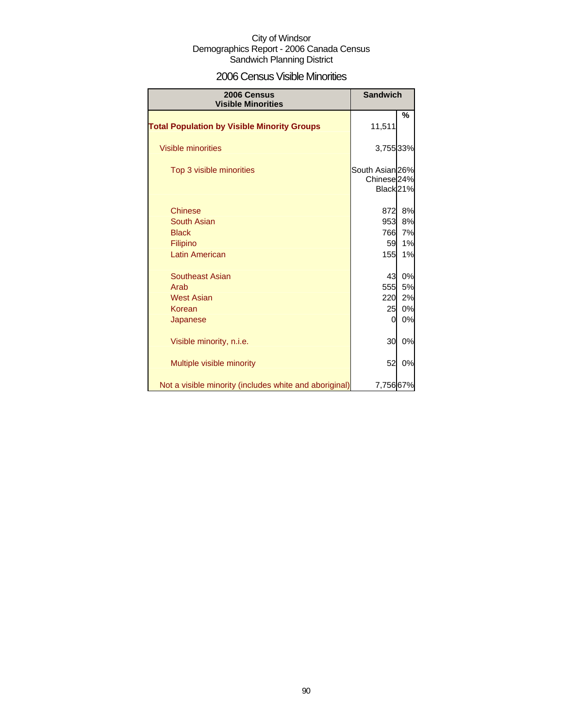City of Windsor
Demographics Report - 2006 Canada Census
Sandwich Planning District

## 2006 Census Visible Minorities

| 2006 Census Visible Minorities | Sandwich | |
|---|---|---|
| | | % |
| **Total Population by Visible Minority Groups** | 11,511 | |
| Visible minorities | 3,755 | 33% |
| Top 3 visible minorities | South Asian | 26% |
| | Chinese | 24% |
| | Black | 21% |
| Chinese | 872 | 8% |
| South Asian | 953 | 8% |
| Black | 766 | 7% |
| Filipino | 59 | 1% |
| Latin American | 155 | 1% |
| Southeast Asian | 43 | 0% |
| Arab | 555 | 5% |
| West Asian | 220 | 2% |
| Korean | 25 | 0% |
| Japanese | 0 | 0% |
| Visible minority, n.i.e. | 30 | 0% |
| Multiple visible minority | 52 | 0% |
| Not a visible minority (includes white and aboriginal) | 7,756 | 67% |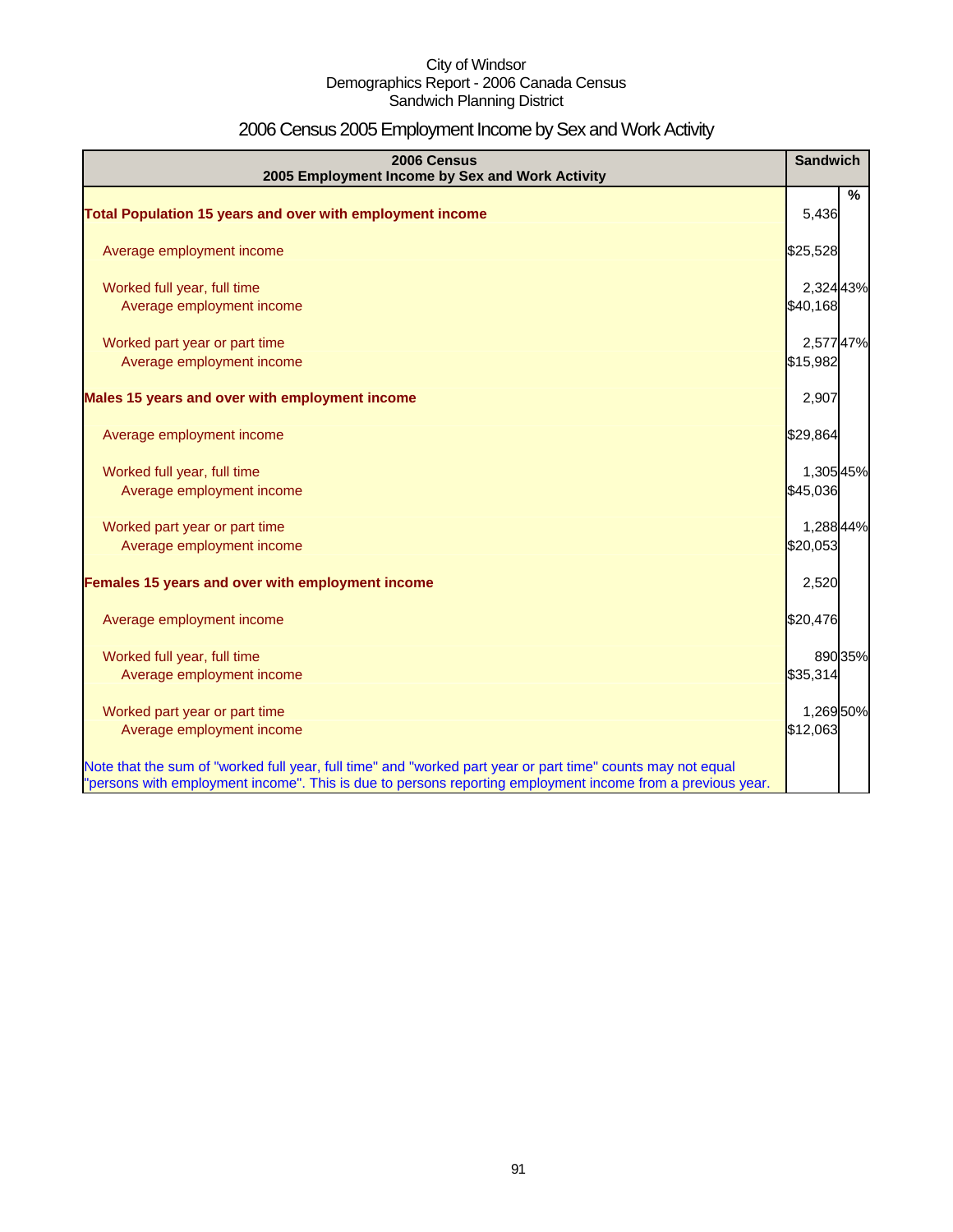City of Windsor
Demographics Report - 2006 Canada Census
Sandwich Planning District

# 2006 Census 2005 Employment Income by Sex and Work Activity

| 2006 Census<br>2005 Employment Income by Sex and Work Activity | Sandwich | |
|---|---|---|
| | | % |
| **Total Population 15 years and over with employment income** | 5,436 | |
| Average employment income | $25,528 | |
| Worked full year, full time | 2,324 | 43% |
| Average employment income | $40,168 | |
| Worked part year or part time | 2,577 | 47% |
| Average employment income | $15,982 | |
| **Males 15 years and over with employment income** | 2,907 | |
| Average employment income | $29,864 | |
| Worked full year, full time | 1,305 | 45% |
| Average employment income | $45,036 | |
| Worked part year or part time | 1,288 | 44% |
| Average employment income | $20,053 | |
| **Females 15 years and over with employment income** | 2,520 | |
| Average employment income | $20,476 | |
| Worked full year, full time | 890 | 35% |
| Average employment income | $35,314 | |
| Worked part year or part time | 1,269 | 50% |
| Average employment income | $12,063 | |
| Note that the sum of "worked full year, full time" and "worked part year or part time" counts may not equal "persons with employment income". This is due to persons reporting employment income from a previous year. | | |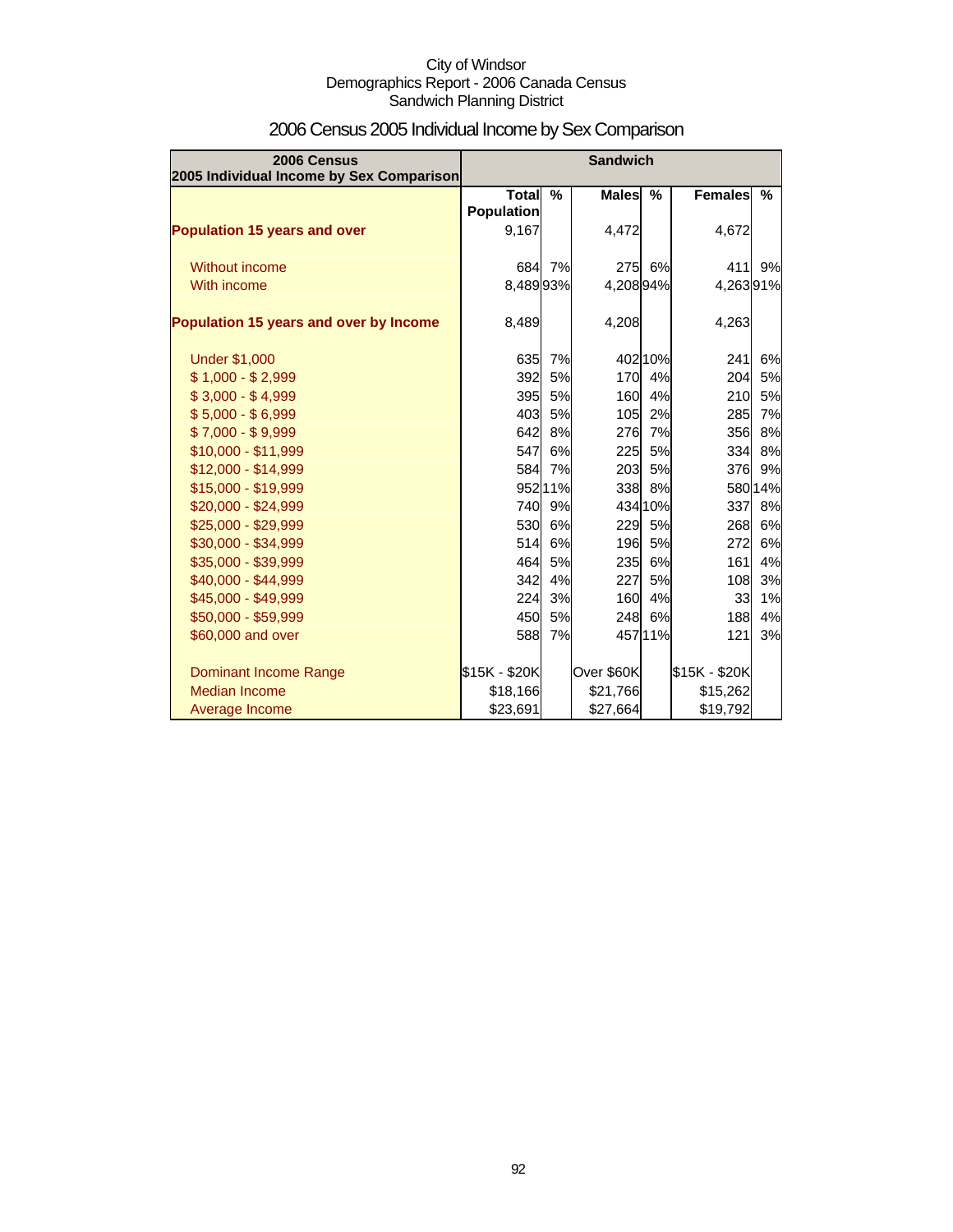City of Windsor
Demographics Report - 2006 Canada Census
Sandwich Planning District

# 2006 Census 2005 Individual Income by Sex Comparison

| 2006 Census 2005 Individual Income by Sex Comparison | Sandwich | | | | | |
|---|---|---|---|---|---|---|
| | Total Population | % | Males | % | Females | % |
| **Population 15 years and over** | 9,167 | | 4,472 | | 4,672 | |
| Without income | 684 | 7% | 275 | 6% | 411 | 9% |
| With income | 8,489 | 93% | 4,208 | 94% | 4,263 | 91% |
| **Population 15 years and over by Income** | 8,489 | | 4,208 | | 4,263 | |
| Under $1,000 | 635 | 7% | 402 | 10% | 241 | 6% |
| $ 1,000 - $ 2,999 | 392 | 5% | 170 | 4% | 204 | 5% |
| $ 3,000 - $ 4,999 | 395 | 5% | 160 | 4% | 210 | 5% |
| $ 5,000 - $ 6,999 | 403 | 5% | 105 | 2% | 285 | 7% |
| $ 7,000 - $ 9,999 | 642 | 8% | 276 | 7% | 356 | 8% |
| $10,000 - $11,999 | 547 | 6% | 225 | 5% | 334 | 8% |
| $12,000 - $14,999 | 584 | 7% | 203 | 5% | 376 | 9% |
| $15,000 - $19,999 | 952 | 11% | 338 | 8% | 580 | 14% |
| $20,000 - $24,999 | 740 | 9% | 434 | 10% | 337 | 8% |
| $25,000 - $29,999 | 530 | 6% | 229 | 5% | 268 | 6% |
| $30,000 - $34,999 | 514 | 6% | 196 | 5% | 272 | 6% |
| $35,000 - $39,999 | 464 | 5% | 235 | 6% | 161 | 4% |
| $40,000 - $44,999 | 342 | 4% | 227 | 5% | 108 | 3% |
| $45,000 - $49,999 | 224 | 3% | 160 | 4% | 33 | 1% |
| $50,000 - $59,999 | 450 | 5% | 248 | 6% | 188 | 4% |
| $60,000 and over | 588 | 7% | 457 | 11% | 121 | 3% |
| Dominant Income Range | $15K - $20K | | Over $60K | | $15K - $20K | |
| Median Income | $18,166 | | $21,766 | | $15,262 | |
| Average Income | $23,691 | | $27,664 | | $19,792 | |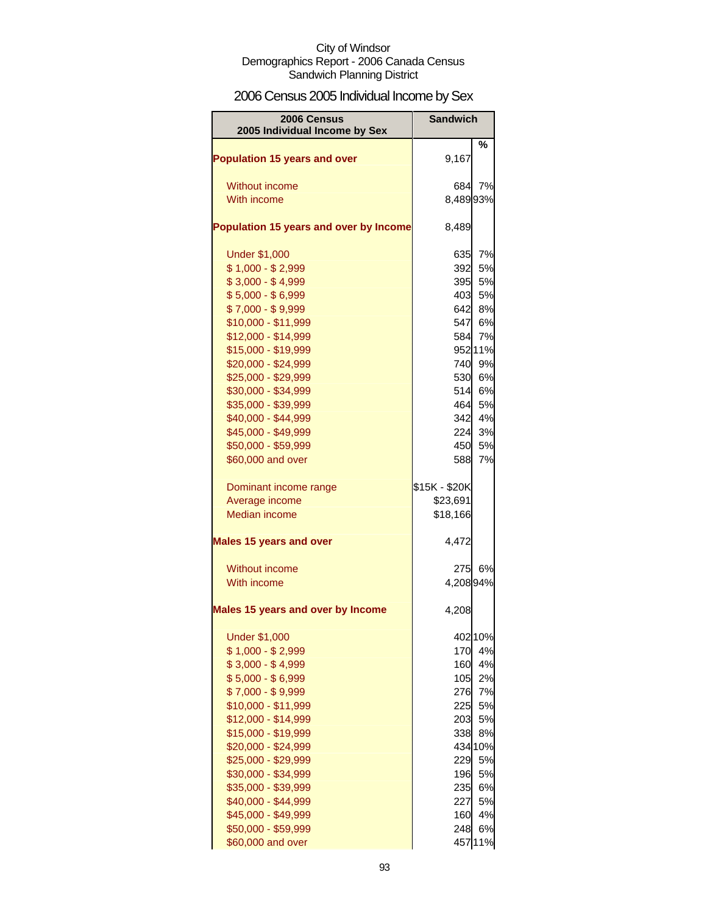City of Windsor
Demographics Report - 2006 Canada Census
Sandwich Planning District

# 2006 Census 2005 Individual Income by Sex

| 2006 Census 2005 Individual Income by Sex | Sandwich | |
|---|---|---|
| | | % |
| **Population 15 years and over** | 9,167 | |
| Without income | 684 | 7% |
| With income | 8,489 | 93% |
| **Population 15 years and over by Income** | 8,489 | |
| Under $1,000 | 635 | 7% |
| $ 1,000 - $ 2,999 | 392 | 5% |
| $ 3,000 - $ 4,999 | 395 | 5% |
| $ 5,000 - $ 6,999 | 403 | 5% |
| $ 7,000 - $ 9,999 | 642 | 8% |
| $10,000 - $11,999 | 547 | 6% |
| $12,000 - $14,999 | 584 | 7% |
| $15,000 - $19,999 | 952 | 11% |
| $20,000 - $24,999 | 740 | 9% |
| $25,000 - $29,999 | 530 | 6% |
| $30,000 - $34,999 | 514 | 6% |
| $35,000 - $39,999 | 464 | 5% |
| $40,000 - $44,999 | 342 | 4% |
| $45,000 - $49,999 | 224 | 3% |
| $50,000 - $59,999 | 450 | 5% |
| $60,000 and over | 588 | 7% |
| Dominant income range | $15K - $20K | |
| Average income | $23,691 | |
| Median income | $18,166 | |
| **Males 15 years and over** | 4,472 | |
| Without income | 275 | 6% |
| With income | 4,208 | 94% |
| **Males 15 years and over by Income** | 4,208 | |
| Under $1,000 | 402 | 10% |
| $ 1,000 - $ 2,999 | 170 | 4% |
| $ 3,000 - $ 4,999 | 160 | 4% |
| $ 5,000 - $ 6,999 | 105 | 2% |
| $ 7,000 - $ 9,999 | 276 | 7% |
| $10,000 - $11,999 | 225 | 5% |
| $12,000 - $14,999 | 203 | 5% |
| $15,000 - $19,999 | 338 | 8% |
| $20,000 - $24,999 | 434 | 10% |
| $25,000 - $29,999 | 229 | 5% |
| $30,000 - $34,999 | 196 | 5% |
| $35,000 - $39,999 | 235 | 6% |
| $40,000 - $44,999 | 227 | 5% |
| $45,000 - $49,999 | 160 | 4% |
| $50,000 - $59,999 | 248 | 6% |
| $60,000 and over | 457 | 11% |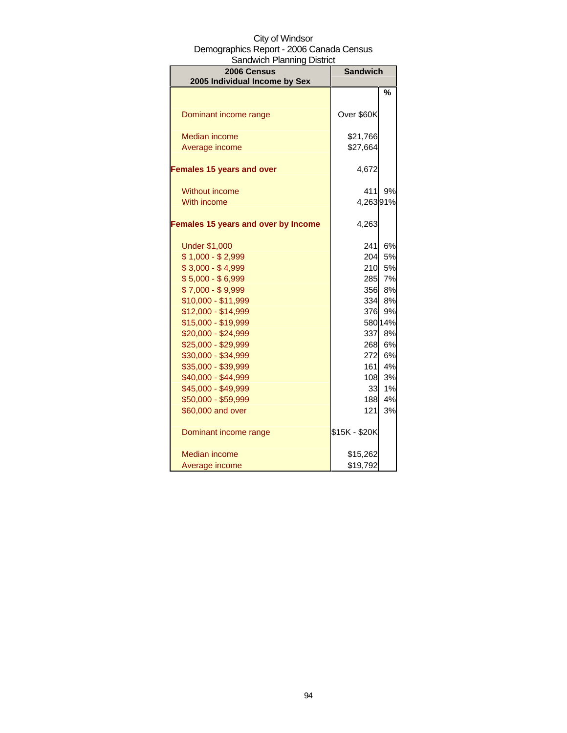City of Windsor
Demographics Report - 2006 Canada Census
Sandwich Planning District

| 2006 Census<br>2005 Individual Income by Sex | Sandwich | |
|---|---|---|
| | | % |
| Dominant income range | Over $60K | |
| Median income | $21,766 | |
| Average income | $27,664 | |
| **Females 15 years and over** | 4,672 | |
| Without income | 411 | 9% |
| With income | 4,263 | 91% |
| **Females 15 years and over by Income** | 4,263 | |
| Under $1,000 | 241 | 6% |
| $ 1,000 - $ 2,999 | 204 | 5% |
| $ 3,000 - $ 4,999 | 210 | 5% |
| $ 5,000 - $ 6,999 | 285 | 7% |
| $ 7,000 - $ 9,999 | 356 | 8% |
| $10,000 - $11,999 | 334 | 8% |
| $12,000 - $14,999 | 376 | 9% |
| $15,000 - $19,999 | 580 | 14% |
| $20,000 - $24,999 | 337 | 8% |
| $25,000 - $29,999 | 268 | 6% |
| $30,000 - $34,999 | 272 | 6% |
| $35,000 - $39,999 | 161 | 4% |
| $40,000 - $44,999 | 108 | 3% |
| $45,000 - $49,999 | 33 | 1% |
| $50,000 - $59,999 | 188 | 4% |
| $60,000 and over | 121 | 3% |
| Dominant income range | $15K - $20K | |
| Median income | $15,262 | |
| Average income | $19,792 | |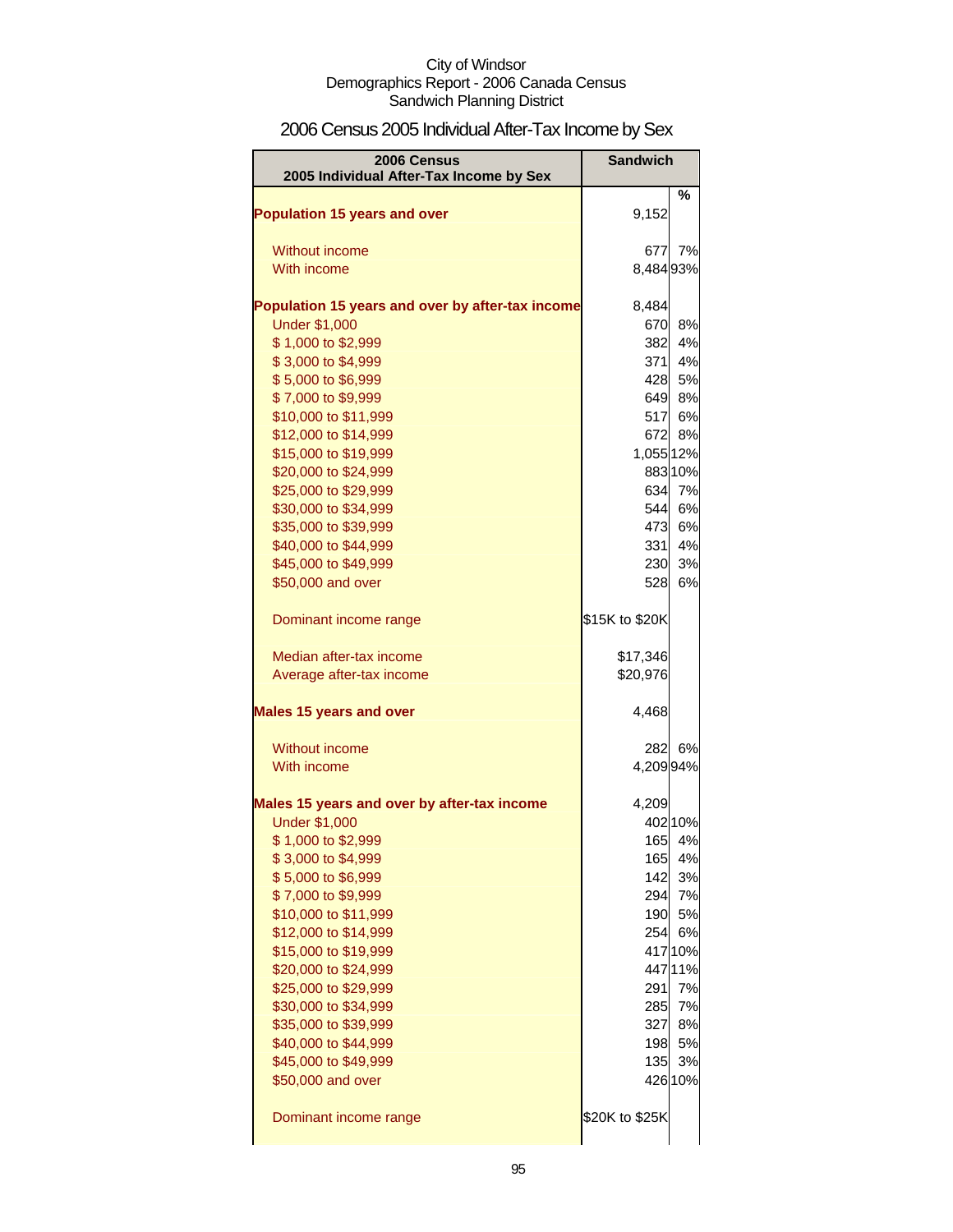City of Windsor
Demographics Report - 2006 Canada Census
Sandwich Planning District

# 2006 Census 2005 Individual After-Tax Income by Sex

| 2006 Census 2005 Individual After-Tax Income by Sex | Sandwich | |
|---|---|---|
| | | % |
| **Population 15 years and over** | 9,152 | |
| Without income | 677 | 7% |
| With income | 8,484 | 93% |
| **Population 15 years and over by after-tax income** | 8,484 | |
| Under $1,000 | 670 | 8% |
| $ 1,000 to $2,999 | 382 | 4% |
| $ 3,000 to $4,999 | 371 | 4% |
| $ 5,000 to $6,999 | 428 | 5% |
| $ 7,000 to $9,999 | 649 | 8% |
| $10,000 to $11,999 | 517 | 6% |
| $12,000 to $14,999 | 672 | 8% |
| $15,000 to $19,999 | 1,055 | 12% |
| $20,000 to $24,999 | 883 | 10% |
| $25,000 to $29,999 | 634 | 7% |
| $30,000 to $34,999 | 544 | 6% |
| $35,000 to $39,999 | 473 | 6% |
| $40,000 to $44,999 | 331 | 4% |
| $45,000 to $49,999 | 230 | 3% |
| $50,000 and over | 528 | 6% |
| Dominant income range | $15K to $20K | |
| Median after-tax income | $17,346 | |
| Average after-tax income | $20,976 | |
| **Males 15 years and over** | 4,468 | |
| Without income | 282 | 6% |
| With income | 4,209 | 94% |
| **Males 15 years and over by after-tax income** | 4,209 | |
| Under $1,000 | 402 | 10% |
| $ 1,000 to $2,999 | 165 | 4% |
| $ 3,000 to $4,999 | 165 | 4% |
| $ 5,000 to $6,999 | 142 | 3% |
| $ 7,000 to $9,999 | 294 | 7% |
| $10,000 to $11,999 | 190 | 5% |
| $12,000 to $14,999 | 254 | 6% |
| $15,000 to $19,999 | 417 | 10% |
| $20,000 to $24,999 | 447 | 11% |
| $25,000 to $29,999 | 291 | 7% |
| $30,000 to $34,999 | 285 | 7% |
| $35,000 to $39,999 | 327 | 8% |
| $40,000 to $44,999 | 198 | 5% |
| $45,000 to $49,999 | 135 | 3% |
| $50,000 and over | 426 | 10% |
| Dominant income range | $20K to $25K | |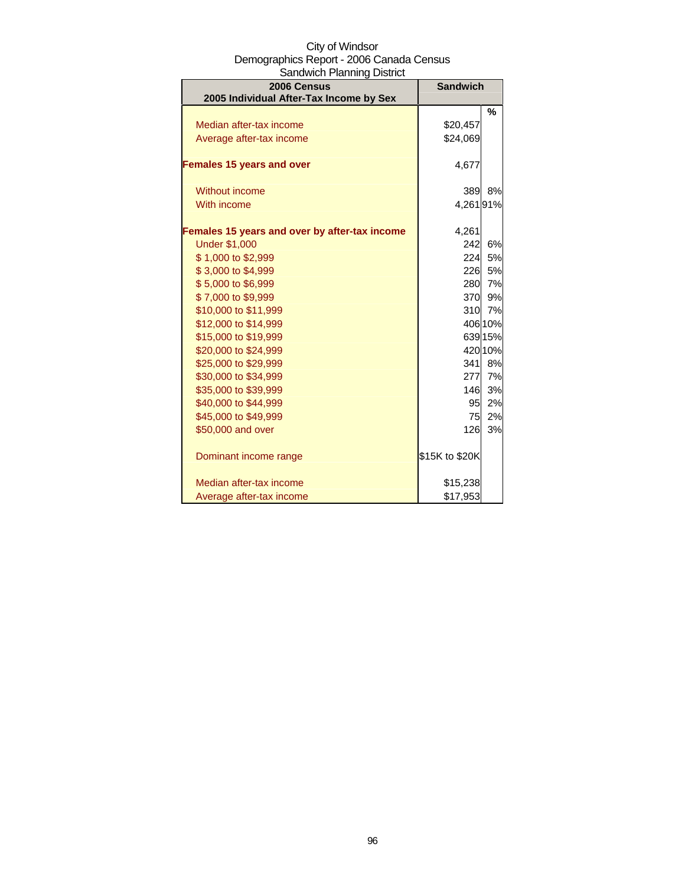City of Windsor
Demographics Report - 2006 Canada Census
Sandwich Planning District

| 2006 Census<br>2005 Individual After-Tax Income by Sex | Sandwich | |
|---|---|---|
| | | % |
| Median after-tax income | $20,457 | |
| Average after-tax income | $24,069 | |
| **Females 15 years and over** | 4,677 | |
| Without income | 389 | 8% |
| With income | 4,261 | 91% |
| **Females 15 years and over by after-tax income** | 4,261 | |
| Under $1,000 | 242 | 6% |
| $ 1,000 to $2,999 | 224 | 5% |
| $ 3,000 to $4,999 | 226 | 5% |
| $ 5,000 to $6,999 | 280 | 7% |
| $ 7,000 to $9,999 | 370 | 9% |
| $10,000 to $11,999 | 310 | 7% |
| $12,000 to $14,999 | 406 | 10% |
| $15,000 to $19,999 | 639 | 15% |
| $20,000 to $24,999 | 420 | 10% |
| $25,000 to $29,999 | 341 | 8% |
| $30,000 to $34,999 | 277 | 7% |
| $35,000 to $39,999 | 146 | 3% |
| $40,000 to $44,999 | 95 | 2% |
| $45,000 to $49,999 | 75 | 2% |
| $50,000 and over | 126 | 3% |
| Dominant income range | $15K to $20K | |
| Median after-tax income | $15,238 | |
| Average after-tax income | $17,953 | |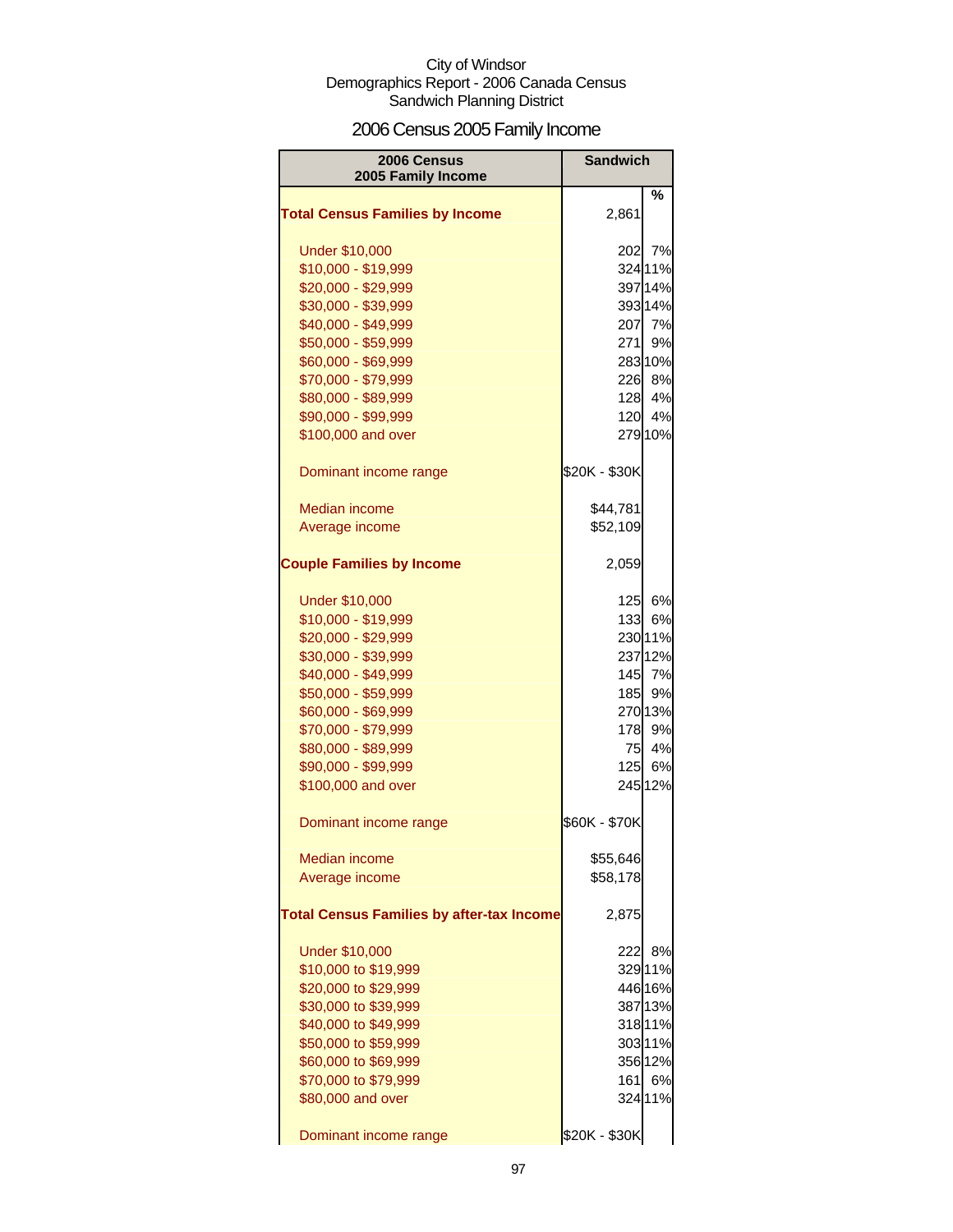City of Windsor
Demographics Report - 2006 Canada Census
Sandwich Planning District

# 2006 Census 2005 Family Income

| 2006 Census 2005 Family Income | Sandwich | |
|---|---|---|
| | | % |
| **Total Census Families by Income** | 2,861 | |
| Under $10,000 | 202 | 7% |
| $10,000 - $19,999 | 324 | 11% |
| $20,000 - $29,999 | 397 | 14% |
| $30,000 - $39,999 | 393 | 14% |
| $40,000 - $49,999 | 207 | 7% |
| $50,000 - $59,999 | 271 | 9% |
| $60,000 - $69,999 | 283 | 10% |
| $70,000 - $79,999 | 226 | 8% |
| $80,000 - $89,999 | 128 | 4% |
| $90,000 - $99,999 | 120 | 4% |
| $100,000 and over | 279 | 10% |
| Dominant income range | $20K - $30K | |
| Median income | $44,781 | |
| Average income | $52,109 | |
| **Couple Families by Income** | 2,059 | |
| Under $10,000 | 125 | 6% |
| $10,000 - $19,999 | 133 | 6% |
| $20,000 - $29,999 | 230 | 11% |
| $30,000 - $39,999 | 237 | 12% |
| $40,000 - $49,999 | 145 | 7% |
| $50,000 - $59,999 | 185 | 9% |
| $60,000 - $69,999 | 270 | 13% |
| $70,000 - $79,999 | 178 | 9% |
| $80,000 - $89,999 | 75 | 4% |
| $90,000 - $99,999 | 125 | 6% |
| $100,000 and over | 245 | 12% |
| Dominant income range | $60K - $70K | |
| Median income | $55,646 | |
| Average income | $58,178 | |
| **Total Census Families by after-tax Income** | 2,875 | |
| Under $10,000 | 222 | 8% |
| $10,000 to $19,999 | 329 | 11% |
| $20,000 to $29,999 | 446 | 16% |
| $30,000 to $39,999 | 387 | 13% |
| $40,000 to $49,999 | 318 | 11% |
| $50,000 to $59,999 | 303 | 11% |
| $60,000 to $69,999 | 356 | 12% |
| $70,000 to $79,999 | 161 | 6% |
| $80,000 and over | 324 | 11% |
| Dominant income range | $20K - $30K | |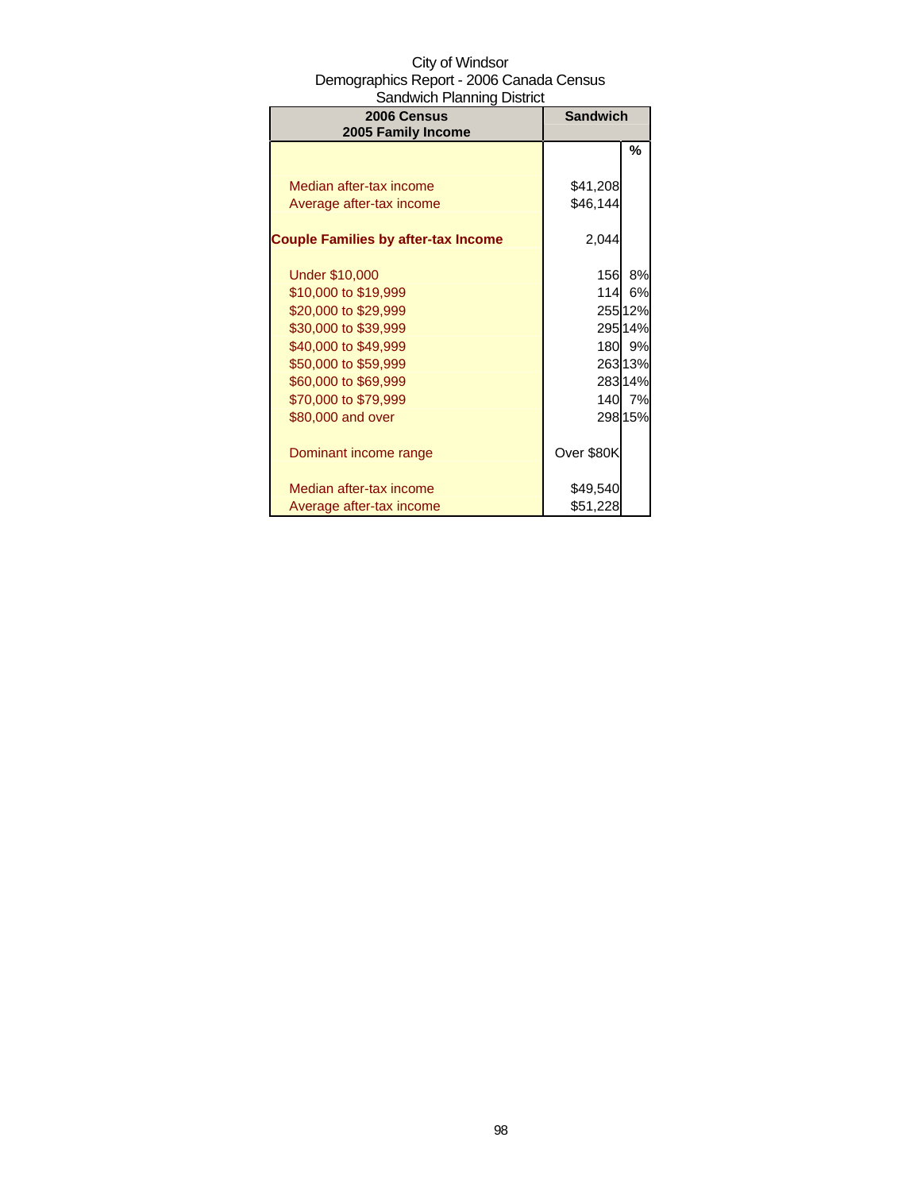City of Windsor
Demographics Report - 2006 Canada Census
Sandwich Planning District

| 2006 Census<br>2005 Family Income | Sandwich | |
|---|---|---|
| | | % |
| Median after-tax income | $41,208 | |
| Average after-tax income | $46,144 | |
| **Couple Families by after-tax Income** | 2,044 | |
| Under $10,000 | 156 | 8% |
| $10,000 to $19,999 | 114 | 6% |
| $20,000 to $29,999 | 255 | 12% |
| $30,000 to $39,999 | 295 | 14% |
| $40,000 to $49,999 | 180 | 9% |
| $50,000 to $59,999 | 263 | 13% |
| $60,000 to $69,999 | 283 | 14% |
| $70,000 to $79,999 | 140 | 7% |
| $80,000 and over | 298 | 15% |
| Dominant income range | Over $80K | |
| Median after-tax income | $49,540 | |
| Average after-tax income | $51,228 | |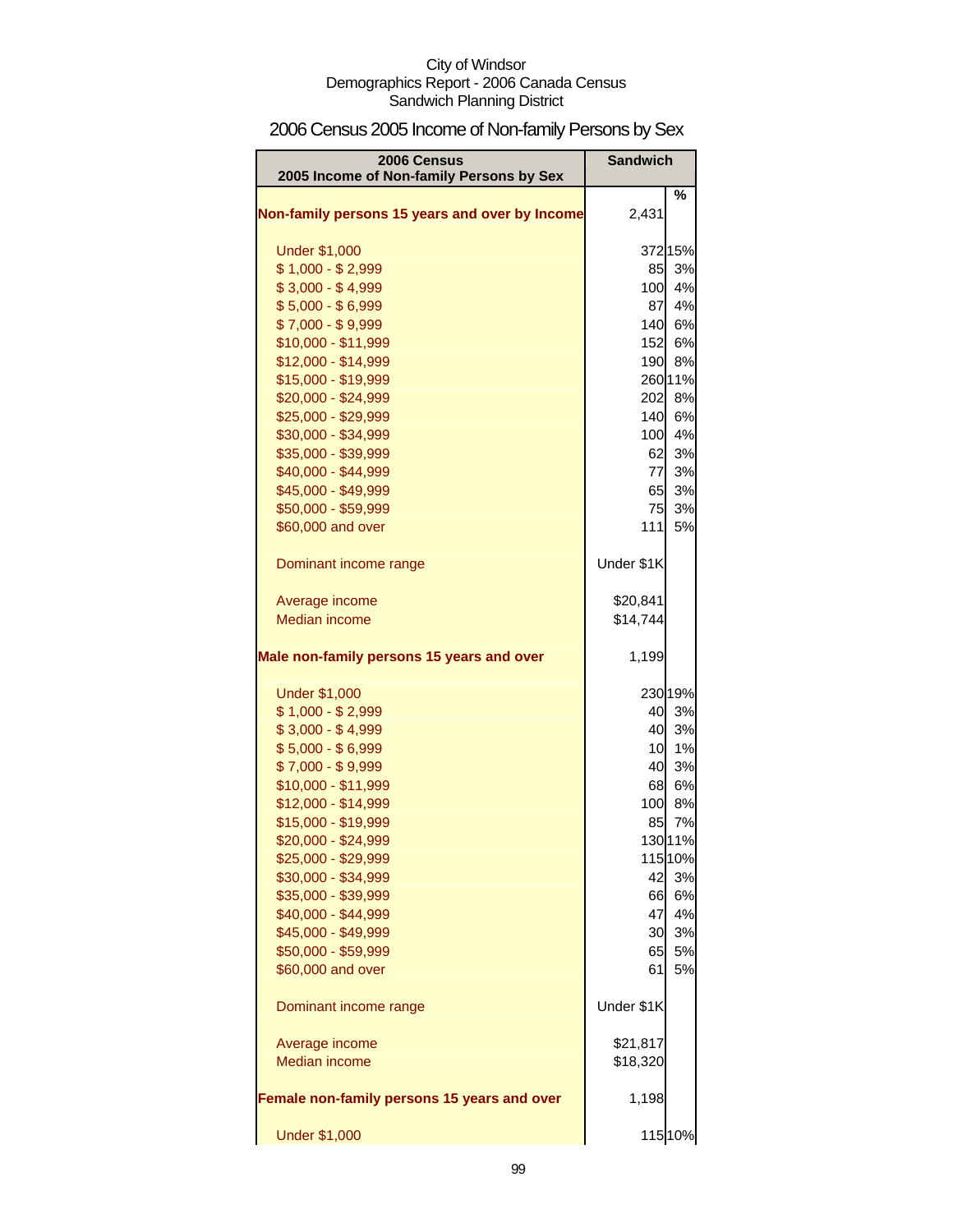City of Windsor
Demographics Report - 2006 Canada Census
Sandwich Planning District

# 2006 Census 2005 Income of Non-family Persons by Sex

| 2006 Census<br>2005 Income of Non-family Persons by Sex | Sandwich | |
|---|---|---|
| | | % |
| **Non-family persons 15 years and over by Income** | 2,431 | |
| Under $1,000 | 372 | 15% |
| $ 1,000 - $ 2,999 | 85 | 3% |
| $ 3,000 - $ 4,999 | 100 | 4% |
| $ 5,000 - $ 6,999 | 87 | 4% |
| $ 7,000 - $ 9,999 | 140 | 6% |
| $10,000 - $11,999 | 152 | 6% |
| $12,000 - $14,999 | 190 | 8% |
| $15,000 - $19,999 | 260 | 11% |
| $20,000 - $24,999 | 202 | 8% |
| $25,000 - $29,999 | 140 | 6% |
| $30,000 - $34,999 | 100 | 4% |
| $35,000 - $39,999 | 62 | 3% |
| $40,000 - $44,999 | 77 | 3% |
| $45,000 - $49,999 | 65 | 3% |
| $50,000 - $59,999 | 75 | 3% |
| $60,000 and over | 111 | 5% |
| Dominant income range | Under $1K | |
| Average income | $20,841 | |
| Median income | $14,744 | |
| **Male non-family persons 15 years and over** | 1,199 | |
| Under $1,000 | 230 | 19% |
| $ 1,000 - $ 2,999 | 40 | 3% |
| $ 3,000 - $ 4,999 | 40 | 3% |
| $ 5,000 - $ 6,999 | 10 | 1% |
| $ 7,000 - $ 9,999 | 40 | 3% |
| $10,000 - $11,999 | 68 | 6% |
| $12,000 - $14,999 | 100 | 8% |
| $15,000 - $19,999 | 85 | 7% |
| $20,000 - $24,999 | 130 | 11% |
| $25,000 - $29,999 | 115 | 10% |
| $30,000 - $34,999 | 42 | 3% |
| $35,000 - $39,999 | 66 | 6% |
| $40,000 - $44,999 | 47 | 4% |
| $45,000 - $49,999 | 30 | 3% |
| $50,000 - $59,999 | 65 | 5% |
| $60,000 and over | 61 | 5% |
| Dominant income range | Under $1K | |
| Average income | $21,817 | |
| Median income | $18,320 | |
| **Female non-family persons 15 years and over** | 1,198 | |
| Under $1,000 | 115 | 10% |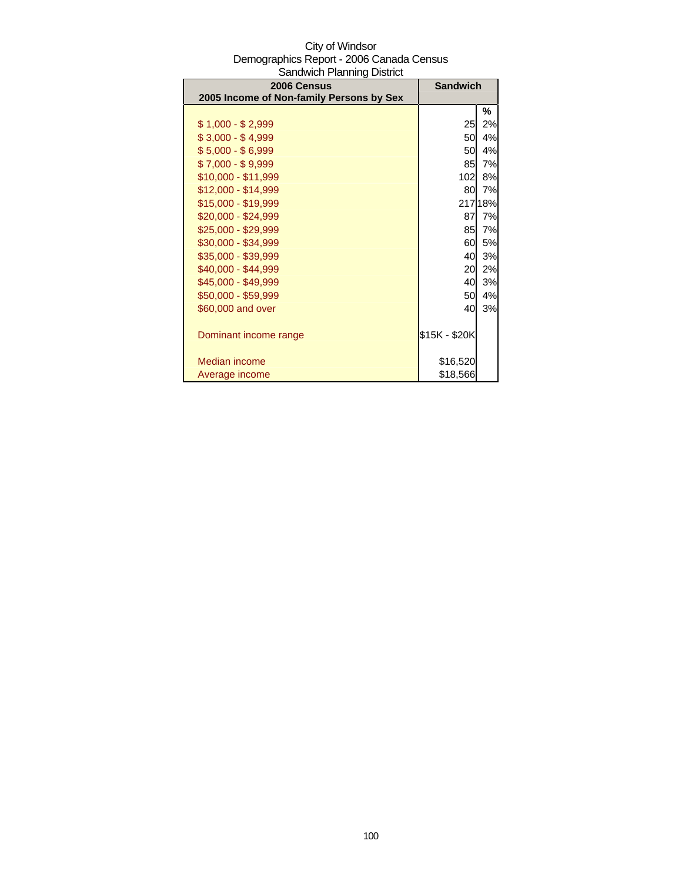City of Windsor
Demographics Report - 2006 Canada Census
Sandwich Planning District

| 2006 Census<br>2005 Income of Non-family Persons by Sex | Sandwich | |
|---|---|---|
| | | % |
| $ 1,000 - $ 2,999 | 25 | 2% |
| $ 3,000 - $ 4,999 | 50 | 4% |
| $ 5,000 - $ 6,999 | 50 | 4% |
| $ 7,000 - $ 9,999 | 85 | 7% |
| $10,000 - $11,999 | 102 | 8% |
| $12,000 - $14,999 | 80 | 7% |
| $15,000 - $19,999 | 217 | 18% |
| $20,000 - $24,999 | 87 | 7% |
| $25,000 - $29,999 | 85 | 7% |
| $30,000 - $34,999 | 60 | 5% |
| $35,000 - $39,999 | 40 | 3% |
| $40,000 - $44,999 | 20 | 2% |
| $45,000 - $49,999 | 40 | 3% |
| $50,000 - $59,999 | 50 | 4% |
| $60,000 and over | 40 | 3% |
| | | |
| Dominant income range | $15K - $20K | |
| | | |
| Median income | $16,520 | |
| Average income | $18,566 | |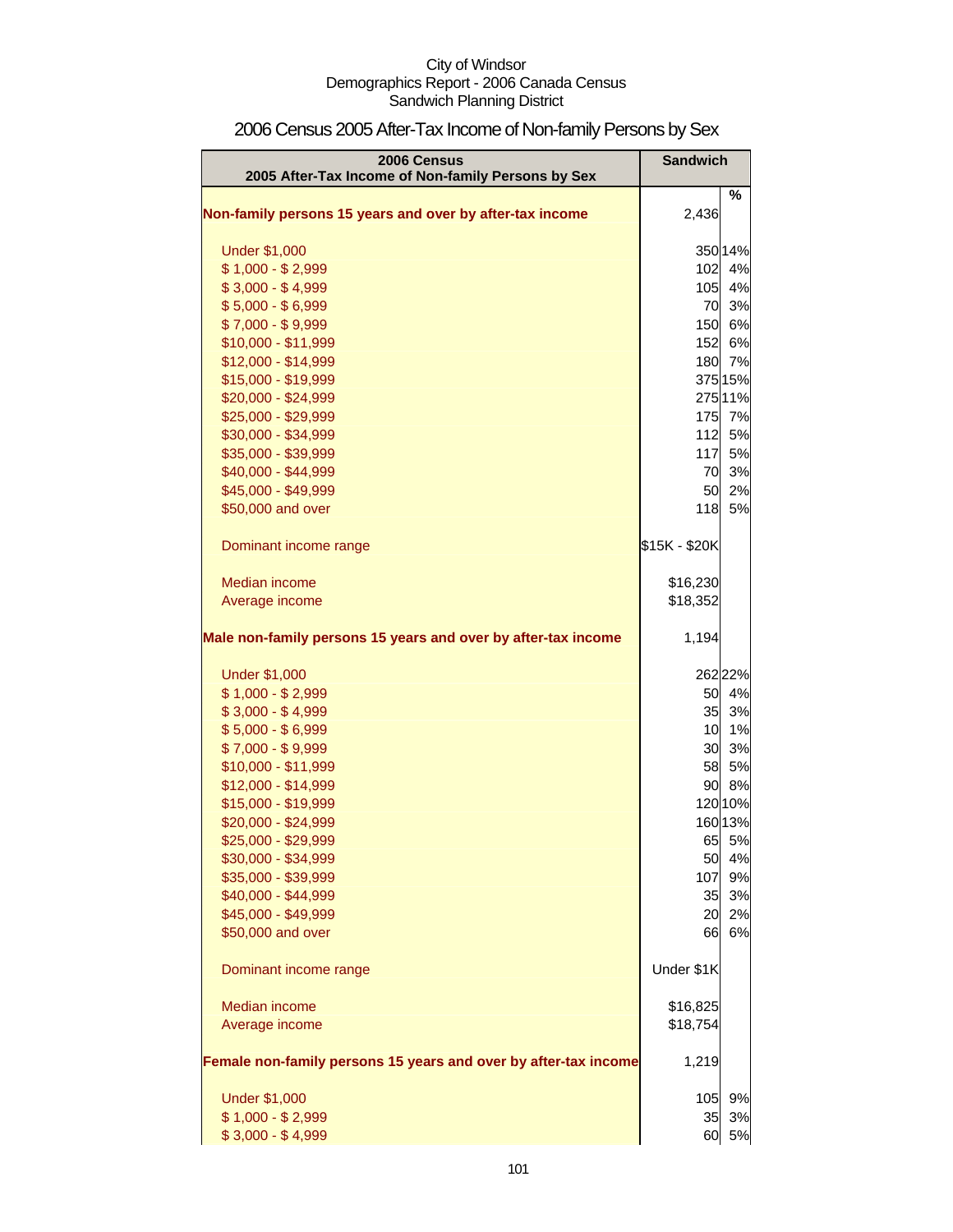City of Windsor
Demographics Report - 2006 Canada Census
Sandwich Planning District

# 2006 Census 2005 After-Tax Income of Non-family Persons by Sex

| 2006 Census<br>2005 After-Tax Income of Non-family Persons by Sex | Sandwich | |
|---|---|---|
| | | % |
| **Non-family persons 15 years and over by after-tax income** | 2,436 | |
| Under $1,000 | 350 | 14% |
| $ 1,000 - $ 2,999 | 102 | 4% |
| $ 3,000 - $ 4,999 | 105 | 4% |
| $ 5,000 - $ 6,999 | 70 | 3% |
| $ 7,000 - $ 9,999 | 150 | 6% |
| $10,000 - $11,999 | 152 | 6% |
| $12,000 - $14,999 | 180 | 7% |
| $15,000 - $19,999 | 375 | 15% |
| $20,000 - $24,999 | 275 | 11% |
| $25,000 - $29,999 | 175 | 7% |
| $30,000 - $34,999 | 112 | 5% |
| $35,000 - $39,999 | 117 | 5% |
| $40,000 - $44,999 | 70 | 3% |
| $45,000 - $49,999 | 50 | 2% |
| $50,000 and over | 118 | 5% |
| Dominant income range | $15K - $20K | |
| Median income | $16,230 | |
| Average income | $18,352 | |
| **Male non-family persons 15 years and over by after-tax income** | 1,194 | |
| Under $1,000 | 262 | 22% |
| $ 1,000 - $ 2,999 | 50 | 4% |
| $ 3,000 - $ 4,999 | 35 | 3% |
| $ 5,000 - $ 6,999 | 10 | 1% |
| $ 7,000 - $ 9,999 | 30 | 3% |
| $10,000 - $11,999 | 58 | 5% |
| $12,000 - $14,999 | 90 | 8% |
| $15,000 - $19,999 | 120 | 10% |
| $20,000 - $24,999 | 160 | 13% |
| $25,000 - $29,999 | 65 | 5% |
| $30,000 - $34,999 | 50 | 4% |
| $35,000 - $39,999 | 107 | 9% |
| $40,000 - $44,999 | 35 | 3% |
| $45,000 - $49,999 | 20 | 2% |
| $50,000 and over | 66 | 6% |
| Dominant income range | Under $1K | |
| Median income | $16,825 | |
| Average income | $18,754 | |
| **Female non-family persons 15 years and over by after-tax income** | 1,219 | |
| Under $1,000 | 105 | 9% |
| $ 1,000 - $ 2,999 | 35 | 3% |
| $ 3,000 - $ 4,999 | 60 | 5% |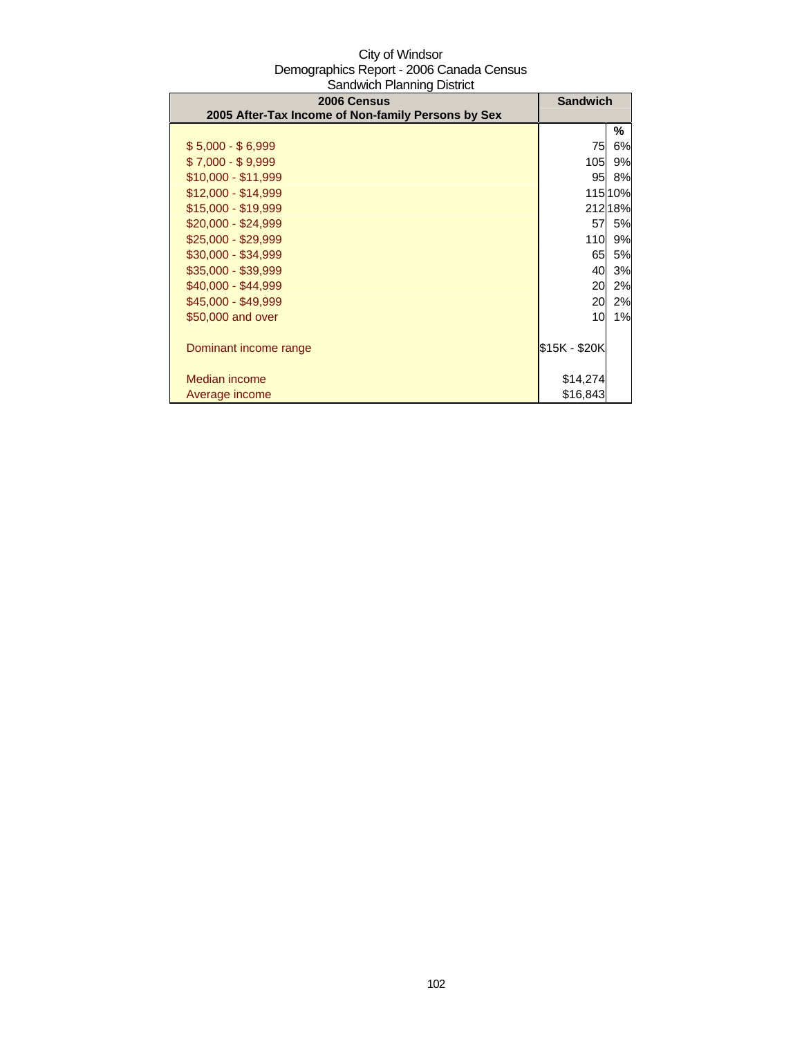City of Windsor
Demographics Report - 2006 Canada Census
Sandwich Planning District

| 2006 Census<br>2005 After-Tax Income of Non-family Persons by Sex | Sandwich | |
|---|---|---|
| | | % |
| $ 5,000 - $ 6,999 | 75 | 6% |
| $ 7,000 - $ 9,999 | 105 | 9% |
| $10,000 - $11,999 | 95 | 8% |
| $12,000 - $14,999 | 115 | 10% |
| $15,000 - $19,999 | 212 | 18% |
| $20,000 - $24,999 | 57 | 5% |
| $25,000 - $29,999 | 110 | 9% |
| $30,000 - $34,999 | 65 | 5% |
| $35,000 - $39,999 | 40 | 3% |
| $40,000 - $44,999 | 20 | 2% |
| $45,000 - $49,999 | 20 | 2% |
| $50,000 and over | 10 | 1% |
| Dominant income range | $15K - $20K | |
| Median income | $14,274 | |
| Average income | $16,843 | |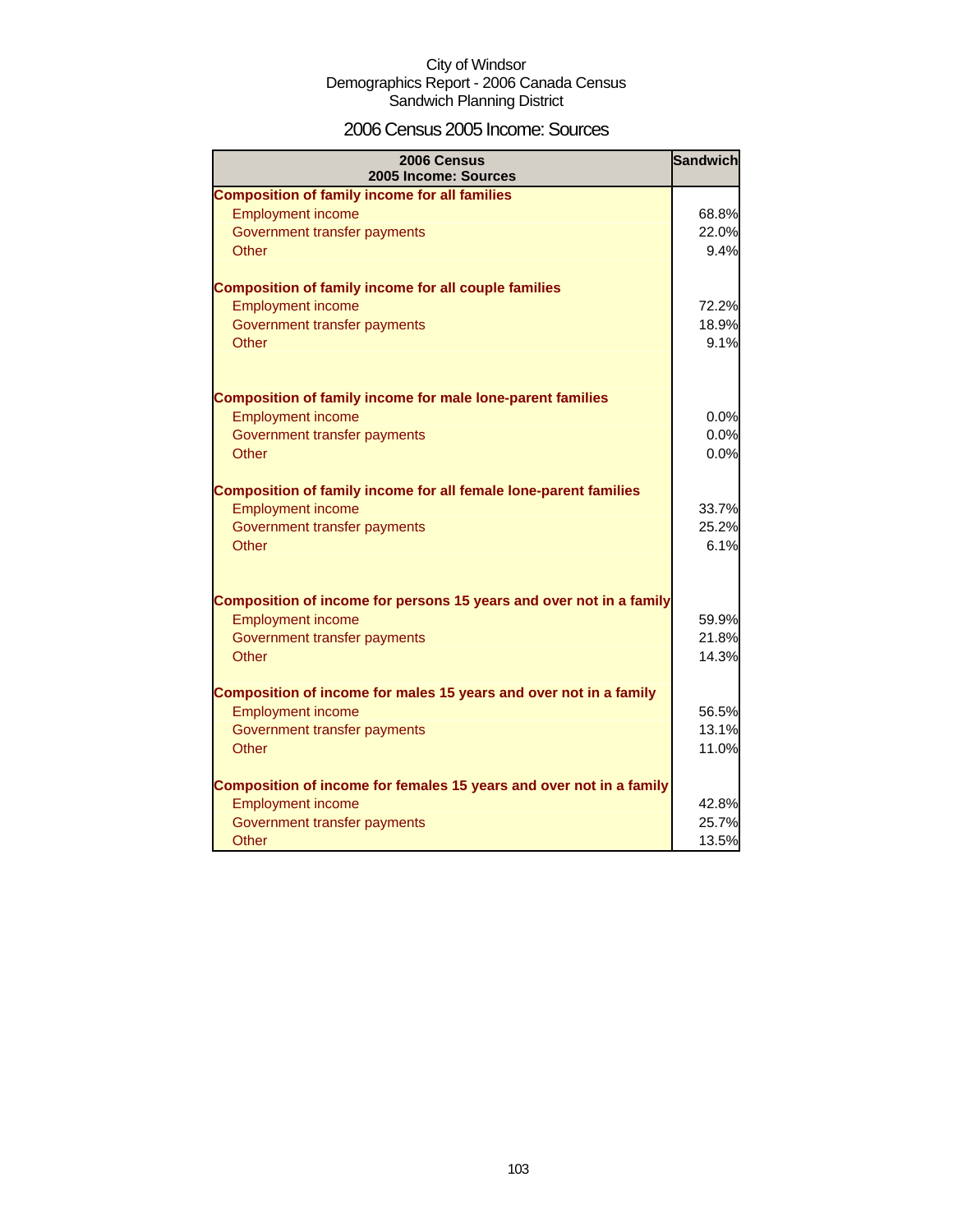City of Windsor
Demographics Report - 2006 Canada Census
Sandwich Planning District

# 2006 Census 2005 Income: Sources

| 2006 Census 2005 Income: Sources | Sandwich |
|---|---|
| **Composition of family income for all families** | |
| Employment income | 68.8% |
| Government transfer payments | 22.0% |
| Other | 9.4% |
| **Composition of family income for all couple families** | |
| Employment income | 72.2% |
| Government transfer payments | 18.9% |
| Other | 9.1% |
| **Composition of family income for male lone-parent families** | |
| Employment income | 0.0% |
| Government transfer payments | 0.0% |
| Other | 0.0% |
| **Composition of family income for all female lone-parent families** | |
| Employment income | 33.7% |
| Government transfer payments | 25.2% |
| Other | 6.1% |
| **Composition of income for persons 15 years and over not in a family** | |
| Employment income | 59.9% |
| Government transfer payments | 21.8% |
| Other | 14.3% |
| **Composition of income for males 15 years and over not in a family** | |
| Employment income | 56.5% |
| Government transfer payments | 13.1% |
| Other | 11.0% |
| **Composition of income for females 15 years and over not in a family** | |
| Employment income | 42.8% |
| Government transfer payments | 25.7% |
| Other | 13.5% |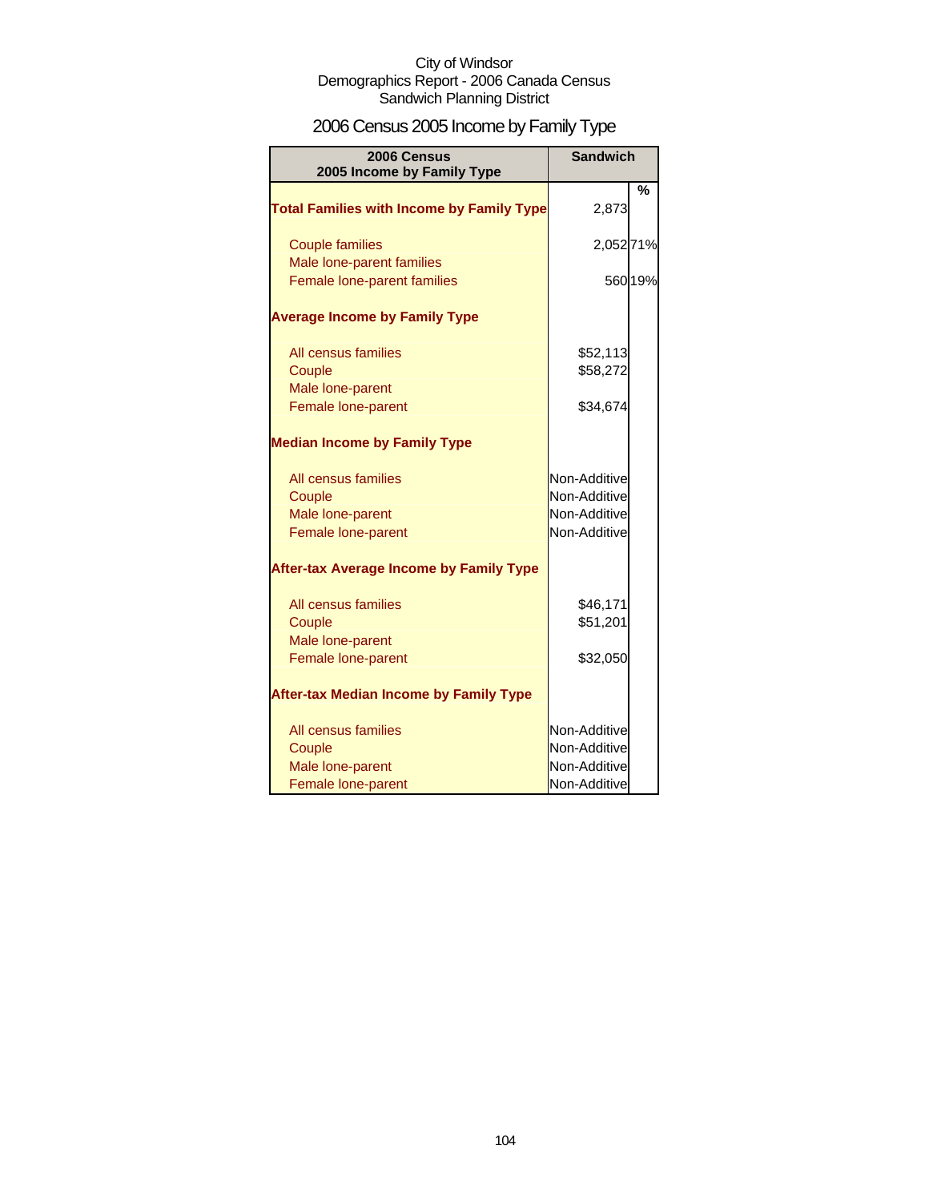City of Windsor
Demographics Report - 2006 Canada Census
Sandwich Planning District

# 2006 Census 2005 Income by Family Type

| 2006 Census 2005 Income by Family Type | Sandwich | % |
|---|---|---|
| **Total Families with Income by Family Type** | 2,873 | |
| Couple families | 2,052 | 71% |
| Male lone-parent families | | |
| Female lone-parent families | 560 | 19% |
| **Average Income by Family Type** | | |
| All census families | $52,113 | |
| Couple | $58,272 | |
| Male lone-parent | | |
| Female lone-parent | $34,674 | |
| **Median Income by Family Type** | | |
| All census families | Non-Additive | |
| Couple | Non-Additive | |
| Male lone-parent | Non-Additive | |
| Female lone-parent | Non-Additive | |
| **After-tax Average Income by Family Type** | | |
| All census families | $46,171 | |
| Couple | $51,201 | |
| Male lone-parent | | |
| Female lone-parent | $32,050 | |
| **After-tax Median Income by Family Type** | | |
| All census families | Non-Additive | |
| Couple | Non-Additive | |
| Male lone-parent | Non-Additive | |
| Female lone-parent | Non-Additive | |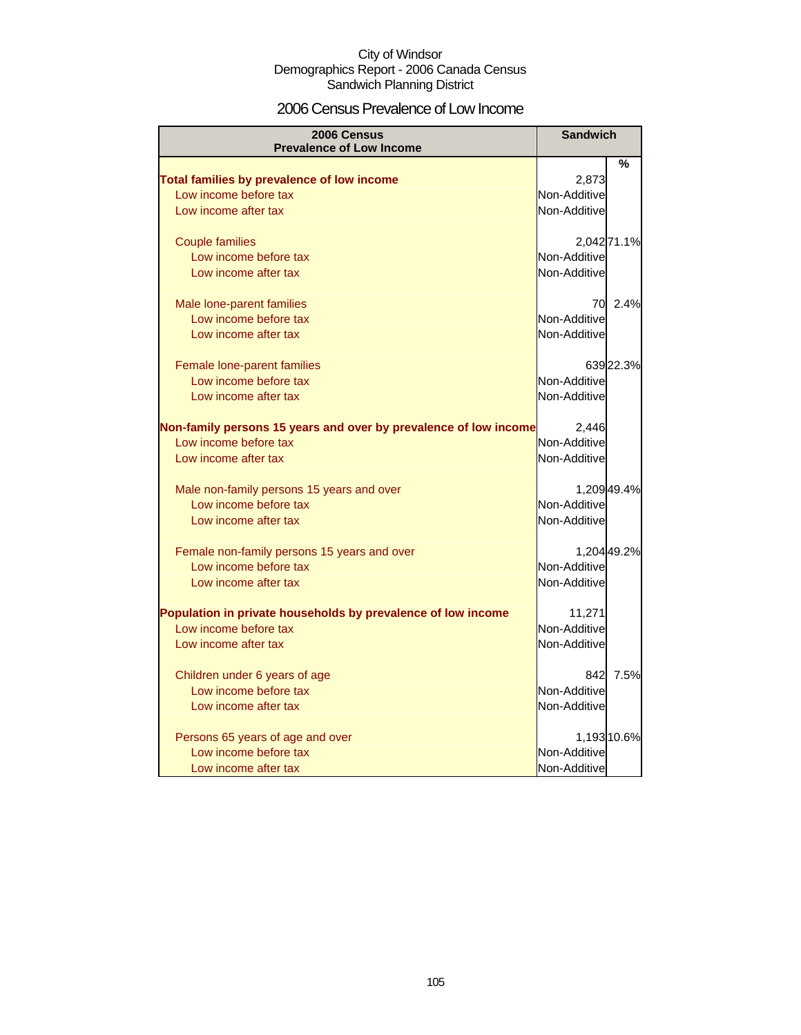City of Windsor
Demographics Report - 2006 Canada Census
Sandwich Planning District

# 2006 Census Prevalence of Low Income

| 2006 Census<br>Prevalence of Low Income | Sandwich | |
|---|---|---|
| | | % |
| **Total families by prevalence of low income** | 2,873 | |
| Low income before tax | Non-Additive | |
| Low income after tax | Non-Additive | |
| Couple families | 2,042 | 71.1% |
| Low income before tax | Non-Additive | |
| Low income after tax | Non-Additive | |
| Male lone-parent families | 70 | 2.4% |
| Low income before tax | Non-Additive | |
| Low income after tax | Non-Additive | |
| Female lone-parent families | 639 | 22.3% |
| Low income before tax | Non-Additive | |
| Low income after tax | Non-Additive | |
| **Non-family persons 15 years and over by prevalence of low income** | 2,446 | |
| Low income before tax | Non-Additive | |
| Low income after tax | Non-Additive | |
| Male non-family persons 15 years and over | 1,209 | 49.4% |
| Low income before tax | Non-Additive | |
| Low income after tax | Non-Additive | |
| Female non-family persons 15 years and over | 1,204 | 49.2% |
| Low income before tax | Non-Additive | |
| Low income after tax | Non-Additive | |
| **Population in private households by prevalence of low income** | 11,271 | |
| Low income before tax | Non-Additive | |
| Low income after tax | Non-Additive | |
| Children under 6 years of age | 842 | 7.5% |
| Low income before tax | Non-Additive | |
| Low income after tax | Non-Additive | |
| Persons 65 years of age and over | 1,193 | 10.6% |
| Low income before tax | Non-Additive | |
| Low income after tax | Non-Additive | |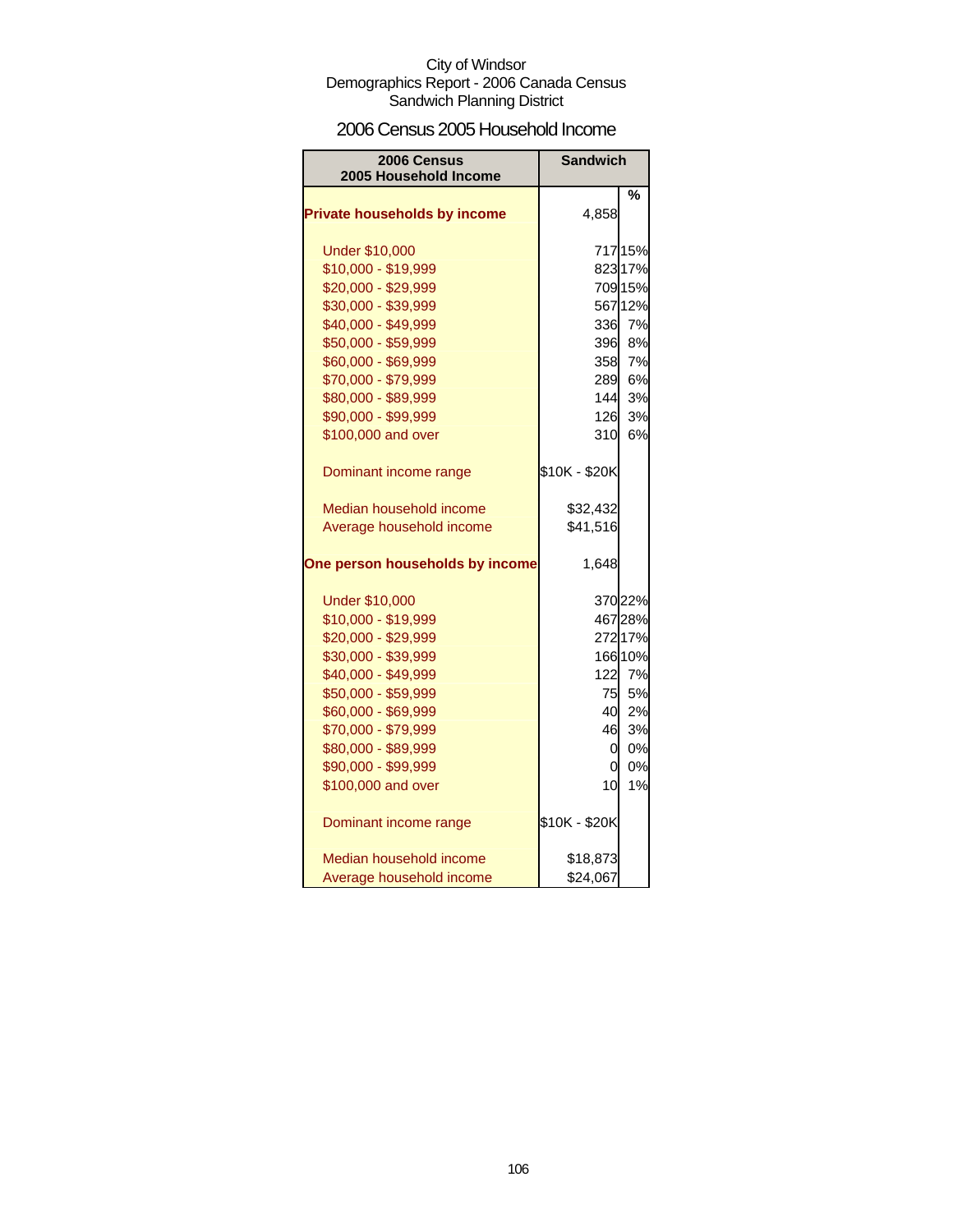City of Windsor
Demographics Report - 2006 Canada Census
Sandwich Planning District

# 2006 Census 2005 Household Income

| 2006 Census 2005 Household Income | Sandwich | |
|---|---|---|
| | | % |
| **Private households by income** | 4,858 | |
| Under $10,000 | 717 | 15% |
| $10,000 - $19,999 | 823 | 17% |
| $20,000 - $29,999 | 709 | 15% |
| $30,000 - $39,999 | 567 | 12% |
| $40,000 - $49,999 | 336 | 7% |
| $50,000 - $59,999 | 396 | 8% |
| $60,000 - $69,999 | 358 | 7% |
| $70,000 - $79,999 | 289 | 6% |
| $80,000 - $89,999 | 144 | 3% |
| $90,000 - $99,999 | 126 | 3% |
| $100,000 and over | 310 | 6% |
| Dominant income range | $10K - $20K | |
| Median household income | $32,432 | |
| Average household income | $41,516 | |
| **One person households by income** | 1,648 | |
| Under $10,000 | 370 | 22% |
| $10,000 - $19,999 | 467 | 28% |
| $20,000 - $29,999 | 272 | 17% |
| $30,000 - $39,999 | 166 | 10% |
| $40,000 - $49,999 | 122 | 7% |
| $50,000 - $59,999 | 75 | 5% |
| $60,000 - $69,999 | 40 | 2% |
| $70,000 - $79,999 | 46 | 3% |
| $80,000 - $89,999 | 0 | 0% |
| $90,000 - $99,999 | 0 | 0% |
| $100,000 and over | 10 | 1% |
| Dominant income range | $10K - $20K | |
| Median household income | $18,873 | |
| Average household income | $24,067 | |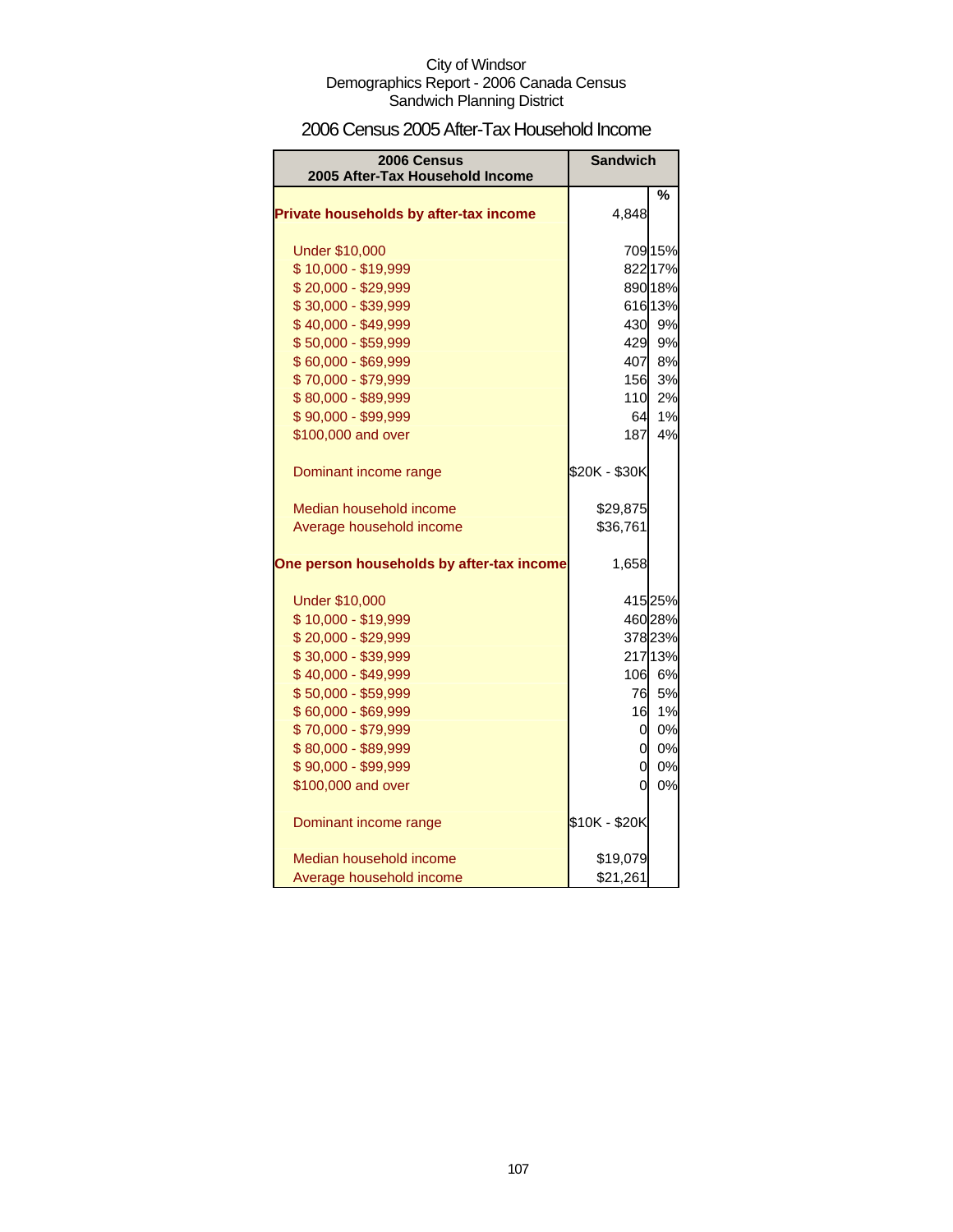City of Windsor
Demographics Report - 2006 Canada Census
Sandwich Planning District

# 2006 Census 2005 After-Tax Household Income

| 2006 Census 2005 After-Tax Household Income | Sandwich | |
|---|---|---|
| | | % |
| **Private households by after-tax income** | 4,848 | |
| Under $10,000 | 709 | 15% |
| $ 10,000 - $19,999 | 822 | 17% |
| $ 20,000 - $29,999 | 890 | 18% |
| $ 30,000 - $39,999 | 616 | 13% |
| $ 40,000 - $49,999 | 430 | 9% |
| $ 50,000 - $59,999 | 429 | 9% |
| $ 60,000 - $69,999 | 407 | 8% |
| $ 70,000 - $79,999 | 156 | 3% |
| $ 80,000 - $89,999 | 110 | 2% |
| $ 90,000 - $99,999 | 64 | 1% |
| $100,000 and over | 187 | 4% |
| Dominant income range | $20K - $30K | |
| Median household income | $29,875 | |
| Average household income | $36,761 | |
| **One person households by after-tax income** | 1,658 | |
| Under $10,000 | 415 | 25% |
| $ 10,000 - $19,999 | 460 | 28% |
| $ 20,000 - $29,999 | 378 | 23% |
| $ 30,000 - $39,999 | 217 | 13% |
| $ 40,000 - $49,999 | 106 | 6% |
| $ 50,000 - $59,999 | 76 | 5% |
| $ 60,000 - $69,999 | 16 | 1% |
| $ 70,000 - $79,999 | 0 | 0% |
| $ 80,000 - $89,999 | 0 | 0% |
| $ 90,000 - $99,999 | 0 | 0% |
| $100,000 and over | 0 | 0% |
| Dominant income range | $10K - $20K | |
| Median household income | $19,079 | |
| Average household income | $21,261 | |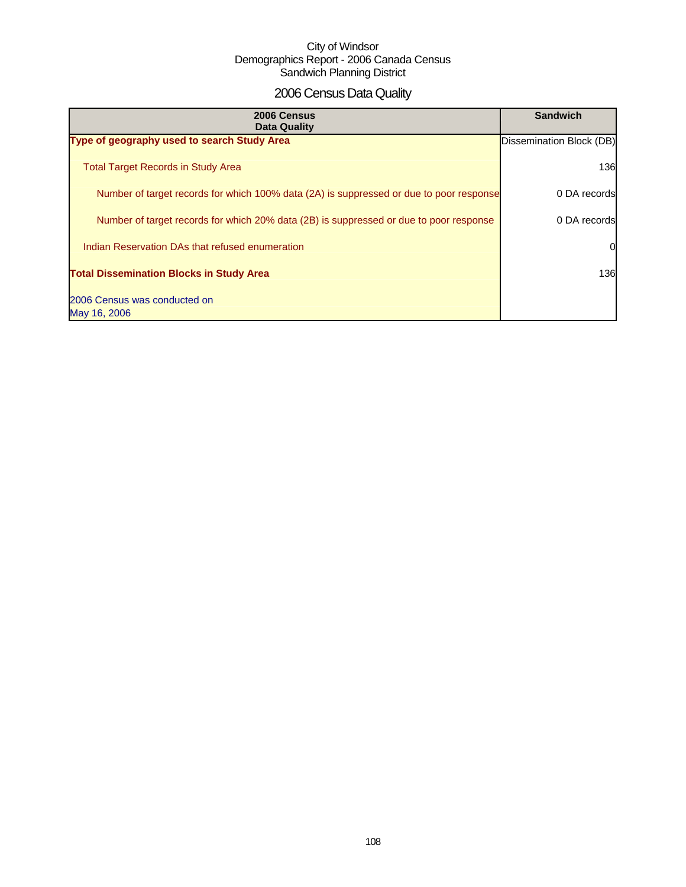City of Windsor
Demographics Report - 2006 Canada Census
Sandwich Planning District

# 2006 Census Data Quality

| 2006 Census Data Quality | Sandwich |
|---|---|
| **Type of geography used to search Study Area** | Dissemination Block (DB) |
| Total Target Records in Study Area | 136 |
| Number of target records for which 100% data (2A) is suppressed or due to poor response | 0 DA records |
| Number of target records for which 20% data (2B) is suppressed or due to poor response | 0 DA records |
| Indian Reservation DAs that refused enumeration | 0 |
| **Total Dissemination Blocks in Study Area** | 136 |
| 2006 Census was conducted on May 16, 2006 | |